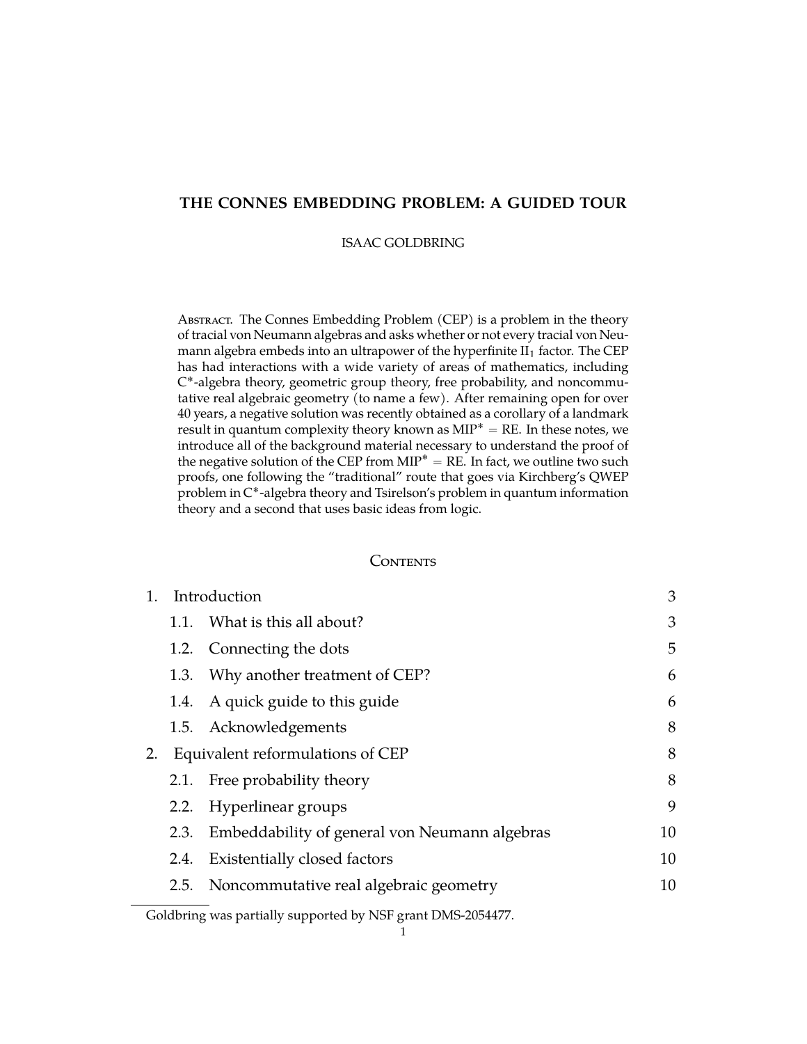# THE CONNES EMBEDDING PROBLEM: A GUIDED TOUR

ISAAC GOLDBRING

Abstract. The Connes Embedding Problem (CEP) is a problem in the theory of tracial von Neumann algebras and asks whether or not every tracial von Neumann algebra embeds into an ultrapower of the hyperfinite $\mathrm{II}_1$ factor. The CEP has had interactions with a wide variety of areas of mathematics, including C*-algebra theory, geometric group theory, free probability, and noncommutative real algebraic geometry (to name a few). After remaining open for over 40 years, a negative solution was recently obtained as a corollary of a landmark result in quantum complexity theory known as $\mathrm{MIP}^* = \mathrm{RE}$. In these notes, we introduce all of the background material necessary to understand the proof of the negative solution of the CEP from $\mathrm{MIP}^* = \mathrm{RE}$. In fact, we outline two such proofs, one following the "traditional" route that goes via Kirchberg's QWEP problem in C*-algebra theory and Tsirelson's problem in quantum information theory and a second that uses basic ideas from logic.

## Contents

| | | |
|---|---|---|
| 1. | Introduction | 3 |
| 1.1. | What is this all about? | 3 |
| 1.2. | Connecting the dots | 5 |
| 1.3. | Why another treatment of CEP? | 6 |
| 1.4. | A quick guide to this guide | 6 |
| 1.5. | Acknowledgements | 8 |
| 2. | Equivalent reformulations of CEP | 8 |
| 2.1. | Free probability theory | 8 |
| 2.2. | Hyperlinear groups | 9 |
| 2.3. | Embeddability of general von Neumann algebras | 10 |
| 2.4. | Existentially closed factors | 10 |
| 2.5. | Noncommutative real algebraic geometry | 10 |

Goldbring was partially supported by NSF grant DMS-2054477.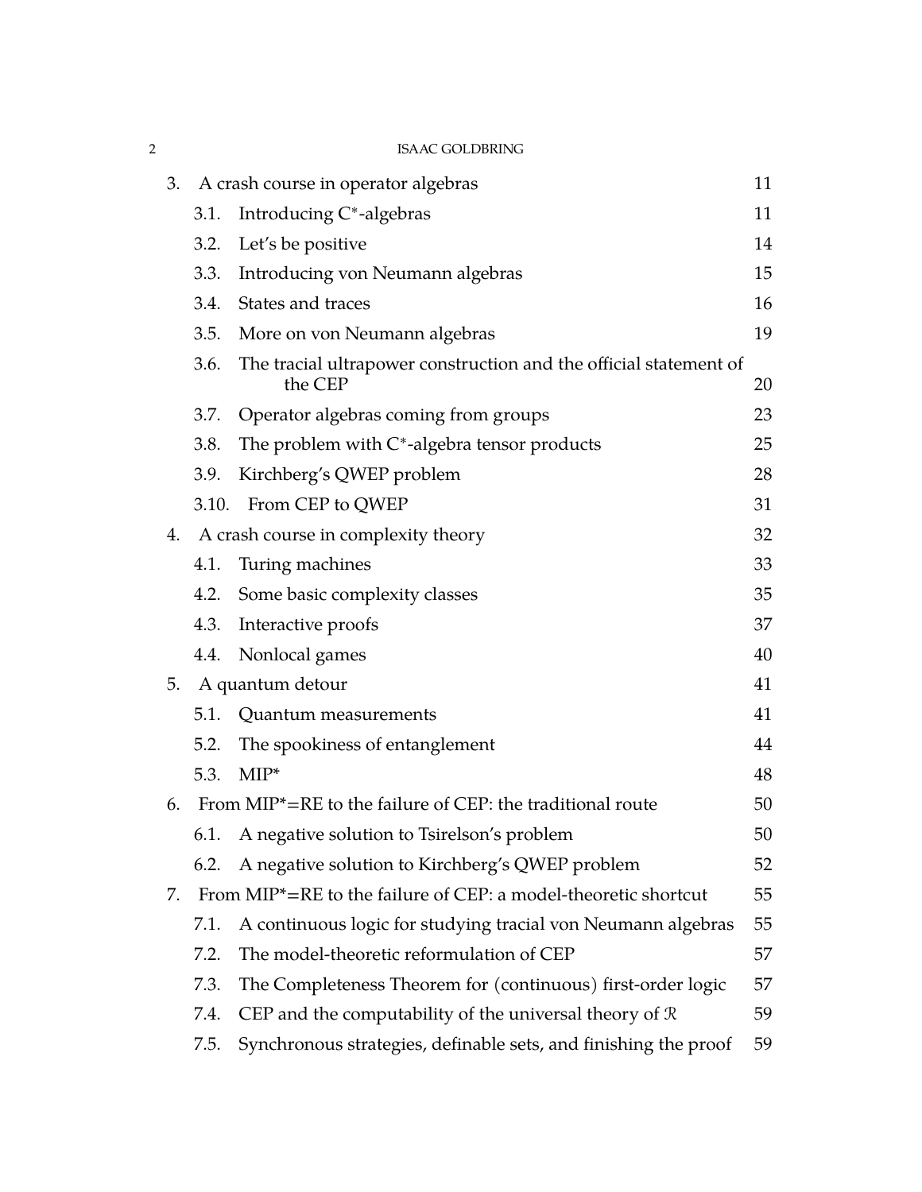3. A crash course in operator algebras — 11
   - 3.1. Introducing C*-algebras — 11
   - 3.2. Let's be positive — 14
   - 3.3. Introducing von Neumann algebras — 15
   - 3.4. States and traces — 16
   - 3.5. More on von Neumann algebras — 19
   - 3.6. The tracial ultrapower construction and the official statement of the CEP — 20
   - 3.7. Operator algebras coming from groups — 23
   - 3.8. The problem with C*-algebra tensor products — 25
   - 3.9. Kirchberg's QWEP problem — 28
   - 3.10. From CEP to QWEP — 31

4. A crash course in complexity theory — 32
   - 4.1. Turing machines — 33
   - 4.2. Some basic complexity classes — 35
   - 4.3. Interactive proofs — 37
   - 4.4. Nonlocal games — 40

5. A quantum detour — 41
   - 5.1. Quantum measurements — 41
   - 5.2. The spookiness of entanglement — 44
   - 5.3. MIP* — 48

6. From MIP*=RE to the failure of CEP: the traditional route — 50
   - 6.1. A negative solution to Tsirelson's problem — 50
   - 6.2. A negative solution to Kirchberg's QWEP problem — 52

7. From MIP*=RE to the failure of CEP: a model-theoretic shortcut — 55
   - 7.1. A continuous logic for studying tracial von Neumann algebras — 55
   - 7.2. The model-theoretic reformulation of CEP — 57
   - 7.3. The Completeness Theorem for (continuous) first-order logic — 57
   - 7.4. CEP and the computability of the universal theory of $\mathcal{R}$ — 59
   - 7.5. Synchronous strategies, definable sets, and finishing the proof — 59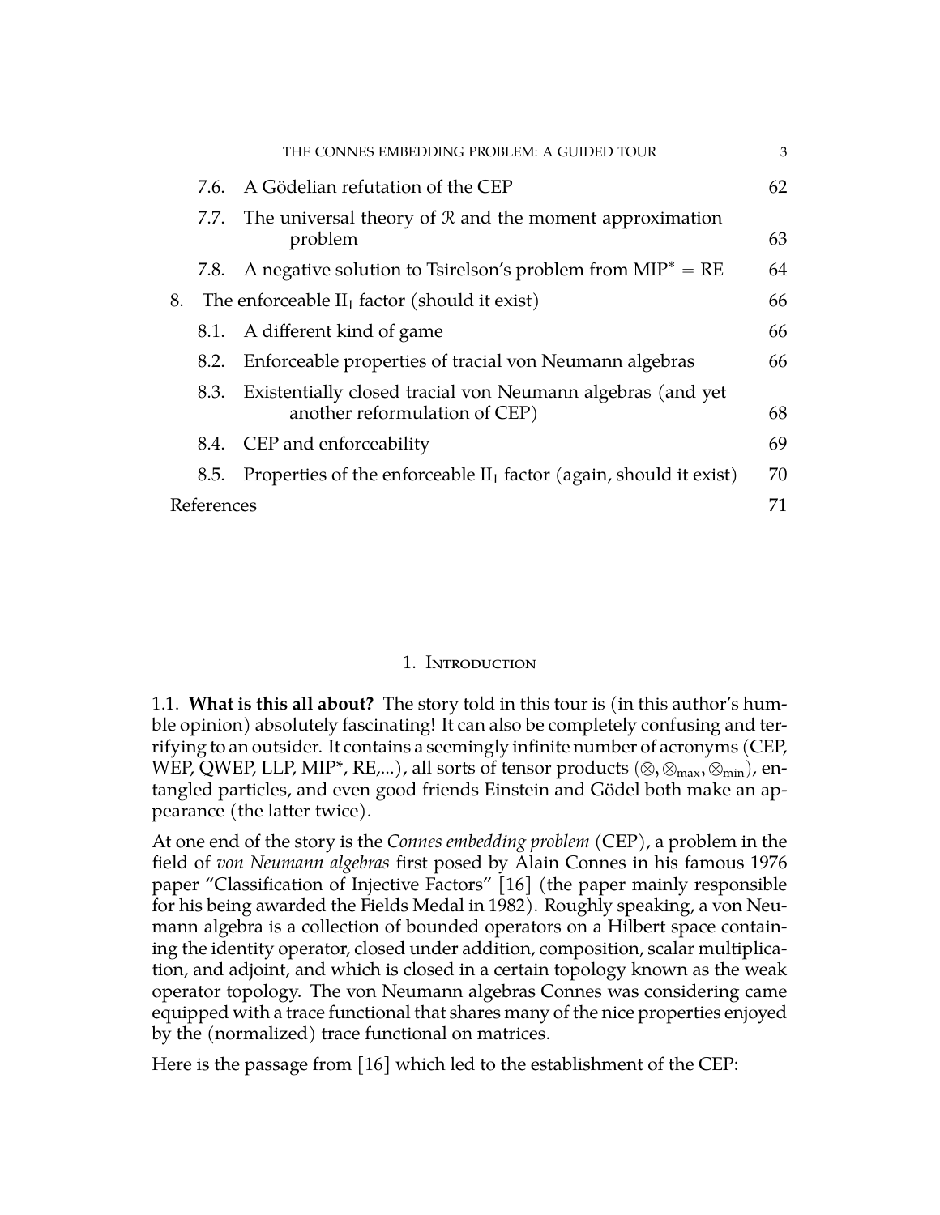7.6. A Gödelian refutation of the CEP 62

7.7. The universal theory of $\mathcal{R}$ and the moment approximation problem 63

7.8. A negative solution to Tsirelson's problem from $\text{MIP}^* = \text{RE}$ 64

8. The enforceable $\text{II}_1$ factor (should it exist) 66

8.1. A different kind of game 66

8.2. Enforceable properties of tracial von Neumann algebras 66

8.3. Existentially closed tracial von Neumann algebras (and yet another reformulation of CEP) 68

8.4. CEP and enforceability 69

8.5. Properties of the enforceable $\text{II}_1$ factor (again, should it exist) 70

References 71

## 1. Introduction

1.1. **What is this all about?** The story told in this tour is (in this author's humble opinion) absolutely fascinating! It can also be completely confusing and terrifying to an outsider. It contains a seemingly infinite number of acronyms (CEP, WEP, QWEP, LLP, MIP*, RE,...), all sorts of tensor products ($\bar{\otimes}, \otimes_{\max}, \otimes_{\min}$), entangled particles, and even good friends Einstein and Gödel both make an appearance (the latter twice).

At one end of the story is the *Connes embedding problem* (CEP), a problem in the field of *von Neumann algebras* first posed by Alain Connes in his famous 1976 paper "Classification of Injective Factors" [16] (the paper mainly responsible for his being awarded the Fields Medal in 1982). Roughly speaking, a von Neumann algebra is a collection of bounded operators on a Hilbert space containing the identity operator, closed under addition, composition, scalar multiplication, and adjoint, and which is closed in a certain topology known as the weak operator topology. The von Neumann algebras Connes was considering came equipped with a trace functional that shares many of the nice properties enjoyed by the (normalized) trace functional on matrices.

Here is the passage from [16] which led to the establishment of the CEP: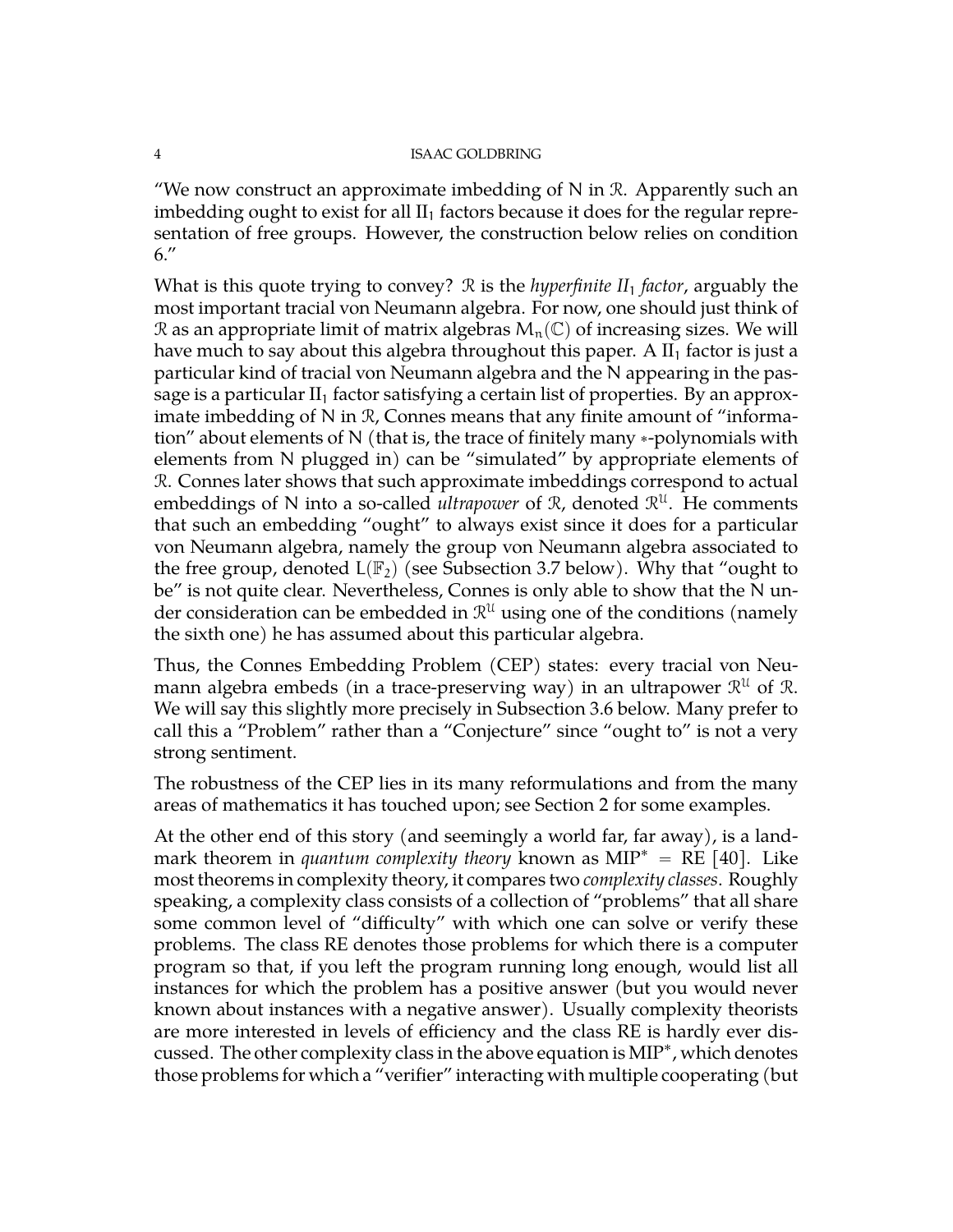"We now construct an approximate imbedding of $N$ in $\mathcal{R}$. Apparently such an imbedding ought to exist for all $\mathrm{II}_1$ factors because it does for the regular representation of free groups. However, the construction below relies on condition 6."

What is this quote trying to convey? $\mathcal{R}$ is the *hyperfinite $II_1$ factor*, arguably the most important tracial von Neumann algebra. For now, one should just think of $\mathcal{R}$ as an appropriate limit of matrix algebras $M_n(\mathbb{C})$ of increasing sizes. We will have much to say about this algebra throughout this paper. A $\mathrm{II}_1$ factor is just a particular kind of tracial von Neumann algebra and the $N$ appearing in the passage is a particular $\mathrm{II}_1$ factor satisfying a certain list of properties. By an approximate imbedding of $N$ in $\mathcal{R}$, Connes means that any finite amount of "information" about elements of $N$ (that is, the trace of finitely many $*$-polynomials with elements from $N$ plugged in) can be "simulated" by appropriate elements of $\mathcal{R}$. Connes later shows that such approximate imbeddings correspond to actual embeddings of $N$ into a so-called *ultrapower* of $\mathcal{R}$, denoted $\mathcal{R}^{\mathcal{U}}$. He comments that such an embedding "ought" to always exist since it does for a particular von Neumann algebra, namely the group von Neumann algebra associated to the free group, denoted $L(\mathbb{F}_2)$ (see Subsection 3.7 below). Why that "ought to be" is not quite clear. Nevertheless, Connes is only able to show that the $N$ under consideration can be embedded in $\mathcal{R}^{\mathcal{U}}$ using one of the conditions (namely the sixth one) he has assumed about this particular algebra.

Thus, the Connes Embedding Problem (CEP) states: every tracial von Neumann algebra embeds (in a trace-preserving way) in an ultrapower $\mathcal{R}^{\mathcal{U}}$ of $\mathcal{R}$. We will say this slightly more precisely in Subsection 3.6 below. Many prefer to call this a "Problem" rather than a "Conjecture" since "ought to" is not a very strong sentiment.

The robustness of the CEP lies in its many reformulations and from the many areas of mathematics it has touched upon; see Section 2 for some examples.

At the other end of this story (and seemingly a world far, far away), is a landmark theorem in *quantum complexity theory* known as $\mathrm{MIP}^* = \mathrm{RE}$ [40]. Like most theorems in complexity theory, it compares two *complexity classes*. Roughly speaking, a complexity class consists of a collection of "problems" that all share some common level of "difficulty" with which one can solve or verify these problems. The class RE denotes those problems for which there is a computer program so that, if you left the program running long enough, would list all instances for which the problem has a positive answer (but you would never known about instances with a negative answer). Usually complexity theorists are more interested in levels of efficiency and the class RE is hardly ever discussed. The other complexity class in the above equation is $\mathrm{MIP}^*$, which denotes those problems for which a "verifier" interacting with multiple cooperating (but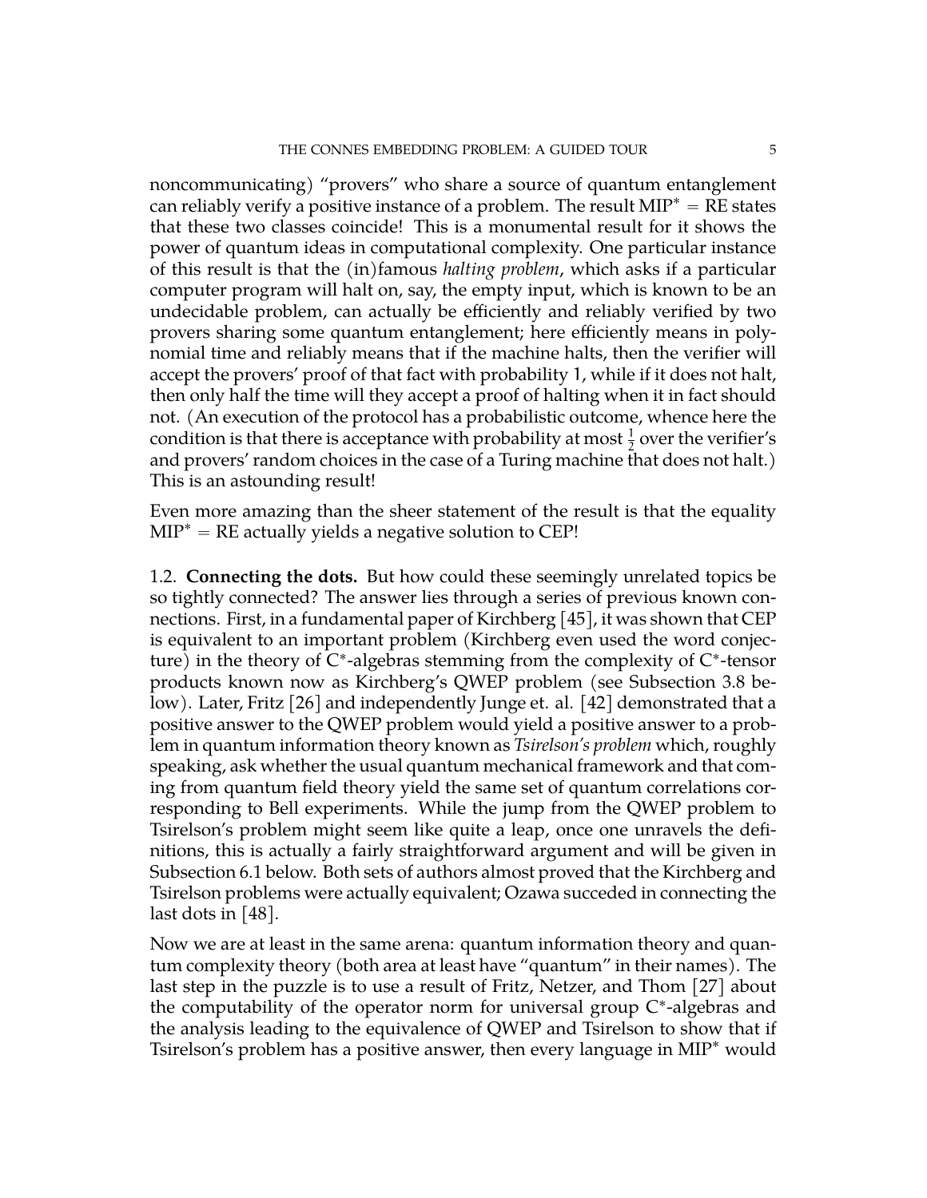noncommunicating) "provers" who share a source of quantum entanglement can reliably verify a positive instance of a problem. The result $\mathrm{MIP}^* = \mathrm{RE}$ states that these two classes coincide! This is a monumental result for it shows the power of quantum ideas in computational complexity. One particular instance of this result is that the (in)famous *halting problem*, which asks if a particular computer program will halt on, say, the empty input, which is known to be an undecidable problem, can actually be efficiently and reliably verified by two provers sharing some quantum entanglement; here efficiently means in polynomial time and reliably means that if the machine halts, then the verifier will accept the provers' proof of that fact with probability 1, while if it does not halt, then only half the time will they accept a proof of halting when it in fact should not. (An execution of the protocol has a probabilistic outcome, whence here the condition is that there is acceptance with probability at most $\frac{1}{2}$ over the verifier's and provers' random choices in the case of a Turing machine that does not halt.) This is an astounding result!

Even more amazing than the sheer statement of the result is that the equality $\mathrm{MIP}^* = \mathrm{RE}$ actually yields a negative solution to CEP!

1.2. **Connecting the dots.** But how could these seemingly unrelated topics be so tightly connected? The answer lies through a series of previous known connections. First, in a fundamental paper of Kirchberg [45], it was shown that CEP is equivalent to an important problem (Kirchberg even used the word conjecture) in the theory of $\mathrm{C}^*$-algebras stemming from the complexity of $\mathrm{C}^*$-tensor products known now as Kirchberg's QWEP problem (see Subsection 3.8 below). Later, Fritz [26] and independently Junge et. al. [42] demonstrated that a positive answer to the QWEP problem would yield a positive answer to a problem in quantum information theory known as *Tsirelson's problem* which, roughly speaking, ask whether the usual quantum mechanical framework and that coming from quantum field theory yield the same set of quantum correlations corresponding to Bell experiments. While the jump from the QWEP problem to Tsirelson's problem might seem like quite a leap, once one unravels the definitions, this is actually a fairly straightforward argument and will be given in Subsection 6.1 below. Both sets of authors almost proved that the Kirchberg and Tsirelson problems were actually equivalent; Ozawa succeded in connecting the last dots in [48].

Now we are at least in the same arena: quantum information theory and quantum complexity theory (both area at least have "quantum" in their names). The last step in the puzzle is to use a result of Fritz, Netzer, and Thom [27] about the computability of the operator norm for universal group $\mathrm{C}^*$-algebras and the analysis leading to the equivalence of QWEP and Tsirelson to show that if Tsirelson's problem has a positive answer, then every language in $\mathrm{MIP}^*$ would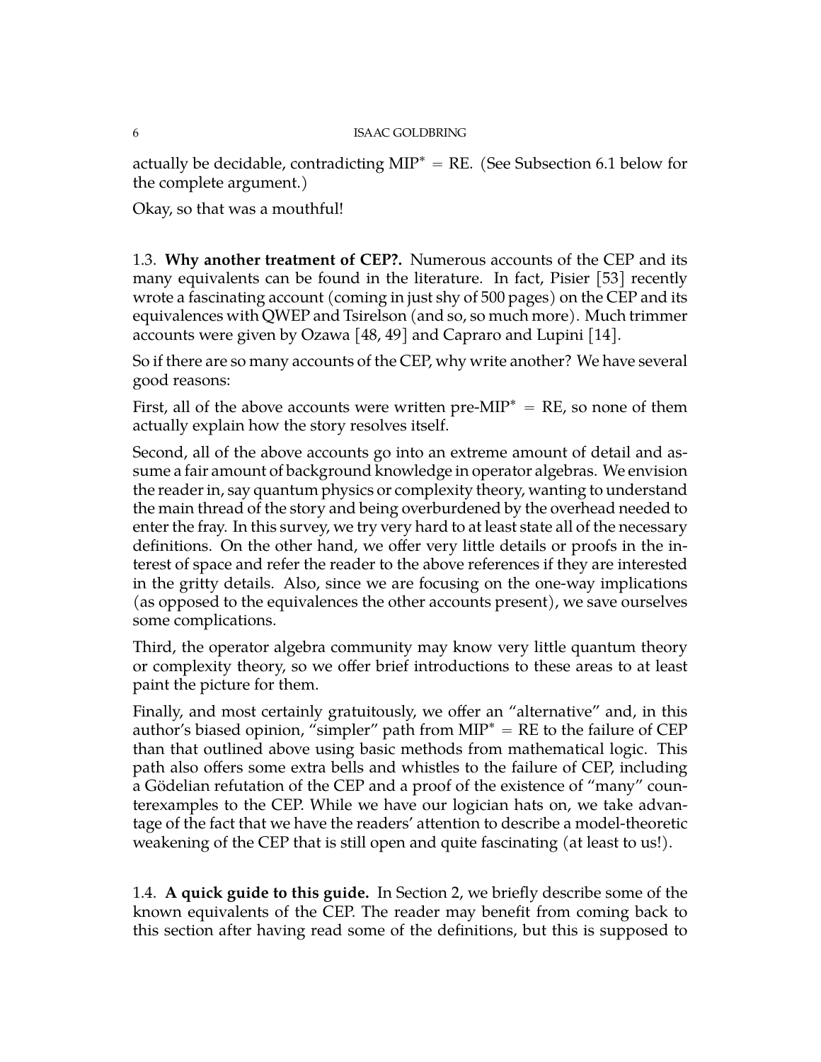actually be decidable, contradicting MIP* = RE. (See Subsection 6.1 below for the complete argument.)

Okay, so that was a mouthful!

### 1.3. **Why another treatment of CEP?.**

Numerous accounts of the CEP and its many equivalents can be found in the literature. In fact, Pisier [53] recently wrote a fascinating account (coming in just shy of 500 pages) on the CEP and its equivalences with QWEP and Tsirelson (and so, so much more). Much trimmer accounts were given by Ozawa [48, 49] and Capraro and Lupini [14].

So if there are so many accounts of the CEP, why write another? We have several good reasons:

First, all of the above accounts were written pre-MIP* = RE, so none of them actually explain how the story resolves itself.

Second, all of the above accounts go into an extreme amount of detail and assume a fair amount of background knowledge in operator algebras. We envision the reader in, say quantum physics or complexity theory, wanting to understand the main thread of the story and being overburdened by the overhead needed to enter the fray. In this survey, we try very hard to at least state all of the necessary definitions. On the other hand, we offer very little details or proofs in the interest of space and refer the reader to the above references if they are interested in the gritty details. Also, since we are focusing on the one-way implications (as opposed to the equivalences the other accounts present), we save ourselves some complications.

Third, the operator algebra community may know very little quantum theory or complexity theory, so we offer brief introductions to these areas to at least paint the picture for them.

Finally, and most certainly gratuitously, we offer an "alternative" and, in this author's biased opinion, "simpler" path from MIP* = RE to the failure of CEP than that outlined above using basic methods from mathematical logic. This path also offers some extra bells and whistles to the failure of CEP, including a Gödelian refutation of the CEP and a proof of the existence of "many" counterexamples to the CEP. While we have our logician hats on, we take advantage of the fact that we have the readers' attention to describe a model-theoretic weakening of the CEP that is still open and quite fascinating (at least to us!).

### 1.4. **A quick guide to this guide.**

In Section 2, we briefly describe some of the known equivalents of the CEP. The reader may benefit from coming back to this section after having read some of the definitions, but this is supposed to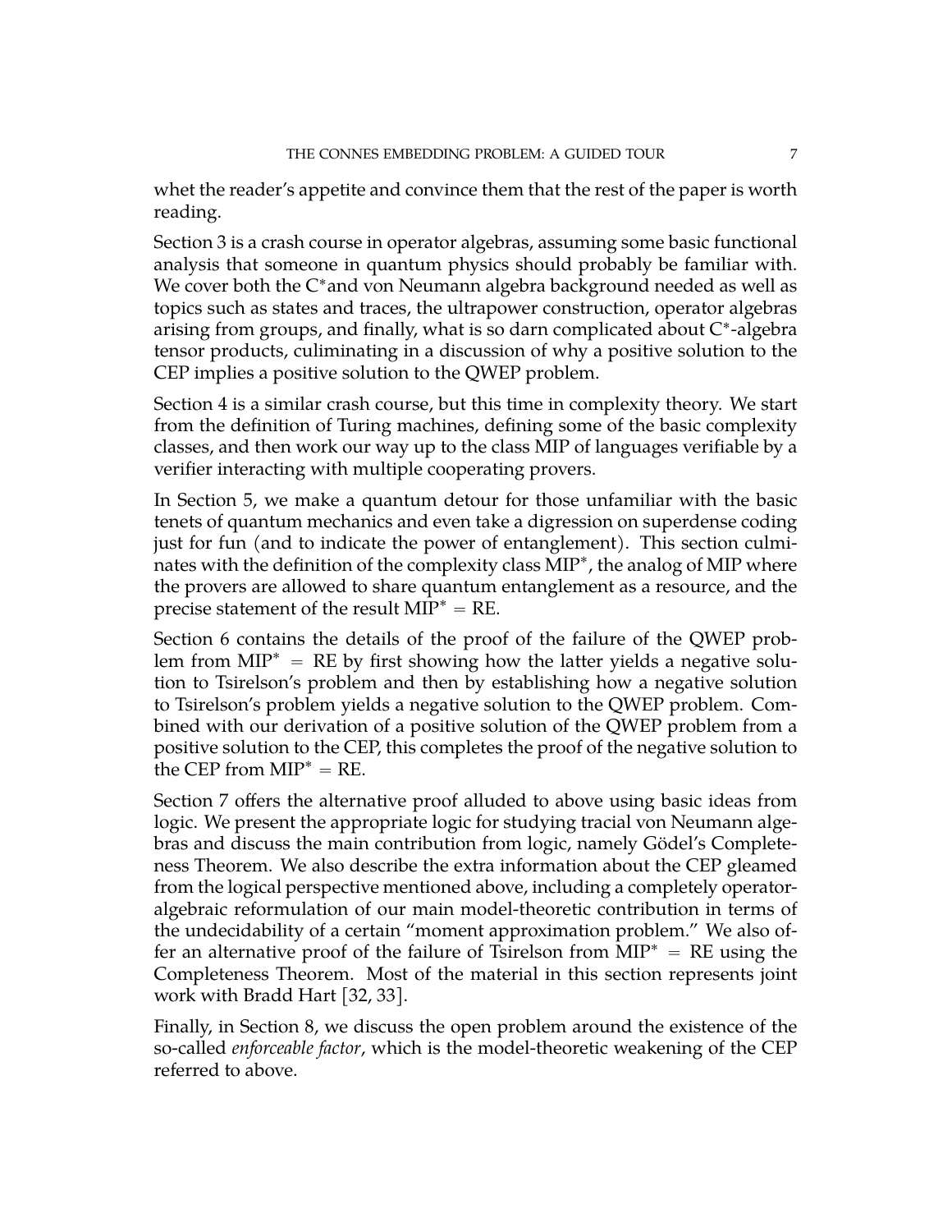whet the reader's appetite and convince them that the rest of the paper is worth reading.

Section 3 is a crash course in operator algebras, assuming some basic functional analysis that someone in quantum physics should probably be familiar with. We cover both the C$^*$and von Neumann algebra background needed as well as topics such as states and traces, the ultrapower construction, operator algebras arising from groups, and finally, what is so darn complicated about C$^*$-algebra tensor products, culiminating in a discussion of why a positive solution to the CEP implies a positive solution to the QWEP problem.

Section 4 is a similar crash course, but this time in complexity theory. We start from the definition of Turing machines, defining some of the basic complexity classes, and then work our way up to the class MIP of languages verifiable by a verifier interacting with multiple cooperating provers.

In Section 5, we make a quantum detour for those unfamiliar with the basic tenets of quantum mechanics and even take a digression on superdense coding just for fun (and to indicate the power of entanglement). This section culminates with the definition of the complexity class MIP$^*$, the analog of MIP where the provers are allowed to share quantum entanglement as a resource, and the precise statement of the result MIP$^*$ = RE.

Section 6 contains the details of the proof of the failure of the QWEP problem from MIP$^*$ = RE by first showing how the latter yields a negative solution to Tsirelson's problem and then by establishing how a negative solution to Tsirelson's problem yields a negative solution to the QWEP problem. Combined with our derivation of a positive solution of the QWEP problem from a positive solution to the CEP, this completes the proof of the negative solution to the CEP from MIP$^*$ = RE.

Section 7 offers the alternative proof alluded to above using basic ideas from logic. We present the appropriate logic for studying tracial von Neumann algebras and discuss the main contribution from logic, namely Gödel's Completeness Theorem. We also describe the extra information about the CEP gleamed from the logical perspective mentioned above, including a completely operator-algebraic reformulation of our main model-theoretic contribution in terms of the undecidability of a certain "moment approximation problem." We also offer an alternative proof of the failure of Tsirelson from MIP$^*$ = RE using the Completeness Theorem. Most of the material in this section represents joint work with Bradd Hart [32, 33].

Finally, in Section 8, we discuss the open problem around the existence of the so-called *enforceable factor*, which is the model-theoretic weakening of the CEP referred to above.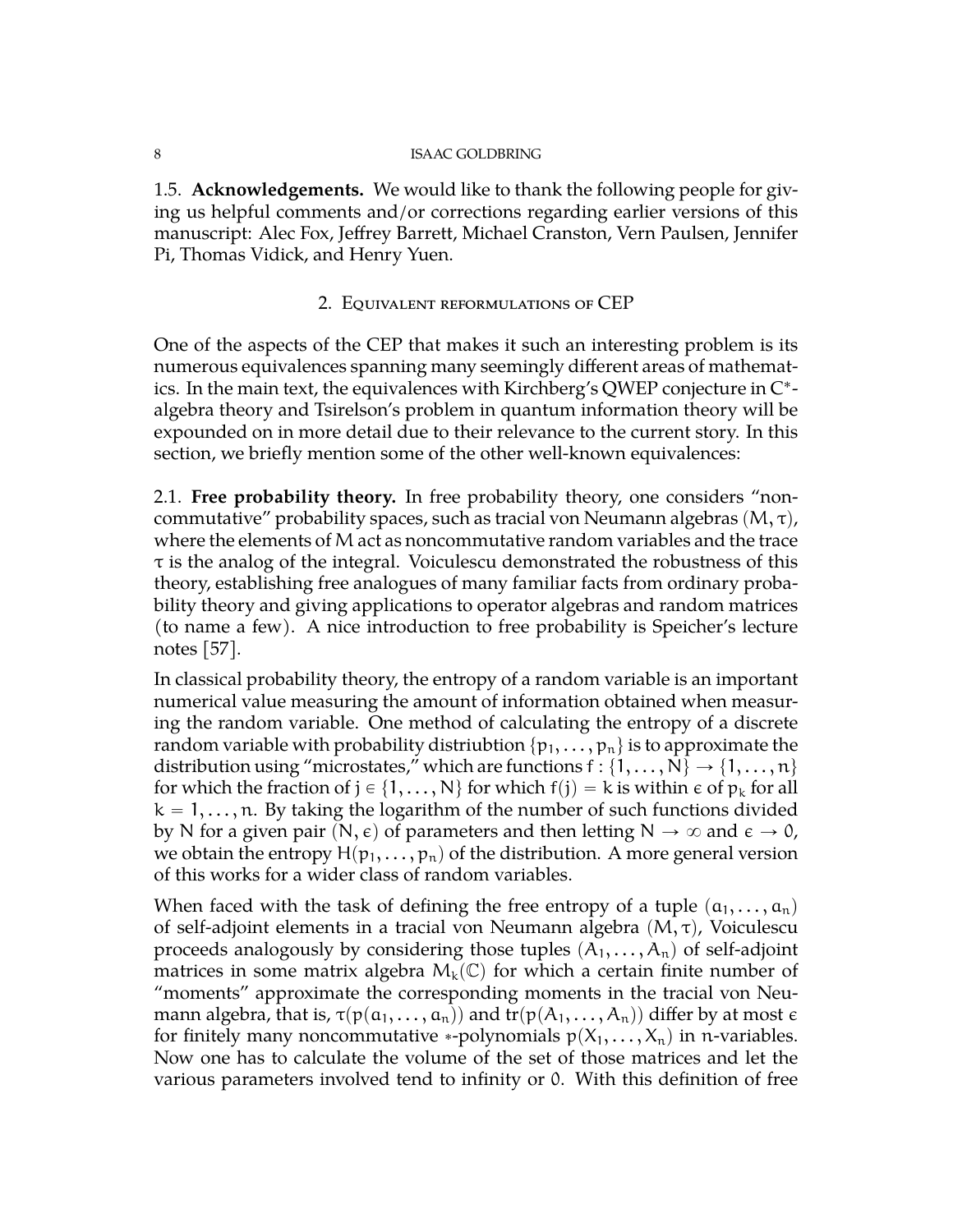### 1.5. Acknowledgements.

We would like to thank the following people for giving us helpful comments and/or corrections regarding earlier versions of this manuscript: Alec Fox, Jeffrey Barrett, Michael Cranston, Vern Paulsen, Jennifer Pi, Thomas Vidick, and Henry Yuen.

## 2. Equivalent reformulations of CEP

One of the aspects of the CEP that makes it such an interesting problem is its numerous equivalences spanning many seemingly different areas of mathematics. In the main text, the equivalences with Kirchberg's QWEP conjecture in C*-algebra theory and Tsirelson's problem in quantum information theory will be expounded on in more detail due to their relevance to the current story. In this section, we briefly mention some of the other well-known equivalences:

### 2.1. Free probability theory.

In free probability theory, one considers "noncommutative" probability spaces, such as tracial von Neumann algebras $(M, \tau)$, where the elements of $M$ act as noncommutative random variables and the trace $\tau$ is the analog of the integral. Voiculescu demonstrated the robustness of this theory, establishing free analogues of many familiar facts from ordinary probability theory and giving applications to operator algebras and random matrices (to name a few). A nice introduction to free probability is Speicher's lecture notes [57].

In classical probability theory, the entropy of a random variable is an important numerical value measuring the amount of information obtained when measuring the random variable. One method of calculating the entropy of a discrete random variable with probability distriubtion $\{p_1, \ldots, p_n\}$ is to approximate the distribution using "microstates," which are functions $f : \{1, \ldots, N\} \to \{1, \ldots, n\}$ for which the fraction of $j \in \{1, \ldots, N\}$ for which $f(j) = k$ is within $\epsilon$ of $p_k$ for all $k = 1, \ldots, n$. By taking the logarithm of the number of such functions divided by $N$ for a given pair $(N, \epsilon)$ of parameters and then letting $N \to \infty$ and $\epsilon \to 0$, we obtain the entropy $H(p_1, \ldots, p_n)$ of the distribution. A more general version of this works for a wider class of random variables.

When faced with the task of defining the free entropy of a tuple $(a_1, \ldots, a_n)$ of self-adjoint elements in a tracial von Neumann algebra $(M, \tau)$, Voiculescu proceeds analogously by considering those tuples $(A_1, \ldots, A_n)$ of self-adjoint matrices in some matrix algebra $M_k(\mathbb{C})$ for which a certain finite number of "moments" approximate the corresponding moments in the tracial von Neumann algebra, that is, $\tau(p(a_1, \ldots, a_n))$ and $\operatorname{tr}(p(A_1, \ldots, A_n))$ differ by at most $\epsilon$ for finitely many noncommutative *-polynomials $p(X_1, \ldots, X_n)$ in $n$-variables. Now one has to calculate the volume of the set of those matrices and let the various parameters involved tend to infinity or 0. With this definition of free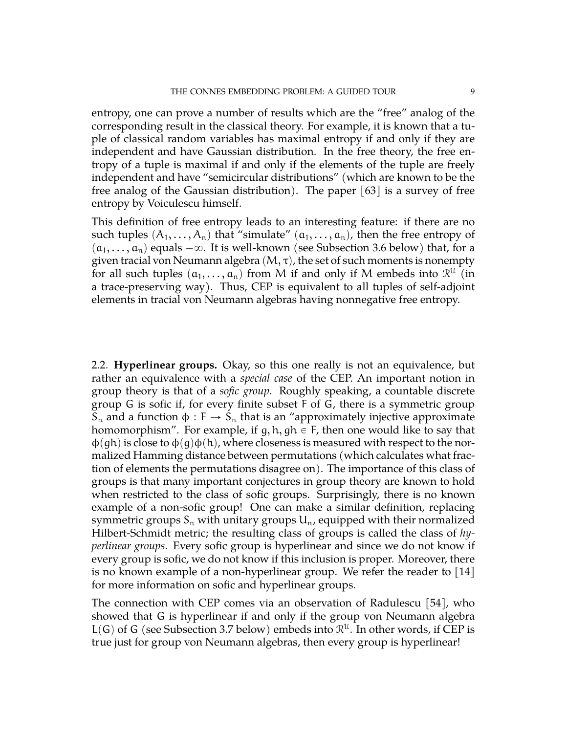entropy, one can prove a number of results which are the "free" analog of the corresponding result in the classical theory. For example, it is known that a tuple of classical random variables has maximal entropy if and only if they are independent and have Gaussian distribution. In the free theory, the free entropy of a tuple is maximal if and only if the elements of the tuple are freely independent and have "semicircular distributions" (which are known to be the free analog of the Gaussian distribution). The paper [63] is a survey of free entropy by Voiculescu himself.

This definition of free entropy leads to an interesting feature: if there are no such tuples $(A_1, \ldots, A_n)$ that "simulate" $(a_1, \ldots, a_n)$, then the free entropy of $(a_1, \ldots, a_n)$ equals $-\infty$. It is well-known (see Subsection 3.6 below) that, for a given tracial von Neumann algebra $(M, \tau)$, the set of such moments is nonempty for all such tuples $(a_1, \ldots, a_n)$ from $M$ if and only if $M$ embeds into $\mathcal{R}^{\mathcal{U}}$ (in a trace-preserving way). Thus, CEP is equivalent to all tuples of self-adjoint elements in tracial von Neumann algebras having nonnegative free entropy.

2.2. **Hyperlinear groups.** Okay, so this one really is not an equivalence, but rather an equivalence with a *special case* of the CEP. An important notion in group theory is that of a *sofic group*. Roughly speaking, a countable discrete group $G$ is sofic if, for every finite subset $F$ of $G$, there is a symmetric group $S_n$ and a function $\phi : F \to S_n$ that is an "approximately injective approximate homomorphism". For example, if $g, h, gh \in F$, then one would like to say that $\phi(gh)$ is close to $\phi(g)\phi(h)$, where closeness is measured with respect to the normalized Hamming distance between permutations (which calculates what fraction of elements the permutations disagree on). The importance of this class of groups is that many important conjectures in group theory are known to hold when restricted to the class of sofic groups. Surprisingly, there is no known example of a non-sofic group! One can make a similar definition, replacing symmetric groups $S_n$ with unitary groups $U_n$, equipped with their normalized Hilbert-Schmidt metric; the resulting class of groups is called the class of *hyperlinear groups*. Every sofic group is hyperlinear and since we do not know if every group is sofic, we do not know if this inclusion is proper. Moreover, there is no known example of a non-hyperlinear group. We refer the reader to [14] for more information on sofic and hyperlinear groups.

The connection with CEP comes via an observation of Radulescu [54], who showed that $G$ is hyperlinear if and only if the group von Neumann algebra $L(G)$ of $G$ (see Subsection 3.7 below) embeds into $\mathcal{R}^{\mathcal{U}}$. In other words, if CEP is true just for group von Neumann algebras, then every group is hyperlinear!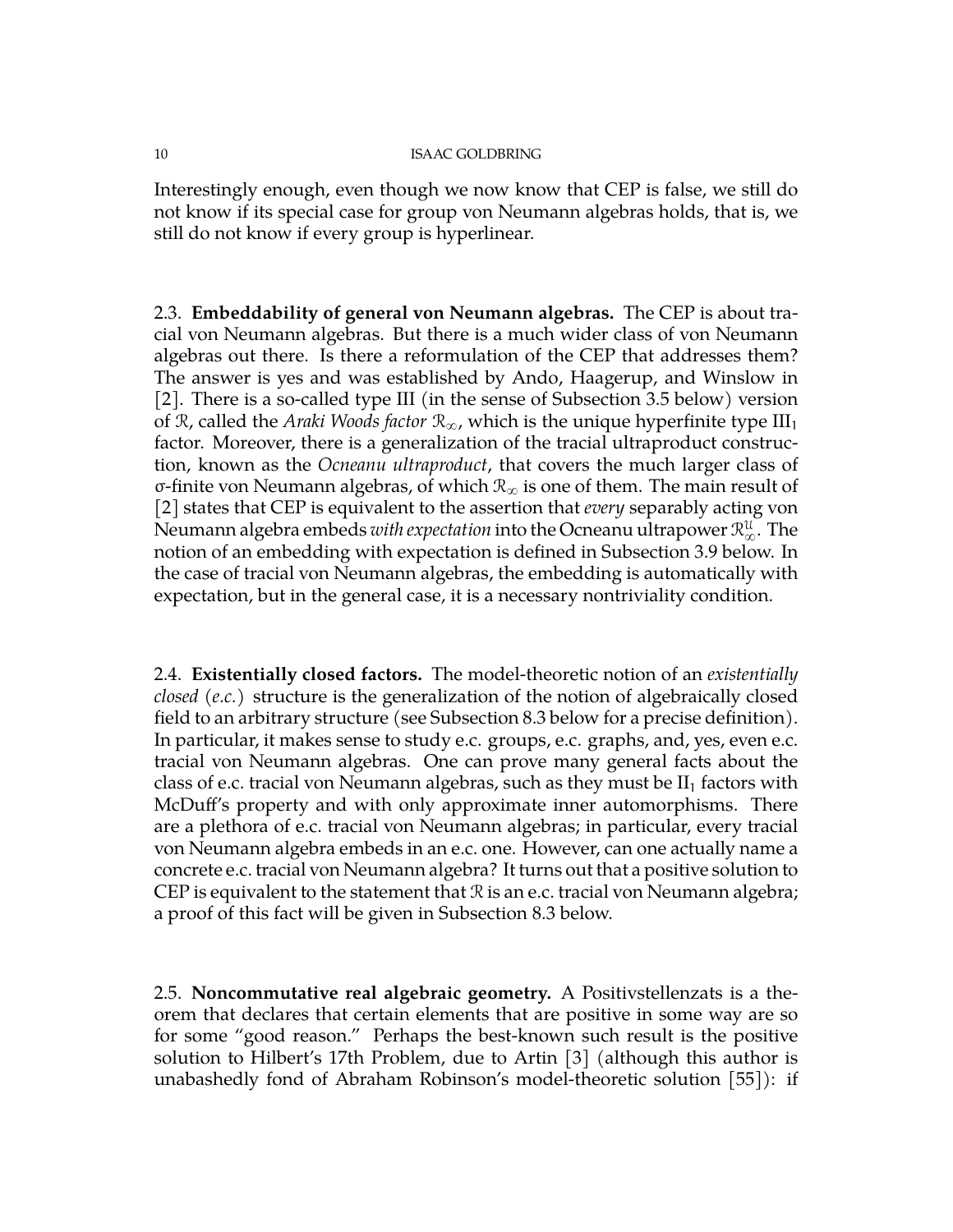Interestingly enough, even though we now know that CEP is false, we still do not know if its special case for group von Neumann algebras holds, that is, we still do not know if every group is hyperlinear.

### 2.3. Embeddability of general von Neumann algebras.

The CEP is about tracial von Neumann algebras. But there is a much wider class of von Neumann algebras out there. Is there a reformulation of the CEP that addresses them? The answer is yes and was established by Ando, Haagerup, and Winslow in [2]. There is a so-called type III (in the sense of Subsection 3.5 below) version of $\mathcal{R}$, called the *Araki Woods factor* $\mathcal{R}_\infty$, which is the unique hyperfinite type $\mathrm{III}_1$ factor. Moreover, there is a generalization of the tracial ultraproduct construction, known as the *Ocneanu ultraproduct*, that covers the much larger class of σ-finite von Neumann algebras, of which $\mathcal{R}_\infty$ is one of them. The main result of [2] states that CEP is equivalent to the assertion that *every* separably acting von Neumann algebra embeds *with expectation* into the Ocneanu ultrapower $\mathcal{R}_\infty^{\mathcal{U}}$. The notion of an embedding with expectation is defined in Subsection 3.9 below. In the case of tracial von Neumann algebras, the embedding is automatically with expectation, but in the general case, it is a necessary nontriviality condition.

### 2.4. Existentially closed factors.

The model-theoretic notion of an *existentially closed* (*e.c.*) structure is the generalization of the notion of algebraically closed field to an arbitrary structure (see Subsection 8.3 below for a precise definition). In particular, it makes sense to study e.c. groups, e.c. graphs, and, yes, even e.c. tracial von Neumann algebras. One can prove many general facts about the class of e.c. tracial von Neumann algebras, such as they must be $\mathrm{II}_1$ factors with McDuff's property and with only approximate inner automorphisms. There are a plethora of e.c. tracial von Neumann algebras; in particular, every tracial von Neumann algebra embeds in an e.c. one. However, can one actually name a concrete e.c. tracial von Neumann algebra? It turns out that a positive solution to CEP is equivalent to the statement that $\mathcal{R}$ is an e.c. tracial von Neumann algebra; a proof of this fact will be given in Subsection 8.3 below.

### 2.5. Noncommutative real algebraic geometry.

A Positivstellenzats is a theorem that declares that certain elements that are positive in some way are so for some "good reason." Perhaps the best-known such result is the positive solution to Hilbert's 17th Problem, due to Artin [3] (although this author is unabashedly fond of Abraham Robinson's model-theoretic solution [55]): if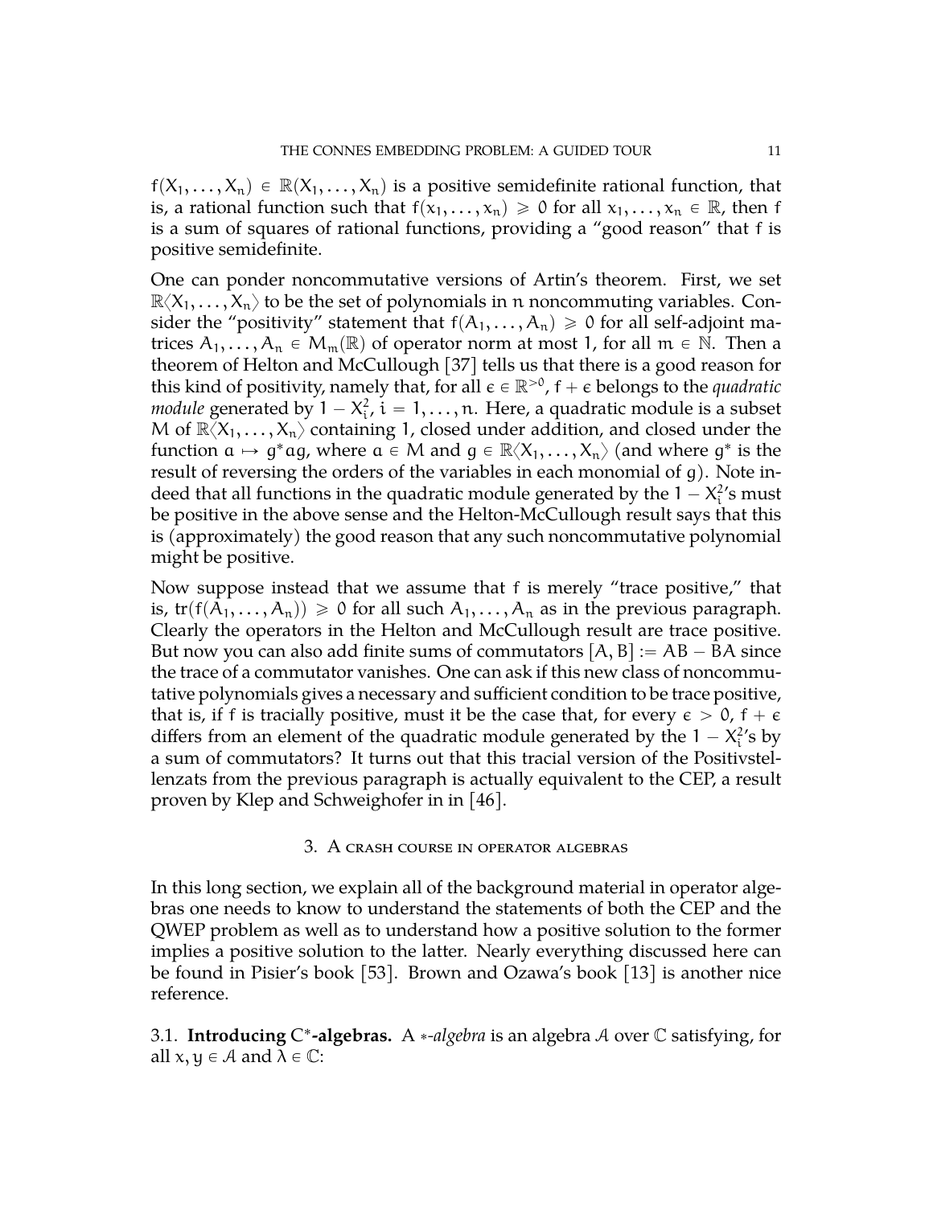$f(X_1, \ldots, X_n) \in \mathbb{R}(X_1, \ldots, X_n)$ is a positive semidefinite rational function, that is, a rational function such that $f(x_1, \ldots, x_n) \geq 0$ for all $x_1, \ldots, x_n \in \mathbb{R}$, then f is a sum of squares of rational functions, providing a "good reason" that f is positive semidefinite.

One can ponder noncommutative versions of Artin's theorem. First, we set $\mathbb{R}\langle X_1, \ldots, X_n\rangle$ to be the set of polynomials in n noncommuting variables. Consider the "positivity" statement that $f(A_1, \ldots, A_n) \geq 0$ for all self-adjoint matrices $A_1, \ldots, A_n \in M_m(\mathbb{R})$ of operator norm at most 1, for all $m \in \mathbb{N}$. Then a theorem of Helton and McCullough [37] tells us that there is a good reason for this kind of positivity, namely that, for all $\epsilon \in \mathbb{R}^{>0}$, $f + \epsilon$ belongs to the *quadratic module* generated by $1 - X_i^2$, $i = 1, \ldots, n$. Here, a quadratic module is a subset M of $\mathbb{R}\langle X_1, \ldots, X_n\rangle$ containing 1, closed under addition, and closed under the function $a \mapsto g^*ag$, where $a \in M$ and $g \in \mathbb{R}\langle X_1, \ldots, X_n\rangle$ (and where $g^*$ is the result of reversing the orders of the variables in each monomial of g). Note indeed that all functions in the quadratic module generated by the $1 - X_i^2$'s must be positive in the above sense and the Helton-McCullough result says that this is (approximately) the good reason that any such noncommutative polynomial might be positive.

Now suppose instead that we assume that f is merely "trace positive," that is, $\mathrm{tr}(f(A_1, \ldots, A_n)) \geq 0$ for all such $A_1, \ldots, A_n$ as in the previous paragraph. Clearly the operators in the Helton and McCullough result are trace positive. But now you can also add finite sums of commutators $[A, B] := AB - BA$ since the trace of a commutator vanishes. One can ask if this new class of noncommutative polynomials gives a necessary and sufficient condition to be trace positive, that is, if f is tracially positive, must it be the case that, for every $\epsilon > 0$, $f + \epsilon$ differs from an element of the quadratic module generated by the $1 - X_i^2$'s by a sum of commutators? It turns out that this tracial version of the Positivstellenzats from the previous paragraph is actually equivalent to the CEP, a result proven by Klep and Schweighofer in in [46].

## 3. A crash course in operator algebras

In this long section, we explain all of the background material in operator algebras one needs to know to understand the statements of both the CEP and the QWEP problem as well as to understand how a positive solution to the former implies a positive solution to the latter. Nearly everything discussed here can be found in Pisier's book [53]. Brown and Ozawa's book [13] is another nice reference.

### 3.1. Introducing $C^*$-algebras.

A $*$-*algebra* is an algebra $\mathcal{A}$ over $\mathbb{C}$ satisfying, for all $x, y \in \mathcal{A}$ and $\lambda \in \mathbb{C}$: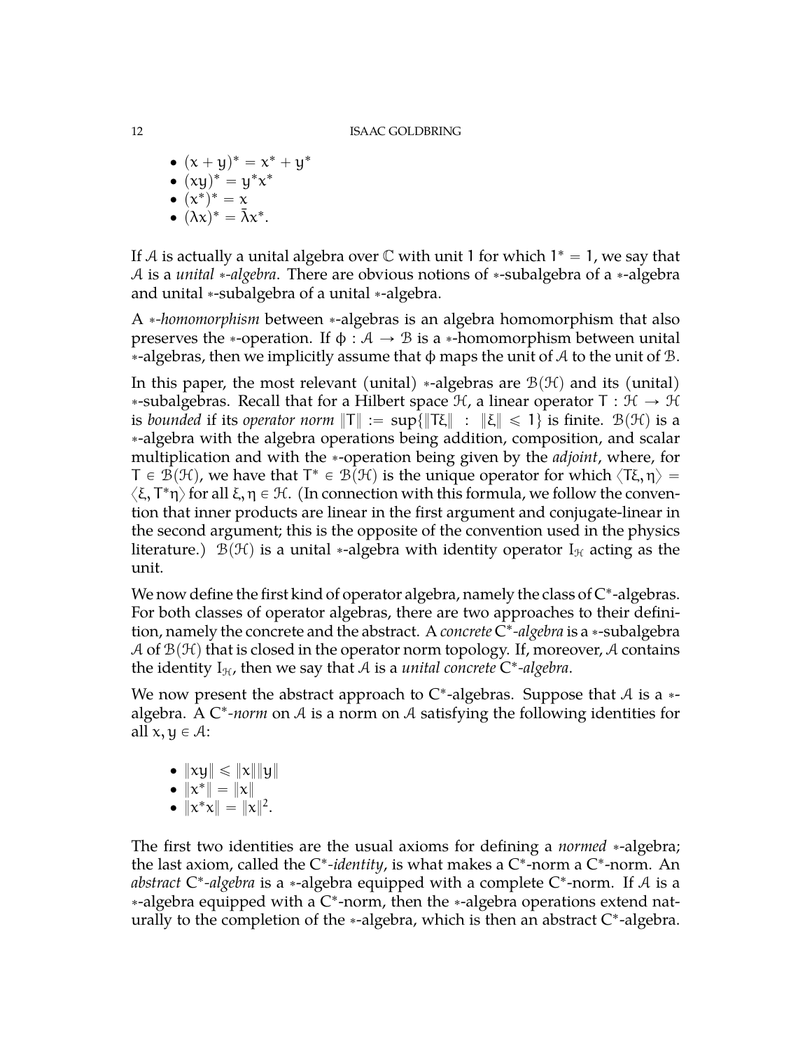- $(x + y)^* = x^* + y^*$
- $(xy)^* = y^*x^*$
- $(x^*)^* = x$
- $(\lambda x)^* = \bar{\lambda}x^*$.

If $\mathcal{A}$ is actually a unital algebra over $\mathbb{C}$ with unit 1 for which $1^* = 1$, we say that $\mathcal{A}$ is a *unital $*$-algebra*. There are obvious notions of $*$-subalgebra of a $*$-algebra and unital $*$-subalgebra of a unital $*$-algebra.

A *$*$-homomorphism* between $*$-algebras is an algebra homomorphism that also preserves the $*$-operation. If $\phi : \mathcal{A} \to \mathcal{B}$ is a $*$-homomorphism between unital $*$-algebras, then we implicitly assume that $\phi$ maps the unit of $\mathcal{A}$ to the unit of $\mathcal{B}$.

In this paper, the most relevant (unital) $*$-algebras are $\mathcal{B}(\mathcal{H})$ and its (unital) $*$-subalgebras. Recall that for a Hilbert space $\mathcal{H}$, a linear operator $T : \mathcal{H} \to \mathcal{H}$ is *bounded* if its *operator norm* $\|T\| := \sup\{\|T\xi\| \ : \ \|\xi\| \leqslant 1\}$ is finite. $\mathcal{B}(\mathcal{H})$ is a $*$-algebra with the algebra operations being addition, composition, and scalar multiplication and with the $*$-operation being given by the *adjoint*, where, for $T \in \mathcal{B}(\mathcal{H})$, we have that $T^* \in \mathcal{B}(\mathcal{H})$ is the unique operator for which $\langle T\xi, \eta\rangle = \langle \xi, T^*\eta\rangle$ for all $\xi, \eta \in \mathcal{H}$. (In connection with this formula, we follow the convention that inner products are linear in the first argument and conjugate-linear in the second argument; this is the opposite of the convention used in the physics literature.) $\mathcal{B}(\mathcal{H})$ is a unital $*$-algebra with identity operator $I_{\mathcal{H}}$ acting as the unit.

We now define the first kind of operator algebra, namely the class of $C^*$-algebras. For both classes of operator algebras, there are two approaches to their definition, namely the concrete and the abstract. A *concrete* $C^*$*-algebra* is a $*$-subalgebra $\mathcal{A}$ of $\mathcal{B}(\mathcal{H})$ that is closed in the operator norm topology. If, moreover, $\mathcal{A}$ contains the identity $I_{\mathcal{H}}$, then we say that $\mathcal{A}$ is a *unital concrete* $C^*$*-algebra*.

We now present the abstract approach to $C^*$-algebras. Suppose that $\mathcal{A}$ is a $*$-algebra. A $C^*$*-norm* on $\mathcal{A}$ is a norm on $\mathcal{A}$ satisfying the following identities for all $x, y \in \mathcal{A}$:

- $\|xy\| \leqslant \|x\|\|y\|$
- $\|x^*\| = \|x\|$
- $\|x^*x\| = \|x\|^2$.

The first two identities are the usual axioms for defining a *normed* $*$-algebra; the last axiom, called the $C^*$*-identity*, is what makes a $C^*$-norm a $C^*$-norm. An *abstract* $C^*$*-algebra* is a $*$-algebra equipped with a complete $C^*$-norm. If $\mathcal{A}$ is a $*$-algebra equipped with a $C^*$-norm, then the $*$-algebra operations extend naturally to the completion of the $*$-algebra, which is then an abstract $C^*$-algebra.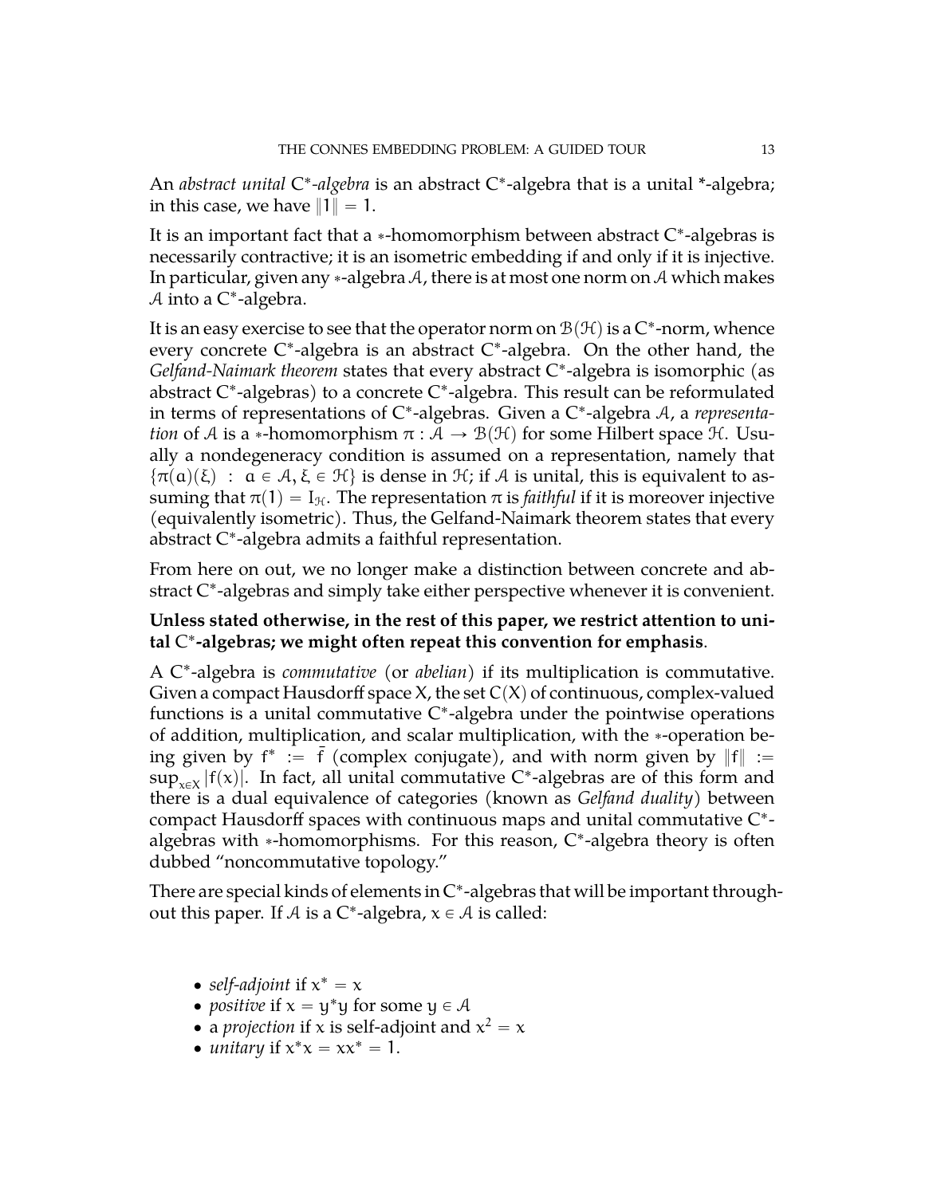An *abstract unital* $C^*$*-algebra* is an abstract $C^*$-algebra that is a unital *-algebra; in this case, we have $\|1\| = 1$.

It is an important fact that a $*$-homomorphism between abstract $C^*$-algebras is necessarily contractive; it is an isometric embedding if and only if it is injective. In particular, given any $*$-algebra $\mathcal{A}$, there is at most one norm on $\mathcal{A}$ which makes $\mathcal{A}$ into a $C^*$-algebra.

It is an easy exercise to see that the operator norm on $\mathcal{B}(\mathcal{H})$ is a $C^*$-norm, whence every concrete $C^*$-algebra is an abstract $C^*$-algebra. On the other hand, the *Gelfand-Naimark theorem* states that every abstract $C^*$-algebra is isomorphic (as abstract $C^*$-algebras) to a concrete $C^*$-algebra. This result can be reformulated in terms of representations of $C^*$-algebras. Given a $C^*$-algebra $\mathcal{A}$, a *representation* of $\mathcal{A}$ is a $*$-homomorphism $\pi : \mathcal{A} \to \mathcal{B}(\mathcal{H})$ for some Hilbert space $\mathcal{H}$. Usually a nondegeneracy condition is assumed on a representation, namely that $\{\pi(a)(\xi) \ : \ a \in \mathcal{A}, \xi \in \mathcal{H}\}$ is dense in $\mathcal{H}$; if $\mathcal{A}$ is unital, this is equivalent to assuming that $\pi(1) = I_{\mathcal{H}}$. The representation $\pi$ is *faithful* if it is moreover injective (equivalently isometric). Thus, the Gelfand-Naimark theorem states that every abstract $C^*$-algebra admits a faithful representation.

From here on out, we no longer make a distinction between concrete and abstract $C^*$-algebras and simply take either perspective whenever it is convenient.

**Unless stated otherwise, in the rest of this paper, we restrict attention to unital $C^*$-algebras; we might often repeat this convention for emphasis**.

A $C^*$-algebra is *commutative* (or *abelian*) if its multiplication is commutative. Given a compact Hausdorff space $X$, the set $C(X)$ of continuous, complex-valued functions is a unital commutative $C^*$-algebra under the pointwise operations of addition, multiplication, and scalar multiplication, with the $*$-operation being given by $f^* := \bar{f}$ (complex conjugate), and with norm given by $\|f\| := \sup_{x \in X} |f(x)|$. In fact, all unital commutative $C^*$-algebras are of this form and there is a dual equivalence of categories (known as *Gelfand duality*) between compact Hausdorff spaces with continuous maps and unital commutative $C^*$-algebras with $*$-homomorphisms. For this reason, $C^*$-algebra theory is often dubbed "noncommutative topology."

There are special kinds of elements in $C^*$-algebras that will be important throughout this paper. If $\mathcal{A}$ is a $C^*$-algebra, $x \in \mathcal{A}$ is called:

- *self-adjoint* if $x^* = x$
- *positive* if $x = y^*y$ for some $y \in \mathcal{A}$
- a *projection* if $x$ is self-adjoint and $x^2 = x$
- *unitary* if $x^*x = xx^* = 1$.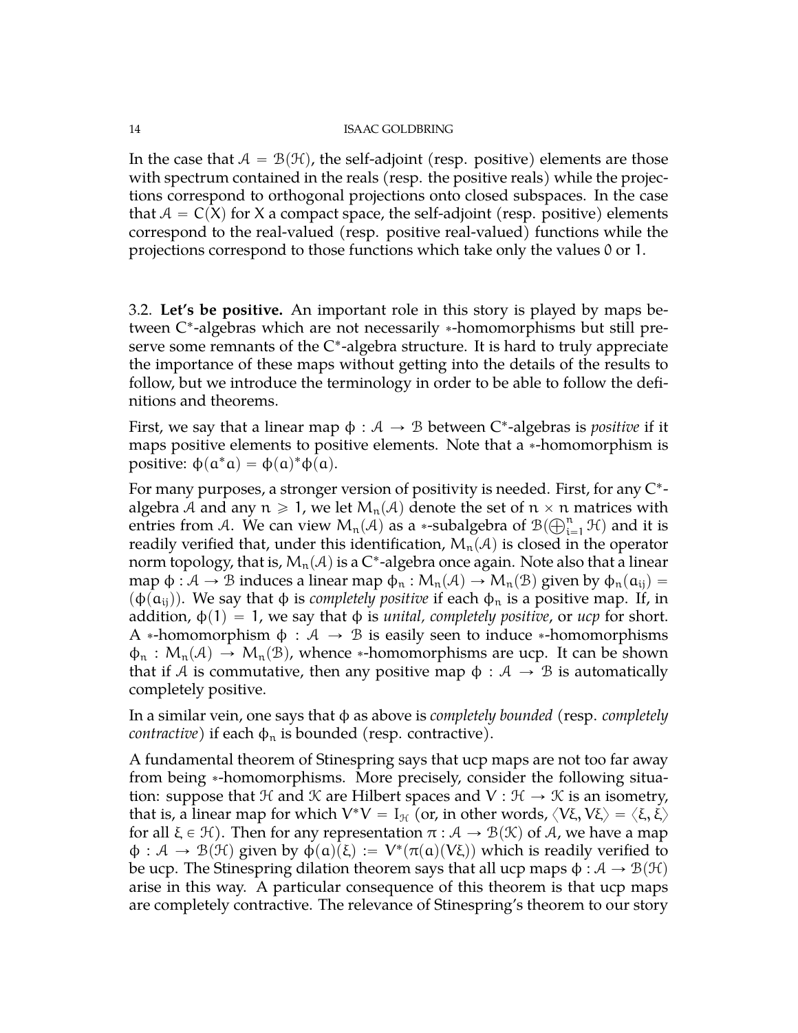In the case that $\mathcal{A} = \mathcal{B}(\mathcal{H})$, the self-adjoint (resp. positive) elements are those with spectrum contained in the reals (resp. the positive reals) while the projections correspond to orthogonal projections onto closed subspaces. In the case that $\mathcal{A} = C(X)$ for $X$ a compact space, the self-adjoint (resp. positive) elements correspond to the real-valued (resp. positive real-valued) functions while the projections correspond to those functions which take only the values 0 or 1.

3.2. **Let's be positive.** An important role in this story is played by maps between C*-algebras which are not necessarily $*$-homomorphisms but still preserve some remnants of the C*-algebra structure. It is hard to truly appreciate the importance of these maps without getting into the details of the results to follow, but we introduce the terminology in order to be able to follow the definitions and theorems.

First, we say that a linear map $\phi : \mathcal{A} \to \mathcal{B}$ between C*-algebras is *positive* if it maps positive elements to positive elements. Note that a $*$-homomorphism is positive: $\phi(a^*a) = \phi(a)^*\phi(a)$.

For many purposes, a stronger version of positivity is needed. First, for any C*-algebra $\mathcal{A}$ and any $n \geqslant 1$, we let $M_n(\mathcal{A})$ denote the set of $n \times n$ matrices with entries from $\mathcal{A}$. We can view $M_n(\mathcal{A})$ as a $*$-subalgebra of $\mathcal{B}(\bigoplus_{i=1}^n \mathcal{H})$ and it is readily verified that, under this identification, $M_n(\mathcal{A})$ is closed in the operator norm topology, that is, $M_n(\mathcal{A})$ is a C*-algebra once again. Note also that a linear map $\phi : \mathcal{A} \to \mathcal{B}$ induces a linear map $\phi_n : M_n(\mathcal{A}) \to M_n(\mathcal{B})$ given by $\phi_n(a_{ij}) = (\phi(a_{ij}))$. We say that $\phi$ is *completely positive* if each $\phi_n$ is a positive map. If, in addition, $\phi(1) = 1$, we say that $\phi$ is *unital, completely positive*, or *ucp* for short. A $*$-homomorphism $\phi : \mathcal{A} \to \mathcal{B}$ is easily seen to induce $*$-homomorphisms $\phi_n : M_n(\mathcal{A}) \to M_n(\mathcal{B})$, whence $*$-homomorphisms are ucp. It can be shown that if $\mathcal{A}$ is commutative, then any positive map $\phi : \mathcal{A} \to \mathcal{B}$ is automatically completely positive.

In a similar vein, one says that $\phi$ as above is *completely bounded* (resp. *completely contractive*) if each $\phi_n$ is bounded (resp. contractive).

A fundamental theorem of Stinespring says that ucp maps are not too far away from being $*$-homomorphisms. More precisely, consider the following situation: suppose that $\mathcal{H}$ and $\mathcal{K}$ are Hilbert spaces and $V : \mathcal{H} \to \mathcal{K}$ is an isometry, that is, a linear map for which $V^*V = I_{\mathcal{H}}$ (or, in other words, $\langle V\xi, V\xi \rangle = \langle \xi, \xi \rangle$ for all $\xi \in \mathcal{H}$). Then for any representation $\pi : \mathcal{A} \to \mathcal{B}(\mathcal{K})$ of $\mathcal{A}$, we have a map $\phi : \mathcal{A} \to \mathcal{B}(\mathcal{H})$ given by $\phi(a)(\xi) := V^*(\pi(a)(V\xi))$ which is readily verified to be ucp. The Stinespring dilation theorem says that all ucp maps $\phi : \mathcal{A} \to \mathcal{B}(\mathcal{H})$ arise in this way. A particular consequence of this theorem is that ucp maps are completely contractive. The relevance of Stinespring's theorem to our story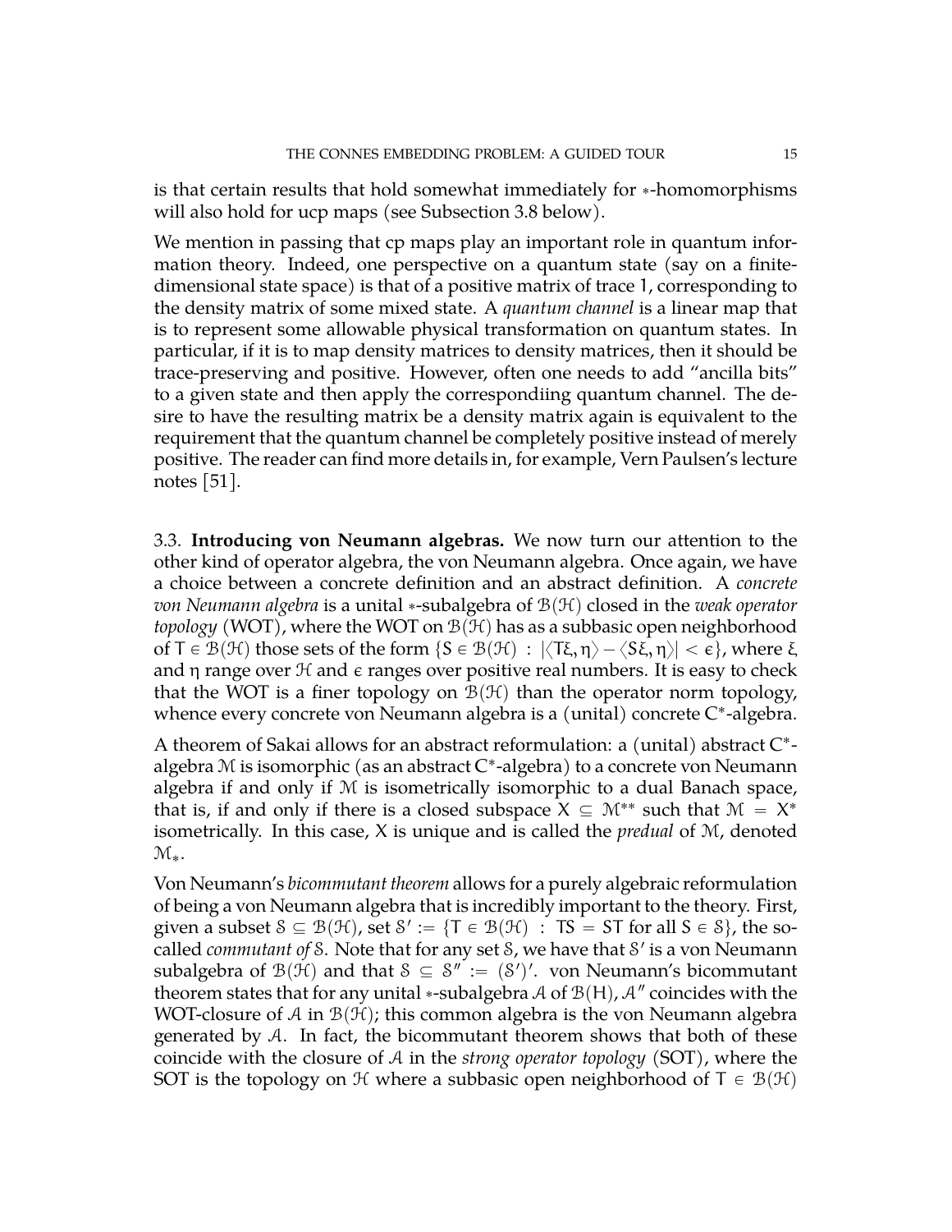is that certain results that hold somewhat immediately for $*$-homomorphisms will also hold for ucp maps (see Subsection 3.8 below).

We mention in passing that cp maps play an important role in quantum information theory. Indeed, one perspective on a quantum state (say on a finite-dimensional state space) is that of a positive matrix of trace 1, corresponding to the density matrix of some mixed state. A *quantum channel* is a linear map that is to represent some allowable physical transformation on quantum states. In particular, if it is to map density matrices to density matrices, then it should be trace-preserving and positive. However, often one needs to add "ancilla bits" to a given state and then apply the correspondiing quantum channel. The desire to have the resulting matrix be a density matrix again is equivalent to the requirement that the quantum channel be completely positive instead of merely positive. The reader can find more details in, for example, Vern Paulsen's lecture notes [51].

3.3. **Introducing von Neumann algebras.** We now turn our attention to the other kind of operator algebra, the von Neumann algebra. Once again, we have a choice between a concrete definition and an abstract definition. A *concrete von Neumann algebra* is a unital $*$-subalgebra of $\mathcal{B}(\mathcal{H})$ closed in the *weak operator topology* (WOT), where the WOT on $\mathcal{B}(\mathcal{H})$ has as a subbasic open neighborhood of $T \in \mathcal{B}(\mathcal{H})$ those sets of the form $\{S \in \mathcal{B}(\mathcal{H}) \ : \ |\langle T\xi, \eta\rangle - \langle S\xi, \eta\rangle| < \epsilon\}$, where $\xi$ and $\eta$ range over $\mathcal{H}$ and $\epsilon$ ranges over positive real numbers. It is easy to check that the WOT is a finer topology on $\mathcal{B}(\mathcal{H})$ than the operator norm topology, whence every concrete von Neumann algebra is a (unital) concrete C$^*$-algebra.

A theorem of Sakai allows for an abstract reformulation: a (unital) abstract C$^*$-algebra $\mathcal{M}$ is isomorphic (as an abstract C$^*$-algebra) to a concrete von Neumann algebra if and only if $\mathcal{M}$ is isometrically isomorphic to a dual Banach space, that is, if and only if there is a closed subspace $X \subseteq \mathcal{M}^{**}$ such that $\mathcal{M} = X^*$ isometrically. In this case, $X$ is unique and is called the *predual* of $\mathcal{M}$, denoted $\mathcal{M}_*$.

Von Neumann's *bicommutant theorem* allows for a purely algebraic reformulation of being a von Neumann algebra that is incredibly important to the theory. First, given a subset $\mathcal{S} \subseteq \mathcal{B}(\mathcal{H})$, set $\mathcal{S}' := \{T \in \mathcal{B}(\mathcal{H}) \ : \ TS = ST \text{ for all } S \in \mathcal{S}\}$, the so-called *commutant of* $\mathcal{S}$. Note that for any set $\mathcal{S}$, we have that $\mathcal{S}'$ is a von Neumann subalgebra of $\mathcal{B}(\mathcal{H})$ and that $\mathcal{S} \subseteq \mathcal{S}'' := (\mathcal{S}')'$. von Neumann's bicommutant theorem states that for any unital $*$-subalgebra $\mathcal{A}$ of $\mathcal{B}(H)$, $\mathcal{A}''$ coincides with the WOT-closure of $\mathcal{A}$ in $\mathcal{B}(\mathcal{H})$; this common algebra is the von Neumann algebra generated by $\mathcal{A}$. In fact, the bicommutant theorem shows that both of these coincide with the closure of $\mathcal{A}$ in the *strong operator topology* (SOT), where the SOT is the topology on $\mathcal{H}$ where a subbasic open neighborhood of $T \in \mathcal{B}(\mathcal{H})$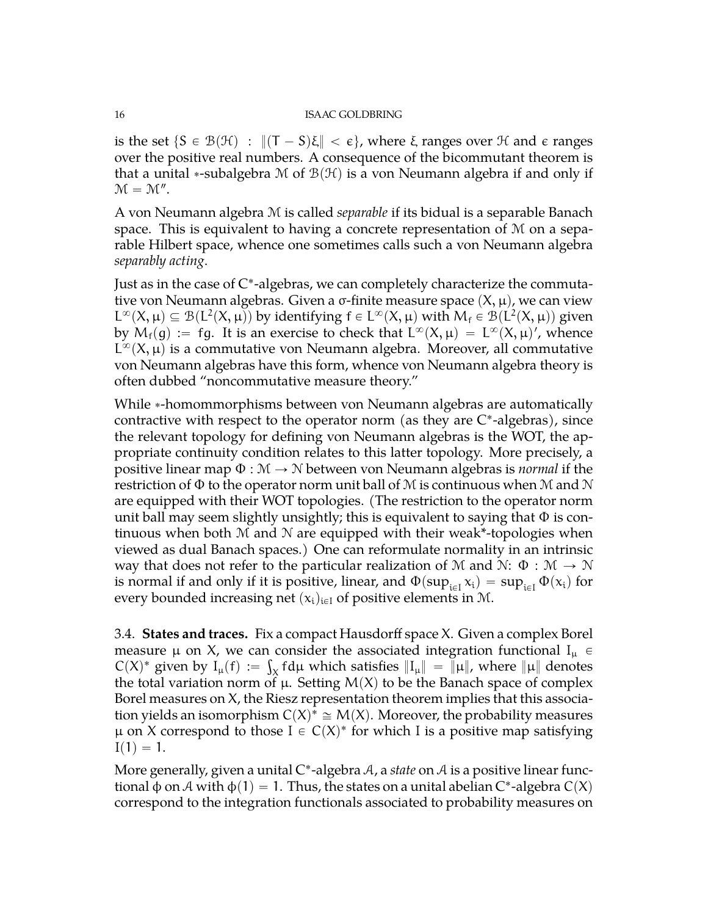is the set $\{S \in \mathcal{B}(\mathcal{H}) : \|(T - S)\xi\| < \epsilon\}$, where $\xi$ ranges over $\mathcal{H}$ and $\epsilon$ ranges over the positive real numbers. A consequence of the bicommutant theorem is that a unital $*$-subalgebra $\mathcal{M}$ of $\mathcal{B}(\mathcal{H})$ is a von Neumann algebra if and only if $\mathcal{M} = \mathcal{M}''$.

A von Neumann algebra $\mathcal{M}$ is called *separable* if its bidual is a separable Banach space. This is equivalent to having a concrete representation of $\mathcal{M}$ on a separable Hilbert space, whence one sometimes calls such a von Neumann algebra *separably acting*.

Just as in the case of C*-algebras, we can completely characterize the commutative von Neumann algebras. Given a $\sigma$-finite measure space $(X, \mu)$, we can view $L^\infty(X, \mu) \subseteq \mathcal{B}(L^2(X, \mu))$ by identifying $f \in L^\infty(X, \mu)$ with $M_f \in \mathcal{B}(L^2(X, \mu))$ given by $M_f(g) := fg$. It is an exercise to check that $L^\infty(X, \mu) = L^\infty(X, \mu)'$, whence $L^\infty(X, \mu)$ is a commutative von Neumann algebra. Moreover, all commutative von Neumann algebras have this form, whence von Neumann algebra theory is often dubbed "noncommutative measure theory."

While $*$-homommorphisms between von Neumann algebras are automatically contractive with respect to the operator norm (as they are C*-algebras), since the relevant topology for defining von Neumann algebras is the WOT, the appropriate continuity condition relates to this latter topology. More precisely, a positive linear map $\Phi : \mathcal{M} \to \mathcal{N}$ between von Neumann algebras is *normal* if the restriction of $\Phi$ to the operator norm unit ball of $\mathcal{M}$ is continuous when $\mathcal{M}$ and $\mathcal{N}$ are equipped with their WOT topologies. (The restriction to the operator norm unit ball may seem slightly unsightly; this is equivalent to saying that $\Phi$ is continuous when both $\mathcal{M}$ and $\mathcal{N}$ are equipped with their weak*-topologies when viewed as dual Banach spaces.) One can reformulate normality in an intrinsic way that does not refer to the particular realization of $\mathcal{M}$ and $\mathcal{N}$: $\Phi : \mathcal{M} \to \mathcal{N}$ is normal if and only if it is positive, linear, and $\Phi(\sup_{i \in I} x_i) = \sup_{i \in I} \Phi(x_i)$ for every bounded increasing net $(x_i)_{i \in I}$ of positive elements in $\mathcal{M}$.

### 3.4. States and traces.

Fix a compact Hausdorff space $X$. Given a complex Borel measure $\mu$ on $X$, we can consider the associated integration functional $I_\mu \in C(X)^*$ given by $I_\mu(f) := \int_X f d\mu$ which satisfies $\|I_\mu\| = \|\mu\|$, where $\|\mu\|$ denotes the total variation norm of $\mu$. Setting $M(X)$ to be the Banach space of complex Borel measures on $X$, the Riesz representation theorem implies that this association yields an isomorphism $C(X)^* \cong M(X)$. Moreover, the probability measures $\mu$ on $X$ correspond to those $I \in C(X)^*$ for which $I$ is a positive map satisfying $I(1) = 1$.

More generally, given a unital C*-algebra $\mathcal{A}$, a *state* on $\mathcal{A}$ is a positive linear functional $\phi$ on $\mathcal{A}$ with $\phi(1) = 1$. Thus, the states on a unital abelian C*-algebra $C(X)$ correspond to the integration functionals associated to probability measures on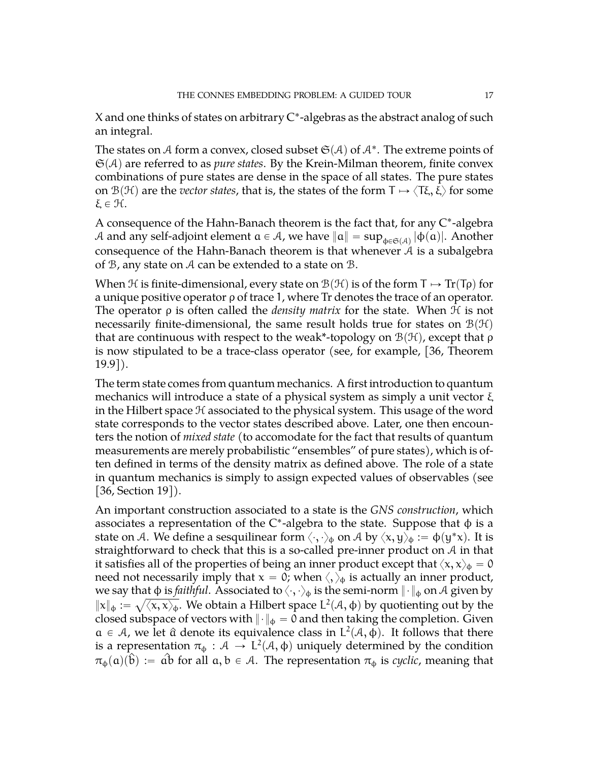X and one thinks of states on arbitrary $C^*$-algebras as the abstract analog of such an integral.

The states on $\mathcal{A}$ form a convex, closed subset $\mathfrak{S}(\mathcal{A})$ of $\mathcal{A}^*$. The extreme points of $\mathfrak{S}(\mathcal{A})$ are referred to as *pure states*. By the Krein-Milman theorem, finite convex combinations of pure states are dense in the space of all states. The pure states on $\mathcal{B}(\mathcal{H})$ are the *vector states*, that is, the states of the form $T \mapsto \langle T\xi, \xi \rangle$ for some $\xi \in \mathcal{H}$.

A consequence of the Hahn-Banach theorem is the fact that, for any $C^*$-algebra $\mathcal{A}$ and any self-adjoint element $a \in \mathcal{A}$, we have $\|a\| = \sup_{\phi \in \mathfrak{S}(\mathcal{A})} |\phi(a)|$. Another consequence of the Hahn-Banach theorem is that whenever $\mathcal{A}$ is a subalgebra of $\mathcal{B}$, any state on $\mathcal{A}$ can be extended to a state on $\mathcal{B}$.

When $\mathcal{H}$ is finite-dimensional, every state on $\mathcal{B}(\mathcal{H})$ is of the form $T \mapsto \mathrm{Tr}(T\rho)$ for a unique positive operator $\rho$ of trace 1, where Tr denotes the trace of an operator. The operator $\rho$ is often called the *density matrix* for the state. When $\mathcal{H}$ is not necessarily finite-dimensional, the same result holds true for states on $\mathcal{B}(\mathcal{H})$ that are continuous with respect to the weak*-topology on $\mathcal{B}(\mathcal{H})$, except that $\rho$ is now stipulated to be a trace-class operator (see, for example, [36, Theorem 19.9]).

The term state comes from quantum mechanics. A first introduction to quantum mechanics will introduce a state of a physical system as simply a unit vector $\xi$ in the Hilbert space $\mathcal{H}$ associated to the physical system. This usage of the word state corresponds to the vector states described above. Later, one then encounters the notion of *mixed state* (to accomodate for the fact that results of quantum measurements are merely probabilistic "ensembles" of pure states), which is often defined in terms of the density matrix as defined above. The role of a state in quantum mechanics is simply to assign expected values of observables (see [36, Section 19]).

An important construction associated to a state is the *GNS construction*, which associates a representation of the $C^*$-algebra to the state. Suppose that $\phi$ is a state on $\mathcal{A}$. We define a sesquilinear form $\langle \cdot, \cdot \rangle_\phi$ on $\mathcal{A}$ by $\langle x, y \rangle_\phi := \phi(y^*x)$. It is straightforward to check that this is a so-called pre-inner product on $\mathcal{A}$ in that it satisfies all of the properties of being an inner product except that $\langle x, x \rangle_\phi = 0$ need not necessarily imply that $x = 0$; when $\langle , \rangle_\phi$ is actually an inner product, we say that $\phi$ is *faithful*. Associated to $\langle \cdot, \cdot \rangle_\phi$ is the semi-norm $\|\cdot\|_\phi$ on $\mathcal{A}$ given by $\|x\|_\phi := \sqrt{\langle x, x \rangle_\phi}$. We obtain a Hilbert space $L^2(\mathcal{A}, \phi)$ by quotienting out by the closed subspace of vectors with $\|\cdot\|_\phi = 0$ and then taking the completion. Given $a \in \mathcal{A}$, we let $\hat{a}$ denote its equivalence class in $L^2(\mathcal{A}, \phi)$. It follows that there is a representation $\pi_\phi : \mathcal{A} \to L^2(\mathcal{A}, \phi)$ uniquely determined by the condition $\pi_\phi(a)(\hat{b}) := \widehat{ab}$ for all $a, b \in \mathcal{A}$. The representation $\pi_\phi$ is *cyclic*, meaning that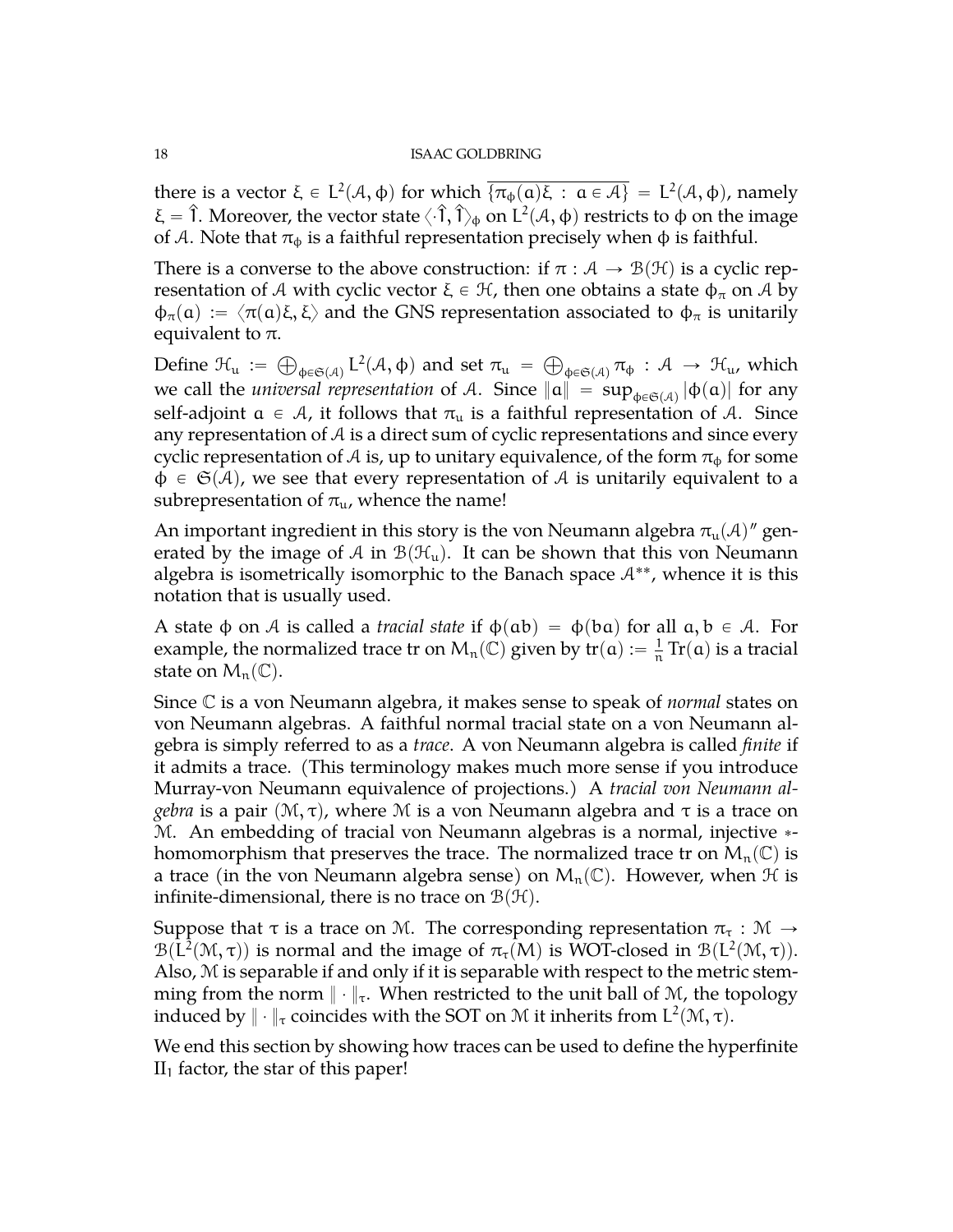there is a vector $\xi \in L^2(\mathcal{A}, \phi)$ for which $\overline{\{\pi_\phi(a)\xi : a \in \mathcal{A}\}} = L^2(\mathcal{A}, \phi)$, namely $\xi = \hat{1}$. Moreover, the vector state $\langle \cdot \hat{1}, \hat{1} \rangle_\phi$ on $L^2(\mathcal{A}, \phi)$ restricts to $\phi$ on the image of $\mathcal{A}$. Note that $\pi_\phi$ is a faithful representation precisely when $\phi$ is faithful.

There is a converse to the above construction: if $\pi : \mathcal{A} \to \mathcal{B}(\mathcal{H})$ is a cyclic representation of $\mathcal{A}$ with cyclic vector $\xi \in \mathcal{H}$, then one obtains a state $\phi_\pi$ on $\mathcal{A}$ by $\phi_\pi(a) := \langle \pi(a)\xi, \xi \rangle$ and the GNS representation associated to $\phi_\pi$ is unitarily equivalent to $\pi$.

Define $\mathcal{H}_u := \bigoplus_{\phi \in \mathfrak{S}(\mathcal{A})} L^2(\mathcal{A}, \phi)$ and set $\pi_u = \bigoplus_{\phi \in \mathfrak{S}(\mathcal{A})} \pi_\phi : \mathcal{A} \to \mathcal{H}_u$, which we call the *universal representation* of $\mathcal{A}$. Since $\|a\| = \sup_{\phi \in \mathfrak{S}(\mathcal{A})} |\phi(a)|$ for any self-adjoint $a \in \mathcal{A}$, it follows that $\pi_u$ is a faithful representation of $\mathcal{A}$. Since any representation of $\mathcal{A}$ is a direct sum of cyclic representations and since every cyclic representation of $\mathcal{A}$ is, up to unitary equivalence, of the form $\pi_\phi$ for some $\phi \in \mathfrak{S}(\mathcal{A})$, we see that every representation of $\mathcal{A}$ is unitarily equivalent to a subrepresentation of $\pi_u$, whence the name!

An important ingredient in this story is the von Neumann algebra $\pi_u(\mathcal{A})''$ generated by the image of $\mathcal{A}$ in $\mathcal{B}(\mathcal{H}_u)$. It can be shown that this von Neumann algebra is isometrically isomorphic to the Banach space $\mathcal{A}^{**}$, whence it is this notation that is usually used.

A state $\phi$ on $\mathcal{A}$ is called a *tracial state* if $\phi(ab) = \phi(ba)$ for all $a, b \in \mathcal{A}$. For example, the normalized trace tr on $M_n(\mathbb{C})$ given by $\mathrm{tr}(a) := \frac{1}{n}\mathrm{Tr}(a)$ is a tracial state on $M_n(\mathbb{C})$.

Since $\mathbb{C}$ is a von Neumann algebra, it makes sense to speak of *normal* states on von Neumann algebras. A faithful normal tracial state on a von Neumann algebra is simply referred to as a *trace*. A von Neumann algebra is called *finite* if it admits a trace. (This terminology makes much more sense if you introduce Murray-von Neumann equivalence of projections.) A *tracial von Neumann algebra* is a pair $(\mathcal{M}, \tau)$, where $\mathcal{M}$ is a von Neumann algebra and $\tau$ is a trace on $\mathcal{M}$. An embedding of tracial von Neumann algebras is a normal, injective $*$-homomorphism that preserves the trace. The normalized trace tr on $M_n(\mathbb{C})$ is a trace (in the von Neumann algebra sense) on $M_n(\mathbb{C})$. However, when $\mathcal{H}$ is infinite-dimensional, there is no trace on $\mathcal{B}(\mathcal{H})$.

Suppose that $\tau$ is a trace on $\mathcal{M}$. The corresponding representation $\pi_\tau : \mathcal{M} \to \mathcal{B}(L^2(\mathcal{M}, \tau))$ is normal and the image of $\pi_\tau(M)$ is WOT-closed in $\mathcal{B}(L^2(\mathcal{M}, \tau))$. Also, $\mathcal{M}$ is separable if and only if it is separable with respect to the metric stemming from the norm $\|\cdot\|_\tau$. When restricted to the unit ball of $\mathcal{M}$, the topology induced by $\|\cdot\|_\tau$ coincides with the SOT on $\mathcal{M}$ it inherits from $L^2(\mathcal{M}, \tau)$.

We end this section by showing how traces can be used to define the hyperfinite $\mathrm{II}_1$ factor, the star of this paper!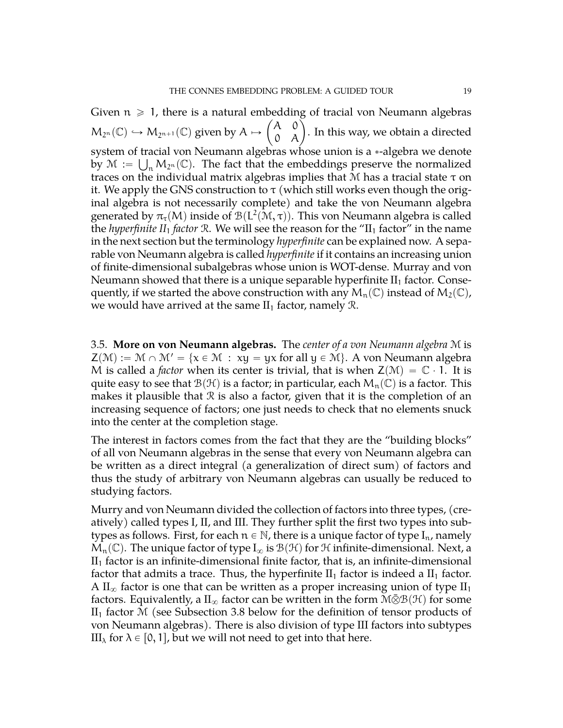Given $n \geqslant 1$, there is a natural embedding of tracial von Neumann algebras $M_{2^n}(\mathbb{C}) \hookrightarrow M_{2^{n+1}}(\mathbb{C})$ given by $A \mapsto \begin{pmatrix} A & 0 \\ 0 & A \end{pmatrix}$. In this way, we obtain a directed system of tracial von Neumann algebras whose union is a $*$-algebra we denote by $\mathcal{M} := \bigcup_n M_{2^n}(\mathbb{C})$. The fact that the embeddings preserve the normalized traces on the individual matrix algebras implies that $\mathcal{M}$ has a tracial state $\tau$ on it. We apply the GNS construction to $\tau$ (which still works even though the original algebra is not necessarily complete) and take the von Neumann algebra generated by $\pi_\tau(M)$ inside of $\mathcal{B}(L^2(\mathcal{M}, \tau))$. This von Neumann algebra is called the *hyperfinite $II_1$ factor* $\mathcal{R}$. We will see the reason for the "$\mathrm{II}_1$ factor" in the name in the next section but the terminology *hyperfinite* can be explained now. A separable von Neumann algebra is called *hyperfinite* if it contains an increasing union of finite-dimensional subalgebras whose union is WOT-dense. Murray and von Neumann showed that there is a unique separable hyperfinite $\mathrm{II}_1$ factor. Consequently, if we started the above construction with any $M_n(\mathbb{C})$ instead of $M_2(\mathbb{C})$, we would have arrived at the same $\mathrm{II}_1$ factor, namely $\mathcal{R}$.

3.5. **More on von Neumann algebras.** The *center of a von Neumann algebra* $\mathcal{M}$ is $Z(\mathcal{M}) := \mathcal{M} \cap \mathcal{M}' = \{x \in \mathcal{M} : xy = yx \text{ for all } y \in \mathcal{M}\}$. A von Neumann algebra $M$ is called a *factor* when its center is trivial, that is when $Z(\mathcal{M}) = \mathbb{C} \cdot 1$. It is quite easy to see that $\mathcal{B}(\mathcal{H})$ is a factor; in particular, each $M_n(\mathbb{C})$ is a factor. This makes it plausible that $\mathcal{R}$ is also a factor, given that it is the completion of an increasing sequence of factors; one just needs to check that no elements snuck into the center at the completion stage.

The interest in factors comes from the fact that they are the "building blocks" of all von Neumann algebras in the sense that every von Neumann algebra can be written as a direct integral (a generalization of direct sum) of factors and thus the study of arbitrary von Neumann algebras can usually be reduced to studying factors.

Murry and von Neumann divided the collection of factors into three types, (creatively) called types I, II, and III. They further split the first two types into subtypes as follows. First, for each $n \in \mathbb{N}$, there is a unique factor of type $\mathrm{I}_n$, namely $M_n(\mathbb{C})$. The unique factor of type $\mathrm{I}_\infty$ is $\mathcal{B}(\mathcal{H})$ for $\mathcal{H}$ infinite-dimensional. Next, a $\mathrm{II}_1$ factor is an infinite-dimensional finite factor, that is, an infinite-dimensional factor that admits a trace. Thus, the hyperfinite $\mathrm{II}_1$ factor is indeed a $\mathrm{II}_1$ factor. A $\mathrm{II}_\infty$ factor is one that can be written as a proper increasing union of type $\mathrm{II}_1$ factors. Equivalently, a $\mathrm{II}_\infty$ factor can be written in the form $\mathcal{M}\bar{\otimes}\mathcal{B}(\mathcal{H})$ for some $\mathrm{II}_1$ factor $\mathcal{M}$ (see Subsection 3.8 below for the definition of tensor products of von Neumann algebras). There is also division of type III factors into subtypes $\mathrm{III}_\lambda$ for $\lambda \in [0, 1]$, but we will not need to get into that here.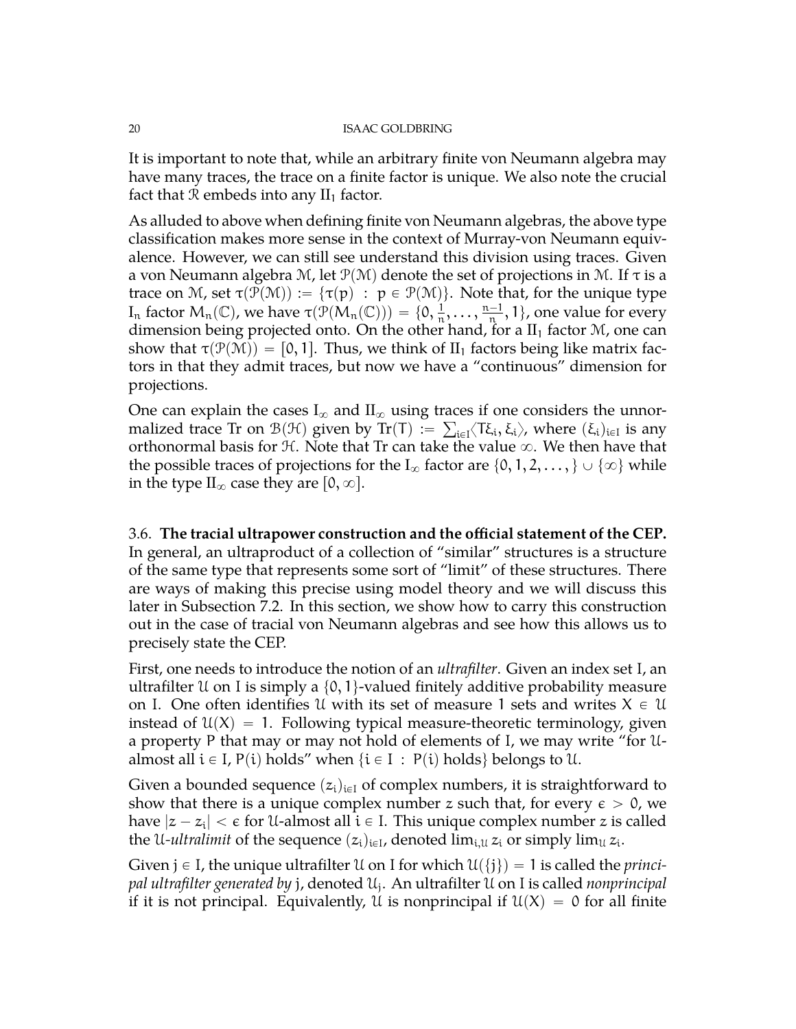It is important to note that, while an arbitrary finite von Neumann algebra may have many traces, the trace on a finite factor is unique. We also note the crucial fact that $\mathcal{R}$ embeds into any $\mathrm{II}_1$ factor.

As alluded to above when defining finite von Neumann algebras, the above type classification makes more sense in the context of Murray-von Neumann equivalence. However, we can still see understand this division using traces. Given a von Neumann algebra $\mathcal{M}$, let $\mathcal{P}(\mathcal{M})$ denote the set of projections in $\mathcal{M}$. If $\tau$ is a trace on $\mathcal{M}$, set $\tau(\mathcal{P}(\mathcal{M})) := \{\tau(p) \ : \ p \in \mathcal{P}(\mathcal{M})\}$. Note that, for the unique type $\mathrm{I}_n$ factor $M_n(\mathbb{C})$, we have $\tau(\mathcal{P}(M_n(\mathbb{C}))) = \{0, \frac{1}{n}, \ldots, \frac{n-1}{n}, 1\}$, one value for every dimension being projected onto. On the other hand, for a $\mathrm{II}_1$ factor $\mathcal{M}$, one can show that $\tau(\mathcal{P}(\mathcal{M})) = [0, 1]$. Thus, we think of $\mathrm{II}_1$ factors being like matrix factors in that they admit traces, but now we have a "continuous" dimension for projections.

One can explain the cases $\mathrm{I}_\infty$ and $\mathrm{II}_\infty$ using traces if one considers the unnormalized trace $\mathrm{Tr}$ on $\mathcal{B}(\mathcal{H})$ given by $\mathrm{Tr}(T) := \sum_{i \in I} \langle T\xi_i, \xi_i \rangle$, where $(\xi_i)_{i \in I}$ is any orthonormal basis for $\mathcal{H}$. Note that $\mathrm{Tr}$ can take the value $\infty$. We then have that the possible traces of projections for the $\mathrm{I}_\infty$ factor are $\{0, 1, 2, \ldots, \} \cup \{\infty\}$ while in the type $\mathrm{II}_\infty$ case they are $[0, \infty]$.

### 3.6. The tracial ultrapower construction and the official statement of the CEP.

In general, an ultraproduct of a collection of "similar" structures is a structure of the same type that represents some sort of "limit" of these structures. There are ways of making this precise using model theory and we will discuss this later in Subsection 7.2. In this section, we show how to carry this construction out in the case of tracial von Neumann algebras and see how this allows us to precisely state the CEP.

First, one needs to introduce the notion of an *ultrafilter*. Given an index set $I$, an ultrafilter $\mathcal{U}$ on $I$ is simply a $\{0, 1\}$-valued finitely additive probability measure on $I$. One often identifies $\mathcal{U}$ with its set of measure $1$ sets and writes $X \in \mathcal{U}$ instead of $\mathcal{U}(X) = 1$. Following typical measure-theoretic terminology, given a property $P$ that may or may not hold of elements of $I$, we may write "for $\mathcal{U}$-almost all $i \in I$, $P(i)$ holds" when $\{i \in I \ : \ P(i) \text{ holds}\}$ belongs to $\mathcal{U}$.

Given a bounded sequence $(z_i)_{i \in I}$ of complex numbers, it is straightforward to show that there is a unique complex number $z$ such that, for every $\epsilon > 0$, we have $|z - z_i| < \epsilon$ for $\mathcal{U}$-almost all $i \in I$. This unique complex number $z$ is called the *$\mathcal{U}$-ultralimit* of the sequence $(z_i)_{i \in I}$, denoted $\lim_{i, \mathcal{U}} z_i$ or simply $\lim_{\mathcal{U}} z_i$.

Given $j \in I$, the unique ultrafilter $\mathcal{U}$ on $I$ for which $\mathcal{U}(\{j\}) = 1$ is called the *principal ultrafilter generated by* $j$, denoted $\mathcal{U}_j$. An ultrafilter $\mathcal{U}$ on $I$ is called *nonprincipal* if it is not principal. Equivalently, $\mathcal{U}$ is nonprincipal if $\mathcal{U}(X) = 0$ for all finite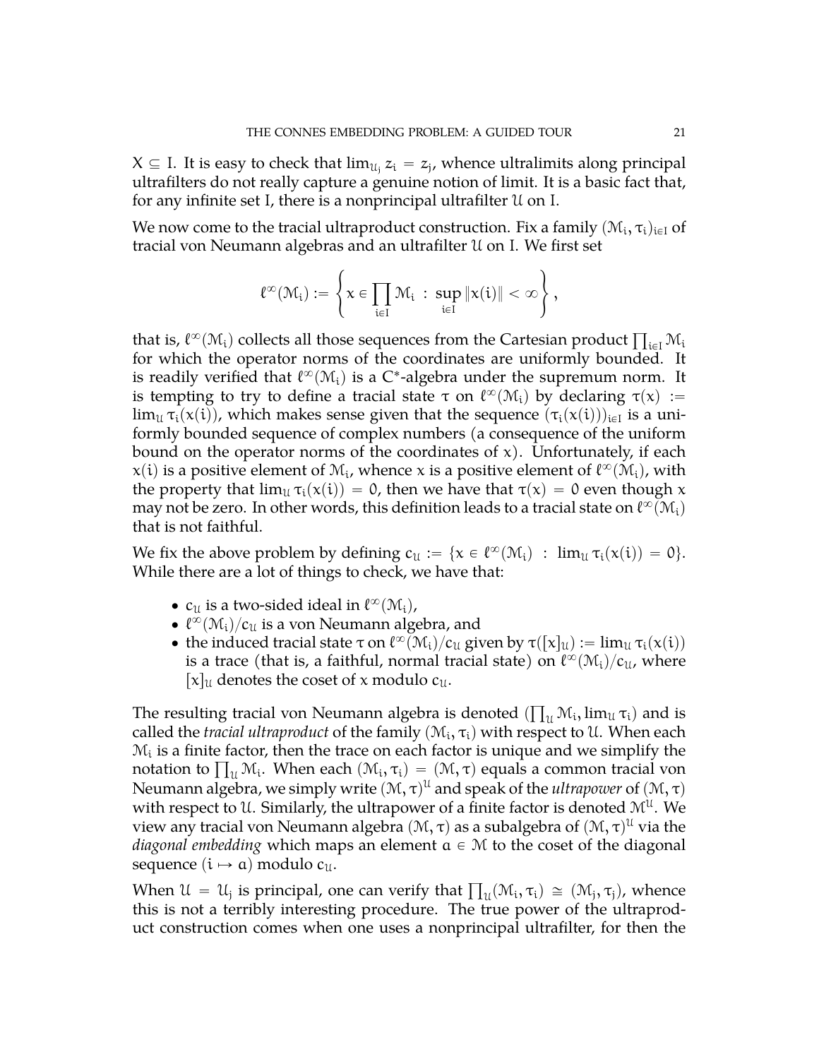$X \subseteq I$. It is easy to check that $\lim_{\mathcal{U}_j} z_i = z_j$, whence ultralimits along principal ultrafilters do not really capture a genuine notion of limit. It is a basic fact that, for any infinite set $I$, there is a nonprincipal ultrafilter $\mathcal{U}$ on $I$.

We now come to the tracial ultraproduct construction. Fix a family $(\mathcal{M}_i, \tau_i)_{i \in I}$ of tracial von Neumann algebras and an ultrafilter $\mathcal{U}$ on $I$. We first set

$$\ell^\infty(\mathcal{M}_i) := \left\{ x \in \prod_{i \in I} \mathcal{M}_i \ : \ \sup_{i \in I} \|x(i)\| < \infty \right\},$$

that is, $\ell^\infty(\mathcal{M}_i)$ collects all those sequences from the Cartesian product $\prod_{i \in I} \mathcal{M}_i$ for which the operator norms of the coordinates are uniformly bounded. It is readily verified that $\ell^\infty(\mathcal{M}_i)$ is a C*-algebra under the supremum norm. It is tempting to try to define a tracial state $\tau$ on $\ell^\infty(\mathcal{M}_i)$ by declaring $\tau(x) := \lim_{\mathcal{U}} \tau_i(x(i))$, which makes sense given that the sequence $(\tau_i(x(i)))_{i \in I}$ is a uniformly bounded sequence of complex numbers (a consequence of the uniform bound on the operator norms of the coordinates of $x$). Unfortunately, if each $x(i)$ is a positive element of $\mathcal{M}_i$, whence $x$ is a positive element of $\ell^\infty(\mathcal{M}_i)$, with the property that $\lim_{\mathcal{U}} \tau_i(x(i)) = 0$, then we have that $\tau(x) = 0$ even though $x$ may not be zero. In other words, this definition leads to a tracial state on $\ell^\infty(\mathcal{M}_i)$ that is not faithful.

We fix the above problem by defining $c_{\mathcal{U}} := \{x \in \ell^\infty(\mathcal{M}_i) \ : \ \lim_{\mathcal{U}} \tau_i(x(i)) = 0\}$. While there are a lot of things to check, we have that:

- $c_{\mathcal{U}}$ is a two-sided ideal in $\ell^\infty(\mathcal{M}_i)$,
- $\ell^\infty(\mathcal{M}_i)/c_{\mathcal{U}}$ is a von Neumann algebra, and
- the induced tracial state $\tau$ on $\ell^\infty(\mathcal{M}_i)/c_{\mathcal{U}}$ given by $\tau([x]_{\mathcal{U}}) := \lim_{\mathcal{U}} \tau_i(x(i))$ is a trace (that is, a faithful, normal tracial state) on $\ell^\infty(\mathcal{M}_i)/c_{\mathcal{U}}$, where $[x]_{\mathcal{U}}$ denotes the coset of $x$ modulo $c_{\mathcal{U}}$.

The resulting tracial von Neumann algebra is denoted $(\prod_{\mathcal{U}} \mathcal{M}_i, \lim_{\mathcal{U}} \tau_i)$ and is called the *tracial ultraproduct* of the family $(\mathcal{M}_i, \tau_i)$ with respect to $\mathcal{U}$. When each $\mathcal{M}_i$ is a finite factor, then the trace on each factor is unique and we simplify the notation to $\prod_{\mathcal{U}} \mathcal{M}_i$. When each $(\mathcal{M}_i, \tau_i) = (\mathcal{M}, \tau)$ equals a common tracial von Neumann algebra, we simply write $(\mathcal{M}, \tau)^{\mathcal{U}}$ and speak of the *ultrapower* of $(\mathcal{M}, \tau)$ with respect to $\mathcal{U}$. Similarly, the ultrapower of a finite factor is denoted $\mathcal{M}^{\mathcal{U}}$. We view any tracial von Neumann algebra $(\mathcal{M}, \tau)$ as a subalgebra of $(\mathcal{M}, \tau)^{\mathcal{U}}$ via the *diagonal embedding* which maps an element $a \in \mathcal{M}$ to the coset of the diagonal sequence $(i \mapsto a)$ modulo $c_{\mathcal{U}}$.

When $\mathcal{U} = \mathcal{U}_j$ is principal, one can verify that $\prod_{\mathcal{U}}(\mathcal{M}_i, \tau_i) \cong (\mathcal{M}_j, \tau_j)$, whence this is not a terribly interesting procedure. The true power of the ultraproduct construction comes when one uses a nonprincipal ultrafilter, for then the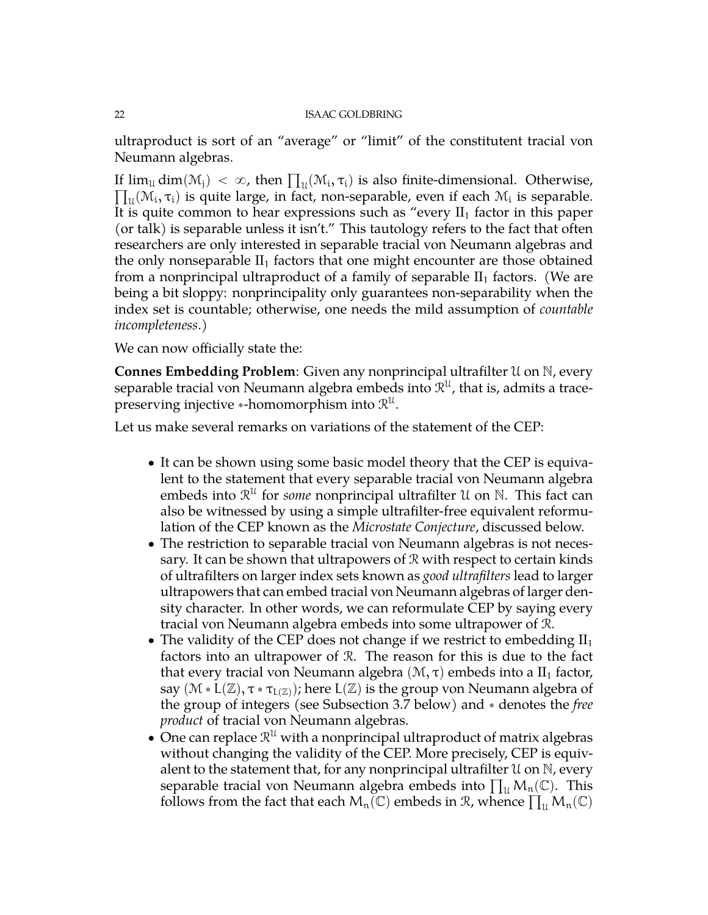ultraproduct is sort of an "average" or "limit" of the constitutent tracial von Neumann algebras.

If $\lim_{\mathcal{U}} \dim(\mathcal{M}_j) < \infty$, then $\prod_{\mathcal{U}}(\mathcal{M}_i, \tau_i)$ is also finite-dimensional. Otherwise, $\prod_{\mathcal{U}}(\mathcal{M}_i, \tau_i)$ is quite large, in fact, non-separable, even if each $\mathcal{M}_i$ is separable. It is quite common to hear expressions such as "every $\mathrm{II}_1$ factor in this paper (or talk) is separable unless it isn't." This tautology refers to the fact that often researchers are only interested in separable tracial von Neumann algebras and the only nonseparable $\mathrm{II}_1$ factors that one might encounter are those obtained from a nonprincipal ultraproduct of a family of separable $\mathrm{II}_1$ factors. (We are being a bit sloppy: nonprincipality only guarantees non-separability when the index set is countable; otherwise, one needs the mild assumption of *countable incompleteness*.)

We can now officially state the:

**Connes Embedding Problem**: Given any nonprincipal ultrafilter $\mathcal{U}$ on $\mathbb{N}$, every separable tracial von Neumann algebra embeds into $\mathcal{R}^{\mathcal{U}}$, that is, admits a trace-preserving injective $*$-homomorphism into $\mathcal{R}^{\mathcal{U}}$.

Let us make several remarks on variations of the statement of the CEP:

- It can be shown using some basic model theory that the CEP is equivalent to the statement that every separable tracial von Neumann algebra embeds into $\mathcal{R}^{\mathcal{U}}$ for *some* nonprincipal ultrafilter $\mathcal{U}$ on $\mathbb{N}$. This fact can also be witnessed by using a simple ultrafilter-free equivalent reformulation of the CEP known as the *Microstate Conjecture*, discussed below.
- The restriction to separable tracial von Neumann algebras is not necessary. It can be shown that ultrapowers of $\mathcal{R}$ with respect to certain kinds of ultrafilters on larger index sets known as *good ultrafilters* lead to larger ultrapowers that can embed tracial von Neumann algebras of larger density character. In other words, we can reformulate CEP by saying every tracial von Neumann algebra embeds into some ultrapower of $\mathcal{R}$.
- The validity of the CEP does not change if we restrict to embedding $\mathrm{II}_1$ factors into an ultrapower of $\mathcal{R}$. The reason for this is due to the fact that every tracial von Neumann algebra $(\mathcal{M}, \tau)$ embeds into a $\mathrm{II}_1$ factor, say $(\mathcal{M} * L(\mathbb{Z}), \tau * \tau_{L(\mathbb{Z})})$; here $L(\mathbb{Z})$ is the group von Neumann algebra of the group of integers (see Subsection 3.7 below) and $*$ denotes the *free product* of tracial von Neumann algebras.
- One can replace $\mathcal{R}^{\mathcal{U}}$ with a nonprincipal ultraproduct of matrix algebras without changing the validity of the CEP. More precisely, CEP is equivalent to the statement that, for any nonprincipal ultrafilter $\mathcal{U}$ on $\mathbb{N}$, every separable tracial von Neumann algebra embeds into $\prod_{\mathcal{U}} M_n(\mathbb{C})$. This follows from the fact that each $M_n(\mathbb{C})$ embeds in $\mathcal{R}$, whence $\prod_{\mathcal{U}} M_n(\mathbb{C})$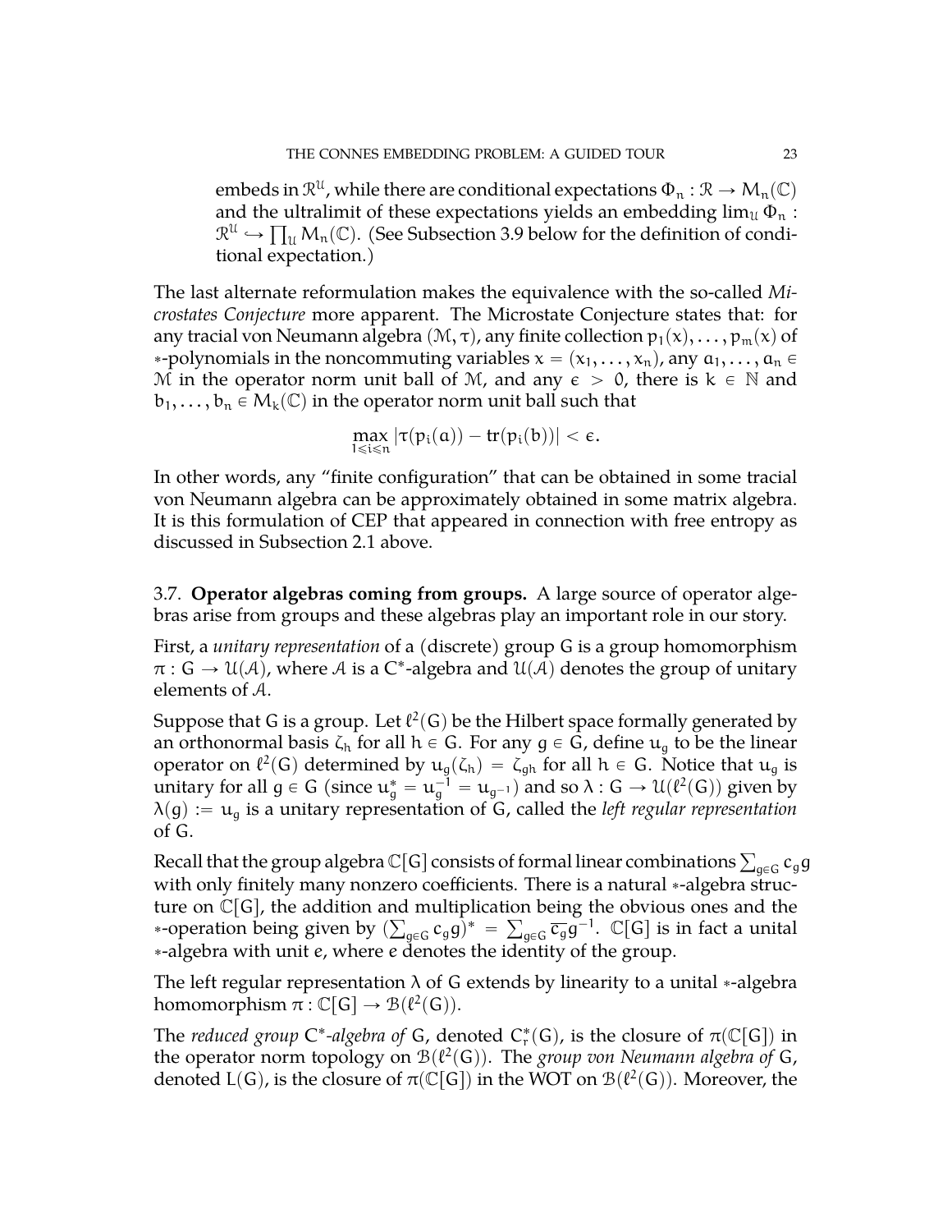embeds in $\mathcal{R}^{\mathcal{U}}$, while there are conditional expectations $\Phi_n : \mathcal{R} \to M_n(\mathbb{C})$ and the ultralimit of these expectations yields an embedding $\lim_{\mathcal{U}} \Phi_n : \mathcal{R}^{\mathcal{U}} \hookrightarrow \prod_{\mathcal{U}} M_n(\mathbb{C})$. (See Subsection 3.9 below for the definition of conditional expectation.)

The last alternate reformulation makes the equivalence with the so-called *Microstates Conjecture* more apparent. The Microstate Conjecture states that: for any tracial von Neumann algebra $(\mathcal{M}, \tau)$, any finite collection $p_1(x), \ldots, p_m(x)$ of $*$-polynomials in the noncommuting variables $x = (x_1, \ldots, x_n)$, any $a_1, \ldots, a_n \in \mathcal{M}$ in the operator norm unit ball of $\mathcal{M}$, and any $\epsilon > 0$, there is $k \in \mathbb{N}$ and $b_1, \ldots, b_n \in M_k(\mathbb{C})$ in the operator norm unit ball such that

$$\max_{1 \leqslant i \leqslant n} |\tau(p_i(a)) - \mathrm{tr}(p_i(b))| < \epsilon.$$

In other words, any "finite configuration" that can be obtained in some tracial von Neumann algebra can be approximately obtained in some matrix algebra. It is this formulation of CEP that appeared in connection with free entropy as discussed in Subsection 2.1 above.

### 3.7. Operator algebras coming from groups.

A large source of operator algebras arise from groups and these algebras play an important role in our story.

First, a *unitary representation* of a (discrete) group $G$ is a group homomorphism $\pi : G \to \mathcal{U}(\mathcal{A})$, where $\mathcal{A}$ is a $C^*$-algebra and $\mathcal{U}(\mathcal{A})$ denotes the group of unitary elements of $\mathcal{A}$.

Suppose that $G$ is a group. Let $\ell^2(G)$ be the Hilbert space formally generated by an orthonormal basis $\zeta_h$ for all $h \in G$. For any $g \in G$, define $u_g$ to be the linear operator on $\ell^2(G)$ determined by $u_g(\zeta_h) = \zeta_{gh}$ for all $h \in G$. Notice that $u_g$ is unitary for all $g \in G$ (since $u_g^* = u_g^{-1} = u_{g^{-1}}$) and so $\lambda : G \to \mathcal{U}(\ell^2(G))$ given by $\lambda(g) := u_g$ is a unitary representation of $G$, called the *left regular representation* of $G$.

Recall that the group algebra $\mathbb{C}[G]$ consists of formal linear combinations $\sum_{g \in G} c_g g$ with only finitely many nonzero coefficients. There is a natural $*$-algebra structure on $\mathbb{C}[G]$, the addition and multiplication being the obvious ones and the $*$-operation being given by $(\sum_{g \in G} c_g g)^* = \sum_{g \in G} \overline{c_g} g^{-1}$. $\mathbb{C}[G]$ is in fact a unital $*$-algebra with unit $e$, where $e$ denotes the identity of the group.

The left regular representation $\lambda$ of $G$ extends by linearity to a unital $*$-algebra homomorphism $\pi : \mathbb{C}[G] \to \mathcal{B}(\ell^2(G))$.

The *reduced group $C^*$-algebra of* $G$, denoted $C_r^*(G)$, is the closure of $\pi(\mathbb{C}[G])$ in the operator norm topology on $\mathcal{B}(\ell^2(G))$. The *group von Neumann algebra of* $G$, denoted $L(G)$, is the closure of $\pi(\mathbb{C}[G])$ in the WOT on $\mathcal{B}(\ell^2(G))$. Moreover, the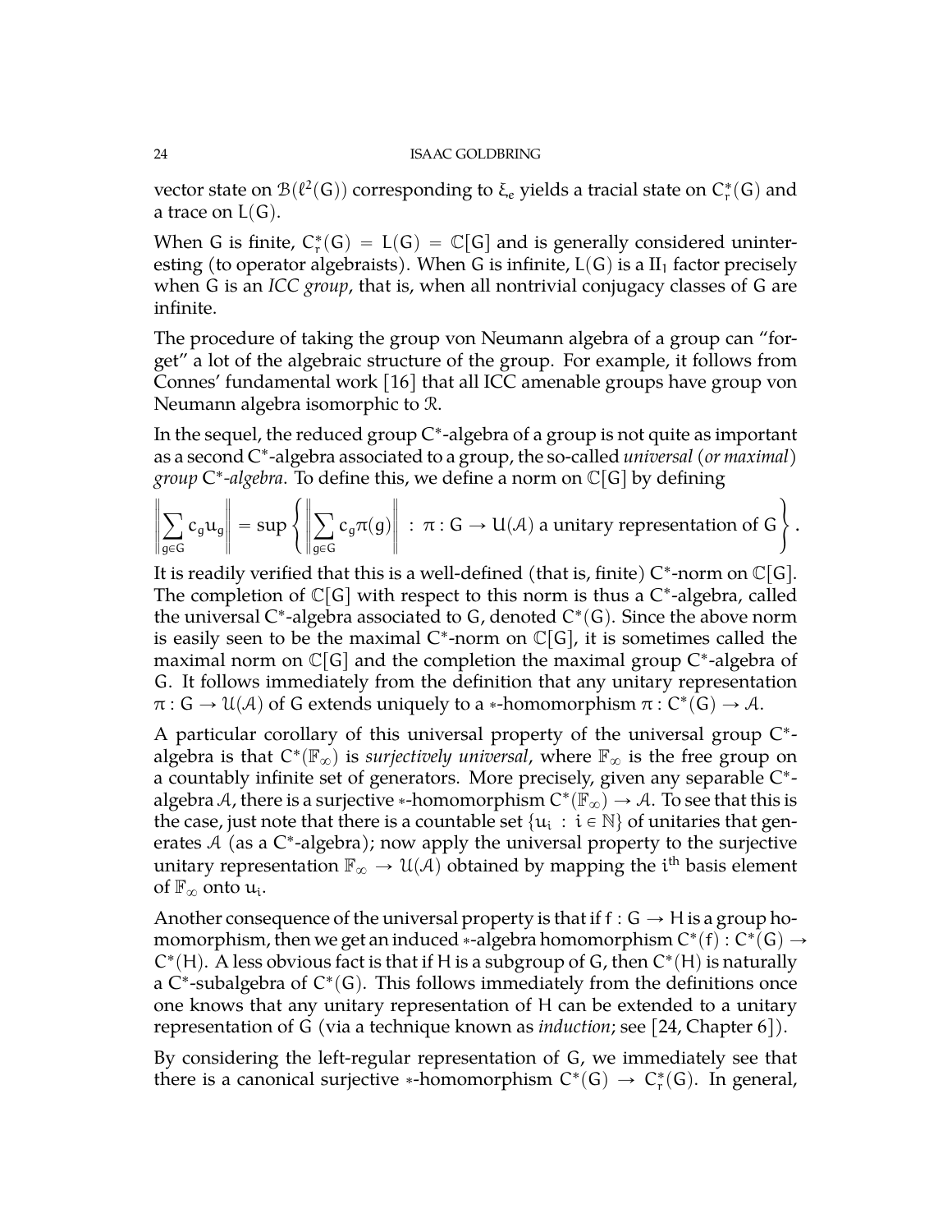vector state on $\mathcal{B}(\ell^2(G))$ corresponding to $\xi_e$ yields a tracial state on $C^*_r(G)$ and a trace on $L(G)$.

When G is finite, $C^*_r(G) = L(G) = \mathbb{C}[G]$ and is generally considered uninteresting (to operator algebraists). When G is infinite, $L(G)$ is a $\mathrm{II}_1$ factor precisely when G is an *ICC group*, that is, when all nontrivial conjugacy classes of G are infinite.

The procedure of taking the group von Neumann algebra of a group can "forget" a lot of the algebraic structure of the group. For example, it follows from Connes' fundamental work [16] that all ICC amenable groups have group von Neumann algebra isomorphic to $\mathcal{R}$.

In the sequel, the reduced group $C^*$-algebra of a group is not quite as important as a second $C^*$-algebra associated to a group, the so-called *universal (or maximal) group $C^*$-algebra*. To define this, we define a norm on $\mathbb{C}[G]$ by defining

$$\left\| \sum_{g \in G} c_g u_g \right\| = \sup \left\{ \left\| \sum_{g \in G} c_g \pi(g) \right\| \ : \ \pi : G \to U(\mathcal{A}) \text{ a unitary representation of } G \right\}.$$

It is readily verified that this is a well-defined (that is, finite) $C^*$-norm on $\mathbb{C}[G]$. The completion of $\mathbb{C}[G]$ with respect to this norm is thus a $C^*$-algebra, called the universal $C^*$-algebra associated to G, denoted $C^*(G)$. Since the above norm is easily seen to be the maximal $C^*$-norm on $\mathbb{C}[G]$, it is sometimes called the maximal norm on $\mathbb{C}[G]$ and the completion the maximal group $C^*$-algebra of G. It follows immediately from the definition that any unitary representation $\pi : G \to \mathcal{U}(\mathcal{A})$ of G extends uniquely to a $*$-homomorphism $\pi : C^*(G) \to \mathcal{A}$.

A particular corollary of this universal property of the universal group $C^*$-algebra is that $C^*(\mathbb{F}_\infty)$ is *surjectively universal*, where $\mathbb{F}_\infty$ is the free group on a countably infinite set of generators. More precisely, given any separable $C^*$-algebra $\mathcal{A}$, there is a surjective $*$-homomorphism $C^*(\mathbb{F}_\infty) \to \mathcal{A}$. To see that this is the case, just note that there is a countable set $\{u_i : i \in \mathbb{N}\}$ of unitaries that generates $\mathcal{A}$ (as a $C^*$-algebra); now apply the universal property to the surjective unitary representation $\mathbb{F}_\infty \to \mathcal{U}(\mathcal{A})$ obtained by mapping the $i^{\text{th}}$ basis element of $\mathbb{F}_\infty$ onto $u_i$.

Another consequence of the universal property is that if $f : G \to H$ is a group homomorphism, then we get an induced $*$-algebra homomorphism $C^*(f) : C^*(G) \to C^*(H)$. A less obvious fact is that if H is a subgroup of G, then $C^*(H)$ is naturally a $C^*$-subalgebra of $C^*(G)$. This follows immediately from the definitions once one knows that any unitary representation of H can be extended to a unitary representation of G (via a technique known as *induction*; see [24, Chapter 6]).

By considering the left-regular representation of G, we immediately see that there is a canonical surjective $*$-homomorphism $C^*(G) \to C^*_r(G)$. In general,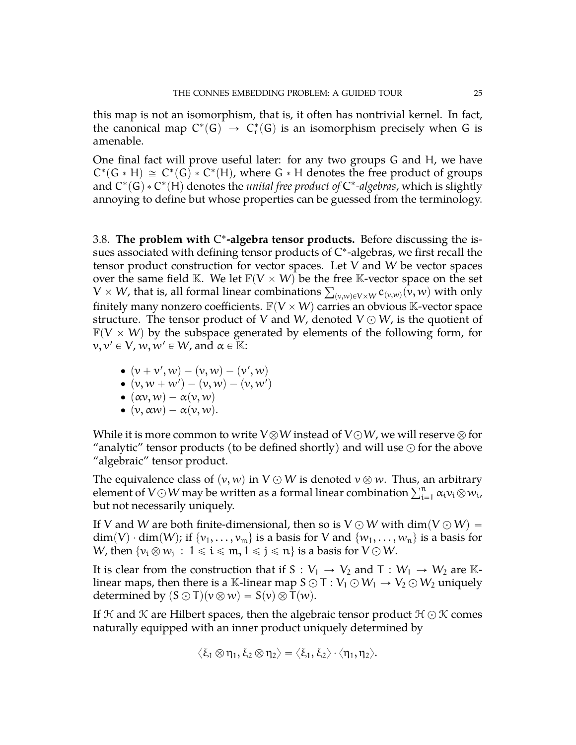this map is not an isomorphism, that is, it often has nontrivial kernel. In fact, the canonical map $C^*(G) \to C^*_r(G)$ is an isomorphism precisely when $G$ is amenable.

One final fact will prove useful later: for any two groups $G$ and $H$, we have $C^*(G * H) \cong C^*(G) * C^*(H)$, where $G * H$ denotes the free product of groups and $C^*(G) * C^*(H)$ denotes the *unital free product of* $C^*$*-algebras*, which is slightly annoying to define but whose properties can be guessed from the terminology.

3.8. **The problem with $C^*$-algebra tensor products.** Before discussing the issues associated with defining tensor products of $C^*$-algebras, we first recall the tensor product construction for vector spaces. Let $V$ and $W$ be vector spaces over the same field $\mathbb{K}$. We let $\mathbb{F}(V \times W)$ be the free $\mathbb{K}$-vector space on the set $V \times W$, that is, all formal linear combinations $\sum_{(v,w)\in V\times W} c_{(v,w)}(v, w)$ with only finitely many nonzero coefficients. $\mathbb{F}(V \times W)$ carries an obvious $\mathbb{K}$-vector space structure. The tensor product of $V$ and $W$, denoted $V \odot W$, is the quotient of $\mathbb{F}(V \times W)$ by the subspace generated by elements of the following form, for $v, v' \in V$, $w, w' \in W$, and $\alpha \in \mathbb{K}$:

- $(v + v', w) - (v, w) - (v', w)$
- $(v, w + w') - (v, w) - (v, w')$
- $(\alpha v, w) - \alpha(v, w)$
- $(v, \alpha w) - \alpha(v, w)$.

While it is more common to write $V \otimes W$ instead of $V \odot W$, we will reserve $\otimes$ for "analytic" tensor products (to be defined shortly) and will use $\odot$ for the above "algebraic" tensor product.

The equivalence class of $(v, w)$ in $V \odot W$ is denoted $v \otimes w$. Thus, an arbitrary element of $V \odot W$ may be written as a formal linear combination $\sum_{i=1}^n \alpha_i v_i \otimes w_i$, but not necessarily uniquely.

If $V$ and $W$ are both finite-dimensional, then so is $V \odot W$ with $\dim(V \odot W) = \dim(V) \cdot \dim(W)$; if $\{v_1, \ldots, v_m\}$ is a basis for $V$ and $\{w_1, \ldots, w_n\}$ is a basis for $W$, then $\{v_i \otimes w_j \,:\, 1 \leqslant i \leqslant m, 1 \leqslant j \leqslant n\}$ is a basis for $V \odot W$.

It is clear from the construction that if $S : V_1 \to V_2$ and $T : W_1 \to W_2$ are $\mathbb{K}$-linear maps, then there is a $\mathbb{K}$-linear map $S \odot T : V_1 \odot W_1 \to V_2 \odot W_2$ uniquely determined by $(S \odot T)(v \otimes w) = S(v) \otimes T(w)$.

If $\mathcal{H}$ and $\mathcal{K}$ are Hilbert spaces, then the algebraic tensor product $\mathcal{H} \odot \mathcal{K}$ comes naturally equipped with an inner product uniquely determined by

$$\langle \xi_1 \otimes \eta_1, \xi_2 \otimes \eta_2 \rangle = \langle \xi_1, \xi_2 \rangle \cdot \langle \eta_1, \eta_2 \rangle.$$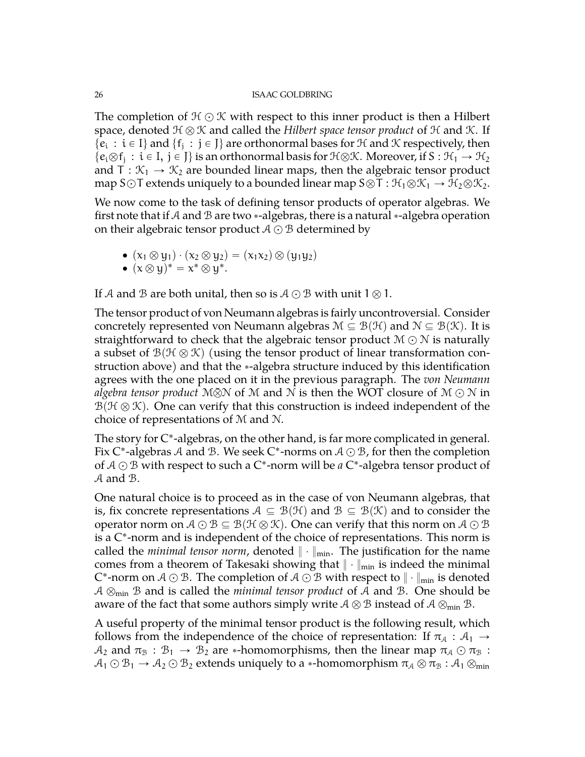The completion of $\mathcal{H} \odot \mathcal{K}$ with respect to this inner product is then a Hilbert space, denoted $\mathcal{H} \otimes \mathcal{K}$ and called the *Hilbert space tensor product* of $\mathcal{H}$ and $\mathcal{K}$. If $\{e_i : i \in I\}$ and $\{f_j : j \in J\}$ are orthonormal bases for $\mathcal{H}$ and $\mathcal{K}$ respectively, then $\{e_i \otimes f_j : i \in I, j \in J\}$ is an orthonormal basis for $\mathcal{H} \otimes \mathcal{K}$. Moreover, if $S : \mathcal{H}_1 \to \mathcal{H}_2$ and $T : \mathcal{K}_1 \to \mathcal{K}_2$ are bounded linear maps, then the algebraic tensor product map $S \odot T$ extends uniquely to a bounded linear map $S \otimes T : \mathcal{H}_1 \otimes \mathcal{K}_1 \to \mathcal{H}_2 \otimes \mathcal{K}_2$.

We now come to the task of defining tensor products of operator algebras. We first note that if $\mathcal{A}$ and $\mathcal{B}$ are two $*$-algebras, there is a natural $*$-algebra operation on their algebraic tensor product $\mathcal{A} \odot \mathcal{B}$ determined by

- $(x_1 \otimes y_1) \cdot (x_2 \otimes y_2) = (x_1 x_2) \otimes (y_1 y_2)$
- $(x \otimes y)^* = x^* \otimes y^*$.

If $\mathcal{A}$ and $\mathcal{B}$ are both unital, then so is $\mathcal{A} \odot \mathcal{B}$ with unit $1 \otimes 1$.

The tensor product of von Neumann algebras is fairly uncontroversial. Consider concretely represented von Neumann algebras $\mathcal{M} \subseteq \mathcal{B}(\mathcal{H})$ and $\mathcal{N} \subseteq \mathcal{B}(\mathcal{K})$. It is straightforward to check that the algebraic tensor product $\mathcal{M} \odot \mathcal{N}$ is naturally a subset of $\mathcal{B}(\mathcal{H} \otimes \mathcal{K})$ (using the tensor product of linear transformation construction above) and that the $*$-algebra structure induced by this identification agrees with the one placed on it in the previous paragraph. The *von Neumann algebra tensor product* $\mathcal{M} \bar{\otimes} \mathcal{N}$ of $\mathcal{M}$ and $\mathcal{N}$ is then the WOT closure of $\mathcal{M} \odot \mathcal{N}$ in $\mathcal{B}(\mathcal{H} \otimes \mathcal{K})$. One can verify that this construction is indeed independent of the choice of representations of $\mathcal{M}$ and $\mathcal{N}$.

The story for C$^*$-algebras, on the other hand, is far more complicated in general. Fix C$^*$-algebras $\mathcal{A}$ and $\mathcal{B}$. We seek C$^*$-norms on $\mathcal{A} \odot \mathcal{B}$, for then the completion of $\mathcal{A} \odot \mathcal{B}$ with respect to such a C$^*$-norm will be *a* C$^*$-algebra tensor product of $\mathcal{A}$ and $\mathcal{B}$.

One natural choice is to proceed as in the case of von Neumann algebras, that is, fix concrete representations $\mathcal{A} \subseteq \mathcal{B}(\mathcal{H})$ and $\mathcal{B} \subseteq \mathcal{B}(\mathcal{K})$ and to consider the operator norm on $\mathcal{A} \odot \mathcal{B} \subseteq \mathcal{B}(\mathcal{H} \otimes \mathcal{K})$. One can verify that this norm on $\mathcal{A} \odot \mathcal{B}$ is a C$^*$-norm and is independent of the choice of representations. This norm is called the *minimal tensor norm*, denoted $\| \cdot \|_{\min}$. The justification for the name comes from a theorem of Takesaki showing that $\| \cdot \|_{\min}$ is indeed the minimal C$^*$-norm on $\mathcal{A} \odot \mathcal{B}$. The completion of $\mathcal{A} \odot \mathcal{B}$ with respect to $\| \cdot \|_{\min}$ is denoted $\mathcal{A} \otimes_{\min} \mathcal{B}$ and is called the *minimal tensor product* of $\mathcal{A}$ and $\mathcal{B}$. One should be aware of the fact that some authors simply write $\mathcal{A} \otimes \mathcal{B}$ instead of $\mathcal{A} \otimes_{\min} \mathcal{B}$.

A useful property of the minimal tensor product is the following result, which follows from the independence of the choice of representation: If $\pi_{\mathcal{A}} : \mathcal{A}_1 \to \mathcal{A}_2$ and $\pi_{\mathcal{B}} : \mathcal{B}_1 \to \mathcal{B}_2$ are $*$-homomorphisms, then the linear map $\pi_{\mathcal{A}} \odot \pi_{\mathcal{B}} : \mathcal{A}_1 \odot \mathcal{B}_1 \to \mathcal{A}_2 \odot \mathcal{B}_2$ extends uniquely to a $*$-homomorphism $\pi_{\mathcal{A}} \otimes \pi_{\mathcal{B}} : \mathcal{A}_1 \otimes_{\min}$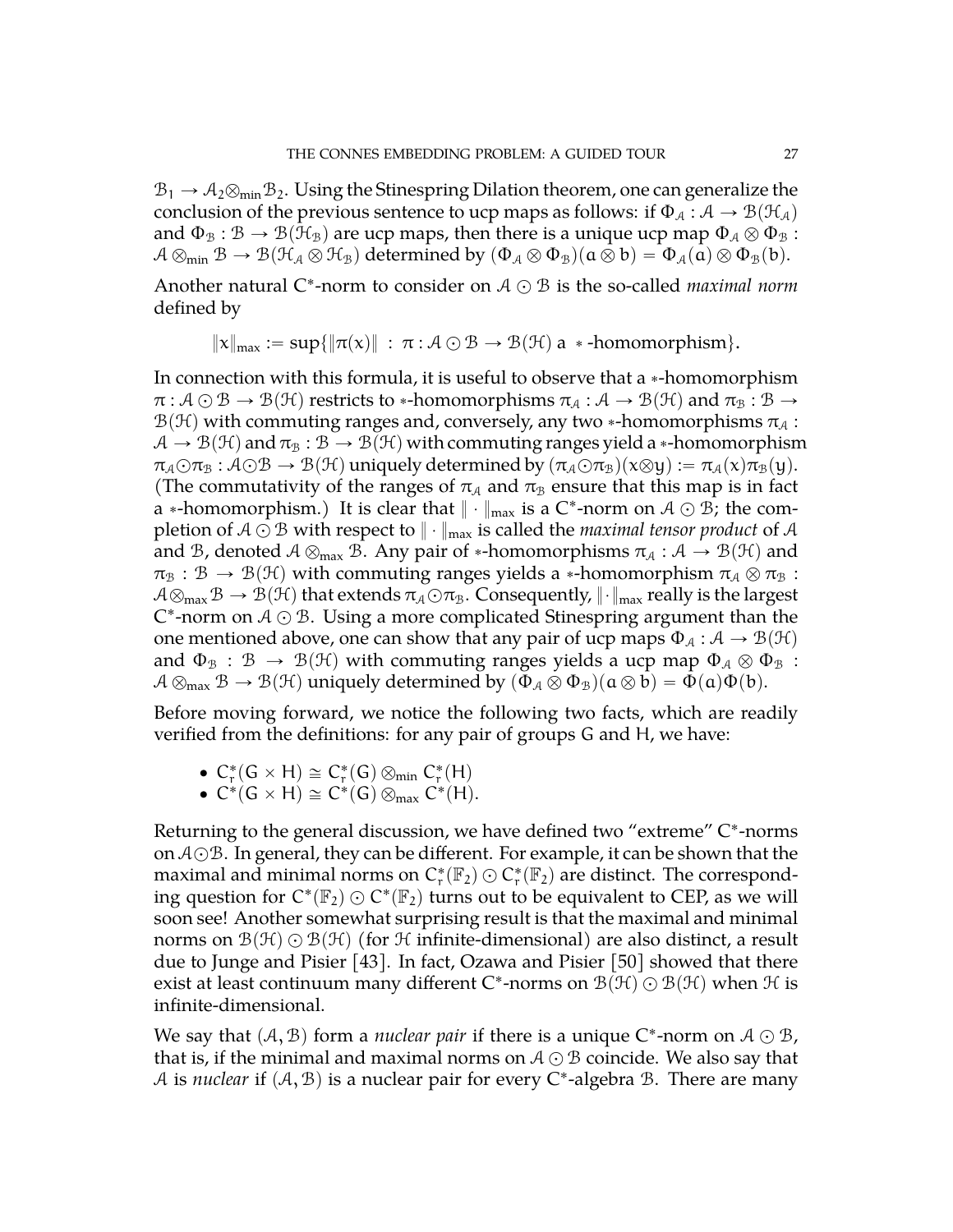$\mathcal{B}_1 \to \mathcal{A}_2 \otimes_{\min} \mathcal{B}_2$. Using the Stinespring Dilation theorem, one can generalize the conclusion of the previous sentence to ucp maps as follows: if $\Phi_{\mathcal{A}} : \mathcal{A} \to \mathcal{B}(\mathcal{H}_{\mathcal{A}})$ and $\Phi_{\mathcal{B}} : \mathcal{B} \to \mathcal{B}(\mathcal{H}_{\mathcal{B}})$ are ucp maps, then there is a unique ucp map $\Phi_{\mathcal{A}} \otimes \Phi_{\mathcal{B}} : \mathcal{A} \otimes_{\min} \mathcal{B} \to \mathcal{B}(\mathcal{H}_{\mathcal{A}} \otimes \mathcal{H}_{\mathcal{B}})$ determined by $(\Phi_{\mathcal{A}} \otimes \Phi_{\mathcal{B}})(a \otimes b) = \Phi_{\mathcal{A}}(a) \otimes \Phi_{\mathcal{B}}(b)$.

Another natural C*-norm to consider on $\mathcal{A} \odot \mathcal{B}$ is the so-called *maximal norm* defined by

$$\|x\|_{\max} := \sup\{\|\pi(x)\| \ : \ \pi : \mathcal{A} \odot \mathcal{B} \to \mathcal{B}(\mathcal{H}) \text{ a } *\text{-homomorphism}\}.$$

In connection with this formula, it is useful to observe that a $*$-homomorphism $\pi : \mathcal{A} \odot \mathcal{B} \to \mathcal{B}(\mathcal{H})$ restricts to $*$-homomorphisms $\pi_{\mathcal{A}} : \mathcal{A} \to \mathcal{B}(\mathcal{H})$ and $\pi_{\mathcal{B}} : \mathcal{B} \to \mathcal{B}(\mathcal{H})$ with commuting ranges and, conversely, any two $*$-homomorphisms $\pi_{\mathcal{A}} : \mathcal{A} \to \mathcal{B}(\mathcal{H})$ and $\pi_{\mathcal{B}} : \mathcal{B} \to \mathcal{B}(\mathcal{H})$ with commuting ranges yield a $*$-homomorphism $\pi_{\mathcal{A}} \odot \pi_{\mathcal{B}} : \mathcal{A} \odot \mathcal{B} \to \mathcal{B}(\mathcal{H})$ uniquely determined by $(\pi_{\mathcal{A}} \odot \pi_{\mathcal{B}})(x \otimes y) := \pi_{\mathcal{A}}(x)\pi_{\mathcal{B}}(y)$. (The commutativity of the ranges of $\pi_{\mathcal{A}}$ and $\pi_{\mathcal{B}}$ ensure that this map is in fact a $*$-homomorphism.) It is clear that $\|\cdot\|_{\max}$ is a C*-norm on $\mathcal{A} \odot \mathcal{B}$; the completion of $\mathcal{A} \odot \mathcal{B}$ with respect to $\|\cdot\|_{\max}$ is called the *maximal tensor product* of $\mathcal{A}$ and $\mathcal{B}$, denoted $\mathcal{A} \otimes_{\max} \mathcal{B}$. Any pair of $*$-homomorphisms $\pi_{\mathcal{A}} : \mathcal{A} \to \mathcal{B}(\mathcal{H})$ and $\pi_{\mathcal{B}} : \mathcal{B} \to \mathcal{B}(\mathcal{H})$ with commuting ranges yields a $*$-homomorphism $\pi_{\mathcal{A}} \otimes \pi_{\mathcal{B}} : \mathcal{A} \otimes_{\max} \mathcal{B} \to \mathcal{B}(\mathcal{H})$ that extends $\pi_{\mathcal{A}} \odot \pi_{\mathcal{B}}$. Consequently, $\|\cdot\|_{\max}$ really is the largest C*-norm on $\mathcal{A} \odot \mathcal{B}$. Using a more complicated Stinespring argument than the one mentioned above, one can show that any pair of ucp maps $\Phi_{\mathcal{A}} : \mathcal{A} \to \mathcal{B}(\mathcal{H})$ and $\Phi_{\mathcal{B}} : \mathcal{B} \to \mathcal{B}(\mathcal{H})$ with commuting ranges yields a ucp map $\Phi_{\mathcal{A}} \otimes \Phi_{\mathcal{B}} : \mathcal{A} \otimes_{\max} \mathcal{B} \to \mathcal{B}(\mathcal{H})$ uniquely determined by $(\Phi_{\mathcal{A}} \otimes \Phi_{\mathcal{B}})(a \otimes b) = \Phi(a)\Phi(b)$.

Before moving forward, we notice the following two facts, which are readily verified from the definitions: for any pair of groups G and H, we have:

- $C_r^*(G \times H) \cong C_r^*(G) \otimes_{\min} C_r^*(H)$
- $C^*(G \times H) \cong C^*(G) \otimes_{\max} C^*(H)$.

Returning to the general discussion, we have defined two "extreme" C*-norms on $\mathcal{A} \odot \mathcal{B}$. In general, they can be different. For example, it can be shown that the maximal and minimal norms on $C_r^*(\mathbb{F}_2) \odot C_r^*(\mathbb{F}_2)$ are distinct. The corresponding question for $C^*(\mathbb{F}_2) \odot C^*(\mathbb{F}_2)$ turns out to be equivalent to CEP, as we will soon see! Another somewhat surprising result is that the maximal and minimal norms on $\mathcal{B}(\mathcal{H}) \odot \mathcal{B}(\mathcal{H})$ (for $\mathcal{H}$ infinite-dimensional) are also distinct, a result due to Junge and Pisier [43]. In fact, Ozawa and Pisier [50] showed that there exist at least continuum many different C*-norms on $\mathcal{B}(\mathcal{H}) \odot \mathcal{B}(\mathcal{H})$ when $\mathcal{H}$ is infinite-dimensional.

We say that $(\mathcal{A}, \mathcal{B})$ form a *nuclear pair* if there is a unique C*-norm on $\mathcal{A} \odot \mathcal{B}$, that is, if the minimal and maximal norms on $\mathcal{A} \odot \mathcal{B}$ coincide. We also say that $\mathcal{A}$ is *nuclear* if $(\mathcal{A}, \mathcal{B})$ is a nuclear pair for every C*-algebra $\mathcal{B}$. There are many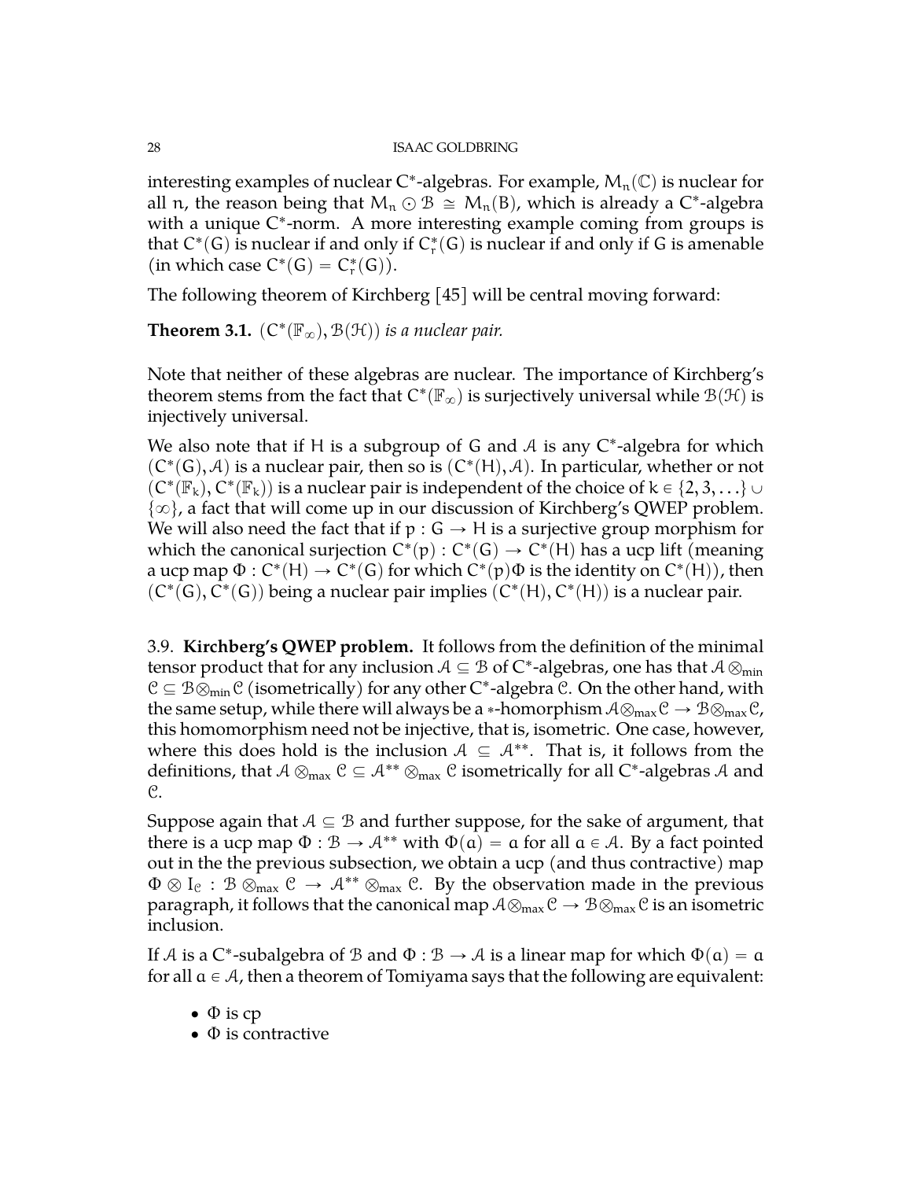interesting examples of nuclear C*-algebras. For example, $M_n(\mathbb{C})$ is nuclear for all $n$, the reason being that $M_n \odot \mathcal{B} \cong M_n(B)$, which is already a C*-algebra with a unique C*-norm. A more interesting example coming from groups is that $C^*(G)$ is nuclear if and only if $C^*_r(G)$ is nuclear if and only if $G$ is amenable (in which case $C^*(G) = C^*_r(G)$).

The following theorem of Kirchberg [45] will be central moving forward:

**Theorem 3.1.** *$(C^*(\mathbb{F}_\infty), \mathcal{B}(\mathcal{H}))$ is a nuclear pair.*

Note that neither of these algebras are nuclear. The importance of Kirchberg's theorem stems from the fact that $C^*(\mathbb{F}_\infty)$ is surjectively universal while $\mathcal{B}(\mathcal{H})$ is injectively universal.

We also note that if $H$ is a subgroup of $G$ and $\mathcal{A}$ is any C*-algebra for which $(C^*(G), \mathcal{A})$ is a nuclear pair, then so is $(C^*(H), \mathcal{A})$. In particular, whether or not $(C^*(\mathbb{F}_k), C^*(\mathbb{F}_k))$ is a nuclear pair is independent of the choice of $k \in \{2, 3, \ldots\} \cup \{\infty\}$, a fact that will come up in our discussion of Kirchberg's QWEP problem. We will also need the fact that if $p : G \to H$ is a surjective group morphism for which the canonical surjection $C^*(p) : C^*(G) \to C^*(H)$ has a ucp lift (meaning a ucp map $\Phi : C^*(H) \to C^*(G)$ for which $C^*(p)\Phi$ is the identity on $C^*(H)$), then $(C^*(G), C^*(G))$ being a nuclear pair implies $(C^*(H), C^*(H))$ is a nuclear pair.

3.9. **Kirchberg's QWEP problem.** It follows from the definition of the minimal tensor product that for any inclusion $\mathcal{A} \subseteq \mathcal{B}$ of C*-algebras, one has that $\mathcal{A} \otimes_{\min} \mathcal{C} \subseteq \mathcal{B} \otimes_{\min} \mathcal{C}$ (isometrically) for any other C*-algebra $\mathcal{C}$. On the other hand, with the same setup, while there will always be a $*$-homorphism $\mathcal{A} \otimes_{\max} \mathcal{C} \to \mathcal{B} \otimes_{\max} \mathcal{C}$, this homomorphism need not be injective, that is, isometric. One case, however, where this does hold is the inclusion $\mathcal{A} \subseteq \mathcal{A}^{**}$. That is, it follows from the definitions, that $\mathcal{A} \otimes_{\max} \mathcal{C} \subseteq \mathcal{A}^{**} \otimes_{\max} \mathcal{C}$ isometrically for all C*-algebras $\mathcal{A}$ and $\mathcal{C}$.

Suppose again that $\mathcal{A} \subseteq \mathcal{B}$ and further suppose, for the sake of argument, that there is a ucp map $\Phi : \mathcal{B} \to \mathcal{A}^{**}$ with $\Phi(a) = a$ for all $a \in \mathcal{A}$. By a fact pointed out in the the previous subsection, we obtain a ucp (and thus contractive) map $\Phi \otimes I_{\mathcal{C}} : \mathcal{B} \otimes_{\max} \mathcal{C} \to \mathcal{A}^{**} \otimes_{\max} \mathcal{C}$. By the observation made in the previous paragraph, it follows that the canonical map $\mathcal{A} \otimes_{\max} \mathcal{C} \to \mathcal{B} \otimes_{\max} \mathcal{C}$ is an isometric inclusion.

If $\mathcal{A}$ is a C*-subalgebra of $\mathcal{B}$ and $\Phi : \mathcal{B} \to \mathcal{A}$ is a linear map for which $\Phi(a) = a$ for all $a \in \mathcal{A}$, then a theorem of Tomiyama says that the following are equivalent:

- $\Phi$ is cp
- $\Phi$ is contractive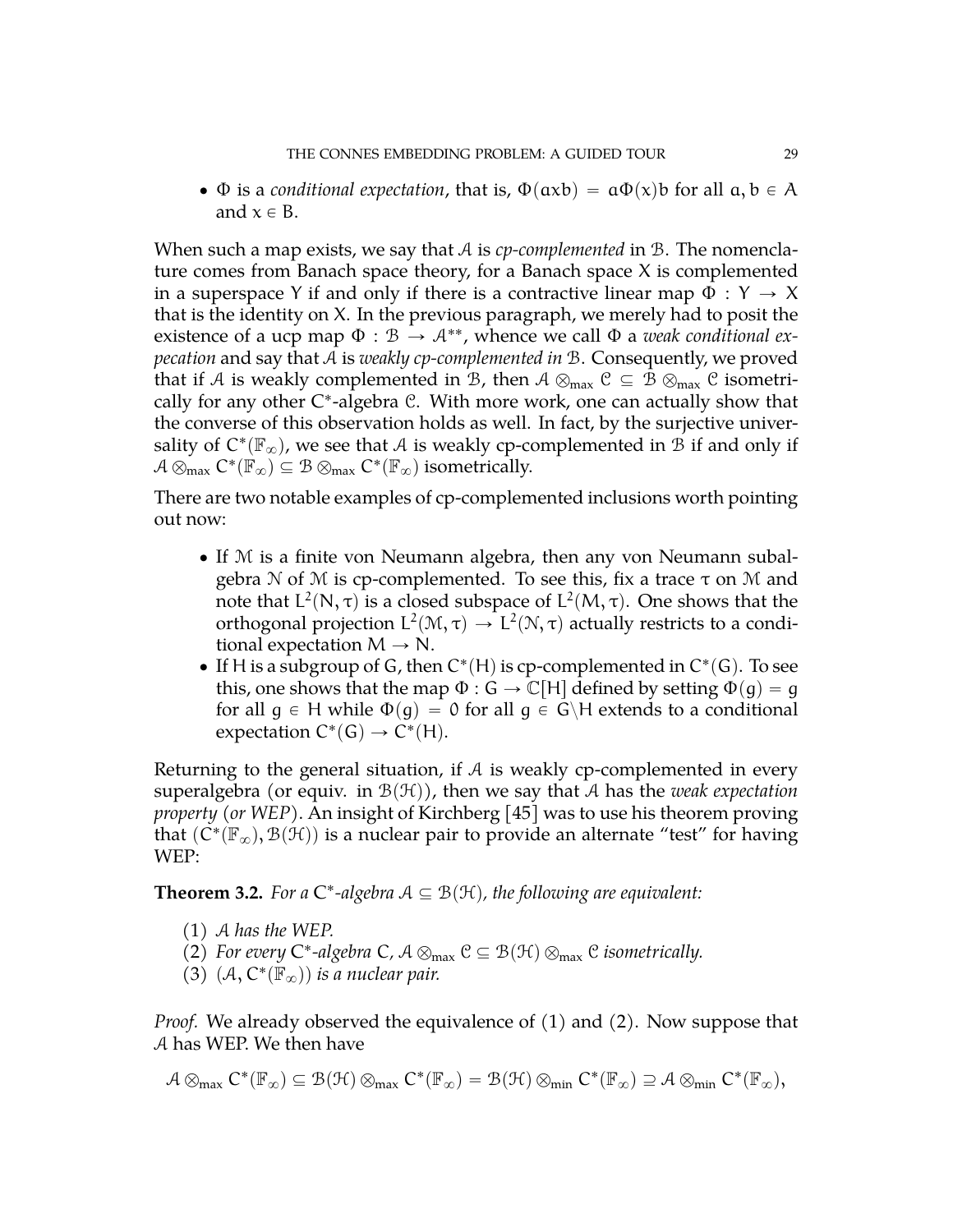- $\Phi$ is a *conditional expectation*, that is, $\Phi(axb) = a\Phi(x)b$ for all $a, b \in A$ and $x \in B$.

When such a map exists, we say that $\mathcal{A}$ is *cp-complemented* in $\mathcal{B}$. The nomenclature comes from Banach space theory, for a Banach space $X$ is complemented in a superspace $Y$ if and only if there is a contractive linear map $\Phi : Y \to X$ that is the identity on $X$. In the previous paragraph, we merely had to posit the existence of a ucp map $\Phi : \mathcal{B} \to \mathcal{A}^{**}$, whence we call $\Phi$ a *weak conditional expecation* and say that $\mathcal{A}$ is *weakly cp-complemented in* $\mathcal{B}$. Consequently, we proved that if $\mathcal{A}$ is weakly complemented in $\mathcal{B}$, then $\mathcal{A} \otimes_{\max} \mathcal{C} \subseteq \mathcal{B} \otimes_{\max} \mathcal{C}$ isometrically for any other $\mathrm{C}^*$-algebra $\mathcal{C}$. With more work, one can actually show that the converse of this observation holds as well. In fact, by the surjective universality of $\mathrm{C}^*(\mathbb{F}_\infty)$, we see that $\mathcal{A}$ is weakly cp-complemented in $\mathcal{B}$ if and only if $\mathcal{A} \otimes_{\max} \mathrm{C}^*(\mathbb{F}_\infty) \subseteq \mathcal{B} \otimes_{\max} \mathrm{C}^*(\mathbb{F}_\infty)$ isometrically.

There are two notable examples of cp-complemented inclusions worth pointing out now:

- If $\mathcal{M}$ is a finite von Neumann algebra, then any von Neumann subalgebra $\mathcal{N}$ of $\mathcal{M}$ is cp-complemented. To see this, fix a trace $\tau$ on $\mathcal{M}$ and note that $L^2(N, \tau)$ is a closed subspace of $L^2(M, \tau)$. One shows that the orthogonal projection $L^2(\mathcal{M}, \tau) \to L^2(\mathcal{N}, \tau)$ actually restricts to a conditional expectation $M \to N$.
- If $H$ is a subgroup of $G$, then $\mathrm{C}^*(H)$ is cp-complemented in $\mathrm{C}^*(G)$. To see this, one shows that the map $\Phi : G \to \mathbb{C}[H]$ defined by setting $\Phi(g) = g$ for all $g \in H$ while $\Phi(g) = 0$ for all $g \in G \backslash H$ extends to a conditional expectation $\mathrm{C}^*(G) \to \mathrm{C}^*(H)$.

Returning to the general situation, if $\mathcal{A}$ is weakly cp-complemented in every superalgebra (or equiv. in $\mathcal{B}(\mathcal{H})$), then we say that $\mathcal{A}$ has the *weak expectation property (or WEP)*. An insight of Kirchberg [45] was to use his theorem proving that $(\mathrm{C}^*(\mathbb{F}_\infty), \mathcal{B}(\mathcal{H}))$ is a nuclear pair to provide an alternate "test" for having WEP:

**Theorem 3.2.** *For a $\mathrm{C}^*$-algebra $\mathcal{A} \subseteq \mathcal{B}(\mathcal{H})$, the following are equivalent:*

(1) *$\mathcal{A}$ has the WEP.*
(2) *For every $\mathrm{C}^*$-algebra $C$, $\mathcal{A} \otimes_{\max} \mathcal{C} \subseteq \mathcal{B}(\mathcal{H}) \otimes_{\max} \mathcal{C}$ isometrically.*
(3) *$(\mathcal{A}, \mathrm{C}^*(\mathbb{F}_\infty))$ is a nuclear pair.*

*Proof.* We already observed the equivalence of (1) and (2). Now suppose that $\mathcal{A}$ has WEP. We then have

$$\mathcal{A} \otimes_{\max} \mathrm{C}^*(\mathbb{F}_\infty) \subseteq \mathcal{B}(\mathcal{H}) \otimes_{\max} \mathrm{C}^*(\mathbb{F}_\infty) = \mathcal{B}(\mathcal{H}) \otimes_{\min} \mathrm{C}^*(\mathbb{F}_\infty) \supseteq \mathcal{A} \otimes_{\min} \mathrm{C}^*(\mathbb{F}_\infty),$$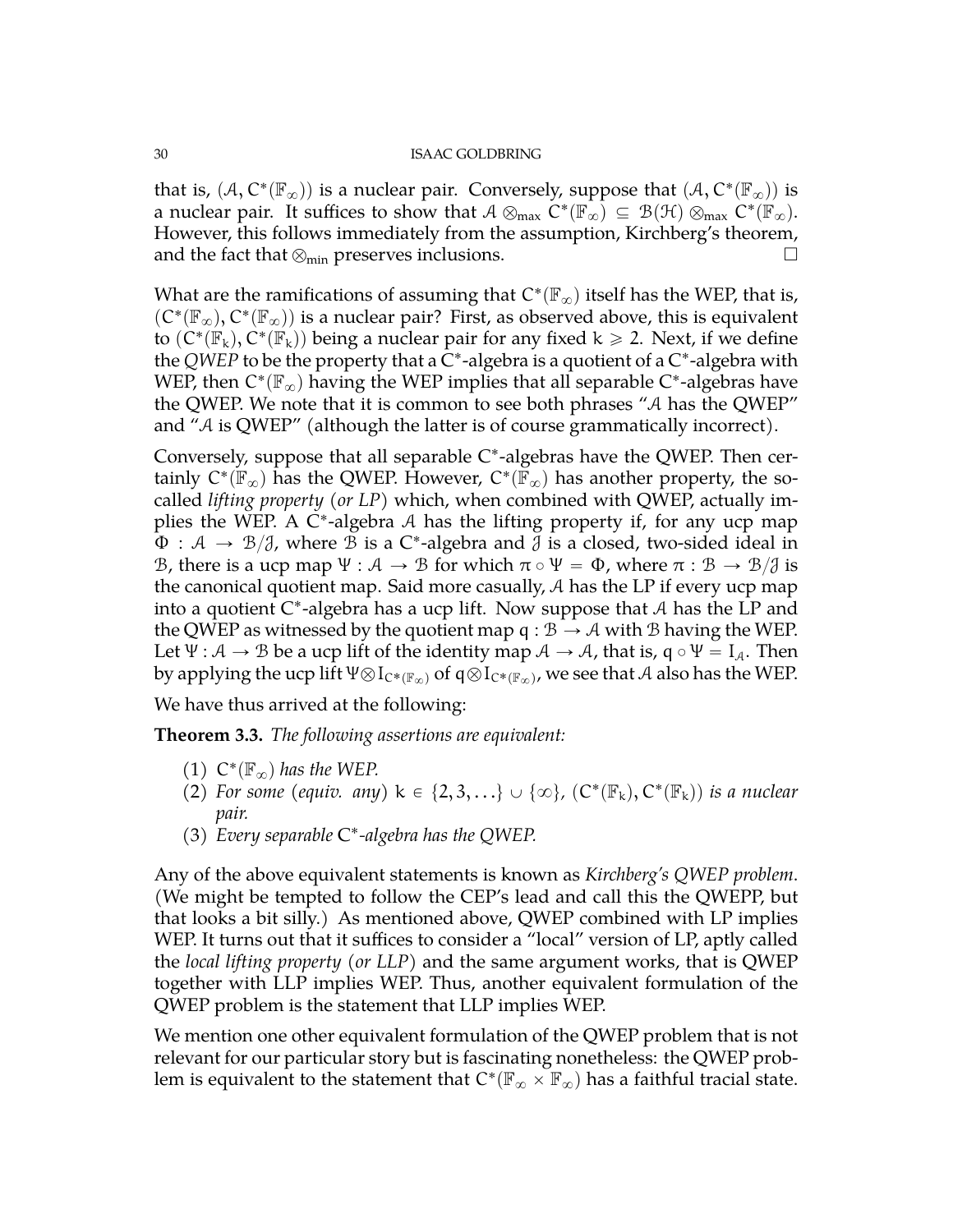that is, $(\mathcal{A}, C^*(\mathbb{F}_\infty))$ is a nuclear pair. Conversely, suppose that $(\mathcal{A}, C^*(\mathbb{F}_\infty))$ is a nuclear pair. It suffices to show that $\mathcal{A} \otimes_{\max} C^*(\mathbb{F}_\infty) \subseteq \mathcal{B}(\mathcal{H}) \otimes_{\max} C^*(\mathbb{F}_\infty)$. However, this follows immediately from the assumption, Kirchberg's theorem, and the fact that $\otimes_{\min}$ preserves inclusions. $\square$

What are the ramifications of assuming that $C^*(\mathbb{F}_\infty)$ itself has the WEP, that is, $(C^*(\mathbb{F}_\infty), C^*(\mathbb{F}_\infty))$ is a nuclear pair? First, as observed above, this is equivalent to $(C^*(\mathbb{F}_k), C^*(\mathbb{F}_k))$ being a nuclear pair for any fixed $k \geqslant 2$. Next, if we define the *QWEP* to be the property that a $C^*$-algebra is a quotient of a $C^*$-algebra with WEP, then $C^*(\mathbb{F}_\infty)$ having the WEP implies that all separable $C^*$-algebras have the QWEP. We note that it is common to see both phrases "$\mathcal{A}$ has the QWEP" and "$\mathcal{A}$ is QWEP" (although the latter is of course grammatically incorrect).

Conversely, suppose that all separable $C^*$-algebras have the QWEP. Then certainly $C^*(\mathbb{F}_\infty)$ has the QWEP. However, $C^*(\mathbb{F}_\infty)$ has another property, the so-called *lifting property* (*or LP*) which, when combined with QWEP, actually implies the WEP. A $C^*$-algebra $\mathcal{A}$ has the lifting property if, for any ucp map $\Phi : \mathcal{A} \to \mathcal{B}/\mathcal{J}$, where $\mathcal{B}$ is a $C^*$-algebra and $\mathcal{J}$ is a closed, two-sided ideal in $\mathcal{B}$, there is a ucp map $\Psi : \mathcal{A} \to \mathcal{B}$ for which $\pi \circ \Psi = \Phi$, where $\pi : \mathcal{B} \to \mathcal{B}/\mathcal{J}$ is the canonical quotient map. Said more casually, $\mathcal{A}$ has the LP if every ucp map into a quotient $C^*$-algebra has a ucp lift. Now suppose that $\mathcal{A}$ has the LP and the QWEP as witnessed by the quotient map $q : \mathcal{B} \to \mathcal{A}$ with $\mathcal{B}$ having the WEP. Let $\Psi : \mathcal{A} \to \mathcal{B}$ be a ucp lift of the identity map $\mathcal{A} \to \mathcal{A}$, that is, $q \circ \Psi = I_{\mathcal{A}}$. Then by applying the ucp lift $\Psi \otimes I_{C^*(\mathbb{F}_\infty)}$ of $q \otimes I_{C^*(\mathbb{F}_\infty)}$, we see that $\mathcal{A}$ also has the WEP.

We have thus arrived at the following:

**Theorem 3.3.** *The following assertions are equivalent:*

(1) $C^*(\mathbb{F}_\infty)$ *has the WEP.*
(2) *For some (equiv. any)* $k \in \{2, 3, \ldots\} \cup \{\infty\}$, $(C^*(\mathbb{F}_k), C^*(\mathbb{F}_k))$ *is a nuclear pair.*
(3) *Every separable* $C^*$*-algebra has the QWEP.*

Any of the above equivalent statements is known as *Kirchberg's QWEP problem*. (We might be tempted to follow the CEP's lead and call this the QWEPP, but that looks a bit silly.) As mentioned above, QWEP combined with LP implies WEP. It turns out that it suffices to consider a "local" version of LP, aptly called the *local lifting property* (*or LLP*) and the same argument works, that is QWEP together with LLP implies WEP. Thus, another equivalent formulation of the QWEP problem is the statement that LLP implies WEP.

We mention one other equivalent formulation of the QWEP problem that is not relevant for our particular story but is fascinating nonetheless: the QWEP problem is equivalent to the statement that $C^*(\mathbb{F}_\infty \times \mathbb{F}_\infty)$ has a faithful tracial state.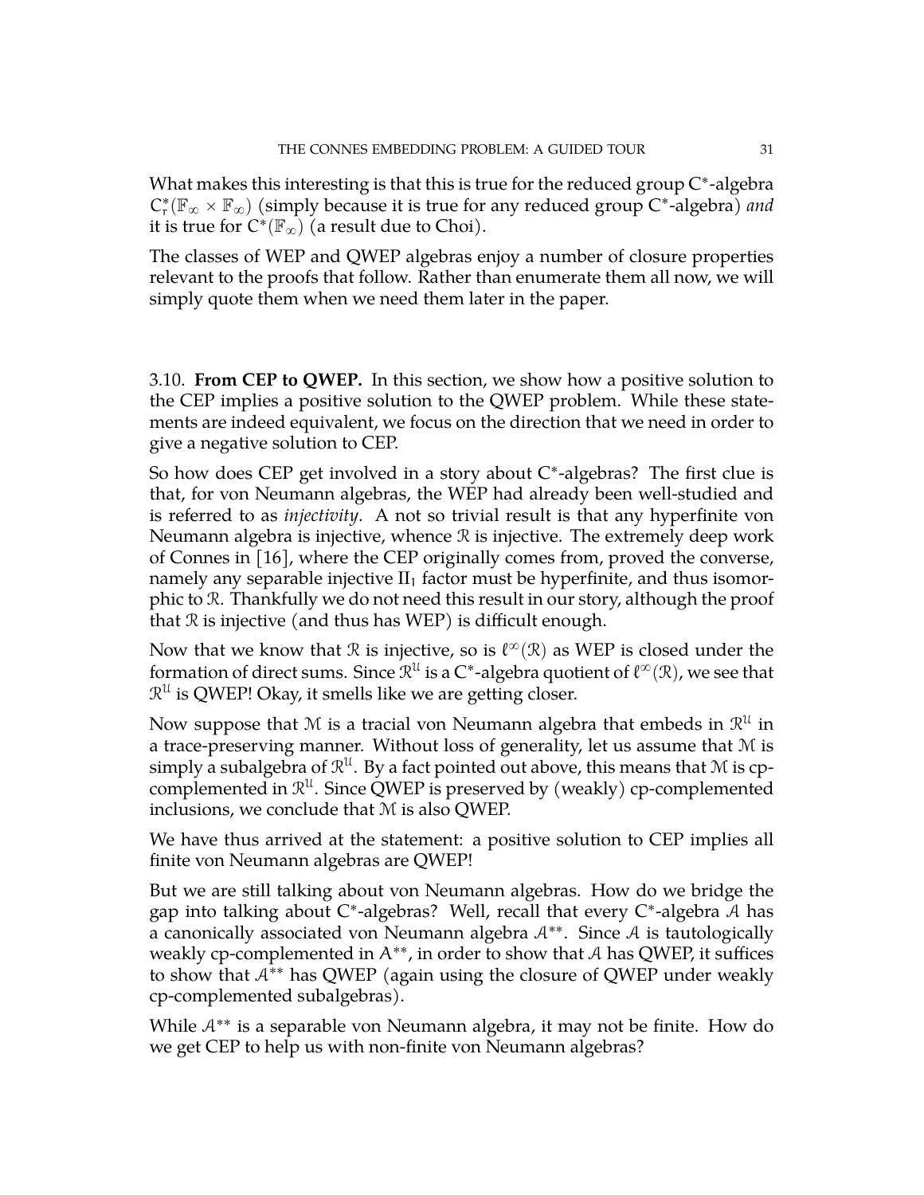What makes this interesting is that this is true for the reduced group C*-algebra $C^*_r(\mathbb{F}_\infty \times \mathbb{F}_\infty)$ (simply because it is true for any reduced group C*-algebra) *and* it is true for $C^*(\mathbb{F}_\infty)$ (a result due to Choi).

The classes of WEP and QWEP algebras enjoy a number of closure properties relevant to the proofs that follow. Rather than enumerate them all now, we will simply quote them when we need them later in the paper.

3.10. **From CEP to QWEP.** In this section, we show how a positive solution to the CEP implies a positive solution to the QWEP problem. While these statements are indeed equivalent, we focus on the direction that we need in order to give a negative solution to CEP.

So how does CEP get involved in a story about C*-algebras? The first clue is that, for von Neumann algebras, the WEP had already been well-studied and is referred to as *injectivity*. A not so trivial result is that any hyperfinite von Neumann algebra is injective, whence $\mathcal{R}$ is injective. The extremely deep work of Connes in [16], where the CEP originally comes from, proved the converse, namely any separable injective $\mathrm{II}_1$ factor must be hyperfinite, and thus isomorphic to $\mathcal{R}$. Thankfully we do not need this result in our story, although the proof that $\mathcal{R}$ is injective (and thus has WEP) is difficult enough.

Now that we know that $\mathcal{R}$ is injective, so is $\ell^\infty(\mathcal{R})$ as WEP is closed under the formation of direct sums. Since $\mathcal{R}^\mathcal{U}$ is a C*-algebra quotient of $\ell^\infty(\mathcal{R})$, we see that $\mathcal{R}^\mathcal{U}$ is QWEP! Okay, it smells like we are getting closer.

Now suppose that $\mathcal{M}$ is a tracial von Neumann algebra that embeds in $\mathcal{R}^\mathcal{U}$ in a trace-preserving manner. Without loss of generality, let us assume that $\mathcal{M}$ is simply a subalgebra of $\mathcal{R}^\mathcal{U}$. By a fact pointed out above, this means that $\mathcal{M}$ is cp-complemented in $\mathcal{R}^\mathcal{U}$. Since QWEP is preserved by (weakly) cp-complemented inclusions, we conclude that $\mathcal{M}$ is also QWEP.

We have thus arrived at the statement: a positive solution to CEP implies all finite von Neumann algebras are QWEP!

But we are still talking about von Neumann algebras. How do we bridge the gap into talking about C*-algebras? Well, recall that every C*-algebra $\mathcal{A}$ has a canonically associated von Neumann algebra $\mathcal{A}^{**}$. Since $\mathcal{A}$ is tautologically weakly cp-complemented in $A^{**}$, in order to show that $\mathcal{A}$ has QWEP, it suffices to show that $\mathcal{A}^{**}$ has QWEP (again using the closure of QWEP under weakly cp-complemented subalgebras).

While $\mathcal{A}^{**}$ is a separable von Neumann algebra, it may not be finite. How do we get CEP to help us with non-finite von Neumann algebras?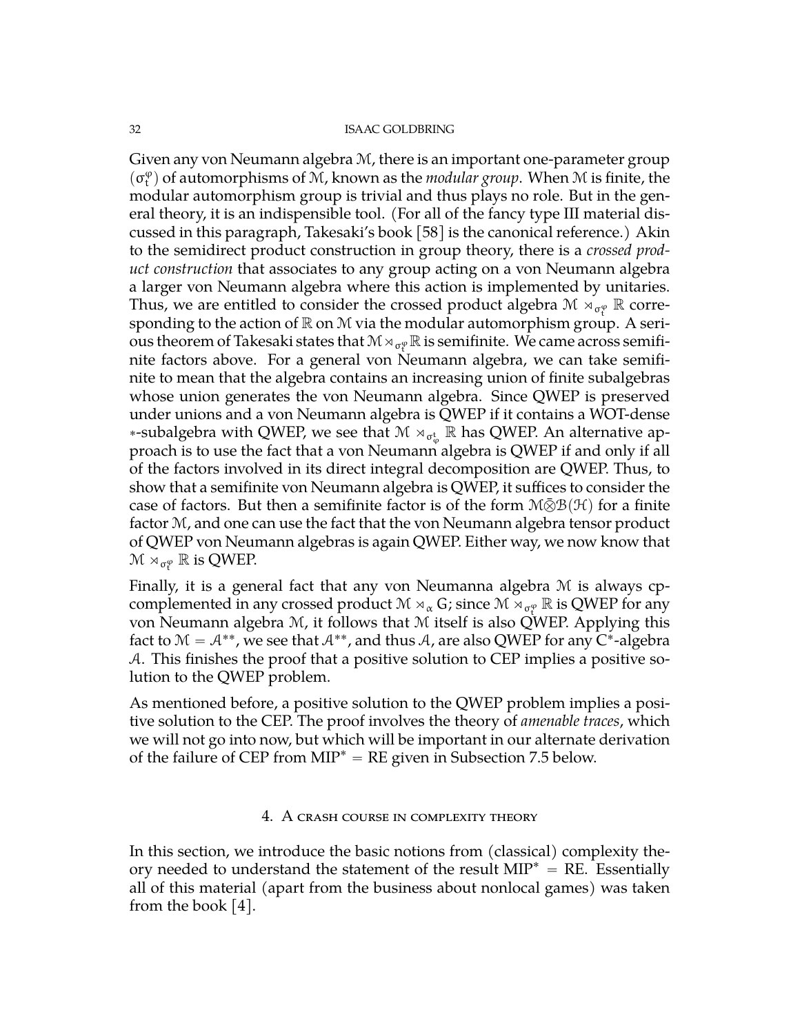Given any von Neumann algebra $\mathcal{M}$, there is an important one-parameter group $(\sigma_t^\varphi)$ of automorphisms of $\mathcal{M}$, known as the *modular group*. When $\mathcal{M}$ is finite, the modular automorphism group is trivial and thus plays no role. But in the general theory, it is an indispensible tool. (For all of the fancy type III material discussed in this paragraph, Takesaki's book [58] is the canonical reference.) Akin to the semidirect product construction in group theory, there is a *crossed product construction* that associates to any group acting on a von Neumann algebra a larger von Neumann algebra where this action is implemented by unitaries. Thus, we are entitled to consider the crossed product algebra $\mathcal{M} \rtimes_{\sigma_t^\varphi} \mathbb{R}$ corresponding to the action of $\mathbb{R}$ on $\mathcal{M}$ via the modular automorphism group. A serious theorem of Takesaki states that $\mathcal{M} \rtimes_{\sigma_t^\varphi} \mathbb{R}$ is semifinite. We came across semifinite factors above. For a general von Neumann algebra, we can take semifinite to mean that the algebra contains an increasing union of finite subalgebras whose union generates the von Neumann algebra. Since QWEP is preserved under unions and a von Neumann algebra is QWEP if it contains a WOT-dense $*$-subalgebra with QWEP, we see that $\mathcal{M} \rtimes_{\sigma_\varphi^t} \mathbb{R}$ has QWEP. An alternative approach is to use the fact that a von Neumann algebra is QWEP if and only if all of the factors involved in its direct integral decomposition are QWEP. Thus, to show that a semifinite von Neumann algebra is QWEP, it suffices to consider the case of factors. But then a semifinite factor is of the form $\mathcal{M}\bar{\otimes}\mathcal{B}(\mathcal{H})$ for a finite factor $\mathcal{M}$, and one can use the fact that the von Neumann algebra tensor product of QWEP von Neumann algebras is again QWEP. Either way, we now know that $\mathcal{M} \rtimes_{\sigma_t^\varphi} \mathbb{R}$ is QWEP.

Finally, it is a general fact that any von Neumanna algebra $\mathcal{M}$ is always cp-complemented in any crossed product $\mathcal{M} \rtimes_\alpha G$; since $\mathcal{M} \rtimes_{\sigma_t^\varphi} \mathbb{R}$ is QWEP for any von Neumann algebra $\mathcal{M}$, it follows that $\mathcal{M}$ itself is also QWEP. Applying this fact to $\mathcal{M} = \mathcal{A}^{**}$, we see that $\mathcal{A}^{**}$, and thus $\mathcal{A}$, are also QWEP for any C$^*$-algebra $\mathcal{A}$. This finishes the proof that a positive solution to CEP implies a positive solution to the QWEP problem.

As mentioned before, a positive solution to the QWEP problem implies a positive solution to the CEP. The proof involves the theory of *amenable traces*, which we will not go into now, but which will be important in our alternate derivation of the failure of CEP from $\text{MIP}^* = \text{RE}$ given in Subsection 7.5 below.

## 4. A crash course in complexity theory

In this section, we introduce the basic notions from (classical) complexity theory needed to understand the statement of the result $\text{MIP}^* = \text{RE}$. Essentially all of this material (apart from the business about nonlocal games) was taken from the book [4].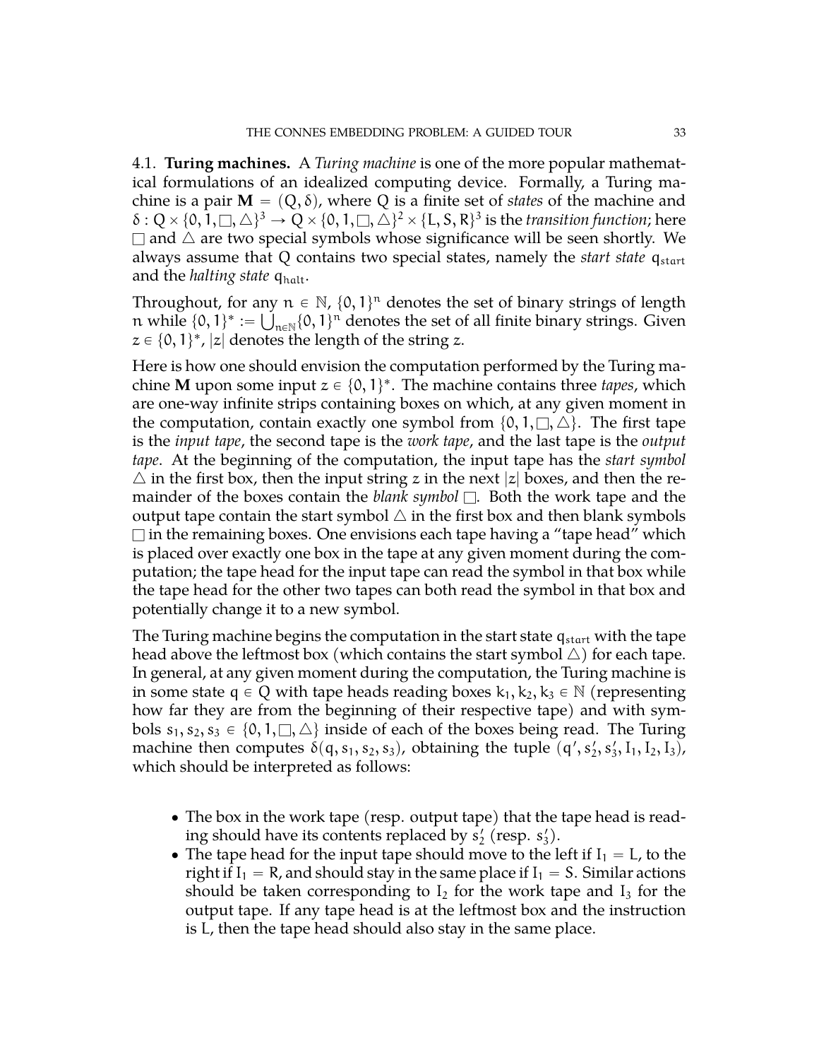4.1. **Turing machines.** A *Turing machine* is one of the more popular mathematical formulations of an idealized computing device. Formally, a Turing machine is a pair $\mathbf{M} = (Q, \delta)$, where $Q$ is a finite set of *states* of the machine and $\delta : Q \times \{0, 1, \square, \triangle\}^3 \to Q \times \{0, 1, \square, \triangle\}^2 \times \{L, S, R\}^3$ is the *transition function*; here $\square$ and $\triangle$ are two special symbols whose significance will be seen shortly. We always assume that $Q$ contains two special states, namely the *start state* $q_{start}$ and the *halting state* $q_{halt}$.

Throughout, for any $n \in \mathbb{N}$, $\{0, 1\}^n$ denotes the set of binary strings of length $n$ while $\{0, 1\}^* := \bigcup_{n \in \mathbb{N}} \{0, 1\}^n$ denotes the set of all finite binary strings. Given $z \in \{0, 1\}^*$, $|z|$ denotes the length of the string $z$.

Here is how one should envision the computation performed by the Turing machine $\mathbf{M}$ upon some input $z \in \{0, 1\}^*$. The machine contains three *tapes*, which are one-way infinite strips containing boxes on which, at any given moment in the computation, contain exactly one symbol from $\{0, 1, \square, \triangle\}$. The first tape is the *input tape*, the second tape is the *work tape*, and the last tape is the *output tape*. At the beginning of the computation, the input tape has the *start symbol* $\triangle$ in the first box, then the input string $z$ in the next $|z|$ boxes, and then the remainder of the boxes contain the *blank symbol* $\square$. Both the work tape and the output tape contain the start symbol $\triangle$ in the first box and then blank symbols $\square$ in the remaining boxes. One envisions each tape having a "tape head" which is placed over exactly one box in the tape at any given moment during the computation; the tape head for the input tape can read the symbol in that box while the tape head for the other two tapes can both read the symbol in that box and potentially change it to a new symbol.

The Turing machine begins the computation in the start state $q_{start}$ with the tape head above the leftmost box (which contains the start symbol $\triangle$) for each tape. In general, at any given moment during the computation, the Turing machine is in some state $q \in Q$ with tape heads reading boxes $k_1, k_2, k_3 \in \mathbb{N}$ (representing how far they are from the beginning of their respective tape) and with symbols $s_1, s_2, s_3 \in \{0, 1, \square, \triangle\}$ inside of each of the boxes being read. The Turing machine then computes $\delta(q, s_1, s_2, s_3)$, obtaining the tuple $(q', s_2', s_3', I_1, I_2, I_3)$, which should be interpreted as follows:

- The box in the work tape (resp. output tape) that the tape head is reading should have its contents replaced by $s_2'$ (resp. $s_3'$).
- The tape head for the input tape should move to the left if $I_1 = L$, to the right if $I_1 = R$, and should stay in the same place if $I_1 = S$. Similar actions should be taken corresponding to $I_2$ for the work tape and $I_3$ for the output tape. If any tape head is at the leftmost box and the instruction is $L$, then the tape head should also stay in the same place.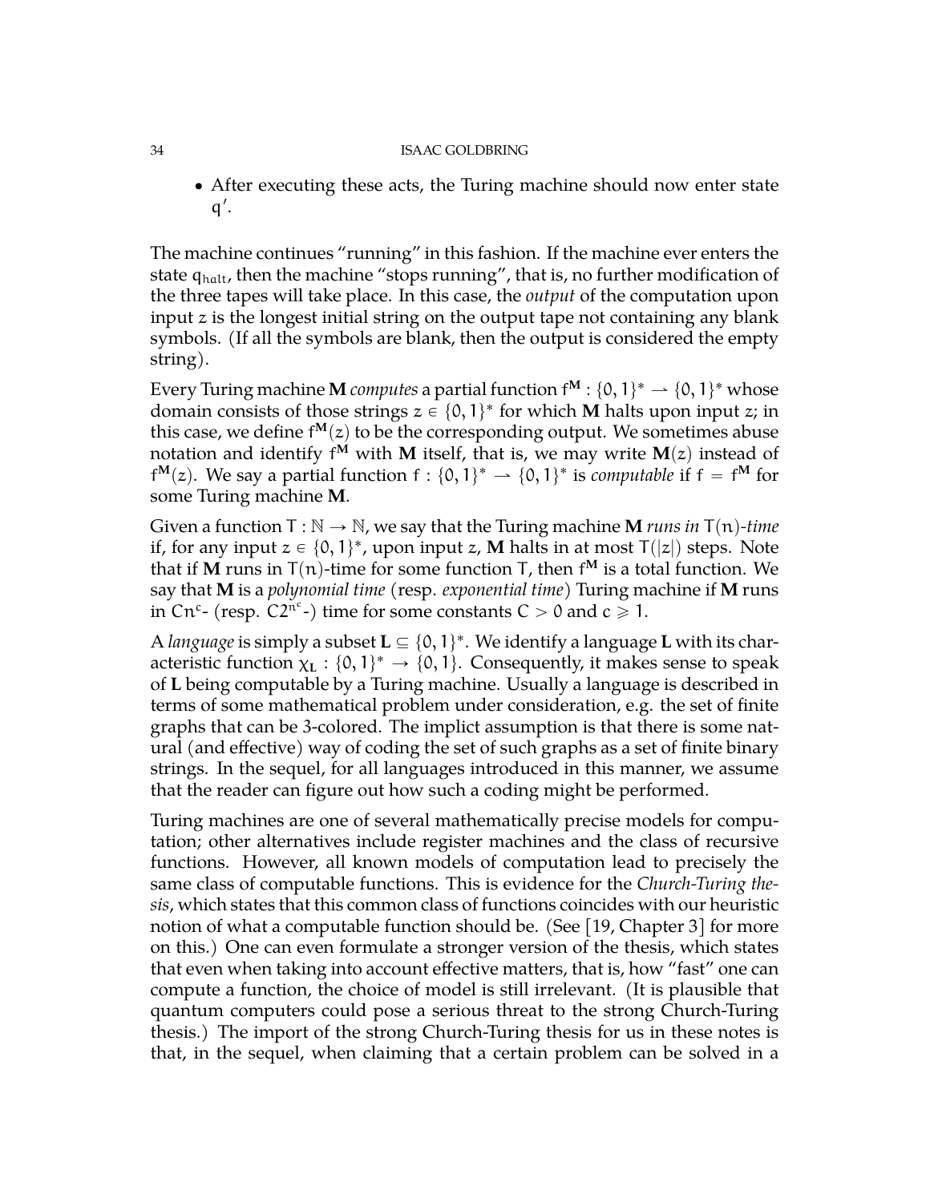- After executing these acts, the Turing machine should now enter state $q'$.

The machine continues "running" in this fashion. If the machine ever enters the state $q_{halt}$, then the machine "stops running", that is, no further modification of the three tapes will take place. In this case, the *output* of the computation upon input $z$ is the longest initial string on the output tape not containing any blank symbols. (If all the symbols are blank, then the output is considered the empty string).

Every Turing machine $\mathbf{M}$ *computes* a partial function $f^{\mathbf{M}} : \{0,1\}^* \rightharpoonup \{0,1\}^*$ whose domain consists of those strings $z \in \{0,1\}^*$ for which $\mathbf{M}$ halts upon input $z$; in this case, we define $f^{\mathbf{M}}(z)$ to be the corresponding output. We sometimes abuse notation and identify $f^{\mathbf{M}}$ with $\mathbf{M}$ itself, that is, we may write $\mathbf{M}(z)$ instead of $f^{\mathbf{M}}(z)$. We say a partial function $f : \{0,1\}^* \rightharpoonup \{0,1\}^*$ is *computable* if $f = f^{\mathbf{M}}$ for some Turing machine $\mathbf{M}$.

Given a function $T : \mathbb{N} \to \mathbb{N}$, we say that the Turing machine $\mathbf{M}$ *runs in* $T(n)$*-time* if, for any input $z \in \{0,1\}^*$, upon input $z$, $\mathbf{M}$ halts in at most $T(|z|)$ steps. Note that if $\mathbf{M}$ runs in $T(n)$-time for some function $T$, then $f^{\mathbf{M}}$ is a total function. We say that $\mathbf{M}$ is a *polynomial time* (resp. *exponential time*) Turing machine if $\mathbf{M}$ runs in $Cn^c$- (resp. $C2^{n^c}$-) time for some constants $C > 0$ and $c \geqslant 1$.

A *language* is simply a subset $\mathbf{L} \subseteq \{0,1\}^*$. We identify a language $\mathbf{L}$ with its characteristic function $\chi_{\mathbf{L}} : \{0,1\}^* \to \{0,1\}$. Consequently, it makes sense to speak of $\mathbf{L}$ being computable by a Turing machine. Usually a language is described in terms of some mathematical problem under consideration, e.g. the set of finite graphs that can be 3-colored. The implict assumption is that there is some natural (and effective) way of coding the set of such graphs as a set of finite binary strings. In the sequel, for all languages introduced in this manner, we assume that the reader can figure out how such a coding might be performed.

Turing machines are one of several mathematically precise models for computation; other alternatives include register machines and the class of recursive functions. However, all known models of computation lead to precisely the same class of computable functions. This is evidence for the *Church-Turing thesis*, which states that this common class of functions coincides with our heuristic notion of what a computable function should be. (See [19, Chapter 3] for more on this.) One can even formulate a stronger version of the thesis, which states that even when taking into account effective matters, that is, how "fast" one can compute a function, the choice of model is still irrelevant. (It is plausible that quantum computers could pose a serious threat to the strong Church-Turing thesis.) The import of the strong Church-Turing thesis for us in these notes is that, in the sequel, when claiming that a certain problem can be solved in a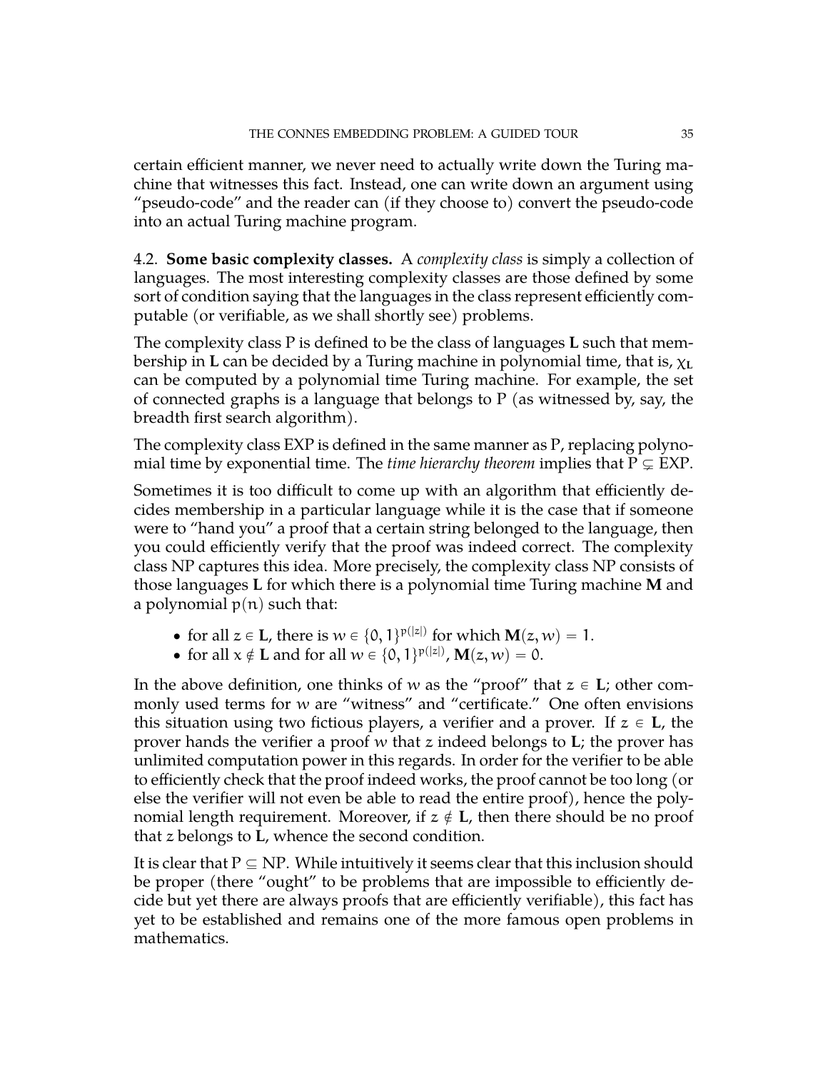certain efficient manner, we never need to actually write down the Turing machine that witnesses this fact. Instead, one can write down an argument using "pseudo-code" and the reader can (if they choose to) convert the pseudo-code into an actual Turing machine program.

4.2. **Some basic complexity classes.** A *complexity class* is simply a collection of languages. The most interesting complexity classes are those defined by some sort of condition saying that the languages in the class represent efficiently computable (or verifiable, as we shall shortly see) problems.

The complexity class P is defined to be the class of languages $\mathbf{L}$ such that membership in $\mathbf{L}$ can be decided by a Turing machine in polynomial time, that is, $\chi_{\mathbf{L}}$ can be computed by a polynomial time Turing machine. For example, the set of connected graphs is a language that belongs to P (as witnessed by, say, the breadth first search algorithm).

The complexity class EXP is defined in the same manner as P, replacing polynomial time by exponential time. The *time hierarchy theorem* implies that $\mathrm{P} \subsetneq \mathrm{EXP}$.

Sometimes it is too difficult to come up with an algorithm that efficiently decides membership in a particular language while it is the case that if someone were to "hand you" a proof that a certain string belonged to the language, then you could efficiently verify that the proof was indeed correct. The complexity class NP captures this idea. More precisely, the complexity class NP consists of those languages $\mathbf{L}$ for which there is a polynomial time Turing machine $\mathbf{M}$ and a polynomial $p(n)$ such that:

- for all $z \in \mathbf{L}$, there is $w \in \{0,1\}^{p(|z|)}$ for which $\mathbf{M}(z, w) = 1$.
- for all $x \notin \mathbf{L}$ and for all $w \in \{0,1\}^{p(|z|)}$, $\mathbf{M}(z, w) = 0$.

In the above definition, one thinks of $w$ as the "proof" that $z \in \mathbf{L}$; other commonly used terms for $w$ are "witness" and "certificate." One often envisions this situation using two fictious players, a verifier and a prover. If $z \in \mathbf{L}$, the prover hands the verifier a proof $w$ that $z$ indeed belongs to $\mathbf{L}$; the prover has unlimited computation power in this regards. In order for the verifier to be able to efficiently check that the proof indeed works, the proof cannot be too long (or else the verifier will not even be able to read the entire proof), hence the polynomial length requirement. Moreover, if $z \notin \mathbf{L}$, then there should be no proof that $z$ belongs to $\mathbf{L}$, whence the second condition.

It is clear that $\mathrm{P} \subseteq \mathrm{NP}$. While intuitively it seems clear that this inclusion should be proper (there "ought" to be problems that are impossible to efficiently decide but yet there are always proofs that are efficiently verifiable), this fact has yet to be established and remains one of the more famous open problems in mathematics.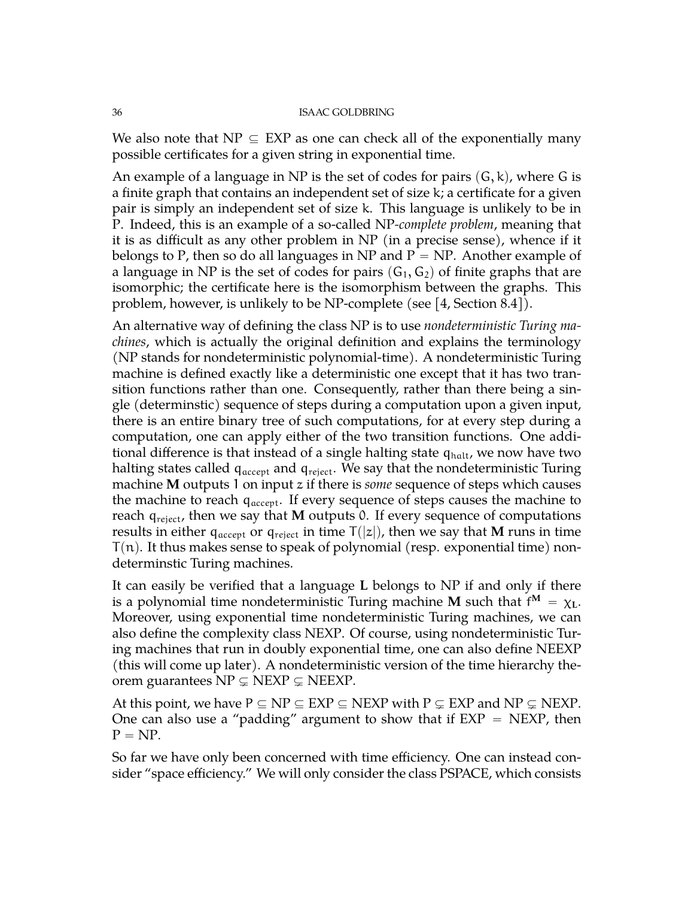We also note that $NP \subseteq EXP$ as one can check all of the exponentially many possible certificates for a given string in exponential time.

An example of a language in NP is the set of codes for pairs $(G, k)$, where $G$ is a finite graph that contains an independent set of size $k$; a certificate for a given pair is simply an independent set of size $k$. This language is unlikely to be in P. Indeed, this is an example of a so-called NP-*complete problem*, meaning that it is as difficult as any other problem in NP (in a precise sense), whence if it belongs to P, then so do all languages in NP and $P = NP$. Another example of a language in NP is the set of codes for pairs $(G_1, G_2)$ of finite graphs that are isomorphic; the certificate here is the isomorphism between the graphs. This problem, however, is unlikely to be NP-complete (see [4, Section 8.4]).

An alternative way of defining the class NP is to use *nondeterministic Turing machines*, which is actually the original definition and explains the terminology (NP stands for nondeterministic polynomial-time). A nondeterministic Turing machine is defined exactly like a deterministic one except that it has two transition functions rather than one. Consequently, rather than there being a single (determinstic) sequence of steps during a computation upon a given input, there is an entire binary tree of such computations, for at every step during a computation, one can apply either of the two transition functions. One additional difference is that instead of a single halting state $q_{halt}$, we now have two halting states called $q_{accept}$ and $q_{reject}$. We say that the nondeterministic Turing machine $\mathbf{M}$ outputs 1 on input $z$ if there is *some* sequence of steps which causes the machine to reach $q_{accept}$. If every sequence of steps causes the machine to reach $q_{reject}$, then we say that $\mathbf{M}$ outputs 0. If every sequence of computations results in either $q_{accept}$ or $q_{reject}$ in time $T(|z|)$, then we say that $\mathbf{M}$ runs in time $T(n)$. It thus makes sense to speak of polynomial (resp. exponential time) nondeterminstic Turing machines.

It can easily be verified that a language $\mathbf{L}$ belongs to NP if and only if there is a polynomial time nondeterministic Turing machine $\mathbf{M}$ such that $f^{\mathbf{M}} = \chi_{\mathbf{L}}$. Moreover, using exponential time nondeterministic Turing machines, we can also define the complexity class NEXP. Of course, using nondeterministic Turing machines that run in doubly exponential time, one can also define NEEXP (this will come up later). A nondeterministic version of the time hierarchy theorem guarantees $NP \subsetneq NEXP \subsetneq NEEXP$.

At this point, we have $P \subseteq NP \subseteq EXP \subseteq NEXP$ with $P \subsetneq EXP$ and $NP \subsetneq NEXP$. One can also use a "padding" argument to show that if $EXP = NEXP$, then $P = NP$.

So far we have only been concerned with time efficiency. One can instead consider "space efficiency." We will only consider the class PSPACE, which consists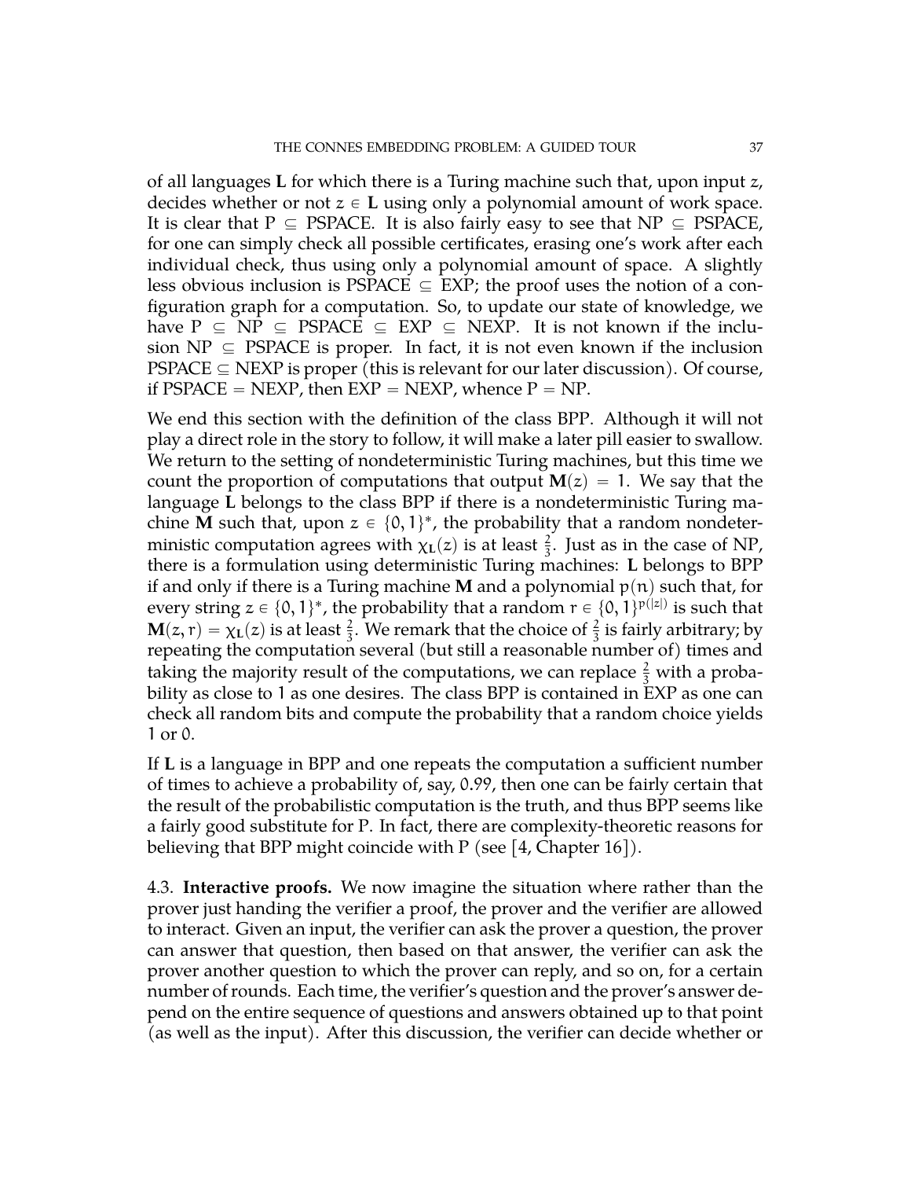of all languages **L** for which there is a Turing machine such that, upon input $z$, decides whether or not $z \in \mathbf{L}$ using only a polynomial amount of work space. It is clear that P $\subseteq$ PSPACE. It is also fairly easy to see that NP $\subseteq$ PSPACE, for one can simply check all possible certificates, erasing one's work after each individual check, thus using only a polynomial amount of space. A slightly less obvious inclusion is PSPACE $\subseteq$ EXP; the proof uses the notion of a configuration graph for a computation. So, to update our state of knowledge, we have P $\subseteq$ NP $\subseteq$ PSPACE $\subseteq$ EXP $\subseteq$ NEXP. It is not known if the inclusion NP $\subseteq$ PSPACE is proper. In fact, it is not even known if the inclusion PSPACE $\subseteq$ NEXP is proper (this is relevant for our later discussion). Of course, if PSPACE = NEXP, then EXP = NEXP, whence P = NP.

We end this section with the definition of the class BPP. Although it will not play a direct role in the story to follow, it will make a later pill easier to swallow. We return to the setting of nondeterministic Turing machines, but this time we count the proportion of computations that output $\mathbf{M}(z) = 1$. We say that the language **L** belongs to the class BPP if there is a nondeterministic Turing machine **M** such that, upon $z \in \{0,1\}^*$, the probability that a random nondeterministic computation agrees with $\chi_{\mathbf{L}}(z)$ is at least $\frac{2}{3}$. Just as in the case of NP, there is a formulation using deterministic Turing machines: **L** belongs to BPP if and only if there is a Turing machine **M** and a polynomial $p(n)$ such that, for every string $z \in \{0,1\}^*$, the probability that a random $r \in \{0,1\}^{p(|z|)}$ is such that $\mathbf{M}(z, r) = \chi_{\mathbf{L}}(z)$ is at least $\frac{2}{3}$. We remark that the choice of $\frac{2}{3}$ is fairly arbitrary; by repeating the computation several (but still a reasonable number of) times and taking the majority result of the computations, we can replace $\frac{2}{3}$ with a probability as close to 1 as one desires. The class BPP is contained in EXP as one can check all random bits and compute the probability that a random choice yields 1 or 0.

If **L** is a language in BPP and one repeats the computation a sufficient number of times to achieve a probability of, say, 0.99, then one can be fairly certain that the result of the probabilistic computation is the truth, and thus BPP seems like a fairly good substitute for P. In fact, there are complexity-theoretic reasons for believing that BPP might coincide with P (see [4, Chapter 16]).

4.3. **Interactive proofs.** We now imagine the situation where rather than the prover just handing the verifier a proof, the prover and the verifier are allowed to interact. Given an input, the verifier can ask the prover a question, the prover can answer that question, then based on that answer, the verifier can ask the prover another question to which the prover can reply, and so on, for a certain number of rounds. Each time, the verifier's question and the prover's answer depend on the entire sequence of questions and answers obtained up to that point (as well as the input). After this discussion, the verifier can decide whether or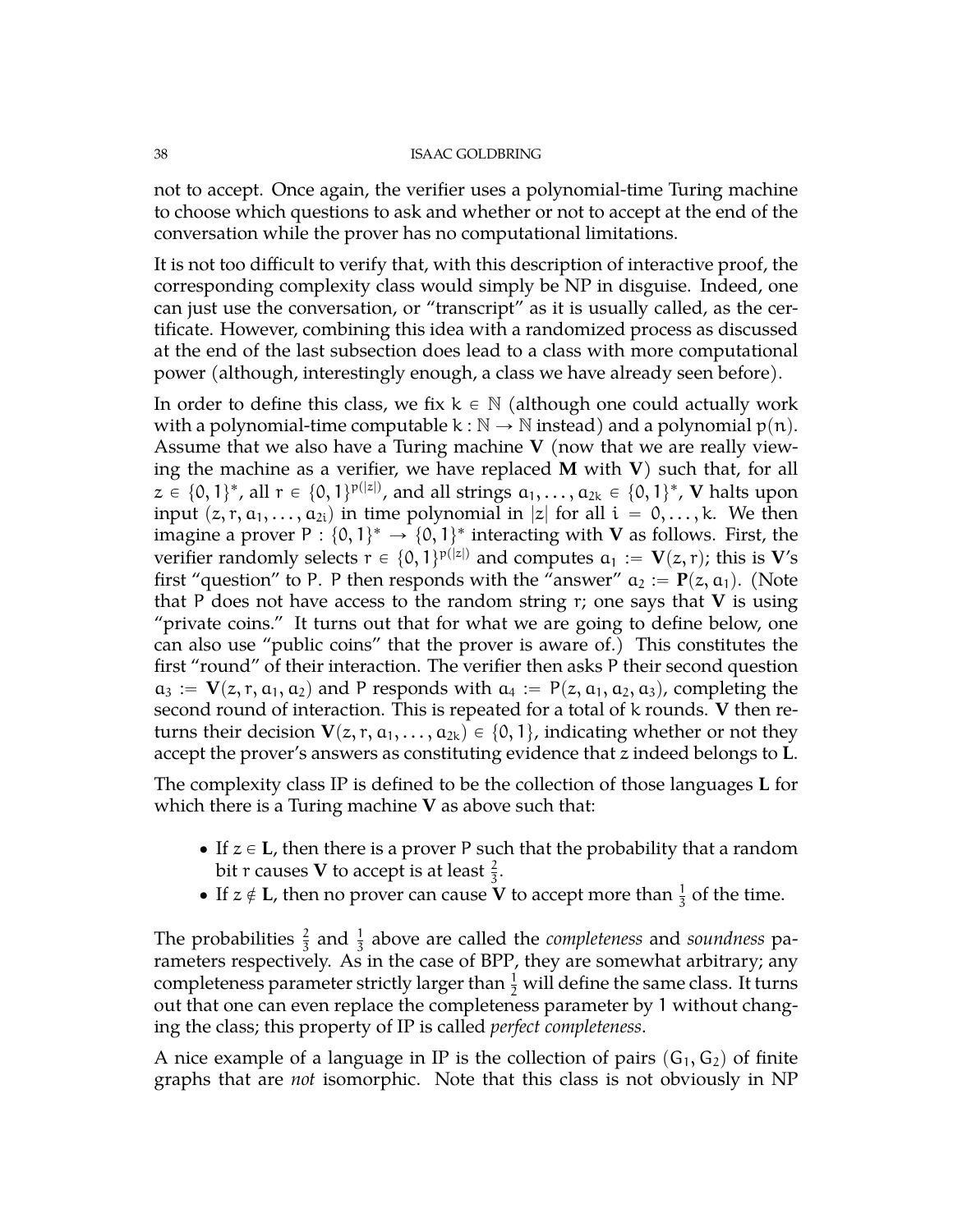not to accept. Once again, the verifier uses a polynomial-time Turing machine to choose which questions to ask and whether or not to accept at the end of the conversation while the prover has no computational limitations.

It is not too difficult to verify that, with this description of interactive proof, the corresponding complexity class would simply be NP in disguise. Indeed, one can just use the conversation, or "transcript" as it is usually called, as the certificate. However, combining this idea with a randomized process as discussed at the end of the last subsection does lead to a class with more computational power (although, interestingly enough, a class we have already seen before).

In order to define this class, we fix $k \in \mathbb{N}$ (although one could actually work with a polynomial-time computable $k : \mathbb{N} \to \mathbb{N}$ instead) and a polynomial $p(n)$. Assume that we also have a Turing machine $\mathbf{V}$ (now that we are really viewing the machine as a verifier, we have replaced $\mathbf{M}$ with $\mathbf{V}$) such that, for all $z \in \{0,1\}^*$, all $r \in \{0,1\}^{p(|z|)}$, and all strings $a_1, \ldots, a_{2k} \in \{0,1\}^*$, $\mathbf{V}$ halts upon input $(z, r, a_1, \ldots, a_{2i})$ in time polynomial in $|z|$ for all $i = 0, \ldots, k$. We then imagine a prover $P : \{0,1\}^* \to \{0,1\}^*$ interacting with $\mathbf{V}$ as follows. First, the verifier randomly selects $r \in \{0,1\}^{p(|z|)}$ and computes $a_1 := \mathbf{V}(z, r)$; this is $\mathbf{V}$'s first "question" to P. P then responds with the "answer" $a_2 := \mathbf{P}(z, a_1)$. (Note that P does not have access to the random string $r$; one says that $\mathbf{V}$ is using "private coins." It turns out that for what we are going to define below, one can also use "public coins" that the prover is aware of.) This constitutes the first "round" of their interaction. The verifier then asks P their second question $a_3 := \mathbf{V}(z, r, a_1, a_2)$ and P responds with $a_4 := P(z, a_1, a_2, a_3)$, completing the second round of interaction. This is repeated for a total of $k$ rounds. $\mathbf{V}$ then returns their decision $\mathbf{V}(z, r, a_1, \ldots, a_{2k}) \in \{0,1\}$, indicating whether or not they accept the prover's answers as constituting evidence that $z$ indeed belongs to $\mathbf{L}$.

The complexity class IP is defined to be the collection of those languages $\mathbf{L}$ for which there is a Turing machine $\mathbf{V}$ as above such that:

- If $z \in \mathbf{L}$, then there is a prover P such that the probability that a random bit $r$ causes $\mathbf{V}$ to accept is at least $\frac{2}{3}$.
- If $z \notin \mathbf{L}$, then no prover can cause $\mathbf{V}$ to accept more than $\frac{1}{3}$ of the time.

The probabilities $\frac{2}{3}$ and $\frac{1}{3}$ above are called the *completeness* and *soundness* parameters respectively. As in the case of BPP, they are somewhat arbitrary; any completeness parameter strictly larger than $\frac{1}{2}$ will define the same class. It turns out that one can even replace the completeness parameter by 1 without changing the class; this property of IP is called *perfect completeness*.

A nice example of a language in IP is the collection of pairs $(G_1, G_2)$ of finite graphs that are *not* isomorphic. Note that this class is not obviously in NP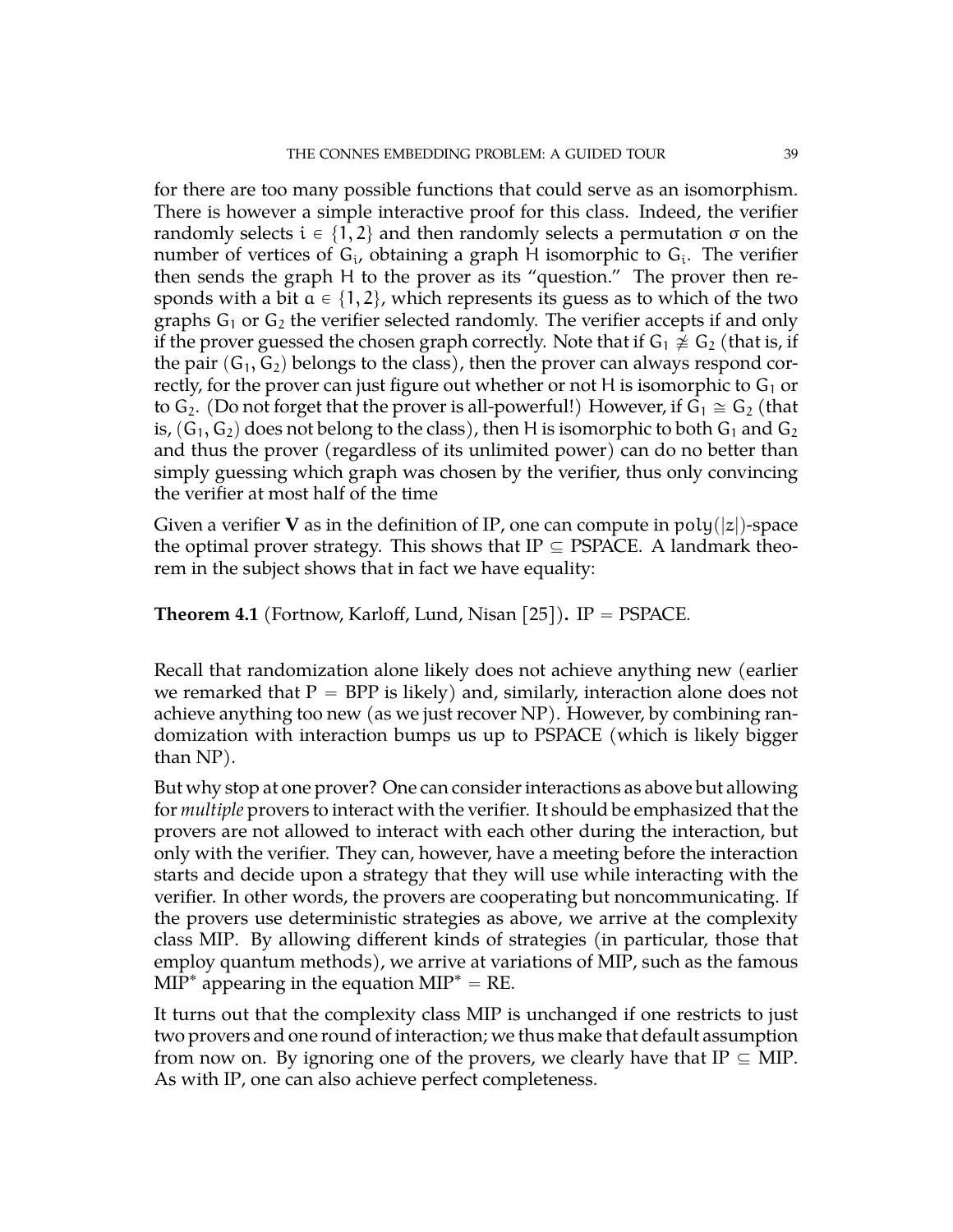for there are too many possible functions that could serve as an isomorphism. There is however a simple interactive proof for this class. Indeed, the verifier randomly selects $i \in \{1, 2\}$ and then randomly selects a permutation $\sigma$ on the number of vertices of $G_i$, obtaining a graph $H$ isomorphic to $G_i$. The verifier then sends the graph $H$ to the prover as its "question." The prover then responds with a bit $a \in \{1, 2\}$, which represents its guess as to which of the two graphs $G_1$ or $G_2$ the verifier selected randomly. The verifier accepts if and only if the prover guessed the chosen graph correctly. Note that if $G_1 \not\cong G_2$ (that is, if the pair $(G_1, G_2)$ belongs to the class), then the prover can always respond correctly, for the prover can just figure out whether or not $H$ is isomorphic to $G_1$ or to $G_2$. (Do not forget that the prover is all-powerful!) However, if $G_1 \cong G_2$ (that is, $(G_1, G_2)$ does not belong to the class), then $H$ is isomorphic to both $G_1$ and $G_2$ and thus the prover (regardless of its unlimited power) can do no better than simply guessing which graph was chosen by the verifier, thus only convincing the verifier at most half of the time

Given a verifier **V** as in the definition of IP, one can compute in $\mathrm{poly}(|z|)$-space the optimal prover strategy. This shows that IP $\subseteq$ PSPACE. A landmark theorem in the subject shows that in fact we have equality:

**Theorem 4.1** (Fortnow, Karloff, Lund, Nisan [25])**.** IP = PSPACE.

Recall that randomization alone likely does not achieve anything new (earlier we remarked that P = BPP is likely) and, similarly, interaction alone does not achieve anything too new (as we just recover NP). However, by combining randomization with interaction bumps us up to PSPACE (which is likely bigger than NP).

But why stop at one prover? One can consider interactions as above but allowing for *multiple* provers to interact with the verifier. It should be emphasized that the provers are not allowed to interact with each other during the interaction, but only with the verifier. They can, however, have a meeting before the interaction starts and decide upon a strategy that they will use while interacting with the verifier. In other words, the provers are cooperating but noncommunicating. If the provers use deterministic strategies as above, we arrive at the complexity class MIP. By allowing different kinds of strategies (in particular, those that employ quantum methods), we arrive at variations of MIP, such as the famous MIP$^*$ appearing in the equation MIP$^*$ = RE.

It turns out that the complexity class MIP is unchanged if one restricts to just two provers and one round of interaction; we thus make that default assumption from now on. By ignoring one of the provers, we clearly have that IP $\subseteq$ MIP. As with IP, one can also achieve perfect completeness.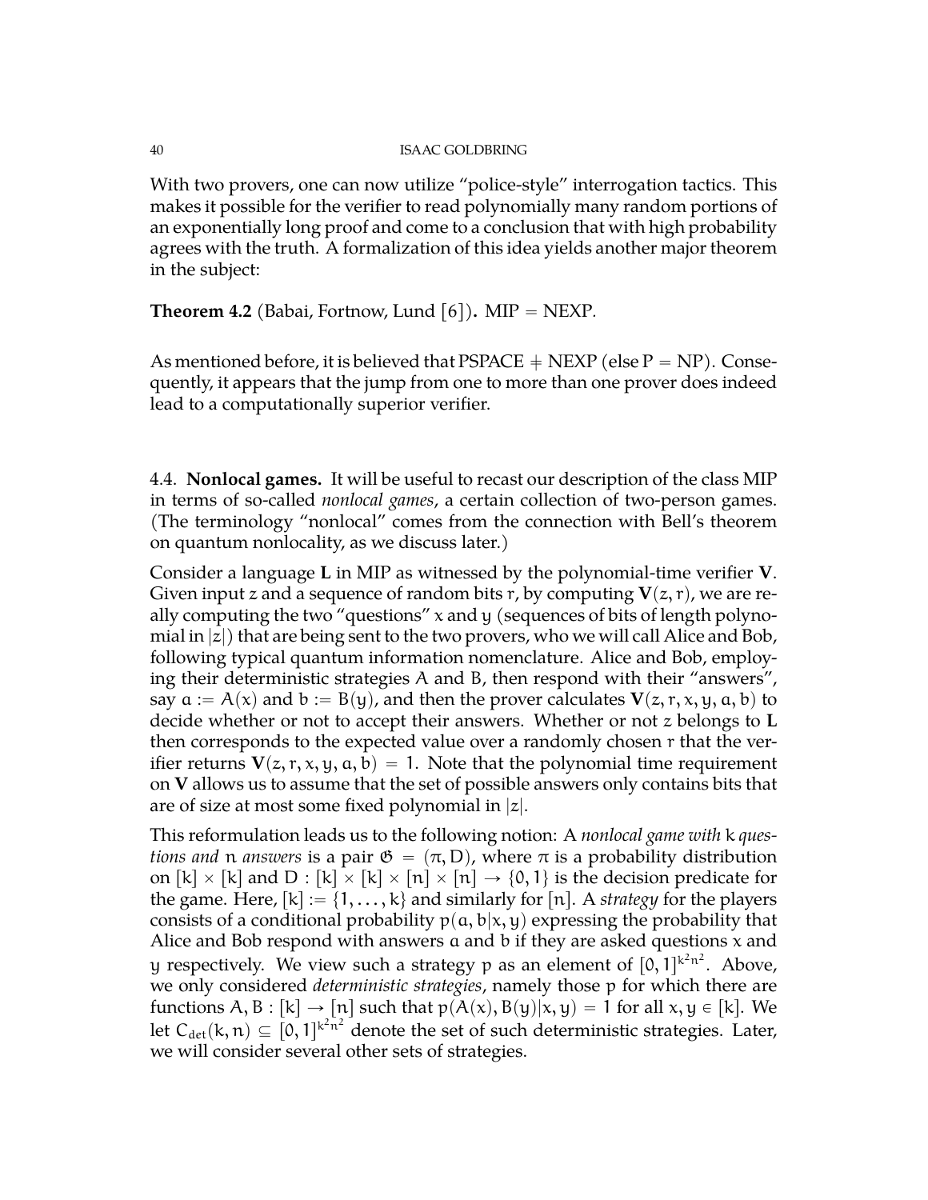With two provers, one can now utilize "police-style" interrogation tactics. This makes it possible for the verifier to read polynomially many random portions of an exponentially long proof and come to a conclusion that with high probability agrees with the truth. A formalization of this idea yields another major theorem in the subject:

**Theorem 4.2** (Babai, Fortnow, Lund [6])**.** MIP = NEXP.

As mentioned before, it is believed that PSPACE ≠ NEXP (else P = NP). Consequently, it appears that the jump from one to more than one prover does indeed lead to a computationally superior verifier.

4.4. **Nonlocal games.** It will be useful to recast our description of the class MIP in terms of so-called *nonlocal games*, a certain collection of two-person games. (The terminology "nonlocal" comes from the connection with Bell's theorem on quantum nonlocality, as we discuss later.)

Consider a language $\mathbf{L}$ in MIP as witnessed by the polynomial-time verifier $\mathbf{V}$. Given input $z$ and a sequence of random bits $r$, by computing $\mathbf{V}(z, r)$, we are really computing the two "questions" $x$ and $y$ (sequences of bits of length polynomial in $|z|$) that are being sent to the two provers, who we will call Alice and Bob, following typical quantum information nomenclature. Alice and Bob, employing their deterministic strategies $A$ and $B$, then respond with their "answers", say $a := A(x)$ and $b := B(y)$, and then the prover calculates $\mathbf{V}(z, r, x, y, a, b)$ to decide whether or not to accept their answers. Whether or not $z$ belongs to $\mathbf{L}$ then corresponds to the expected value over a randomly chosen $r$ that the verifier returns $\mathbf{V}(z, r, x, y, a, b) = 1$. Note that the polynomial time requirement on $\mathbf{V}$ allows us to assume that the set of possible answers only contains bits that are of size at most some fixed polynomial in $|z|$.

This reformulation leads us to the following notion: A *nonlocal game with* $k$ *questions and* $n$ *answers* is a pair $\mathfrak{G} = (\pi, D)$, where $\pi$ is a probability distribution on $[k] \times [k]$ and $D : [k] \times [k] \times [n] \times [n] \to \{0, 1\}$ is the decision predicate for the game. Here, $[k] := \{1, \ldots, k\}$ and similarly for $[n]$. A *strategy* for the players consists of a conditional probability $p(a, b|x, y)$ expressing the probability that Alice and Bob respond with answers $a$ and $b$ if they are asked questions $x$ and $y$ respectively. We view such a strategy $p$ as an element of $[0, 1]^{k^2 n^2}$. Above, we only considered *deterministic strategies*, namely those $p$ for which there are functions $A, B : [k] \to [n]$ such that $p(A(x), B(y)|x, y) = 1$ for all $x, y \in [k]$. We let $C_{det}(k, n) \subseteq [0, 1]^{k^2 n^2}$ denote the set of such deterministic strategies. Later, we will consider several other sets of strategies.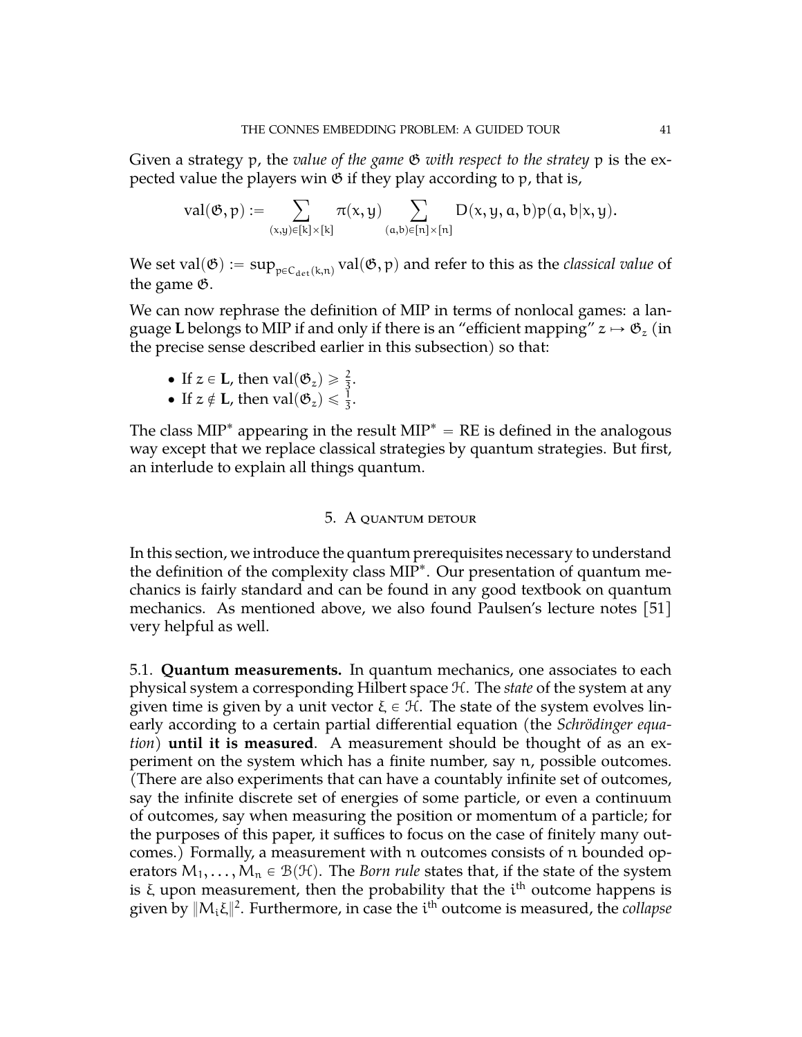Given a strategy p, the *value of the game* $\mathfrak{G}$ *with respect to the stratey* p is the expected value the players win $\mathfrak{G}$ if they play according to p, that is,

$$\text{val}(\mathfrak{G}, p) := \sum_{(x,y)\in[k]\times[k]} \pi(x,y) \sum_{(a,b)\in[n]\times[n]} D(x,y,a,b)p(a,b|x,y).$$

We set $\text{val}(\mathfrak{G}) := \sup_{p\in C_{det}(k,n)} \text{val}(\mathfrak{G}, p)$ and refer to this as the *classical value* of the game $\mathfrak{G}$.

We can now rephrase the definition of MIP in terms of nonlocal games: a language **L** belongs to MIP if and only if there is an "efficient mapping" $z \mapsto \mathfrak{G}_z$ (in the precise sense described earlier in this subsection) so that:

- If $z \in \mathbf{L}$, then $\text{val}(\mathfrak{G}_z) \geq \frac{2}{3}$.
- If $z \notin \mathbf{L}$, then $\text{val}(\mathfrak{G}_z) \leq \frac{1}{3}$.

The class MIP* appearing in the result MIP* = RE is defined in the analogous way except that we replace classical strategies by quantum strategies. But first, an interlude to explain all things quantum.

## 5. A quantum detour

In this section, we introduce the quantum prerequisites necessary to understand the definition of the complexity class MIP*. Our presentation of quantum mechanics is fairly standard and can be found in any good textbook on quantum mechanics. As mentioned above, we also found Paulsen's lecture notes [51] very helpful as well.

5.1. **Quantum measurements.** In quantum mechanics, one associates to each physical system a corresponding Hilbert space $\mathcal{H}$. The *state* of the system at any given time is given by a unit vector $\xi \in \mathcal{H}$. The state of the system evolves linearly according to a certain partial differential equation (the *Schrödinger equation*) **until it is measured**. A measurement should be thought of as an experiment on the system which has a finite number, say n, possible outcomes. (There are also experiments that can have a countably infinite set of outcomes, say the infinite discrete set of energies of some particle, or even a continuum of outcomes, say when measuring the position or momentum of a particle; for the purposes of this paper, it suffices to focus on the case of finitely many outcomes.) Formally, a measurement with n outcomes consists of n bounded operators $M_1, \ldots, M_n \in \mathcal{B}(\mathcal{H})$. The *Born rule* states that, if the state of the system is $\xi$ upon measurement, then the probability that the $i^{\text{th}}$ outcome happens is given by $\|M_i\xi\|^2$. Furthermore, in case the $i^{\text{th}}$ outcome is measured, the *collapse*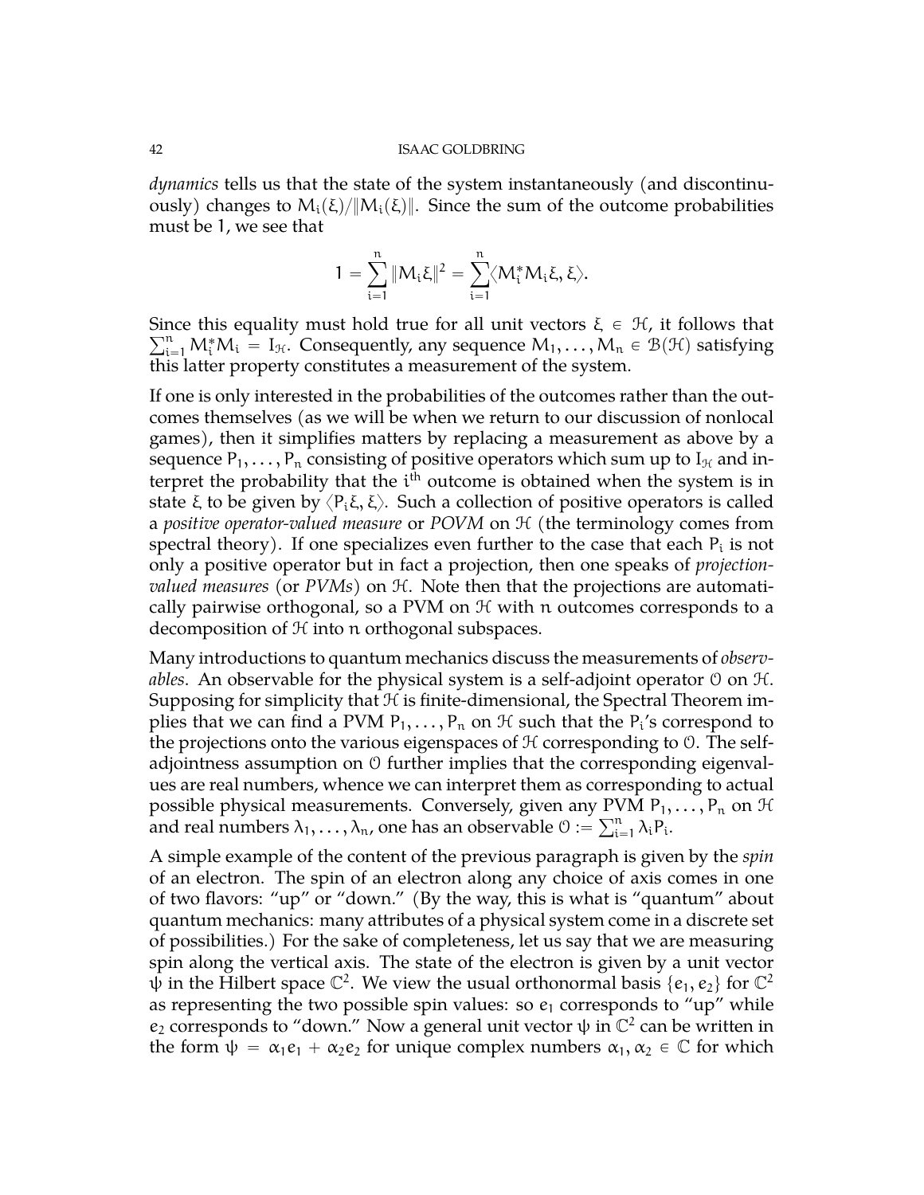*dynamics* tells us that the state of the system instantaneously (and discontinuously) changes to $M_i(\xi)/\|M_i(\xi)\|$. Since the sum of the outcome probabilities must be 1, we see that

$$1 = \sum_{i=1}^{n} \|M_i \xi\|^2 = \sum_{i=1}^{n} \langle M_i^* M_i \xi, \xi \rangle.$$

Since this equality must hold true for all unit vectors $\xi \in \mathcal{H}$, it follows that $\sum_{i=1}^{n} M_i^* M_i = I_{\mathcal{H}}$. Consequently, any sequence $M_1, \ldots, M_n \in \mathcal{B}(\mathcal{H})$ satisfying this latter property constitutes a measurement of the system.

If one is only interested in the probabilities of the outcomes rather than the outcomes themselves (as we will be when we return to our discussion of nonlocal games), then it simplifies matters by replacing a measurement as above by a sequence $P_1, \ldots, P_n$ consisting of positive operators which sum up to $I_{\mathcal{H}}$ and interpret the probability that the $i^{\text{th}}$ outcome is obtained when the system is in state $\xi$ to be given by $\langle P_i \xi, \xi \rangle$. Such a collection of positive operators is called a *positive operator-valued measure* or *POVM* on $\mathcal{H}$ (the terminology comes from spectral theory). If one specializes even further to the case that each $P_i$ is not only a positive operator but in fact a projection, then one speaks of *projection-valued measures* (or *PVMs*) on $\mathcal{H}$. Note then that the projections are automatically pairwise orthogonal, so a PVM on $\mathcal{H}$ with $n$ outcomes corresponds to a decomposition of $\mathcal{H}$ into $n$ orthogonal subspaces.

Many introductions to quantum mechanics discuss the measurements of *observables*. An observable for the physical system is a self-adjoint operator $\mathcal{O}$ on $\mathcal{H}$. Supposing for simplicity that $\mathcal{H}$ is finite-dimensional, the Spectral Theorem implies that we can find a PVM $P_1, \ldots, P_n$ on $\mathcal{H}$ such that the $P_i$'s correspond to the projections onto the various eigenspaces of $\mathcal{H}$ corresponding to $\mathcal{O}$. The self-adjointness assumption on $\mathcal{O}$ further implies that the corresponding eigenvalues are real numbers, whence we can interpret them as corresponding to actual possible physical measurements. Conversely, given any PVM $P_1, \ldots, P_n$ on $\mathcal{H}$ and real numbers $\lambda_1, \ldots, \lambda_n$, one has an observable $\mathcal{O} := \sum_{i=1}^{n} \lambda_i P_i$.

A simple example of the content of the previous paragraph is given by the *spin* of an electron. The spin of an electron along any choice of axis comes in one of two flavors: "up" or "down." (By the way, this is what is "quantum" about quantum mechanics: many attributes of a physical system come in a discrete set of possibilities.) For the sake of completeness, let us say that we are measuring spin along the vertical axis. The state of the electron is given by a unit vector $\psi$ in the Hilbert space $\mathbb{C}^2$. We view the usual orthonormal basis $\{e_1, e_2\}$ for $\mathbb{C}^2$ as representing the two possible spin values: so $e_1$ corresponds to "up" while $e_2$ corresponds to "down." Now a general unit vector $\psi$ in $\mathbb{C}^2$ can be written in the form $\psi = \alpha_1 e_1 + \alpha_2 e_2$ for unique complex numbers $\alpha_1, \alpha_2 \in \mathbb{C}$ for which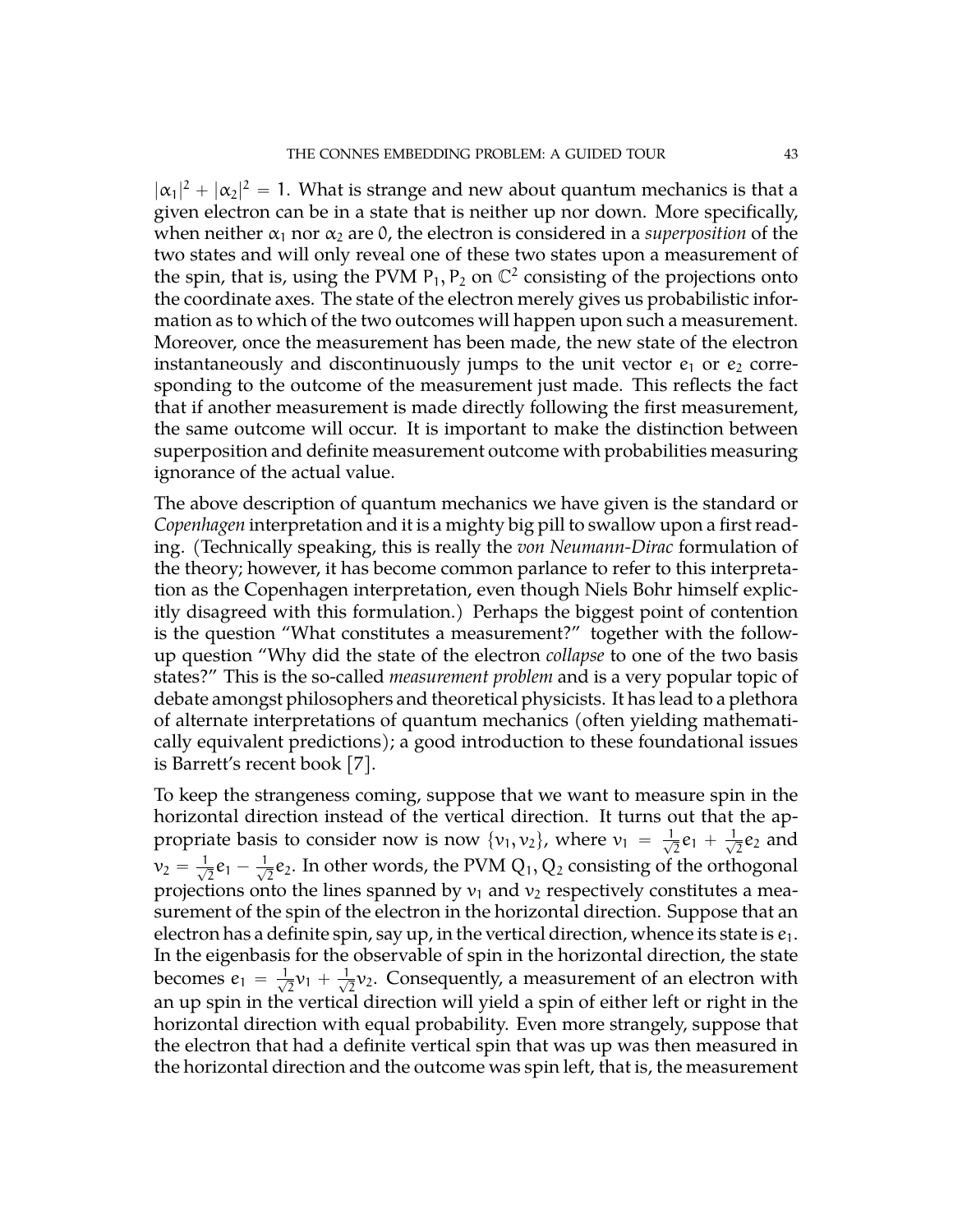$|\alpha_1|^2 + |\alpha_2|^2 = 1$. What is strange and new about quantum mechanics is that a given electron can be in a state that is neither up nor down. More specifically, when neither $\alpha_1$ nor $\alpha_2$ are $0$, the electron is considered in a *superposition* of the two states and will only reveal one of these two states upon a measurement of the spin, that is, using the PVM $P_1, P_2$ on $\mathbb{C}^2$ consisting of the projections onto the coordinate axes. The state of the electron merely gives us probabilistic information as to which of the two outcomes will happen upon such a measurement. Moreover, once the measurement has been made, the new state of the electron instantaneously and discontinuously jumps to the unit vector $e_1$ or $e_2$ corresponding to the outcome of the measurement just made. This reflects the fact that if another measurement is made directly following the first measurement, the same outcome will occur. It is important to make the distinction between superposition and definite measurement outcome with probabilities measuring ignorance of the actual value.

The above description of quantum mechanics we have given is the standard or *Copenhagen* interpretation and it is a mighty big pill to swallow upon a first reading. (Technically speaking, this is really the *von Neumann-Dirac* formulation of the theory; however, it has become common parlance to refer to this interpretation as the Copenhagen interpretation, even though Niels Bohr himself explicitly disagreed with this formulation.) Perhaps the biggest point of contention is the question "What constitutes a measurement?" together with the follow-up question "Why did the state of the electron *collapse* to one of the two basis states?" This is the so-called *measurement problem* and is a very popular topic of debate amongst philosophers and theoretical physicists. It has lead to a plethora of alternate interpretations of quantum mechanics (often yielding mathematically equivalent predictions); a good introduction to these foundational issues is Barrett's recent book [7].

To keep the strangeness coming, suppose that we want to measure spin in the horizontal direction instead of the vertical direction. It turns out that the appropriate basis to consider now is now $\{v_1, v_2\}$, where $v_1 = \frac{1}{\sqrt{2}}e_1 + \frac{1}{\sqrt{2}}e_2$ and $v_2 = \frac{1}{\sqrt{2}}e_1 - \frac{1}{\sqrt{2}}e_2$. In other words, the PVM $Q_1, Q_2$ consisting of the orthogonal projections onto the lines spanned by $v_1$ and $v_2$ respectively constitutes a measurement of the spin of the electron in the horizontal direction. Suppose that an electron has a definite spin, say up, in the vertical direction, whence its state is $e_1$. In the eigenbasis for the observable of spin in the horizontal direction, the state becomes $e_1 = \frac{1}{\sqrt{2}}v_1 + \frac{1}{\sqrt{2}}v_2$. Consequently, a measurement of an electron with an up spin in the vertical direction will yield a spin of either left or right in the horizontal direction with equal probability. Even more strangely, suppose that the electron that had a definite vertical spin that was up was then measured in the horizontal direction and the outcome was spin left, that is, the measurement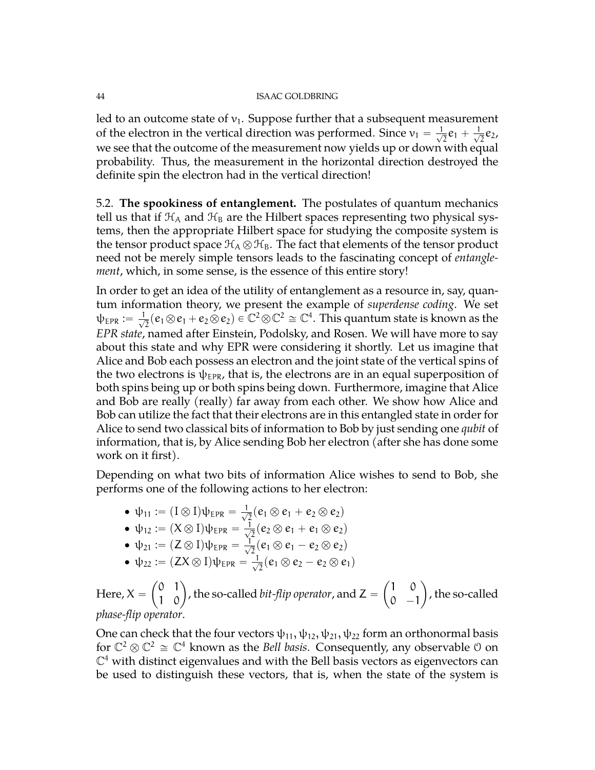led to an outcome state of $v_1$. Suppose further that a subsequent measurement of the electron in the vertical direction was performed. Since $v_1 = \frac{1}{\sqrt{2}}e_1 + \frac{1}{\sqrt{2}}e_2$, we see that the outcome of the measurement now yields up or down with equal probability. Thus, the measurement in the horizontal direction destroyed the definite spin the electron had in the vertical direction!

5.2. **The spookiness of entanglement.** The postulates of quantum mechanics tell us that if $\mathcal{H}_A$ and $\mathcal{H}_B$ are the Hilbert spaces representing two physical systems, then the appropriate Hilbert space for studying the composite system is the tensor product space $\mathcal{H}_A \otimes \mathcal{H}_B$. The fact that elements of the tensor product need not be merely simple tensors leads to the fascinating concept of *entanglement*, which, in some sense, is the essence of this entire story!

In order to get an idea of the utility of entanglement as a resource in, say, quantum information theory, we present the example of *superdense coding*. We set $\psi_{\mathrm{EPR}} := \frac{1}{\sqrt{2}}(e_1 \otimes e_1 + e_2 \otimes e_2) \in \mathbb{C}^2 \otimes \mathbb{C}^2 \cong \mathbb{C}^4$. This quantum state is known as the *EPR state*, named after Einstein, Podolsky, and Rosen. We will have more to say about this state and why EPR were considering it shortly. Let us imagine that Alice and Bob each possess an electron and the joint state of the vertical spins of the two electrons is $\psi_{\mathrm{EPR}}$, that is, the electrons are in an equal superposition of both spins being up or both spins being down. Furthermore, imagine that Alice and Bob are really (really) far away from each other. We show how Alice and Bob can utilize the fact that their electrons are in this entangled state in order for Alice to send two classical bits of information to Bob by just sending one *qubit* of information, that is, by Alice sending Bob her electron (after she has done some work on it first).

Depending on what two bits of information Alice wishes to send to Bob, she performs one of the following actions to her electron:

- $\psi_{11} := (I \otimes I)\psi_{\mathrm{EPR}} = \frac{1}{\sqrt{2}}(e_1 \otimes e_1 + e_2 \otimes e_2)$
- $\psi_{12} := (X \otimes I)\psi_{\mathrm{EPR}} = \frac{1}{\sqrt{2}}(e_2 \otimes e_1 + e_1 \otimes e_2)$
- $\psi_{21} := (Z \otimes I)\psi_{\mathrm{EPR}} = \frac{1}{\sqrt{2}}(e_1 \otimes e_1 - e_2 \otimes e_2)$
- $\psi_{22} := (ZX \otimes I)\psi_{\mathrm{EPR}} = \frac{1}{\sqrt{2}}(e_1 \otimes e_2 - e_2 \otimes e_1)$

Here, $X = \begin{pmatrix} 0 & 1 \\ 1 & 0 \end{pmatrix}$, the so-called *bit-flip operator*, and $Z = \begin{pmatrix} 1 & 0 \\ 0 & -1 \end{pmatrix}$, the so-called *phase-flip operator*.

One can check that the four vectors $\psi_{11}, \psi_{12}, \psi_{21}, \psi_{22}$ form an orthonormal basis for $\mathbb{C}^2 \otimes \mathbb{C}^2 \cong \mathbb{C}^4$ known as the *Bell basis*. Consequently, any observable $\mathcal{O}$ on $\mathbb{C}^4$ with distinct eigenvalues and with the Bell basis vectors as eigenvectors can be used to distinguish these vectors, that is, when the state of the system is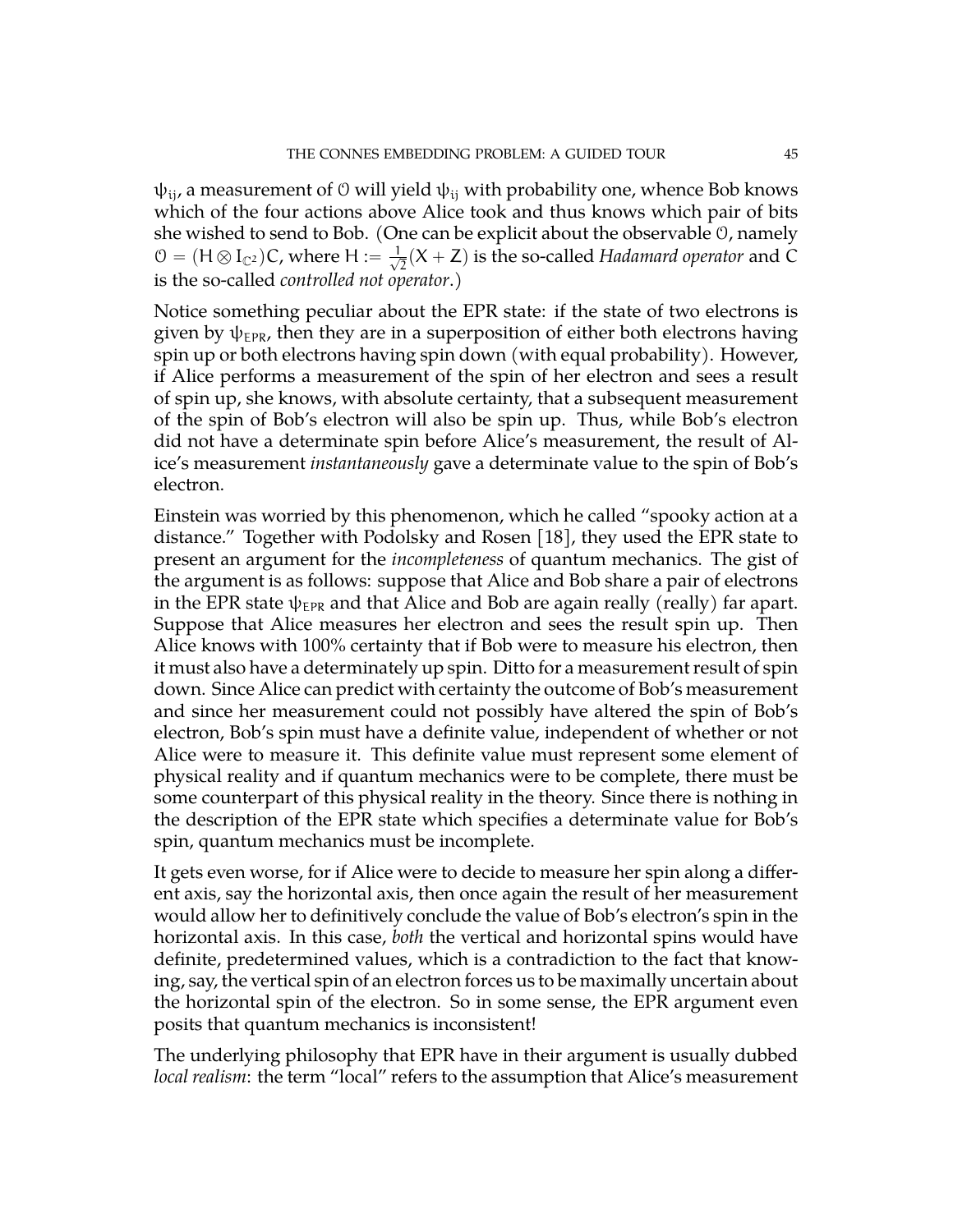$\psi_{ij}$, a measurement of $\mathcal{O}$ will yield $\psi_{ij}$ with probability one, whence Bob knows which of the four actions above Alice took and thus knows which pair of bits she wished to send to Bob. (One can be explicit about the observable $\mathcal{O}$, namely $\mathcal{O} = (H \otimes I_{\mathbb{C}^2})C$, where $H := \frac{1}{\sqrt{2}}(X + Z)$ is the so-called *Hadamard operator* and $C$ is the so-called *controlled not operator*.)

Notice something peculiar about the EPR state: if the state of two electrons is given by $\psi_{EPR}$, then they are in a superposition of either both electrons having spin up or both electrons having spin down (with equal probability). However, if Alice performs a measurement of the spin of her electron and sees a result of spin up, she knows, with absolute certainty, that a subsequent measurement of the spin of Bob's electron will also be spin up. Thus, while Bob's electron did not have a determinate spin before Alice's measurement, the result of Alice's measurement *instantaneously* gave a determinate value to the spin of Bob's electron.

Einstein was worried by this phenomenon, which he called "spooky action at a distance." Together with Podolsky and Rosen [18], they used the EPR state to present an argument for the *incompleteness* of quantum mechanics. The gist of the argument is as follows: suppose that Alice and Bob share a pair of electrons in the EPR state $\psi_{EPR}$ and that Alice and Bob are again really (really) far apart. Suppose that Alice measures her electron and sees the result spin up. Then Alice knows with 100% certainty that if Bob were to measure his electron, then it must also have a determinately up spin. Ditto for a measurement result of spin down. Since Alice can predict with certainty the outcome of Bob's measurement and since her measurement could not possibly have altered the spin of Bob's electron, Bob's spin must have a definite value, independent of whether or not Alice were to measure it. This definite value must represent some element of physical reality and if quantum mechanics were to be complete, there must be some counterpart of this physical reality in the theory. Since there is nothing in the description of the EPR state which specifies a determinate value for Bob's spin, quantum mechanics must be incomplete.

It gets even worse, for if Alice were to decide to measure her spin along a different axis, say the horizontal axis, then once again the result of her measurement would allow her to definitively conclude the value of Bob's electron's spin in the horizontal axis. In this case, *both* the vertical and horizontal spins would have definite, predetermined values, which is a contradiction to the fact that knowing, say, the vertical spin of an electron forces us to be maximally uncertain about the horizontal spin of the electron. So in some sense, the EPR argument even posits that quantum mechanics is inconsistent!

The underlying philosophy that EPR have in their argument is usually dubbed *local realism*: the term "local" refers to the assumption that Alice's measurement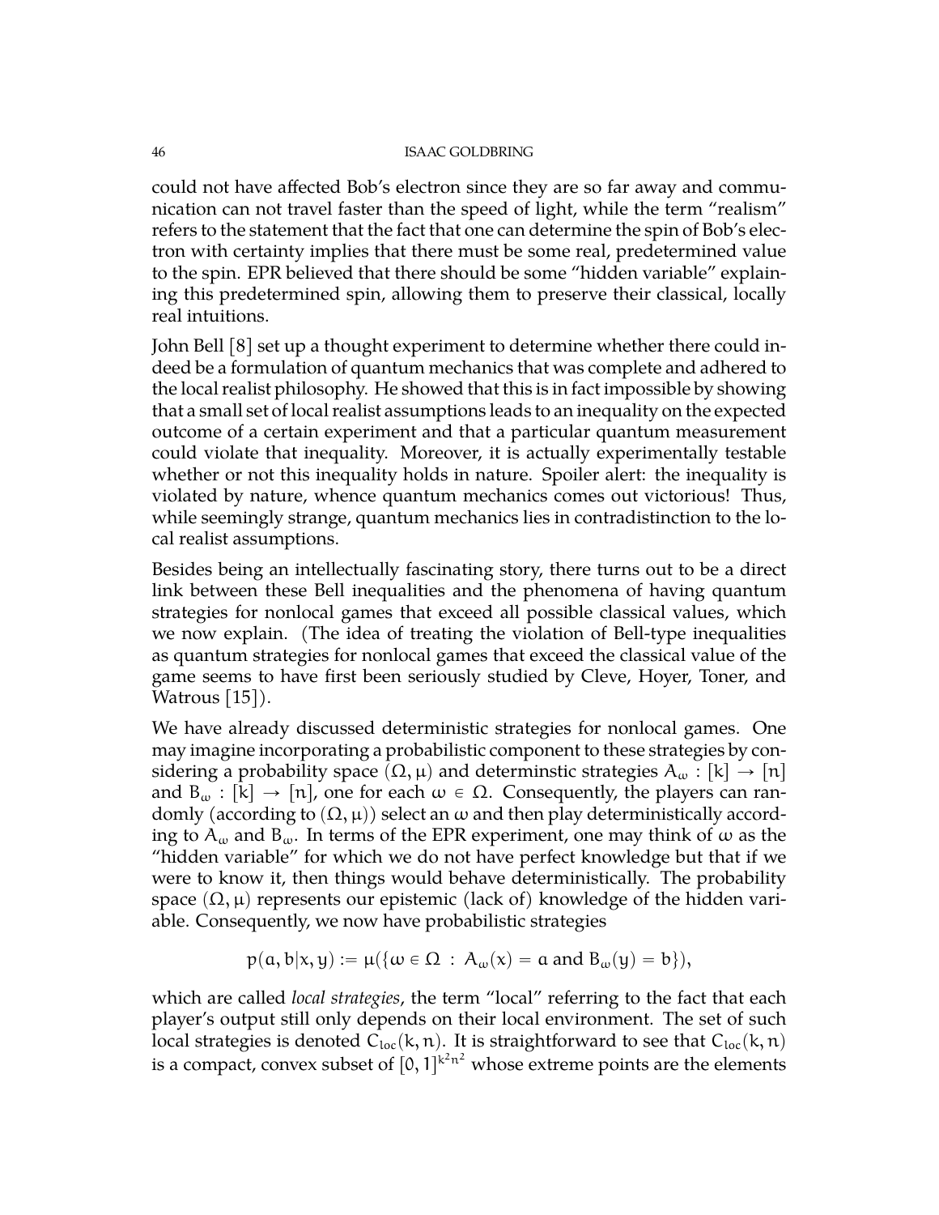could not have affected Bob's electron since they are so far away and communication can not travel faster than the speed of light, while the term "realism" refers to the statement that the fact that one can determine the spin of Bob's electron with certainty implies that there must be some real, predetermined value to the spin. EPR believed that there should be some "hidden variable" explaining this predetermined spin, allowing them to preserve their classical, locally real intuitions.

John Bell [8] set up a thought experiment to determine whether there could indeed be a formulation of quantum mechanics that was complete and adhered to the local realist philosophy. He showed that this is in fact impossible by showing that a small set of local realist assumptions leads to an inequality on the expected outcome of a certain experiment and that a particular quantum measurement could violate that inequality. Moreover, it is actually experimentally testable whether or not this inequality holds in nature. Spoiler alert: the inequality is violated by nature, whence quantum mechanics comes out victorious! Thus, while seemingly strange, quantum mechanics lies in contradistinction to the local realist assumptions.

Besides being an intellectually fascinating story, there turns out to be a direct link between these Bell inequalities and the phenomena of having quantum strategies for nonlocal games that exceed all possible classical values, which we now explain. (The idea of treating the violation of Bell-type inequalities as quantum strategies for nonlocal games that exceed the classical value of the game seems to have first been seriously studied by Cleve, Hoyer, Toner, and Watrous [15]).

We have already discussed deterministic strategies for nonlocal games. One may imagine incorporating a probabilistic component to these strategies by considering a probability space $(\Omega, \mu)$ and determinstic strategies $A_\omega : [k] \to [n]$ and $B_\omega : [k] \to [n]$, one for each $\omega \in \Omega$. Consequently, the players can randomly (according to $(\Omega, \mu)$) select an $\omega$ and then play deterministically according to $A_\omega$ and $B_\omega$. In terms of the EPR experiment, one may think of $\omega$ as the "hidden variable" for which we do not have perfect knowledge but that if we were to know it, then things would behave deterministically. The probability space $(\Omega, \mu)$ represents our epistemic (lack of) knowledge of the hidden variable. Consequently, we now have probabilistic strategies

$$p(a, b|x, y) := \mu(\{\omega \in \Omega : A_\omega(x) = a \text{ and } B_\omega(y) = b\}),$$

which are called *local strategies*, the term "local" referring to the fact that each player's output still only depends on their local environment. The set of such local strategies is denoted $C_{loc}(k, n)$. It is straightforward to see that $C_{loc}(k, n)$ is a compact, convex subset of $[0, 1]^{k^2n^2}$ whose extreme points are the elements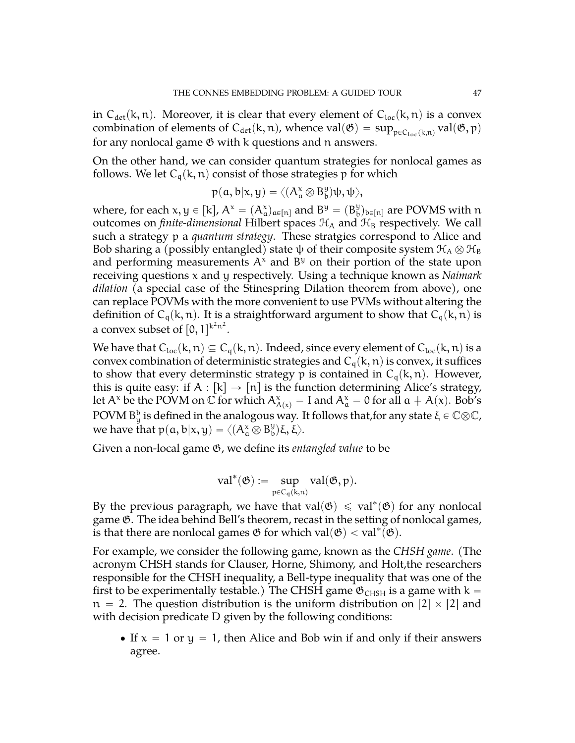in $C_{det}(k, n)$. Moreover, it is clear that every element of $C_{loc}(k, n)$ is a convex combination of elements of $C_{det}(k, n)$, whence $\text{val}(\mathfrak{G}) = \sup_{p \in C_{loc}(k,n)} \text{val}(\mathfrak{G}, p)$ for any nonlocal game $\mathfrak{G}$ with k questions and n answers.

On the other hand, we can consider quantum strategies for nonlocal games as follows. We let $C_q(k, n)$ consist of those strategies p for which

$$p(a, b|x, y) = \langle (A_a^x \otimes B_b^y)\psi, \psi\rangle,$$

where, for each $x, y \in [k]$, $A^x = (A_a^x)_{a \in [n]}$ and $B^y = (B_b^y)_{b \in [n]}$ are POVMS with n outcomes on *finite-dimensional* Hilbert spaces $\mathcal{H}_A$ and $\mathcal{H}_B$ respectively. We call such a strategy p a *quantum strategy*. These stratgies correspond to Alice and Bob sharing a (possibly entangled) state $\psi$ of their composite system $\mathcal{H}_A \otimes \mathcal{H}_B$ and performing measurements $A^x$ and $B^y$ on their portion of the state upon receiving questions x and y respectively. Using a technique known as *Naimark dilation* (a special case of the Stinespring Dilation theorem from above), one can replace POVMs with the more convenient to use PVMs without altering the definition of $C_q(k, n)$. It is a straightforward argument to show that $C_q(k, n)$ is a convex subset of $[0, 1]^{k^2 n^2}$.

We have that $C_{loc}(k, n) \subseteq C_q(k, n)$. Indeed, since every element of $C_{loc}(k, n)$ is a convex combination of deterministic strategies and $C_q(k, n)$ is convex, it suffices to show that every determinstic strategy p is contained in $C_q(k, n)$. However, this is quite easy: if $A : [k] \to [n]$ is the function determining Alice's strategy, let $A^x$ be the POVM on $\mathbb{C}$ for which $A_{A(x)}^x = I$ and $A_a^x = 0$ for all $a \neq A(x)$. Bob's POVM $B_y^b$ is defined in the analogous way. It follows that,for any state $\xi \in \mathbb{C} \otimes \mathbb{C}$, we have that $p(a, b|x, y) = \langle (A_a^x \otimes B_b^y)\xi, \xi\rangle$.

Given a non-local game $\mathfrak{G}$, we define its *entangled value* to be

$$\text{val}^*(\mathfrak{G}) := \sup_{p \in C_q(k,n)} \text{val}(\mathfrak{G}, p).$$

By the previous paragraph, we have that $\text{val}(\mathfrak{G}) \leqslant \text{val}^*(\mathfrak{G})$ for any nonlocal game $\mathfrak{G}$. The idea behind Bell's theorem, recast in the setting of nonlocal games, is that there are nonlocal games $\mathfrak{G}$ for which $\text{val}(\mathfrak{G}) < \text{val}^*(\mathfrak{G})$.

For example, we consider the following game, known as the *CHSH game*. (The acronym CHSH stands for Clauser, Horne, Shimony, and Holt,the researchers responsible for the CHSH inequality, a Bell-type inequality that was one of the first to be experimentally testable.) The CHSH game $\mathfrak{G}_{CHSH}$ is a game with $k = n = 2$. The question distribution is the uniform distribution on $[2] \times [2]$ and with decision predicate D given by the following conditions:

- If $x = 1$ or $y = 1$, then Alice and Bob win if and only if their answers agree.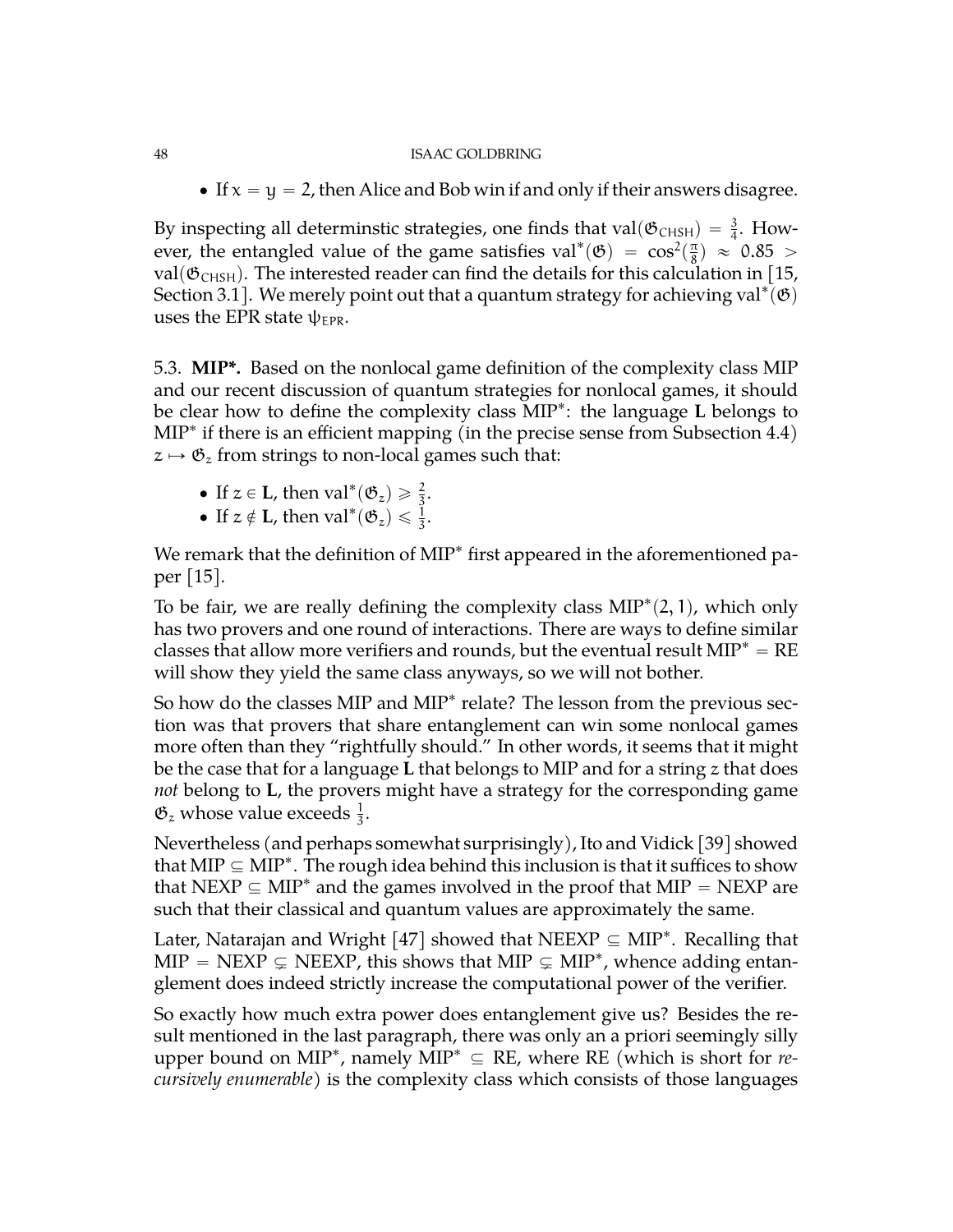- If $x = y = 2$, then Alice and Bob win if and only if their answers disagree.

By inspecting all determinstic strategies, one finds that $\text{val}(\mathfrak{G}_{\text{CHSH}}) = \frac{3}{4}$. However, the entangled value of the game satisfies $\text{val}^*(\mathfrak{G}) = \cos^2(\frac{\pi}{8}) \approx 0.85 > \text{val}(\mathfrak{G}_{\text{CHSH}})$. The interested reader can find the details for this calculation in [15, Section 3.1]. We merely point out that a quantum strategy for achieving $\text{val}^*(\mathfrak{G})$ uses the EPR state $\psi_{\text{EPR}}$.

5.3. **MIP\*.** Based on the nonlocal game definition of the complexity class MIP and our recent discussion of quantum strategies for nonlocal games, it should be clear how to define the complexity class MIP$^*$: the language $\mathbf{L}$ belongs to MIP$^*$ if there is an efficient mapping (in the precise sense from Subsection 4.4) $z \mapsto \mathfrak{G}_z$ from strings to non-local games such that:

- If $z \in \mathbf{L}$, then $\text{val}^*(\mathfrak{G}_z) \geqslant \frac{2}{3}$.
- If $z \notin \mathbf{L}$, then $\text{val}^*(\mathfrak{G}_z) \leqslant \frac{1}{3}$.

We remark that the definition of MIP$^*$ first appeared in the aforementioned paper [15].

To be fair, we are really defining the complexity class MIP$^*(2,1)$, which only has two provers and one round of interactions. There are ways to define similar classes that allow more verifiers and rounds, but the eventual result MIP$^*$ = RE will show they yield the same class anyways, so we will not bother.

So how do the classes MIP and MIP$^*$ relate? The lesson from the previous section was that provers that share entanglement can win some nonlocal games more often than they "rightfully should." In other words, it seems that it might be the case that for a language $\mathbf{L}$ that belongs to MIP and for a string $z$ that does *not* belong to $\mathbf{L}$, the provers might have a strategy for the corresponding game $\mathfrak{G}_z$ whose value exceeds $\frac{1}{3}$.

Nevertheless (and perhaps somewhat surprisingly), Ito and Vidick [39] showed that MIP $\subseteq$ MIP$^*$. The rough idea behind this inclusion is that it suffices to show that NEXP $\subseteq$ MIP$^*$ and the games involved in the proof that MIP = NEXP are such that their classical and quantum values are approximately the same.

Later, Natarajan and Wright [47] showed that NEEXP $\subseteq$ MIP$^*$. Recalling that MIP = NEXP $\subsetneq$ NEEXP, this shows that MIP $\subsetneq$ MIP$^*$, whence adding entanglement does indeed strictly increase the computational power of the verifier.

So exactly how much extra power does entanglement give us? Besides the result mentioned in the last paragraph, there was only an a priori seemingly silly upper bound on MIP$^*$, namely MIP$^*$ $\subseteq$ RE, where RE (which is short for *recursively enumerable*) is the complexity class which consists of those languages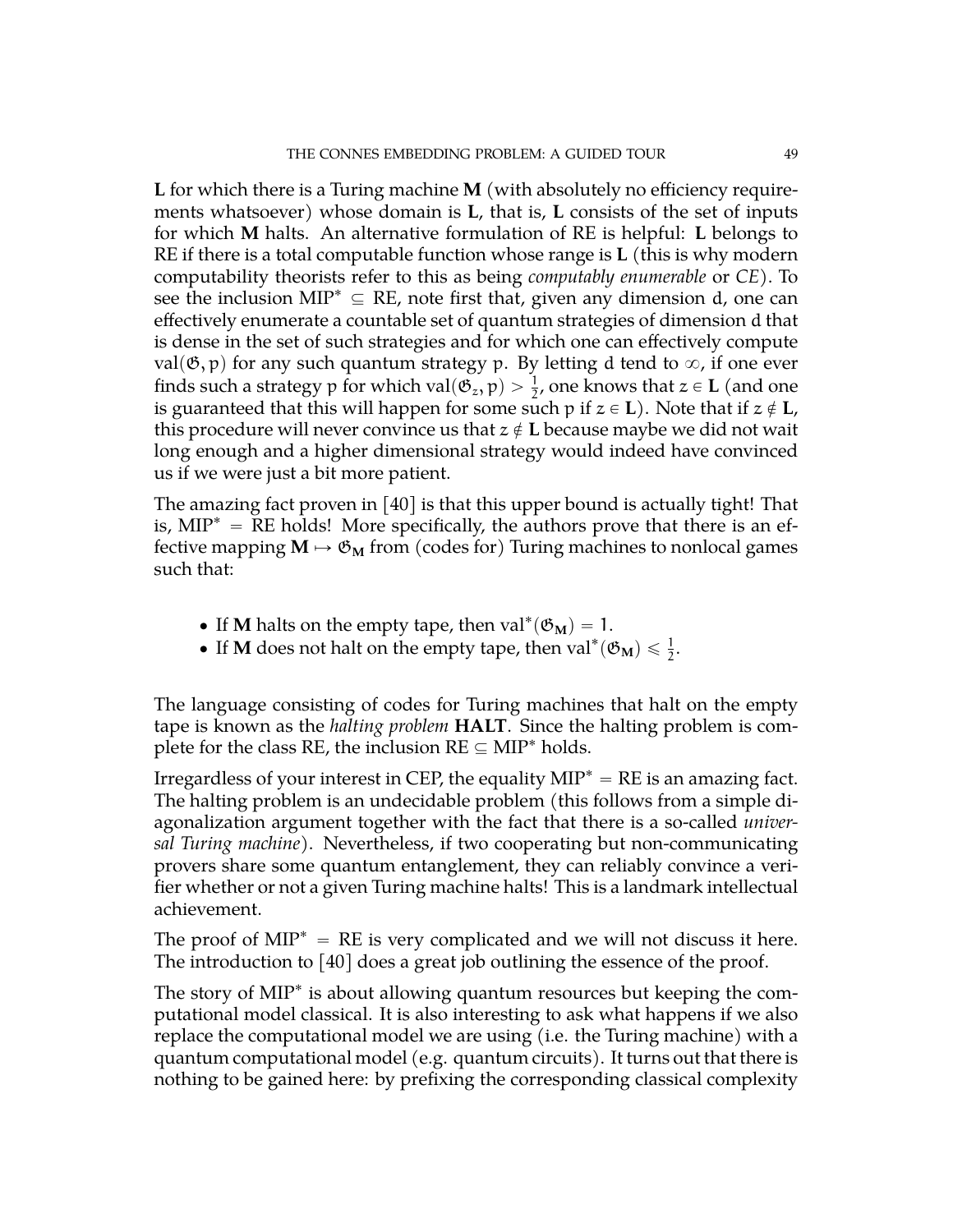**L** for which there is a Turing machine **M** (with absolutely no efficiency requirements whatsoever) whose domain is **L**, that is, **L** consists of the set of inputs for which **M** halts. An alternative formulation of RE is helpful: **L** belongs to RE if there is a total computable function whose range is **L** (this is why modern computability theorists refer to this as being *computably enumerable* or *CE*). To see the inclusion $\mathrm{MIP}^* \subseteq \mathrm{RE}$, note first that, given any dimension $d$, one can effectively enumerate a countable set of quantum strategies of dimension $d$ that is dense in the set of such strategies and for which one can effectively compute $\mathrm{val}(\mathfrak{G}, p)$ for any such quantum strategy $p$. By letting $d$ tend to $\infty$, if one ever finds such a strategy $p$ for which $\mathrm{val}(\mathfrak{G}_z, p) > \frac{1}{2}$, one knows that $z \in \mathbf{L}$ (and one is guaranteed that this will happen for some such $p$ if $z \in \mathbf{L}$). Note that if $z \notin \mathbf{L}$, this procedure will never convince us that $z \notin \mathbf{L}$ because maybe we did not wait long enough and a higher dimensional strategy would indeed have convinced us if we were just a bit more patient.

The amazing fact proven in [40] is that this upper bound is actually tight! That is, $\mathrm{MIP}^* = \mathrm{RE}$ holds! More specifically, the authors prove that there is an effective mapping $\mathbf{M} \mapsto \mathfrak{G}_{\mathbf{M}}$ from (codes for) Turing machines to nonlocal games such that:

- If **M** halts on the empty tape, then $\mathrm{val}^*(\mathfrak{G}_{\mathbf{M}}) = 1$.
- If **M** does not halt on the empty tape, then $\mathrm{val}^*(\mathfrak{G}_{\mathbf{M}}) \leqslant \frac{1}{2}$.

The language consisting of codes for Turing machines that halt on the empty tape is known as the *halting problem* **HALT**. Since the halting problem is complete for the class RE, the inclusion $\mathrm{RE} \subseteq \mathrm{MIP}^*$ holds.

Irregardless of your interest in CEP, the equality $\mathrm{MIP}^* = \mathrm{RE}$ is an amazing fact. The halting problem is an undecidable problem (this follows from a simple diagonalization argument together with the fact that there is a so-called *universal Turing machine*). Nevertheless, if two cooperating but non-communicating provers share some quantum entanglement, they can reliably convince a verifier whether or not a given Turing machine halts! This is a landmark intellectual achievement.

The proof of $\mathrm{MIP}^* = \mathrm{RE}$ is very complicated and we will not discuss it here. The introduction to [40] does a great job outlining the essence of the proof.

The story of $\mathrm{MIP}^*$ is about allowing quantum resources but keeping the computational model classical. It is also interesting to ask what happens if we also replace the computational model we are using (i.e. the Turing machine) with a quantum computational model (e.g. quantum circuits). It turns out that there is nothing to be gained here: by prefixing the corresponding classical complexity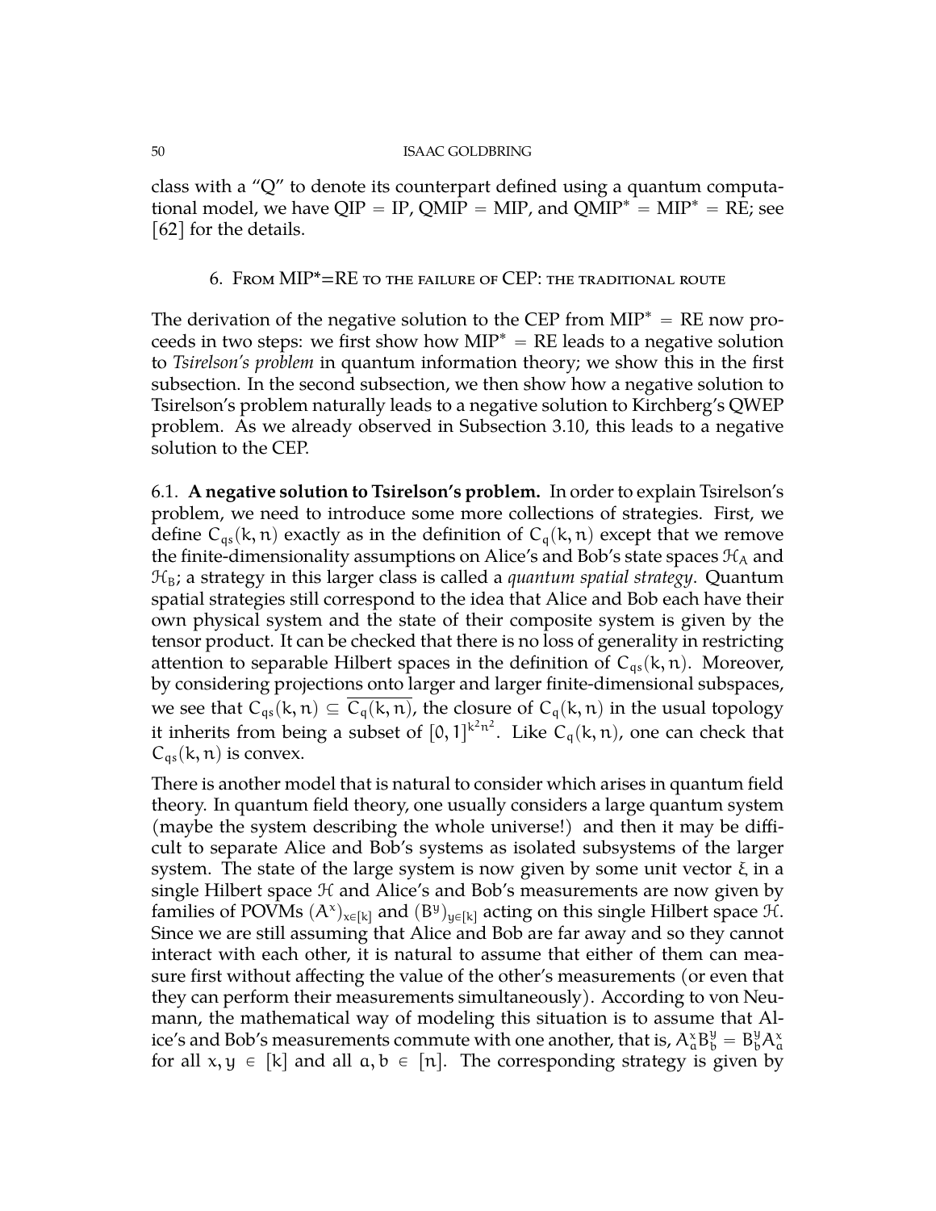class with a "Q" to denote its counterpart defined using a quantum computational model, we have QIP = IP, QMIP = MIP, and QMIP* = MIP* = RE; see [62] for the details.

## 6. From MIP*=RE to the failure of CEP: the traditional route

The derivation of the negative solution to the CEP from MIP* = RE now proceeds in two steps: we first show how MIP* = RE leads to a negative solution to *Tsirelson's problem* in quantum information theory; we show this in the first subsection. In the second subsection, we then show how a negative solution to Tsirelson's problem naturally leads to a negative solution to Kirchberg's QWEP problem. As we already observed in Subsection 3.10, this leads to a negative solution to the CEP.

6.1. **A negative solution to Tsirelson's problem.** In order to explain Tsirelson's problem, we need to introduce some more collections of strategies. First, we define $C_{qs}(k,n)$ exactly as in the definition of $C_q(k,n)$ except that we remove the finite-dimensionality assumptions on Alice's and Bob's state spaces $\mathcal{H}_A$ and $\mathcal{H}_B$; a strategy in this larger class is called a *quantum spatial strategy*. Quantum spatial strategies still correspond to the idea that Alice and Bob each have their own physical system and the state of their composite system is given by the tensor product. It can be checked that there is no loss of generality in restricting attention to separable Hilbert spaces in the definition of $C_{qs}(k,n)$. Moreover, by considering projections onto larger and larger finite-dimensional subspaces, we see that $C_{qs}(k,n) \subseteq \overline{C_q(k,n)}$, the closure of $C_q(k,n)$ in the usual topology it inherits from being a subset of $[0,1]^{k^2n^2}$. Like $C_q(k,n)$, one can check that $C_{qs}(k,n)$ is convex.

There is another model that is natural to consider which arises in quantum field theory. In quantum field theory, one usually considers a large quantum system (maybe the system describing the whole universe!) and then it may be difficult to separate Alice and Bob's systems as isolated subsystems of the larger system. The state of the large system is now given by some unit vector $\xi$ in a single Hilbert space $\mathcal{H}$ and Alice's and Bob's measurements are now given by families of POVMs $(A^x)_{x\in[k]}$ and $(B^y)_{y\in[k]}$ acting on this single Hilbert space $\mathcal{H}$. Since we are still assuming that Alice and Bob are far away and so they cannot interact with each other, it is natural to assume that either of them can measure first without affecting the value of the other's measurements (or even that they can perform their measurements simultaneously). According to von Neumann, the mathematical way of modeling this situation is to assume that Alice's and Bob's measurements commute with one another, that is, $A^x_a B^y_b = B^y_b A^x_a$ for all $x, y \in [k]$ and all $a, b \in [n]$. The corresponding strategy is given by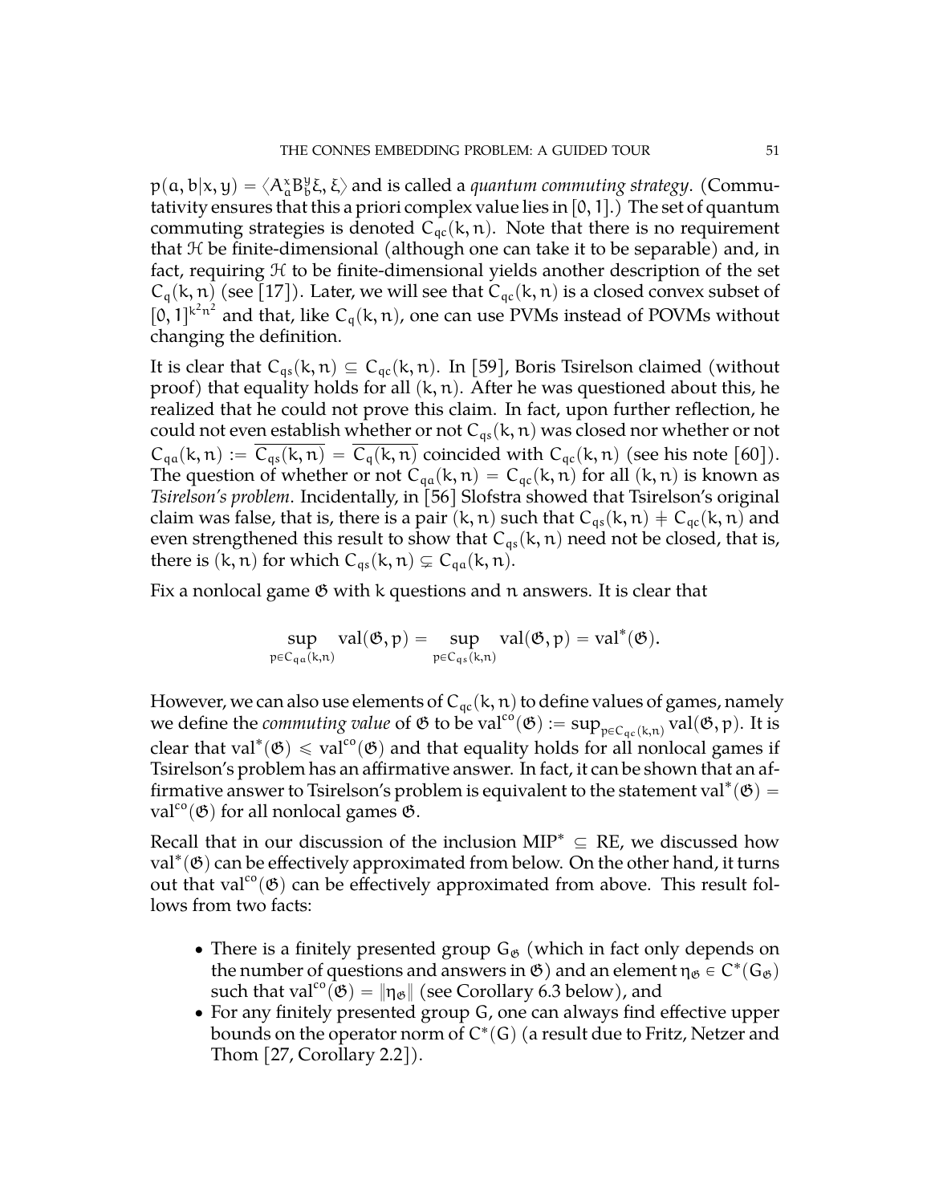$p(a, b|x, y) = \langle A_a^x B_b^y \xi, \xi \rangle$ and is called a *quantum commuting strategy*. (Commutativity ensures that this a priori complex value lies in $[0, 1]$.) The set of quantum commuting strategies is denoted $C_{qc}(k, n)$. Note that there is no requirement that $\mathcal{H}$ be finite-dimensional (although one can take it to be separable) and, in fact, requiring $\mathcal{H}$ to be finite-dimensional yields another description of the set $C_q(k, n)$ (see [17]). Later, we will see that $C_{qc}(k, n)$ is a closed convex subset of $[0, 1]^{k^2 n^2}$ and that, like $C_q(k, n)$, one can use PVMs instead of POVMs without changing the definition.

It is clear that $C_{qs}(k, n) \subseteq C_{qc}(k, n)$. In [59], Boris Tsirelson claimed (without proof) that equality holds for all $(k, n)$. After he was questioned about this, he realized that he could not prove this claim. In fact, upon further reflection, he could not even establish whether or not $C_{qs}(k, n)$ was closed nor whether or not $C_{qa}(k, n) := \overline{C_{qs}(k, n)} = \overline{C_q(k, n)}$ coincided with $C_{qc}(k, n)$ (see his note [60]). The question of whether or not $C_{qa}(k, n) = C_{qc}(k, n)$ for all $(k, n)$ is known as *Tsirelson's problem*. Incidentally, in [56] Slofstra showed that Tsirelson's original claim was false, that is, there is a pair $(k, n)$ such that $C_{qs}(k, n) \neq C_{qc}(k, n)$ and even strengthened this result to show that $C_{qs}(k, n)$ need not be closed, that is, there is $(k, n)$ for which $C_{qs}(k, n) \subsetneq C_{qa}(k, n)$.

Fix a nonlocal game $\mathfrak{G}$ with $k$ questions and $n$ answers. It is clear that

$$\sup_{p \in C_{qa}(k,n)} \operatorname{val}(\mathfrak{G}, p) = \sup_{p \in C_{qs}(k,n)} \operatorname{val}(\mathfrak{G}, p) = \operatorname{val}^*(\mathfrak{G}).$$

However, we can also use elements of $C_{qc}(k, n)$ to define values of games, namely we define the *commuting value* of $\mathfrak{G}$ to be $\operatorname{val}^{co}(\mathfrak{G}) := \sup_{p \in C_{qc}(k,n)} \operatorname{val}(\mathfrak{G}, p)$. It is clear that $\operatorname{val}^*(\mathfrak{G}) \leqslant \operatorname{val}^{co}(\mathfrak{G})$ and that equality holds for all nonlocal games if Tsirelson's problem has an affirmative answer. In fact, it can be shown that an affirmative answer to Tsirelson's problem is equivalent to the statement $\operatorname{val}^*(\mathfrak{G}) = \operatorname{val}^{co}(\mathfrak{G})$ for all nonlocal games $\mathfrak{G}$.

Recall that in our discussion of the inclusion $\text{MIP}^* \subseteq \text{RE}$, we discussed how $\operatorname{val}^*(\mathfrak{G})$ can be effectively approximated from below. On the other hand, it turns out that $\operatorname{val}^{co}(\mathfrak{G})$ can be effectively approximated from above. This result follows from two facts:

- There is a finitely presented group $G_{\mathfrak{G}}$ (which in fact only depends on the number of questions and answers in $\mathfrak{G}$) and an element $\eta_{\mathfrak{G}} \in C^*(G_{\mathfrak{G}})$ such that $\operatorname{val}^{co}(\mathfrak{G}) = \|\eta_{\mathfrak{G}}\|$ (see Corollary 6.3 below), and
- For any finitely presented group $G$, one can always find effective upper bounds on the operator norm of $C^*(G)$ (a result due to Fritz, Netzer and Thom [27, Corollary 2.2]).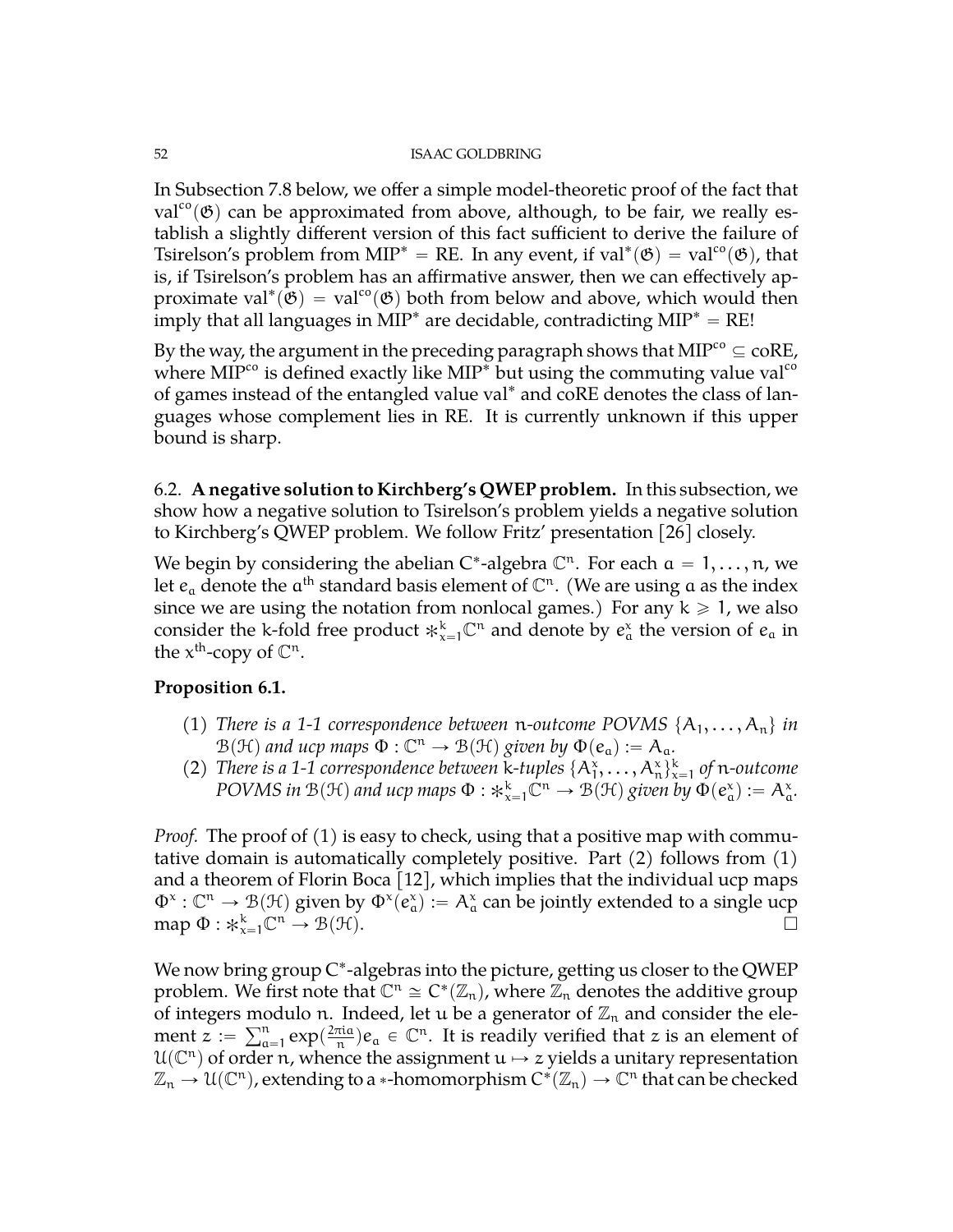In Subsection 7.8 below, we offer a simple model-theoretic proof of the fact that $\mathrm{val}^{co}(\mathfrak{G})$ can be approximated from above, although, to be fair, we really establish a slightly different version of this fact sufficient to derive the failure of Tsirelson's problem from $\mathrm{MIP}^* = \mathrm{RE}$. In any event, if $\mathrm{val}^*(\mathfrak{G}) = \mathrm{val}^{co}(\mathfrak{G})$, that is, if Tsirelson's problem has an affirmative answer, then we can effectively approximate $\mathrm{val}^*(\mathfrak{G}) = \mathrm{val}^{co}(\mathfrak{G})$ both from below and above, which would then imply that all languages in $\mathrm{MIP}^*$ are decidable, contradicting $\mathrm{MIP}^* = \mathrm{RE}$!

By the way, the argument in the preceding paragraph shows that $\mathrm{MIP}^{co} \subseteq \mathrm{coRE}$, where $\mathrm{MIP}^{co}$ is defined exactly like $\mathrm{MIP}^*$ but using the commuting value $\mathrm{val}^{co}$ of games instead of the entangled value $\mathrm{val}^*$ and coRE denotes the class of languages whose complement lies in RE. It is currently unknown if this upper bound is sharp.

## 6.2. A negative solution to Kirchberg's QWEP problem.

In this subsection, we show how a negative solution to Tsirelson's problem yields a negative solution to Kirchberg's QWEP problem. We follow Fritz' presentation [26] closely.

We begin by considering the abelian C*-algebra $\mathbb{C}^n$. For each $a = 1, \ldots, n$, we let $e_a$ denote the $a^{\text{th}}$ standard basis element of $\mathbb{C}^n$. (We are using $a$ as the index since we are using the notation from nonlocal games.) For any $k \geqslant 1$, we also consider the $k$-fold free product $*_{x=1}^k \mathbb{C}^n$ and denote by $e_a^x$ the version of $e_a$ in the $x^{\text{th}}$-copy of $\mathbb{C}^n$.

**Proposition 6.1.**

1. *There is a 1-1 correspondence between $n$-outcome POVMS $\{A_1, \ldots, A_n\}$ in $\mathcal{B}(\mathcal{H})$ and ucp maps $\Phi : \mathbb{C}^n \to \mathcal{B}(\mathcal{H})$ given by $\Phi(e_a) := A_a$.*
2. *There is a 1-1 correspondence between $k$-tuples $\{A_1^x, \ldots, A_n^x\}_{x=1}^k$ of $n$-outcome POVMS in $\mathcal{B}(\mathcal{H})$ and ucp maps $\Phi : *_{x=1}^k \mathbb{C}^n \to \mathcal{B}(\mathcal{H})$ given by $\Phi(e_a^x) := A_a^x$.*

*Proof.* The proof of (1) is easy to check, using that a positive map with commutative domain is automatically completely positive. Part (2) follows from (1) and a theorem of Florin Boca [12], which implies that the individual ucp maps $\Phi^x : \mathbb{C}^n \to \mathcal{B}(\mathcal{H})$ given by $\Phi^x(e_a^x) := A_a^x$ can be jointly extended to a single ucp map $\Phi : *_{x=1}^k \mathbb{C}^n \to \mathcal{B}(\mathcal{H})$. □

We now bring group C*-algebras into the picture, getting us closer to the QWEP problem. We first note that $\mathbb{C}^n \cong C^*(\mathbb{Z}_n)$, where $\mathbb{Z}_n$ denotes the additive group of integers modulo $n$. Indeed, let $u$ be a generator of $\mathbb{Z}_n$ and consider the element $z := \sum_{a=1}^n \exp(\frac{2\pi i a}{n}) e_a \in \mathbb{C}^n$. It is readily verified that $z$ is an element of $\mathcal{U}(\mathbb{C}^n)$ of order $n$, whence the assignment $u \mapsto z$ yields a unitary representation $\mathbb{Z}_n \to \mathcal{U}(\mathbb{C}^n)$, extending to a $*$-homomorphism $C^*(\mathbb{Z}_n) \to \mathbb{C}^n$ that can be checked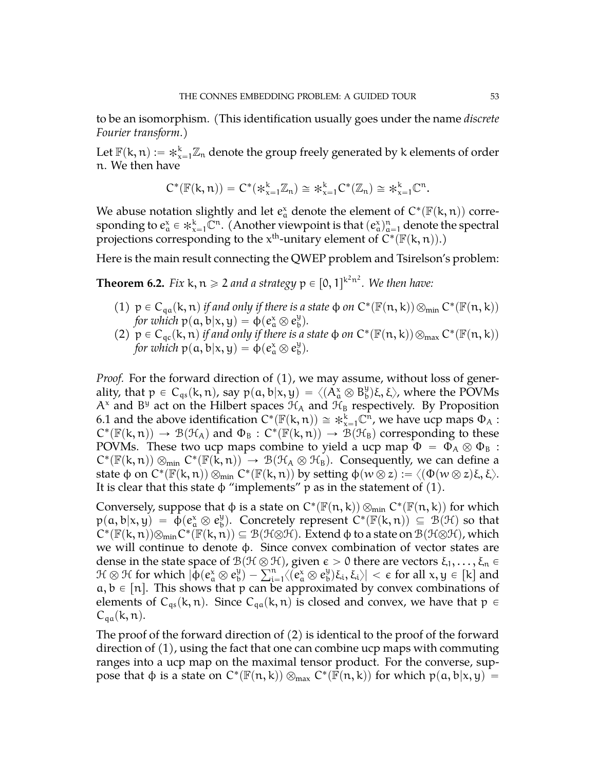to be an isomorphism. (This identification usually goes under the name *discrete Fourier transform*.)

Let $\mathbb{F}(k,n) := *_{x=1}^{k}\mathbb{Z}_n$ denote the group freely generated by $k$ elements of order $n$. We then have

$$C^*(\mathbb{F}(k,n)) = C^*(*_{x=1}^{k}\mathbb{Z}_n) \cong *_{x=1}^{k} C^*(\mathbb{Z}_n) \cong *_{x=1}^{k}\mathbb{C}^n.$$

We abuse notation slightly and let $e_a^x$ denote the element of $C^*(\mathbb{F}(k,n))$ corresponding to $e_a^x \in *_{x=1}^{k}\mathbb{C}^n$. (Another viewpoint is that $(e_a^x)_{a=1}^n$ denote the spectral projections corresponding to the $x^{\text{th}}$-unitary element of $C^*(\mathbb{F}(k,n))$.)

Here is the main result connecting the QWEP problem and Tsirelson's problem:

**Theorem 6.2.** *Fix $k, n \geqslant 2$ and a strategy $p \in [0,1]^{k^2n^2}$. We then have:*

1. $p \in C_{qa}(k,n)$ *if and only if there is a state $\phi$ on $C^*(\mathbb{F}(n,k)) \otimes_{\min} C^*(\mathbb{F}(n,k))$ for which $p(a,b|x,y) = \phi(e_a^x \otimes e_b^y)$.*
2. $p \in C_{qc}(k,n)$ *if and only if there is a state $\phi$ on $C^*(\mathbb{F}(n,k)) \otimes_{\max} C^*(\mathbb{F}(n,k))$ for which $p(a,b|x,y) = \phi(e_a^x \otimes e_b^y)$.*

*Proof.* For the forward direction of (1), we may assume, without loss of generality, that $p \in C_{qs}(k,n)$, say $p(a,b|x,y) = \langle (A_a^x \otimes B_b^y)\xi, \xi\rangle$, where the POVMs $A^x$ and $B^y$ act on the Hilbert spaces $\mathcal{H}_A$ and $\mathcal{H}_B$ respectively. By Proposition 6.1 and the above identification $C^*(\mathbb{F}(k,n)) \cong *_{x=1}^{k}\mathbb{C}^n$, we have ucp maps $\Phi_A : C^*(\mathbb{F}(k,n)) \to \mathcal{B}(\mathcal{H}_A)$ and $\Phi_B : C^*(\mathbb{F}(k,n)) \to \mathcal{B}(\mathcal{H}_B)$ corresponding to these POVMs. These two ucp maps combine to yield a ucp map $\Phi = \Phi_A \otimes \Phi_B : C^*(\mathbb{F}(k,n)) \otimes_{\min} C^*(\mathbb{F}(k,n)) \to \mathcal{B}(\mathcal{H}_A \otimes \mathcal{H}_B)$. Consequently, we can define a state $\phi$ on $C^*(\mathbb{F}(k,n)) \otimes_{\min} C^*(\mathbb{F}(k,n))$ by setting $\phi(w \otimes z) := \langle (\Phi(w \otimes z)\xi, \xi\rangle$. It is clear that this state $\phi$ "implements" $p$ as in the statement of (1).

Conversely, suppose that $\phi$ is a state on $C^*(\mathbb{F}(n,k)) \otimes_{\min} C^*(\mathbb{F}(n,k))$ for which $p(a,b|x,y) = \phi(e_a^x \otimes e_b^y)$. Concretely represent $C^*(\mathbb{F}(k,n)) \subseteq \mathcal{B}(\mathcal{H})$ so that $C^*(\mathbb{F}(k,n)) \otimes_{\min} C^*(\mathbb{F}(k,n)) \subseteq \mathcal{B}(\mathcal{H} \otimes \mathcal{H})$. Extend $\phi$ to a state on $\mathcal{B}(\mathcal{H} \otimes \mathcal{H})$, which we will continue to denote $\phi$. Since convex combination of vector states are dense in the state space of $\mathcal{B}(\mathcal{H} \otimes \mathcal{H})$, given $\epsilon > 0$ there are vectors $\xi_1, \ldots, \xi_n \in \mathcal{H} \otimes \mathcal{H}$ for which $|\phi(e_a^x \otimes e_b^y) - \sum_{i=1}^n \langle (e_a^x \otimes e_b^y)\xi_i, \xi_i\rangle| < \epsilon$ for all $x, y \in [k]$ and $a, b \in [n]$. This shows that $p$ can be approximated by convex combinations of elements of $C_{qs}(k,n)$. Since $C_{qa}(k,n)$ is closed and convex, we have that $p \in C_{qa}(k,n)$.

The proof of the forward direction of (2) is identical to the proof of the forward direction of (1), using the fact that one can combine ucp maps with commuting ranges into a ucp map on the maximal tensor product. For the converse, suppose that $\phi$ is a state on $C^*(\mathbb{F}(n,k)) \otimes_{\max} C^*(\mathbb{F}(n,k))$ for which $p(a,b|x,y) =$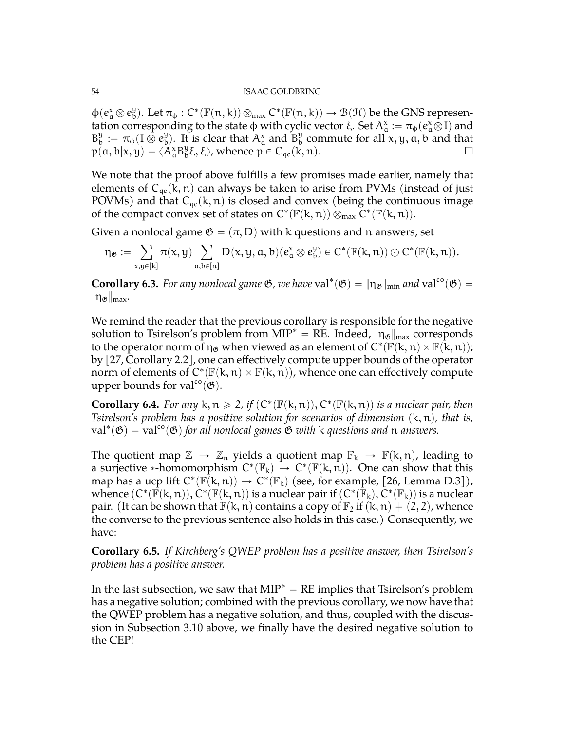$\phi(e^x_a \otimes e^y_b)$. Let $\pi_\phi : C^*(\mathbb{F}(n,k)) \otimes_{\max} C^*(\mathbb{F}(n,k)) \to \mathcal{B}(\mathcal{H})$ be the GNS representation corresponding to the state $\phi$ with cyclic vector $\xi$. Set $A^x_a := \pi_\phi(e^x_a \otimes I)$ and $B^y_b := \pi_\phi(I \otimes e^y_b)$. It is clear that $A^x_a$ and $B^y_b$ commute for all $x, y, a, b$ and that $p(a,b|x,y) = \langle A^x_a B^y_b \xi, \xi \rangle$, whence $p \in C_{qc}(k,n)$. □

We note that the proof above fulfills a few promises made earlier, namely that elements of $C_{qc}(k,n)$ can always be taken to arise from PVMs (instead of just POVMs) and that $C_{qc}(k,n)$ is closed and convex (being the continuous image of the compact convex set of states on $C^*(\mathbb{F}(k,n)) \otimes_{\max} C^*(\mathbb{F}(k,n))$.

Given a nonlocal game $\mathfrak{G} = (\pi, D)$ with $k$ questions and $n$ answers, set

$$\eta_{\mathfrak{G}} := \sum_{x,y \in [k]} \pi(x,y) \sum_{a,b \in [n]} D(x,y,a,b)(e^x_a \otimes e^y_b) \in C^*(\mathbb{F}(k,n)) \odot C^*(\mathbb{F}(k,n)).$$

**Corollary 6.3.** *For any nonlocal game $\mathfrak{G}$, we have $\operatorname{val}^*(\mathfrak{G}) = \|\eta_{\mathfrak{G}}\|_{\min}$ and $\operatorname{val}^{co}(\mathfrak{G}) = \|\eta_{\mathfrak{G}}\|_{\max}$.*

We remind the reader that the previous corollary is responsible for the negative solution to Tsirelson's problem from $\mathrm{MIP}^* = \mathrm{RE}$. Indeed, $\|\eta_{\mathfrak{G}}\|_{\max}$ corresponds to the operator norm of $\eta_{\mathfrak{G}}$ when viewed as an element of $C^*(\mathbb{F}(k,n) \times \mathbb{F}(k,n))$; by [27, Corollary 2.2], one can effectively compute upper bounds of the operator norm of elements of $C^*(\mathbb{F}(k,n) \times \mathbb{F}(k,n))$, whence one can effectively compute upper bounds for $\operatorname{val}^{co}(\mathfrak{G})$.

**Corollary 6.4.** *For any $k, n \geqslant 2$, if $(C^*(\mathbb{F}(k,n)), C^*(\mathbb{F}(k,n))$ is a nuclear pair, then Tsirelson's problem has a positive solution for scenarios of dimension $(k,n)$, that is, $\operatorname{val}^*(\mathfrak{G}) = \operatorname{val}^{co}(\mathfrak{G})$ for all nonlocal games $\mathfrak{G}$ with $k$ questions and $n$ answers.*

The quotient map $\mathbb{Z} \to \mathbb{Z}_n$ yields a quotient map $\mathbb{F}_k \to \mathbb{F}(k,n)$, leading to a surjective $*$-homomorphism $C^*(\mathbb{F}_k) \to C^*(\mathbb{F}(k,n))$. One can show that this map has a ucp lift $C^*(\mathbb{F}(k,n)) \to C^*(\mathbb{F}_k)$ (see, for example, [26, Lemma D.3]), whence $(C^*(\mathbb{F}(k,n)), C^*(\mathbb{F}(k,n))$ is a nuclear pair if $(C^*(\mathbb{F}_k), C^*(\mathbb{F}_k))$ is a nuclear pair. (It can be shown that $\mathbb{F}(k,n)$ contains a copy of $\mathbb{F}_2$ if $(k,n) \neq (2,2)$, whence the converse to the previous sentence also holds in this case.) Consequently, we have:

**Corollary 6.5.** *If Kirchberg's QWEP problem has a positive answer, then Tsirelson's problem has a positive answer.*

In the last subsection, we saw that $\mathrm{MIP}^* = \mathrm{RE}$ implies that Tsirelson's problem has a negative solution; combined with the previous corollary, we now have that the QWEP problem has a negative solution, and thus, coupled with the discussion in Subsection 3.10 above, we finally have the desired negative solution to the CEP!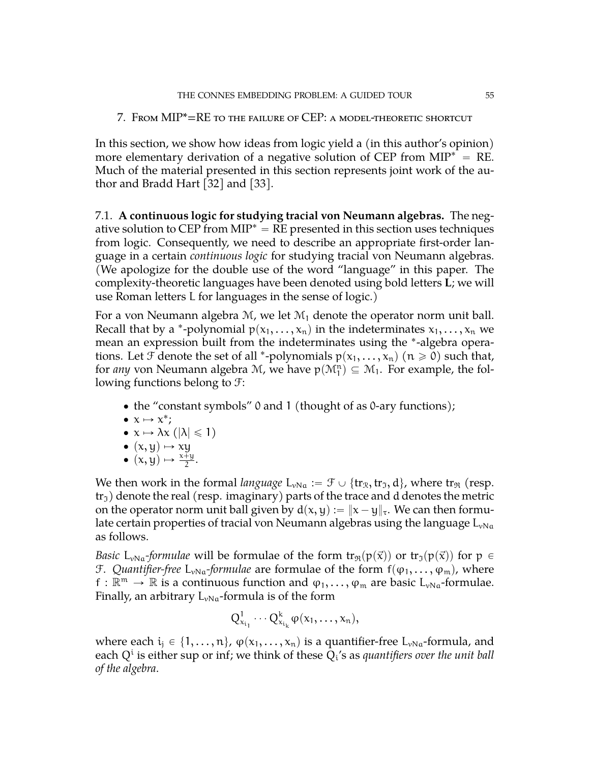## 7. From MIP*=RE to the failure of CEP: a model-theoretic shortcut

In this section, we show how ideas from logic yield a (in this author's opinion) more elementary derivation of a negative solution of CEP from MIP$^* =$ RE. Much of the material presented in this section represents joint work of the author and Bradd Hart [32] and [33].

### 7.1. A continuous logic for studying tracial von Neumann algebras.

The negative solution to CEP from MIP$^* =$ RE presented in this section uses techniques from logic. Consequently, we need to describe an appropriate first-order language in a certain *continuous logic* for studying tracial von Neumann algebras. (We apologize for the double use of the word "language" in this paper. The complexity-theoretic languages have been denoted using bold letters **L**; we will use Roman letters L for languages in the sense of logic.)

For a von Neumann algebra $\mathcal{M}$, we let $\mathcal{M}_1$ denote the operator norm unit ball. Recall that by a $^*$-polynomial $p(x_1, \ldots, x_n)$ in the indeterminates $x_1, \ldots, x_n$ we mean an expression built from the indeterminates using the $^*$-algebra operations. Let $\mathcal{F}$ denote the set of all $^*$-polynomials $p(x_1, \ldots, x_n)$ ($n \geqslant 0$) such that, for *any* von Neumann algebra $\mathcal{M}$, we have $p(\mathcal{M}_1^n) \subseteq \mathcal{M}_1$. For example, the following functions belong to $\mathcal{F}$:

- the "constant symbols" $0$ and $1$ (thought of as $0$-ary functions);
- $x \mapsto x^*$;
- $x \mapsto \lambda x$ ($|\lambda| \leqslant 1$)
- $(x, y) \mapsto xy$
- $(x, y) \mapsto \frac{x+y}{2}$.

We then work in the formal *language* $L_{vNa} := \mathcal{F} \cup \{\mathrm{tr}_{\mathfrak{R}}, \mathrm{tr}_{\mathfrak{I}}, d\}$, where $\mathrm{tr}_{\mathfrak{R}}$ (resp. $\mathrm{tr}_{\mathfrak{I}}$) denote the real (resp. imaginary) parts of the trace and $d$ denotes the metric on the operator norm unit ball given by $d(x, y) := \|x - y\|_\tau$. We can then formulate certain properties of tracial von Neumann algebras using the language $L_{vNa}$ as follows.

*Basic* $L_{vNa}$*-formulae* will be formulae of the form $\mathrm{tr}_{\mathfrak{R}}(p(\vec{x}))$ or $\mathrm{tr}_{\mathfrak{I}}(p(\vec{x}))$ for $p \in \mathcal{F}$. *Quantifier-free* $L_{vNa}$*-formulae* are formulae of the form $f(\varphi_1, \ldots, \varphi_m)$, where $f : \mathbb{R}^m \to \mathbb{R}$ is a continuous function and $\varphi_1, \ldots, \varphi_m$ are basic $L_{vNa}$-formulae. Finally, an arbitrary $L_{vNa}$-formula is of the form

$$Q^1_{x_{i_1}} \cdots Q^k_{x_{i_k}} \varphi(x_1, \ldots, x_n),$$

where each $i_j \in \{1, \ldots, n\}$, $\varphi(x_1, \ldots, x_n)$ is a quantifier-free $L_{vNa}$-formula, and each $Q^i$ is either sup or inf; we think of these $Q_i$'s as *quantifiers over the unit ball of the algebra*.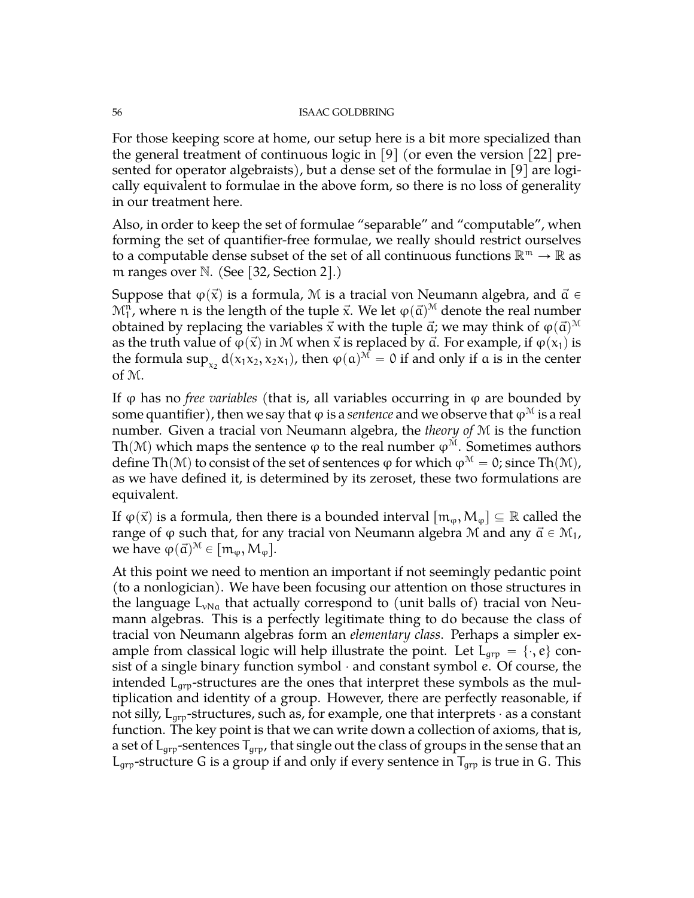For those keeping score at home, our setup here is a bit more specialized than the general treatment of continuous logic in [9] (or even the version [22] presented for operator algebraists), but a dense set of the formulae in [9] are logically equivalent to formulae in the above form, so there is no loss of generality in our treatment here.

Also, in order to keep the set of formulae "separable" and "computable", when forming the set of quantifier-free formulae, we really should restrict ourselves to a computable dense subset of the set of all continuous functions $\mathbb{R}^m \to \mathbb{R}$ as $m$ ranges over $\mathbb{N}$. (See [32, Section 2].)

Suppose that $\varphi(\vec{x})$ is a formula, $\mathcal{M}$ is a tracial von Neumann algebra, and $\vec{a} \in \mathcal{M}_1^n$, where $n$ is the length of the tuple $\vec{x}$. We let $\varphi(\vec{a})^{\mathcal{M}}$ denote the real number obtained by replacing the variables $\vec{x}$ with the tuple $\vec{a}$; we may think of $\varphi(\vec{a})^{\mathcal{M}}$ as the truth value of $\varphi(\vec{x})$ in $\mathcal{M}$ when $\vec{x}$ is replaced by $\vec{a}$. For example, if $\varphi(x_1)$ is the formula $\sup_{x_2} d(x_1x_2, x_2x_1)$, then $\varphi(a)^{\mathcal{M}} = 0$ if and only if $a$ is in the center of $\mathcal{M}$.

If $\varphi$ has no *free variables* (that is, all variables occurring in $\varphi$ are bounded by some quantifier), then we say that $\varphi$ is a *sentence* and we observe that $\varphi^{\mathcal{M}}$ is a real number. Given a tracial von Neumann algebra, the *theory of* $\mathcal{M}$ is the function $\mathrm{Th}(\mathcal{M})$ which maps the sentence $\varphi$ to the real number $\varphi^{\mathcal{M}}$. Sometimes authors define $\mathrm{Th}(\mathcal{M})$ to consist of the set of sentences $\varphi$ for which $\varphi^{\mathcal{M}} = 0$; since $\mathrm{Th}(\mathcal{M})$, as we have defined it, is determined by its zeroset, these two formulations are equivalent.

If $\varphi(\vec{x})$ is a formula, then there is a bounded interval $[m_\varphi, M_\varphi] \subseteq \mathbb{R}$ called the range of $\varphi$ such that, for any tracial von Neumann algebra $\mathcal{M}$ and any $\vec{a} \in \mathcal{M}_1$, we have $\varphi(\vec{a})^{\mathcal{M}} \in [m_\varphi, M_\varphi]$.

At this point we need to mention an important if not seemingly pedantic point (to a nonlogician). We have been focusing our attention on those structures in the language $L_{vNa}$ that actually correspond to (unit balls of) tracial von Neumann algebras. This is a perfectly legitimate thing to do because the class of tracial von Neumann algebras form an *elementary class*. Perhaps a simpler example from classical logic will help illustrate the point. Let $L_{grp} = \{\cdot, e\}$ consist of a single binary function symbol $\cdot$ and constant symbol $e$. Of course, the intended $L_{grp}$-structures are the ones that interpret these symbols as the multiplication and identity of a group. However, there are perfectly reasonable, if not silly, $L_{grp}$-structures, such as, for example, one that interprets $\cdot$ as a constant function. The key point is that we can write down a collection of axioms, that is, a set of $L_{grp}$-sentences $T_{grp}$, that single out the class of groups in the sense that an $L_{grp}$-structure $G$ is a group if and only if every sentence in $T_{grp}$ is true in $G$. This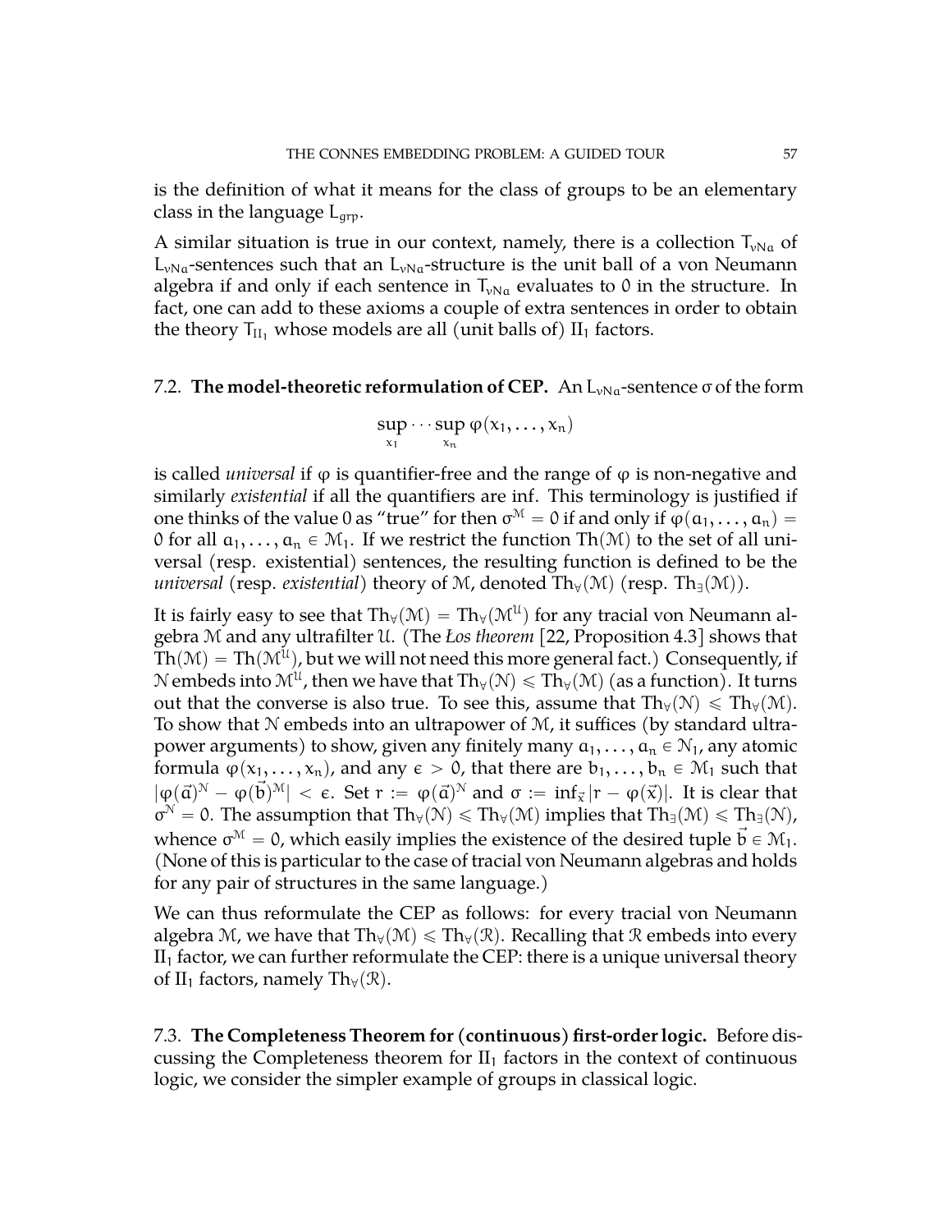is the definition of what it means for the class of groups to be an elementary class in the language $L_{grp}$.

A similar situation is true in our context, namely, there is a collection $T_{vNa}$ of $L_{vNa}$-sentences such that an $L_{vNa}$-structure is the unit ball of a von Neumann algebra if and only if each sentence in $T_{vNa}$ evaluates to $0$ in the structure. In fact, one can add to these axioms a couple of extra sentences in order to obtain the theory $T_{\mathrm{II}_1}$ whose models are all (unit balls of) $\mathrm{II}_1$ factors.

## 7.2. The model-theoretic reformulation of CEP.

An $L_{vNa}$-sentence $\sigma$ of the form

$$\sup_{x_1} \cdots \sup_{x_n} \varphi(x_1, \ldots, x_n)$$

is called *universal* if $\varphi$ is quantifier-free and the range of $\varphi$ is non-negative and similarly *existential* if all the quantifiers are inf. This terminology is justified if one thinks of the value $0$ as "true" for then $\sigma^{\mathcal{M}} = 0$ if and only if $\varphi(a_1, \ldots, a_n) = 0$ for all $a_1, \ldots, a_n \in \mathcal{M}_1$. If we restrict the function $\mathrm{Th}(\mathcal{M})$ to the set of all universal (resp. existential) sentences, the resulting function is defined to be the *universal* (resp. *existential*) theory of $\mathcal{M}$, denoted $\mathrm{Th}_\forall(\mathcal{M})$ (resp. $\mathrm{Th}_\exists(\mathcal{M})$).

It is fairly easy to see that $\mathrm{Th}_\forall(\mathcal{M}) = \mathrm{Th}_\forall(\mathcal{M}^{\mathcal{U}})$ for any tracial von Neumann algebra $\mathcal{M}$ and any ultrafilter $\mathcal{U}$. (The *Łos theorem* [22, Proposition 4.3] shows that $\mathrm{Th}(\mathcal{M}) = \mathrm{Th}(\mathcal{M}^{\mathcal{U}})$, but we will not need this more general fact.) Consequently, if $\mathcal{N}$ embeds into $\mathcal{M}^{\mathcal{U}}$, then we have that $\mathrm{Th}_\forall(\mathcal{N}) \leqslant \mathrm{Th}_\forall(\mathcal{M})$ (as a function). It turns out that the converse is also true. To see this, assume that $\mathrm{Th}_\forall(\mathcal{N}) \leqslant \mathrm{Th}_\forall(\mathcal{M})$. To show that $\mathcal{N}$ embeds into an ultrapower of $\mathcal{M}$, it suffices (by standard ultrapower arguments) to show, given any finitely many $a_1, \ldots, a_n \in \mathcal{N}_1$, any atomic formula $\varphi(x_1, \ldots, x_n)$, and any $\epsilon > 0$, that there are $b_1, \ldots, b_n \in \mathcal{M}_1$ such that $|\varphi(\vec{a})^{\mathcal{N}} - \varphi(\vec{b})^{\mathcal{M}}| < \epsilon$. Set $r := \varphi(\vec{a})^{\mathcal{N}}$ and $\sigma := \inf_{\vec{x}} |r - \varphi(\vec{x})|$. It is clear that $\sigma^{\mathcal{N}} = 0$. The assumption that $\mathrm{Th}_\forall(\mathcal{N}) \leqslant \mathrm{Th}_\forall(\mathcal{M})$ implies that $\mathrm{Th}_\exists(\mathcal{M}) \leqslant \mathrm{Th}_\exists(\mathcal{N})$, whence $\sigma^{\mathcal{M}} = 0$, which easily implies the existence of the desired tuple $\vec{b} \in \mathcal{M}_1$. (None of this is particular to the case of tracial von Neumann algebras and holds for any pair of structures in the same language.)

We can thus reformulate the CEP as follows: for every tracial von Neumann algebra $\mathcal{M}$, we have that $\mathrm{Th}_\forall(\mathcal{M}) \leqslant \mathrm{Th}_\forall(\mathcal{R})$. Recalling that $\mathcal{R}$ embeds into every $\mathrm{II}_1$ factor, we can further reformulate the CEP: there is a unique universal theory of $\mathrm{II}_1$ factors, namely $\mathrm{Th}_\forall(\mathcal{R})$.

## 7.3. The Completeness Theorem for (continuous) first-order logic.

Before discussing the Completeness theorem for $\mathrm{II}_1$ factors in the context of continuous logic, we consider the simpler example of groups in classical logic.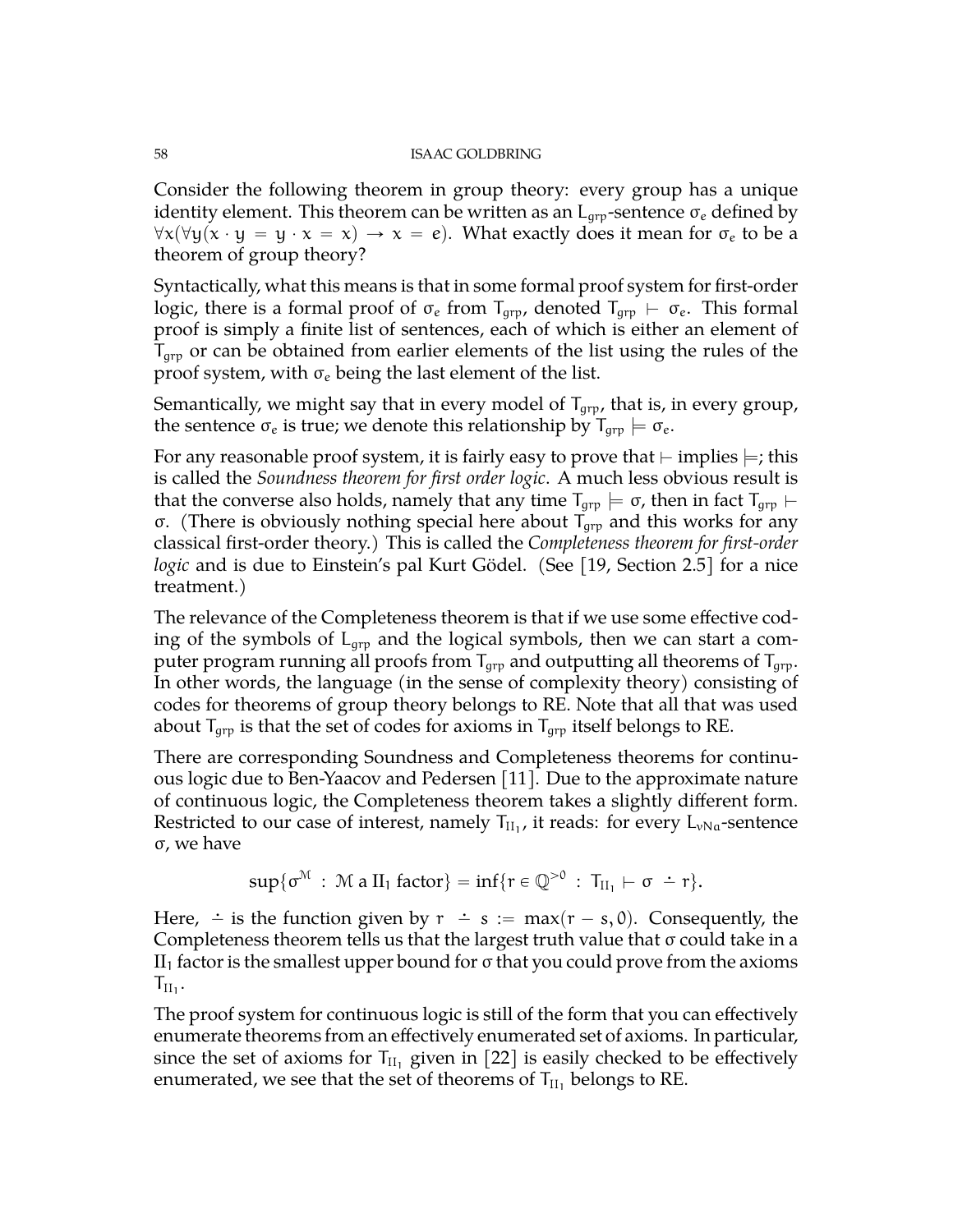Consider the following theorem in group theory: every group has a unique identity element. This theorem can be written as an $L_{grp}$-sentence $\sigma_e$ defined by $\forall x(\forall y(x \cdot y = y \cdot x = x) \to x = e)$. What exactly does it mean for $\sigma_e$ to be a theorem of group theory?

Syntactically, what this means is that in some formal proof system for first-order logic, there is a formal proof of $\sigma_e$ from $T_{grp}$, denoted $T_{grp} \vdash \sigma_e$. This formal proof is simply a finite list of sentences, each of which is either an element of $T_{grp}$ or can be obtained from earlier elements of the list using the rules of the proof system, with $\sigma_e$ being the last element of the list.

Semantically, we might say that in every model of $T_{grp}$, that is, in every group, the sentence $\sigma_e$ is true; we denote this relationship by $T_{grp} \models \sigma_e$.

For any reasonable proof system, it is fairly easy to prove that $\vdash$ implies $\models$; this is called the *Soundness theorem for first order logic*. A much less obvious result is that the converse also holds, namely that any time $T_{grp} \models \sigma$, then in fact $T_{grp} \vdash \sigma$. (There is obviously nothing special here about $T_{grp}$ and this works for any classical first-order theory.) This is called the *Completeness theorem for first-order logic* and is due to Einstein's pal Kurt Gödel. (See [19, Section 2.5] for a nice treatment.)

The relevance of the Completeness theorem is that if we use some effective coding of the symbols of $L_{grp}$ and the logical symbols, then we can start a computer program running all proofs from $T_{grp}$ and outputting all theorems of $T_{grp}$. In other words, the language (in the sense of complexity theory) consisting of codes for theorems of group theory belongs to RE. Note that all that was used about $T_{grp}$ is that the set of codes for axioms in $T_{grp}$ itself belongs to RE.

There are corresponding Soundness and Completeness theorems for continuous logic due to Ben-Yaacov and Pedersen [11]. Due to the approximate nature of continuous logic, the Completeness theorem takes a slightly different form. Restricted to our case of interest, namely $T_{II_1}$, it reads: for every $L_{vNa}$-sentence $\sigma$, we have

$$\sup\{\sigma^{\mathcal{M}} : \mathcal{M} \text{ a II}_1 \text{ factor}\} = \inf\{r \in \mathbb{Q}^{>0} : T_{II_1} \vdash \sigma \dot{-} r\}.$$

Here, $\dot{-}$ is the function given by $r \dot{-} s := \max(r - s, 0)$. Consequently, the Completeness theorem tells us that the largest truth value that $\sigma$ could take in a $\mathrm{II}_1$ factor is the smallest upper bound for $\sigma$ that you could prove from the axioms $T_{II_1}$.

The proof system for continuous logic is still of the form that you can effectively enumerate theorems from an effectively enumerated set of axioms. In particular, since the set of axioms for $T_{II_1}$ given in [22] is easily checked to be effectively enumerated, we see that the set of theorems of $T_{II_1}$ belongs to RE.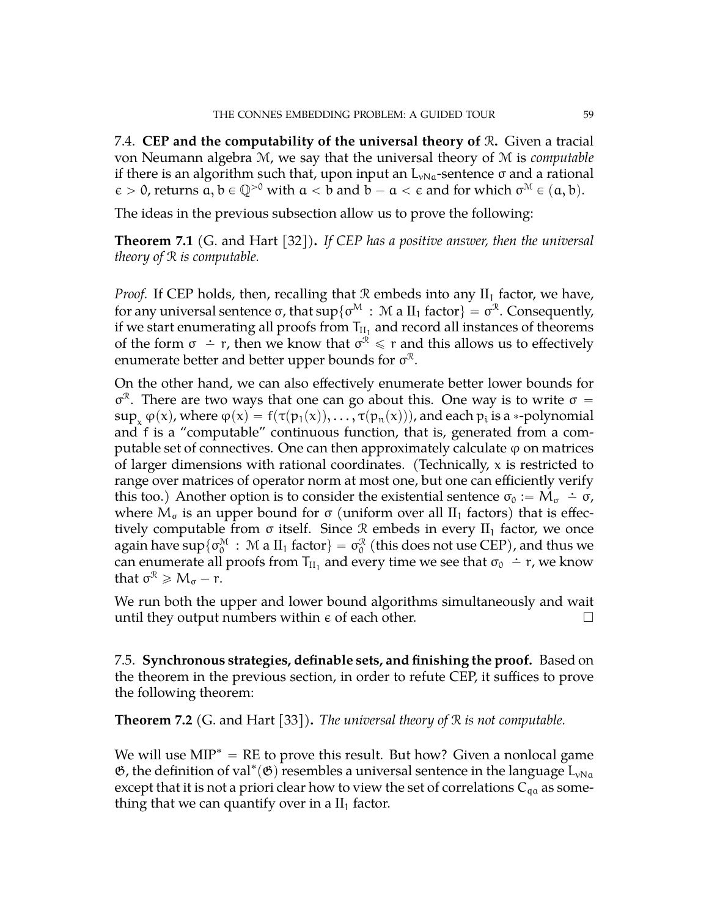7.4. **CEP and the computability of the universal theory of $\mathcal{R}$.** Given a tracial von Neumann algebra $\mathcal{M}$, we say that the universal theory of $\mathcal{M}$ is *computable* if there is an algorithm such that, upon input an $L_{vNa}$-sentence $\sigma$ and a rational $\epsilon > 0$, returns $a, b \in \mathbb{Q}^{>0}$ with $a < b$ and $b - a < \epsilon$ and for which $\sigma^{\mathcal{M}} \in (a, b)$.

The ideas in the previous subsection allow us to prove the following:

**Theorem 7.1** (G. and Hart [32])**.** *If CEP has a positive answer, then the universal theory of $\mathcal{R}$ is computable.*

*Proof.* If CEP holds, then, recalling that $\mathcal{R}$ embeds into any $\mathrm{II}_1$ factor, we have, for any universal sentence $\sigma$, that $\sup\{\sigma^{\mathcal{M}} : \mathcal{M} \text{ a } \mathrm{II}_1 \text{ factor}\} = \sigma^{\mathcal{R}}$. Consequently, if we start enumerating all proofs from $T_{\mathrm{II}_1}$ and record all instances of theorems of the form $\sigma \dot{-} r$, then we know that $\sigma^{\mathcal{R}} \leqslant r$ and this allows us to effectively enumerate better and better upper bounds for $\sigma^{\mathcal{R}}$.

On the other hand, we can also effectively enumerate better lower bounds for $\sigma^{\mathcal{R}}$. There are two ways that one can go about this. One way is to write $\sigma = \sup_x \varphi(x)$, where $\varphi(x) = f(\tau(p_1(x)), \ldots, \tau(p_n(x)))$, and each $p_i$ is a $*$-polynomial and $f$ is a "computable" continuous function, that is, generated from a computable set of connectives. One can then approximately calculate $\varphi$ on matrices of larger dimensions with rational coordinates. (Technically, $x$ is restricted to range over matrices of operator norm at most one, but one can efficiently verify this too.) Another option is to consider the existential sentence $\sigma_0 := M_\sigma \dot{-} \sigma$, where $M_\sigma$ is an upper bound for $\sigma$ (uniform over all $\mathrm{II}_1$ factors) that is effectively computable from $\sigma$ itself. Since $\mathcal{R}$ embeds in every $\mathrm{II}_1$ factor, we once again have $\sup\{\sigma_0^{\mathcal{M}} : \mathcal{M} \text{ a } \mathrm{II}_1 \text{ factor}\} = \sigma_0^{\mathcal{R}}$ (this does not use CEP), and thus we can enumerate all proofs from $T_{\mathrm{II}_1}$ and every time we see that $\sigma_0 \dot{-} r$, we know that $\sigma^{\mathcal{R}} \geqslant M_\sigma - r$.

We run both the upper and lower bound algorithms simultaneously and wait until they output numbers within $\epsilon$ of each other. $\square$

7.5. **Synchronous strategies, definable sets, and finishing the proof.** Based on the theorem in the previous section, in order to refute CEP, it suffices to prove the following theorem:

**Theorem 7.2** (G. and Hart [33])**.** *The universal theory of $\mathcal{R}$ is not computable.*

We will use $\mathrm{MIP}^* = \mathrm{RE}$ to prove this result. But how? Given a nonlocal game $\mathfrak{G}$, the definition of $\mathrm{val}^*(\mathfrak{G})$ resembles a universal sentence in the language $L_{vNa}$ except that it is not a priori clear how to view the set of correlations $C_{qa}$ as something that we can quantify over in a $\mathrm{II}_1$ factor.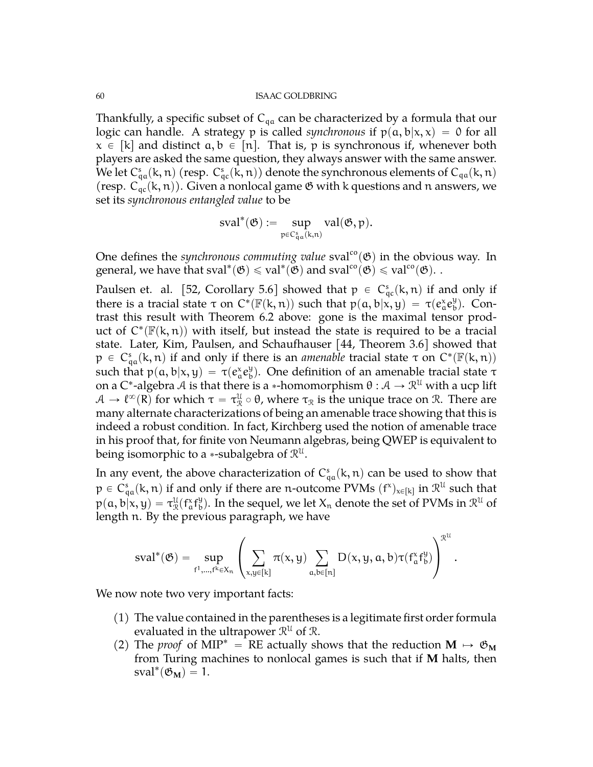Thankfully, a specific subset of $C_{qa}$ can be characterized by a formula that our logic can handle. A strategy $p$ is called *synchronous* if $p(a, b|x, x) = 0$ for all $x \in [k]$ and distinct $a, b \in [n]$. That is, $p$ is synchronous if, whenever both players are asked the same question, they always answer with the same answer. We let $C^s_{qa}(k, n)$ (resp. $C^s_{qc}(k, n)$) denote the synchronous elements of $C_{qa}(k, n)$ (resp. $C_{qc}(k, n)$). Given a nonlocal game $\mathfrak{G}$ with $k$ questions and $n$ answers, we set its *synchronous entangled value* to be

$$\text{sval}^*(\mathfrak{G}) := \sup_{p \in C^s_{qa}(k,n)} \text{val}(\mathfrak{G}, p).$$

One defines the *synchronous commuting value* $\text{sval}^{co}(\mathfrak{G})$ in the obvious way. In general, we have that $\text{sval}^*(\mathfrak{G}) \leqslant \text{val}^*(\mathfrak{G})$ and $\text{sval}^{co}(\mathfrak{G}) \leqslant \text{val}^{co}(\mathfrak{G})$. .

Paulsen et. al. [52, Corollary 5.6] showed that $p \in C^s_{qc}(k, n)$ if and only if there is a tracial state $\tau$ on $C^*(\mathbb{F}(k, n))$ such that $p(a, b|x, y) = \tau(e^x_a e^y_b)$. Contrast this result with Theorem 6.2 above: gone is the maximal tensor product of $C^*(\mathbb{F}(k, n))$ with itself, but instead the state is required to be a tracial state. Later, Kim, Paulsen, and Schaufhauser [44, Theorem 3.6] showed that $p \in C^s_{qa}(k, n)$ if and only if there is an *amenable* tracial state $\tau$ on $C^*(\mathbb{F}(k, n))$ such that $p(a, b|x, y) = \tau(e^x_a e^y_b)$. One definition of an amenable tracial state $\tau$ on a $C^*$-algebra $\mathcal{A}$ is that there is a $*$-homomorphism $\theta : \mathcal{A} \to \mathcal{R}^{\mathcal{U}}$ with a ucp lift $\mathcal{A} \to \ell^\infty(R)$ for which $\tau = \tau^{\mathcal{U}}_{\mathcal{R}} \circ \theta$, where $\tau_{\mathcal{R}}$ is the unique trace on $\mathcal{R}$. There are many alternate characterizations of being an amenable trace showing that this is indeed a robust condition. In fact, Kirchberg used the notion of amenable trace in his proof that, for finite von Neumann algebras, being QWEP is equivalent to being isomorphic to a $*$-subalgebra of $\mathcal{R}^{\mathcal{U}}$.

In any event, the above characterization of $C^s_{qa}(k, n)$ can be used to show that $p \in C^s_{qa}(k, n)$ if and only if there are $n$-outcome PVMs $(f^x)_{x \in [k]}$ in $\mathcal{R}^{\mathcal{U}}$ such that $p(a, b|x, y) = \tau^{\mathcal{U}}_{\mathcal{R}}(f^x_a f^y_b)$. In the sequel, we let $X_n$ denote the set of PVMs in $\mathcal{R}^{\mathcal{U}}$ of length $n$. By the previous paragraph, we have

$$\text{sval}^*(\mathfrak{G}) = \sup_{f^1, \ldots, f^k \in X_n} \left( \sum_{x,y \in [k]} \pi(x, y) \sum_{a,b \in [n]} D(x, y, a, b) \tau(f^x_a f^y_b) \right)^{\mathcal{R}^{\mathcal{U}}}.$$

We now note two very important facts:

1. The value contained in the parentheses is a legitimate first order formula evaluated in the ultrapower $\mathcal{R}^{\mathcal{U}}$ of $\mathcal{R}$.
2. The *proof* of MIP* = RE actually shows that the reduction $\mathbf{M} \mapsto \mathfrak{G}_{\mathbf{M}}$ from Turing machines to nonlocal games is such that if $\mathbf{M}$ halts, then $\text{sval}^*(\mathfrak{G}_{\mathbf{M}}) = 1$.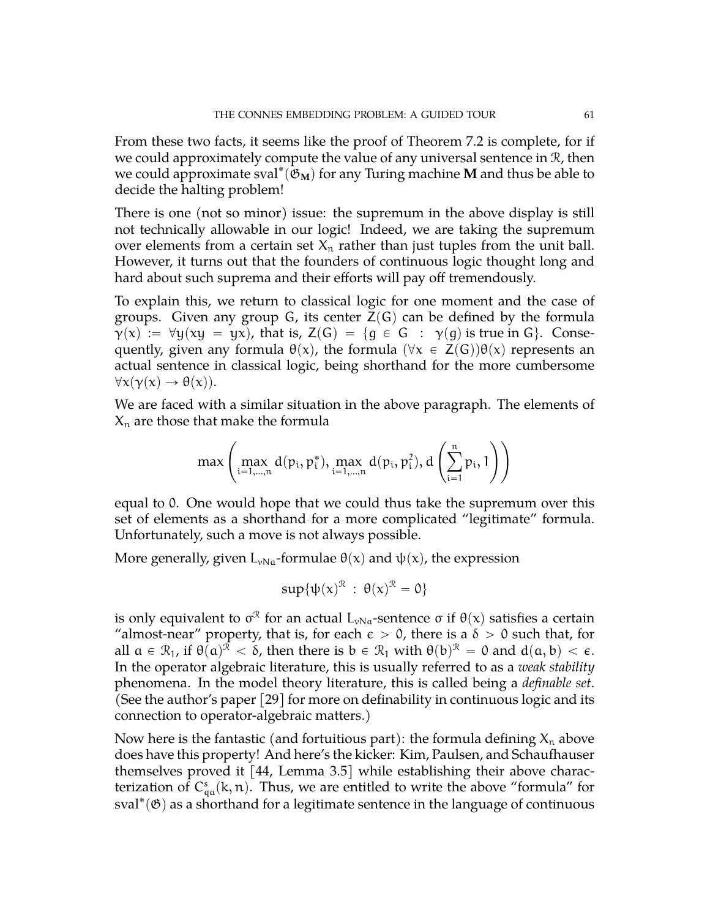From these two facts, it seems like the proof of Theorem 7.2 is complete, for if we could approximately compute the value of any universal sentence in $\mathcal{R}$, then we could approximate $\mathrm{sval}^*(\mathfrak{G}_{\mathbf{M}})$ for any Turing machine $\mathbf{M}$ and thus be able to decide the halting problem!

There is one (not so minor) issue: the supremum in the above display is still not technically allowable in our logic! Indeed, we are taking the supremum over elements from a certain set $X_n$ rather than just tuples from the unit ball. However, it turns out that the founders of continuous logic thought long and hard about such suprema and their efforts will pay off tremendously.

To explain this, we return to classical logic for one moment and the case of groups. Given any group $G$, its center $Z(G)$ can be defined by the formula $\gamma(x) := \forall y(xy = yx)$, that is, $Z(G) = \{g \in G : \gamma(g) \text{ is true in } G\}$. Consequently, given any formula $\theta(x)$, the formula $(\forall x \in Z(G))\theta(x)$ represents an actual sentence in classical logic, being shorthand for the more cumbersome $\forall x(\gamma(x) \to \theta(x))$.

We are faced with a similar situation in the above paragraph. The elements of $X_n$ are those that make the formula

$$\max\left(\max_{i=1,\ldots,n} d(p_i, p_i^*), \max_{i=1,\ldots,n} d(p_i, p_i^2), d\left(\sum_{i=1}^{n} p_i, 1\right)\right)$$

equal to 0. One would hope that we could thus take the supremum over this set of elements as a shorthand for a more complicated "legitimate" formula. Unfortunately, such a move is not always possible.

More generally, given $L_{vNa}$-formulae $\theta(x)$ and $\psi(x)$, the expression

$$\sup\{\psi(x)^{\mathcal{R}} : \theta(x)^{\mathcal{R}} = 0\}$$

is only equivalent to $\sigma^{\mathcal{R}}$ for an actual $L_{vNa}$-sentence $\sigma$ if $\theta(x)$ satisfies a certain "almost-near" property, that is, for each $\epsilon > 0$, there is a $\delta > 0$ such that, for all $a \in \mathcal{R}_1$, if $\theta(a)^{\mathcal{R}} < \delta$, then there is $b \in \mathcal{R}_1$ with $\theta(b)^{\mathcal{R}} = 0$ and $d(a, b) < \epsilon$. In the operator algebraic literature, this is usually referred to as a *weak stability* phenomena. In the model theory literature, this is called being a *definable set*. (See the author's paper [29] for more on definability in continuous logic and its connection to operator-algebraic matters.)

Now here is the fantastic (and fortuitious part): the formula defining $X_n$ above does have this property! And here's the kicker: Kim, Paulsen, and Schaufhauser themselves proved it [44, Lemma 3.5] while establishing their above characterization of $C^s_{qa}(k, n)$. Thus, we are entitled to write the above "formula" for $\mathrm{sval}^*(\mathfrak{G})$ as a shorthand for a legitimate sentence in the language of continuous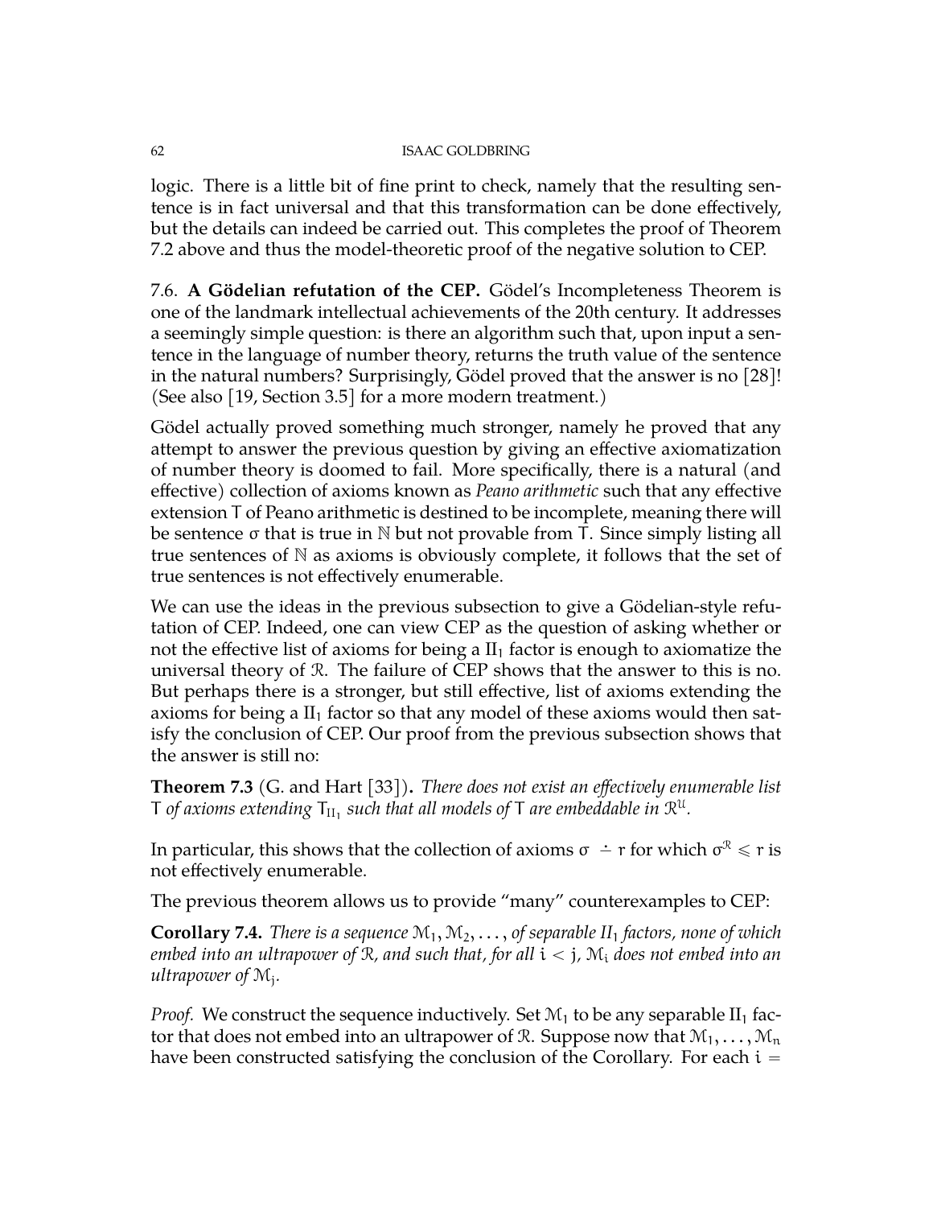logic. There is a little bit of fine print to check, namely that the resulting sentence is in fact universal and that this transformation can be done effectively, but the details can indeed be carried out. This completes the proof of Theorem 7.2 above and thus the model-theoretic proof of the negative solution to CEP.

7.6. **A Gödelian refutation of the CEP.** Gödel's Incompleteness Theorem is one of the landmark intellectual achievements of the 20th century. It addresses a seemingly simple question: is there an algorithm such that, upon input a sentence in the language of number theory, returns the truth value of the sentence in the natural numbers? Surprisingly, Gödel proved that the answer is no [28]! (See also [19, Section 3.5] for a more modern treatment.)

Gödel actually proved something much stronger, namely he proved that any attempt to answer the previous question by giving an effective axiomatization of number theory is doomed to fail. More specifically, there is a natural (and effective) collection of axioms known as *Peano arithmetic* such that any effective extension T of Peano arithmetic is destined to be incomplete, meaning there will be sentence $\sigma$ that is true in $\mathbb{N}$ but not provable from T. Since simply listing all true sentences of $\mathbb{N}$ as axioms is obviously complete, it follows that the set of true sentences is not effectively enumerable.

We can use the ideas in the previous subsection to give a Gödelian-style refutation of CEP. Indeed, one can view CEP as the question of asking whether or not the effective list of axioms for being a $\mathrm{II}_1$ factor is enough to axiomatize the universal theory of $\mathcal{R}$. The failure of CEP shows that the answer to this is no. But perhaps there is a stronger, but still effective, list of axioms extending the axioms for being a $\mathrm{II}_1$ factor so that any model of these axioms would then satisfy the conclusion of CEP. Our proof from the previous subsection shows that the answer is still no:

**Theorem 7.3** (G. and Hart [33])**.** *There does not exist an effectively enumerable list* $T$ *of axioms extending* $T_{\mathrm{II}_1}$ *such that all models of* $T$ *are embeddable in* $\mathcal{R}^{\mathcal{U}}$*.*

In particular, this shows that the collection of axioms $\sigma \dot{-} r$ for which $\sigma^{\mathcal{R}} \leqslant r$ is not effectively enumerable.

The previous theorem allows us to provide "many" counterexamples to CEP:

**Corollary 7.4.** *There is a sequence* $\mathcal{M}_1, \mathcal{M}_2, \ldots$*, of separable* $\mathrm{II}_1$ *factors, none of which embed into an ultrapower of* $\mathcal{R}$*, and such that, for all* $i < j$*,* $\mathcal{M}_i$ *does not embed into an ultrapower of* $\mathcal{M}_j$*.*

*Proof.* We construct the sequence inductively. Set $\mathcal{M}_1$ to be any separable $\mathrm{II}_1$ factor that does not embed into an ultrapower of $\mathcal{R}$. Suppose now that $\mathcal{M}_1, \ldots, \mathcal{M}_n$ have been constructed satisfying the conclusion of the Corollary. For each $i =$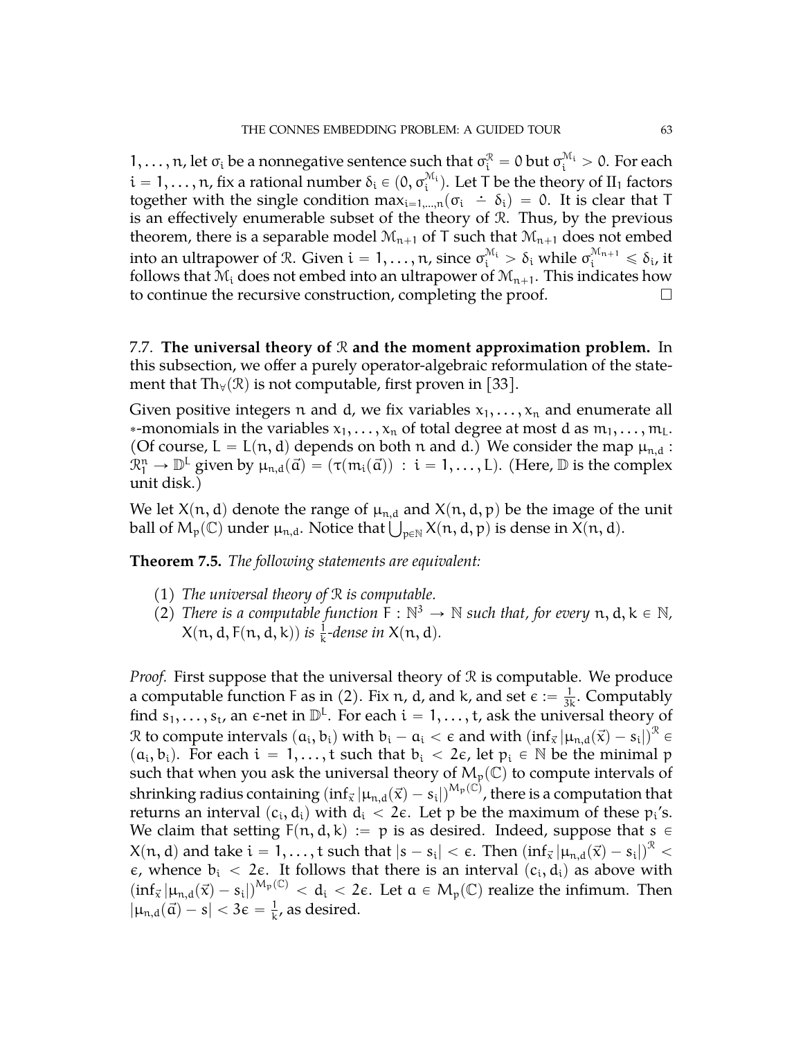$1,\ldots,n$, let $\sigma_i$ be a nonnegative sentence such that $\sigma_i^{\mathcal{R}} = 0$ but $\sigma_i^{\mathcal{M}_i} > 0$. For each $i = 1,\ldots,n$, fix a rational number $\delta_i \in (0, \sigma_i^{\mathcal{M}_i})$. Let $T$ be the theory of $\mathrm{II}_1$ factors together with the single condition $\max_{i=1,\ldots,n}(\sigma_i \dot{-} \delta_i) = 0$. It is clear that $T$ is an effectively enumerable subset of the theory of $\mathcal{R}$. Thus, by the previous theorem, there is a separable model $\mathcal{M}_{n+1}$ of $T$ such that $\mathcal{M}_{n+1}$ does not embed into an ultrapower of $\mathcal{R}$. Given $i = 1,\ldots,n$, since $\sigma_i^{\mathcal{M}_i} > \delta_i$ while $\sigma_i^{\mathcal{M}_{n+1}} \leqslant \delta_i$, it follows that $\mathcal{M}_i$ does not embed into an ultrapower of $\mathcal{M}_{n+1}$. This indicates how to continue the recursive construction, completing the proof. □

### 7.7. The universal theory of $\mathcal{R}$ and the moment approximation problem.

In this subsection, we offer a purely operator-algebraic reformulation of the statement that $\mathrm{Th}_\forall(\mathcal{R})$ is not computable, first proven in [33].

Given positive integers $n$ and $d$, we fix variables $x_1,\ldots,x_n$ and enumerate all $*$-monomials in the variables $x_1,\ldots,x_n$ of total degree at most $d$ as $m_1,\ldots,m_L$. (Of course, $L = L(n,d)$ depends on both $n$ and $d$.) We consider the map $\mu_{n,d} : \mathcal{R}_1^n \to \mathbb{D}^L$ given by $\mu_{n,d}(\vec{a}) = (\tau(m_i(\vec{a})) : i = 1,\ldots,L)$. (Here, $\mathbb{D}$ is the complex unit disk.)

We let $X(n,d)$ denote the range of $\mu_{n,d}$ and $X(n,d,p)$ be the image of the unit ball of $M_p(\mathbb{C})$ under $\mu_{n,d}$. Notice that $\bigcup_{p\in\mathbb{N}} X(n,d,p)$ is dense in $X(n,d)$.

**Theorem 7.5.** *The following statements are equivalent:*

1. *The universal theory of $\mathcal{R}$ is computable.*
2. *There is a computable function $F : \mathbb{N}^3 \to \mathbb{N}$ such that, for every $n,d,k \in \mathbb{N}$, $X(n,d,F(n,d,k))$ is $\frac{1}{k}$-dense in $X(n,d)$.*

*Proof.* First suppose that the universal theory of $\mathcal{R}$ is computable. We produce a computable function $F$ as in (2). Fix $n$, $d$, and $k$, and set $\epsilon := \frac{1}{3k}$. Computably find $s_1,\ldots,s_t$, an $\epsilon$-net in $\mathbb{D}^L$. For each $i = 1,\ldots,t$, ask the universal theory of $\mathcal{R}$ to compute intervals $(a_i,b_i)$ with $b_i - a_i < \epsilon$ and with $\left(\inf_{\vec{x}} |\mu_{n,d}(\vec{x}) - s_i|\right)^{\mathcal{R}} \in (a_i,b_i)$. For each $i = 1,\ldots,t$ such that $b_i < 2\epsilon$, let $p_i \in \mathbb{N}$ be the minimal $p$ such that when you ask the universal theory of $M_p(\mathbb{C})$ to compute intervals of shrinking radius containing $\left(\inf_{\vec{x}} |\mu_{n,d}(\vec{x}) - s_i|\right)^{M_p(\mathbb{C})}$, there is a computation that returns an interval $(c_i,d_i)$ with $d_i < 2\epsilon$. Let $p$ be the maximum of these $p_i$'s. We claim that setting $F(n,d,k) := p$ is as desired. Indeed, suppose that $s \in X(n,d)$ and take $i = 1,\ldots,t$ such that $|s - s_i| < \epsilon$. Then $\left(\inf_{\vec{x}} |\mu_{n,d}(\vec{x}) - s_i|\right)^{\mathcal{R}} < \epsilon$, whence $b_i < 2\epsilon$. It follows that there is an interval $(c_i,d_i)$ as above with $\left(\inf_{\vec{x}} |\mu_{n,d}(\vec{x}) - s_i|\right)^{M_p(\mathbb{C})} < d_i < 2\epsilon$. Let $a \in M_p(\mathbb{C})$ realize the infimum. Then $|\mu_{n,d}(\vec{a}) - s| < 3\epsilon = \frac{1}{k}$, as desired.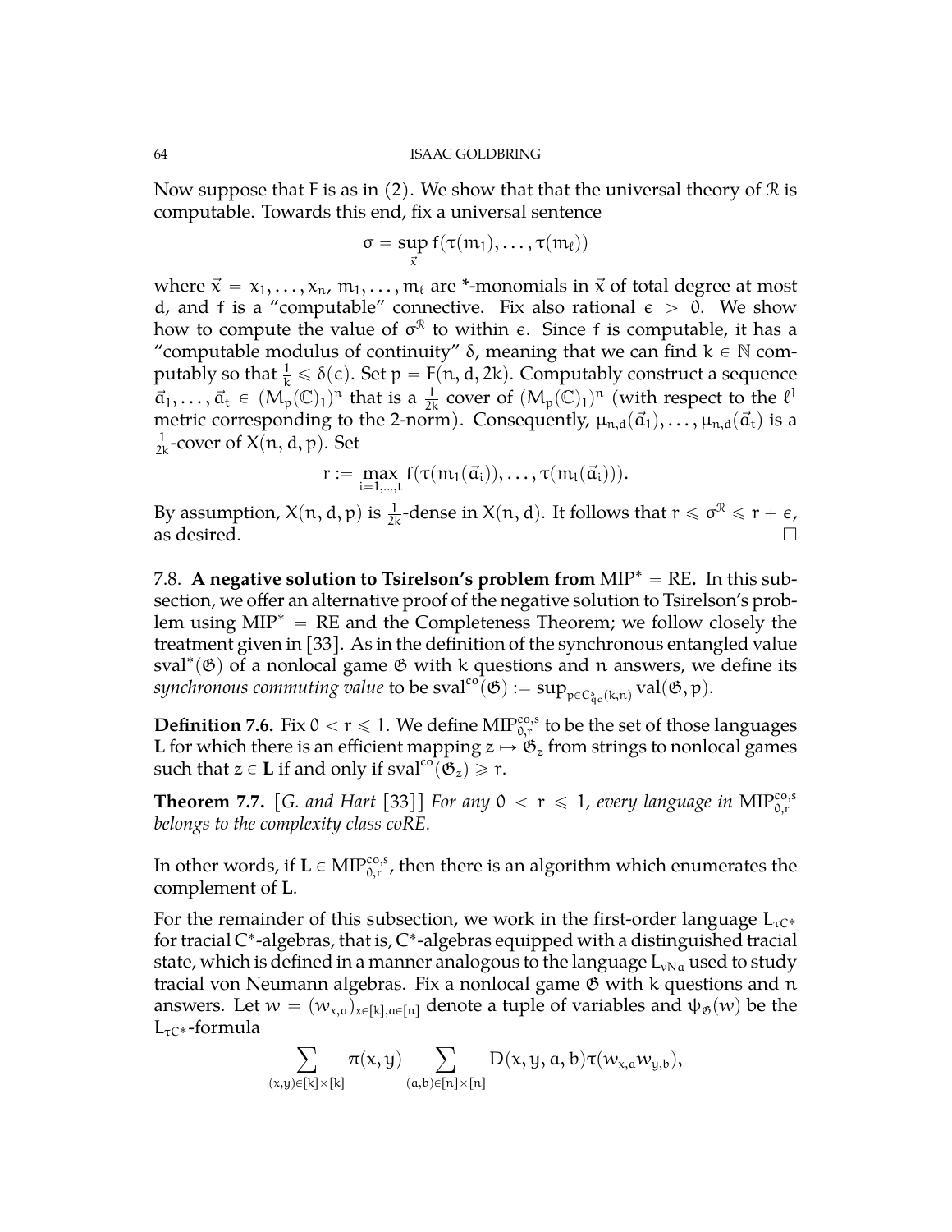Now suppose that F is as in (2). We show that that the universal theory of $\mathcal{R}$ is computable. Towards this end, fix a universal sentence

$$\sigma = \sup_{\vec{x}} f(\tau(m_1), \ldots, \tau(m_\ell))$$

where $\vec{x} = x_1, \ldots, x_n$, $m_1, \ldots, m_\ell$ are *-monomials in $\vec{x}$ of total degree at most d, and f is a "computable" connective. Fix also rational $\epsilon > 0$. We show how to compute the value of $\sigma^{\mathcal{R}}$ to within $\epsilon$. Since f is computable, it has a "computable modulus of continuity" $\delta$, meaning that we can find $k \in \mathbb{N}$ computably so that $\frac{1}{k} \leqslant \delta(\epsilon)$. Set $p = F(n, d, 2k)$. Computably construct a sequence $\vec{a}_1, \ldots, \vec{a}_t \in (M_p(\mathbb{C})_1)^n$ that is a $\frac{1}{2k}$ cover of $(M_p(\mathbb{C})_1)^n$ (with respect to the $\ell^1$ metric corresponding to the 2-norm). Consequently, $\mu_{n,d}(\vec{a}_1), \ldots, \mu_{n,d}(\vec{a}_t)$ is a $\frac{1}{2k}$-cover of $X(n, d, p)$. Set

$$r := \max_{i=1,\ldots,t} f(\tau(m_1(\vec{a}_i)), \ldots, \tau(m_l(\vec{a}_i))).$$

By assumption, $X(n, d, p)$ is $\frac{1}{2k}$-dense in $X(n, d)$. It follows that $r \leqslant \sigma^{\mathcal{R}} \leqslant r + \epsilon$, as desired. □

7.8. **A negative solution to Tsirelson's problem from** $\text{MIP}^* = \text{RE}$**.** In this subsection, we offer an alternative proof of the negative solution to Tsirelson's problem using $\text{MIP}^* = \text{RE}$ and the Completeness Theorem; we follow closely the treatment given in [33]. As in the definition of the synchronous entangled value $\text{sval}^*(\mathfrak{G})$ of a nonlocal game $\mathfrak{G}$ with k questions and n answers, we define its *synchronous commuting value* to be $\text{sval}^{co}(\mathfrak{G}) := \sup_{p \in C^s_{qc}(k,n)} \text{val}(\mathfrak{G}, p)$.

**Definition 7.6.** Fix $0 < r \leqslant 1$. We define $\text{MIP}^{co,s}_{0,r}$ to be the set of those languages $\mathbf{L}$ for which there is an efficient mapping $z \mapsto \mathfrak{G}_z$ from strings to nonlocal games such that $z \in \mathbf{L}$ if and only if $\text{sval}^{co}(\mathfrak{G}_z) \geqslant r$.

**Theorem 7.7.** [*G. and Hart* [33]] *For any $0 < r \leqslant 1$, every language in $\text{MIP}^{co,s}_{0,r}$ belongs to the complexity class coRE.*

In other words, if $\mathbf{L} \in \text{MIP}^{co,s}_{0,r}$, then there is an algorithm which enumerates the complement of $\mathbf{L}$.

For the remainder of this subsection, we work in the first-order language $L_{\tau C*}$ for tracial C*-algebras, that is, C*-algebras equipped with a distinguished tracial state, which is defined in a manner analogous to the language $L_{vNa}$ used to study tracial von Neumann algebras. Fix a nonlocal game $\mathfrak{G}$ with k questions and n answers. Let $w = (w_{x,a})_{x \in [k], a \in [n]}$ denote a tuple of variables and $\psi_{\mathfrak{G}}(w)$ be the $L_{\tau C*}$-formula

$$\sum_{(x,y) \in [k] \times [k]} \pi(x, y) \sum_{(a,b) \in [n] \times [n]} D(x, y, a, b) \tau(w_{x,a} w_{y,b}),$$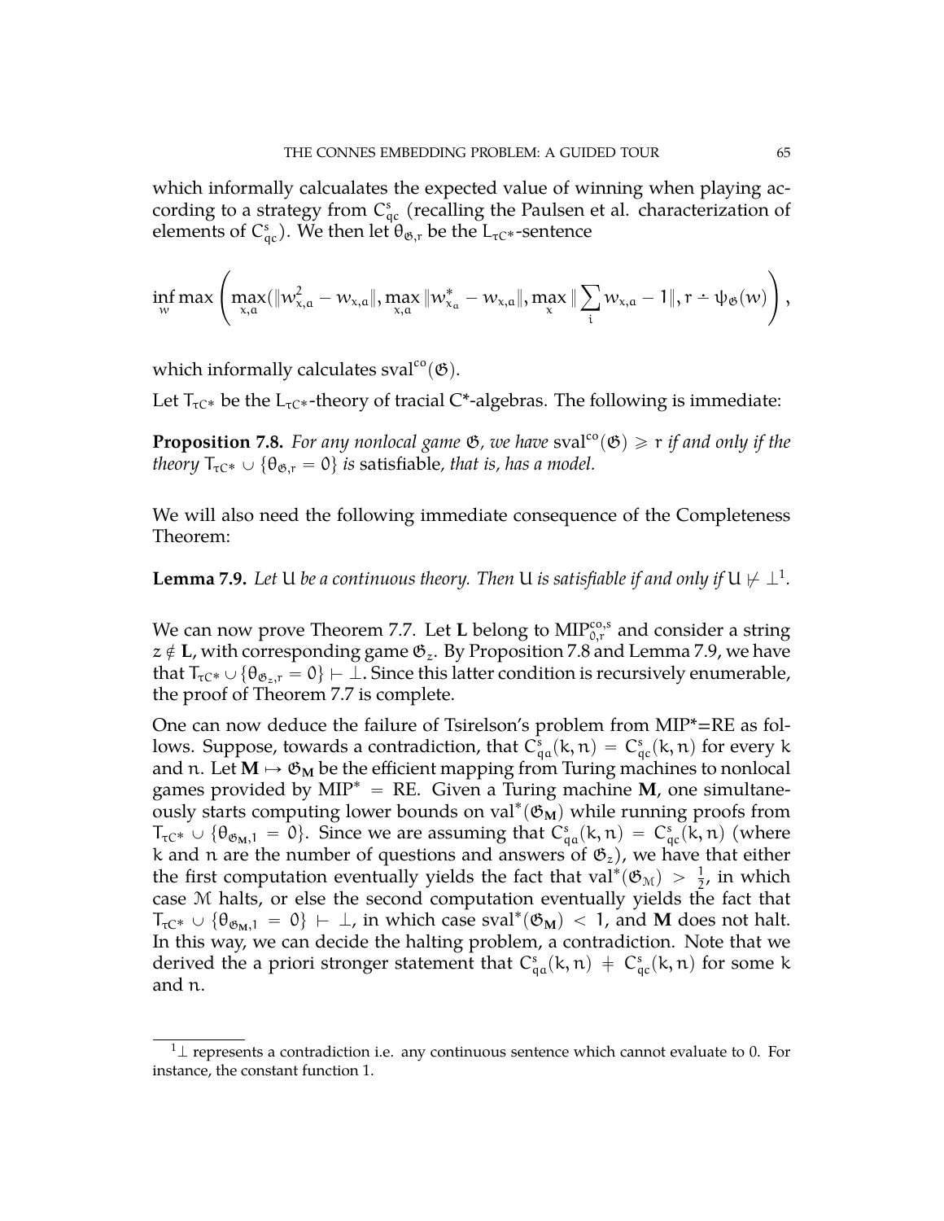which informally calcualates the expected value of winning when playing according to a strategy from $C^s_{qc}$ (recalling the Paulsen et al. characterization of elements of $C^s_{qc}$). We then let $\theta_{\mathfrak{G},r}$ be the $L_{\tau C^*}$-sentence

$$\inf_w \max\left(\max_{x,a}(\|w_{x,a}^2 - w_{x,a}\|, \max_{x,a}\|w_{x_a}^* - w_{x,a}\|, \max_x \|\sum_i w_{x,a} - 1\|, r \dot{-} \psi_{\mathfrak{G}}(w)\right),$$

which informally calculates $\text{sval}^{co}(\mathfrak{G})$.

Let $T_{\tau C^*}$ be the $L_{\tau C^*}$-theory of tracial C*-algebras. The following is immediate:

**Proposition 7.8.** *For any nonlocal game $\mathfrak{G}$, we have $\text{sval}^{co}(\mathfrak{G}) \geqslant r$ if and only if the theory $T_{\tau C^*} \cup \{\theta_{\mathfrak{G},r} = 0\}$ is* satisfiable*, that is, has a model.*

We will also need the following immediate consequence of the Completeness Theorem:

**Lemma 7.9.** *Let $U$ be a continuous theory. Then $U$ is satisfiable if and only if $U \not\vdash \bot$*[1]*.*

We can now prove Theorem 7.7. Let $\mathbf{L}$ belong to $\text{MIP}^{co,s}_{0,r}$ and consider a string $z \notin \mathbf{L}$, with corresponding game $\mathfrak{G}_z$. By Proposition 7.8 and Lemma 7.9, we have that $T_{\tau C^*} \cup \{\theta_{\mathfrak{G}_z,r} = 0\} \vdash \bot$. Since this latter condition is recursively enumerable, the proof of Theorem 7.7 is complete.

One can now deduce the failure of Tsirelson's problem from MIP*=RE as follows. Suppose, towards a contradiction, that $C^s_{qa}(k,n) = C^s_{qc}(k,n)$ for every $k$ and $n$. Let $\mathbf{M} \mapsto \mathfrak{G}_{\mathbf{M}}$ be the efficient mapping from Turing machines to nonlocal games provided by $\text{MIP}^* = \text{RE}$. Given a Turing machine $\mathbf{M}$, one simultaneously starts computing lower bounds on $\text{val}^*(\mathfrak{G}_{\mathbf{M}})$ while running proofs from $T_{\tau C^*} \cup \{\theta_{\mathfrak{G}_{\mathbf{M}},1} = 0\}$. Since we are assuming that $C^s_{qa}(k,n) = C^s_{qc}(k,n)$ (where $k$ and $n$ are the number of questions and answers of $\mathfrak{G}_z$), we have that either the first computation eventually yields the fact that $\text{val}^*(\mathfrak{G}_{\mathcal{M}}) > \frac{1}{2}$, in which case $\mathcal{M}$ halts, or else the second computation eventually yields the fact that $T_{\tau C^*} \cup \{\theta_{\mathfrak{G}_{\mathbf{M}},1} = 0\} \vdash \bot$, in which case $\text{sval}^*(\mathfrak{G}_{\mathbf{M}}) < 1$, and $\mathbf{M}$ does not halt. In this way, we can decide the halting problem, a contradiction. Note that we derived the a priori stronger statement that $C^s_{qa}(k,n) \neq C^s_{qc}(k,n)$ for some $k$ and $n$.

[1] $\bot$ represents a contradiction i.e. any continuous sentence which cannot evaluate to 0. For instance, the constant function 1.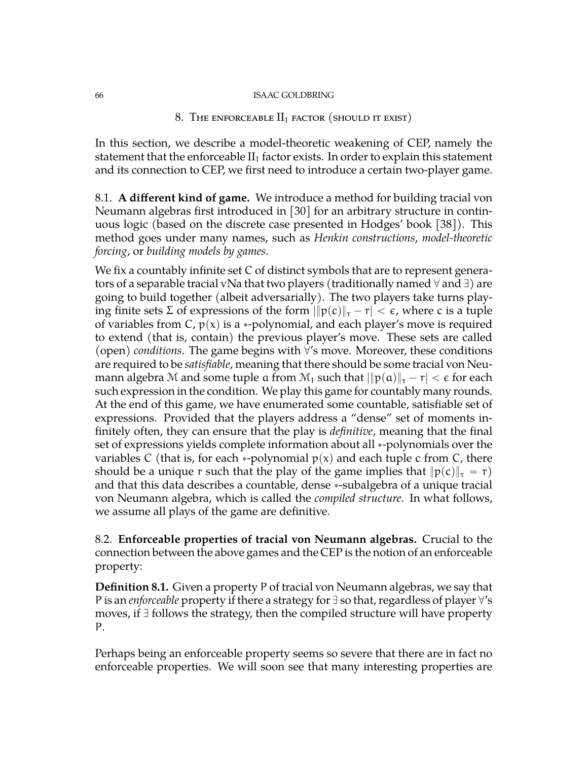## 8. The enforceable $\mathrm{II}_1$ factor (should it exist)

In this section, we describe a model-theoretic weakening of CEP, namely the statement that the enforceable $\mathrm{II}_1$ factor exists. In order to explain this statement and its connection to CEP, we first need to introduce a certain two-player game.

### 8.1. **A different kind of game.**

We introduce a method for building tracial von Neumann algebras first introduced in [30] for an arbitrary structure in continuous logic (based on the discrete case presented in Hodges' book [38]). This method goes under many names, such as *Henkin constructions*, *model-theoretic forcing*, or *building models by games*.

We fix a countably infinite set $C$ of distinct symbols that are to represent generators of a separable tracial vNa that two players (traditionally named $\forall$ and $\exists$) are going to build together (albeit adversarially). The two players take turns playing finite sets $\Sigma$ of expressions of the form $|\|p(c)\|_\tau - r| < \epsilon$, where $c$ is a tuple of variables from $C$, $p(x)$ is a $*$-polynomial, and each player's move is required to extend (that is, contain) the previous player's move. These sets are called (open) *conditions*. The game begins with $\forall$'s move. Moreover, these conditions are required to be *satisfiable*, meaning that there should be some tracial von Neumann algebra $\mathcal{M}$ and some tuple $a$ from $\mathcal{M}_1$ such that $|\|p(a)\|_\tau - r| < \epsilon$ for each such expression in the condition. We play this game for countably many rounds. At the end of this game, we have enumerated some countable, satisfiable set of expressions. Provided that the players address a "dense" set of moments infinitely often, they can ensure that the play is *definitive*, meaning that the final set of expressions yields complete information about all $*$-polynomials over the variables $C$ (that is, for each $*$-polynomial $p(x)$ and each tuple $c$ from $C$, there should be a unique $r$ such that the play of the game implies that $\|p(c)\|_\tau = r$) and that this data describes a countable, dense $*$-subalgebra of a unique tracial von Neumann algebra, which is called the *compiled structure*. In what follows, we assume all plays of the game are definitive.

### 8.2. **Enforceable properties of tracial von Neumann algebras.**

Crucial to the connection between the above games and the CEP is the notion of an enforceable property:

**Definition 8.1.** Given a property $P$ of tracial von Neumann algebras, we say that $P$ is an *enforceable* property if there a strategy for $\exists$ so that, regardless of player $\forall$'s moves, if $\exists$ follows the strategy, then the compiled structure will have property $P$.

Perhaps being an enforceable property seems so severe that there are in fact no enforceable properties. We will soon see that many interesting properties are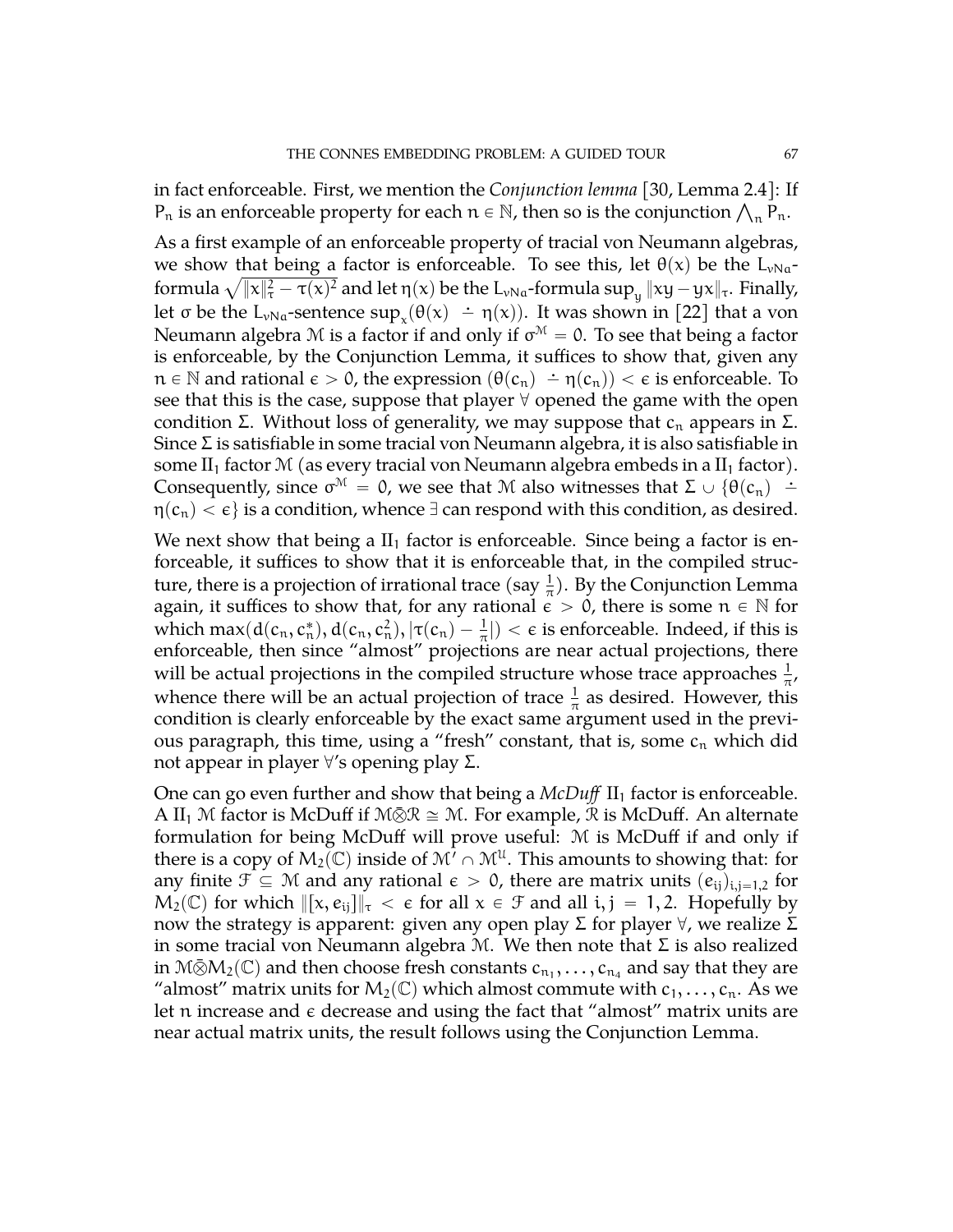in fact enforceable. First, we mention the *Conjunction lemma* [30, Lemma 2.4]: If $P_n$ is an enforceable property for each $n \in \mathbb{N}$, then so is the conjunction $\bigwedge_n P_n$.

As a first example of an enforceable property of tracial von Neumann algebras, we show that being a factor is enforceable. To see this, let $\theta(x)$ be the $L_{vNa}$-formula $\sqrt{\|x\|_\tau^2 - \tau(x)^2}$ and let $\eta(x)$ be the $L_{vNa}$-formula $\sup_y \|xy - yx\|_\tau$. Finally, let $\sigma$ be the $L_{vNa}$-sentence $\sup_x(\theta(x) \dot{-} \eta(x))$. It was shown in [22] that a von Neumann algebra $\mathcal{M}$ is a factor if and only if $\sigma^{\mathcal{M}} = 0$. To see that being a factor is enforceable, by the Conjunction Lemma, it suffices to show that, given any $n \in \mathbb{N}$ and rational $\epsilon > 0$, the expression $(\theta(c_n) \dot{-} \eta(c_n)) < \epsilon$ is enforceable. To see that this is the case, suppose that player $\forall$ opened the game with the open condition $\Sigma$. Without loss of generality, we may suppose that $c_n$ appears in $\Sigma$. Since $\Sigma$ is satisfiable in some tracial von Neumann algebra, it is also satisfiable in some $\mathrm{II}_1$ factor $\mathcal{M}$ (as every tracial von Neumann algebra embeds in a $\mathrm{II}_1$ factor). Consequently, since $\sigma^{\mathcal{M}} = 0$, we see that $\mathcal{M}$ also witnesses that $\Sigma \cup \{\theta(c_n) \dot{-} \eta(c_n) < \epsilon\}$ is a condition, whence $\exists$ can respond with this condition, as desired.

We next show that being a $\mathrm{II}_1$ factor is enforceable. Since being a factor is enforceable, it suffices to show that it is enforceable that, in the compiled structure, there is a projection of irrational trace (say $\frac{1}{\pi}$). By the Conjunction Lemma again, it suffices to show that, for any rational $\epsilon > 0$, there is some $n \in \mathbb{N}$ for which $\max(d(c_n, c_n^*), d(c_n, c_n^2), |\tau(c_n) - \frac{1}{\pi}|) < \epsilon$ is enforceable. Indeed, if this is enforceable, then since "almost" projections are near actual projections, there will be actual projections in the compiled structure whose trace approaches $\frac{1}{\pi}$, whence there will be an actual projection of trace $\frac{1}{\pi}$ as desired. However, this condition is clearly enforceable by the exact same argument used in the previous paragraph, this time, using a "fresh" constant, that is, some $c_n$ which did not appear in player $\forall$'s opening play $\Sigma$.

One can go even further and show that being a *McDuff* $\mathrm{II}_1$ factor is enforceable. A $\mathrm{II}_1$ $\mathcal{M}$ factor is McDuff if $\mathcal{M}\bar{\otimes}\mathcal{R} \cong \mathcal{M}$. For example, $\mathcal{R}$ is McDuff. An alternate formulation for being McDuff will prove useful: $\mathcal{M}$ is McDuff if and only if there is a copy of $M_2(\mathbb{C})$ inside of $\mathcal{M}' \cap \mathcal{M}^{\mathcal{U}}$. This amounts to showing that: for any finite $\mathcal{F} \subseteq \mathcal{M}$ and any rational $\epsilon > 0$, there are matrix units $(e_{ij})_{i,j=1,2}$ for $M_2(\mathbb{C})$ for which $\|[x, e_{ij}]\|_\tau < \epsilon$ for all $x \in \mathcal{F}$ and all $i, j = 1, 2$. Hopefully by now the strategy is apparent: given any open play $\Sigma$ for player $\forall$, we realize $\Sigma$ in some tracial von Neumann algebra $\mathcal{M}$. We then note that $\Sigma$ is also realized in $\mathcal{M}\bar{\otimes}M_2(\mathbb{C})$ and then choose fresh constants $c_{n_1}, \ldots, c_{n_4}$ and say that they are "almost" matrix units for $M_2(\mathbb{C})$ which almost commute with $c_1, \ldots, c_n$. As we let $n$ increase and $\epsilon$ decrease and using the fact that "almost" matrix units are near actual matrix units, the result follows using the Conjunction Lemma.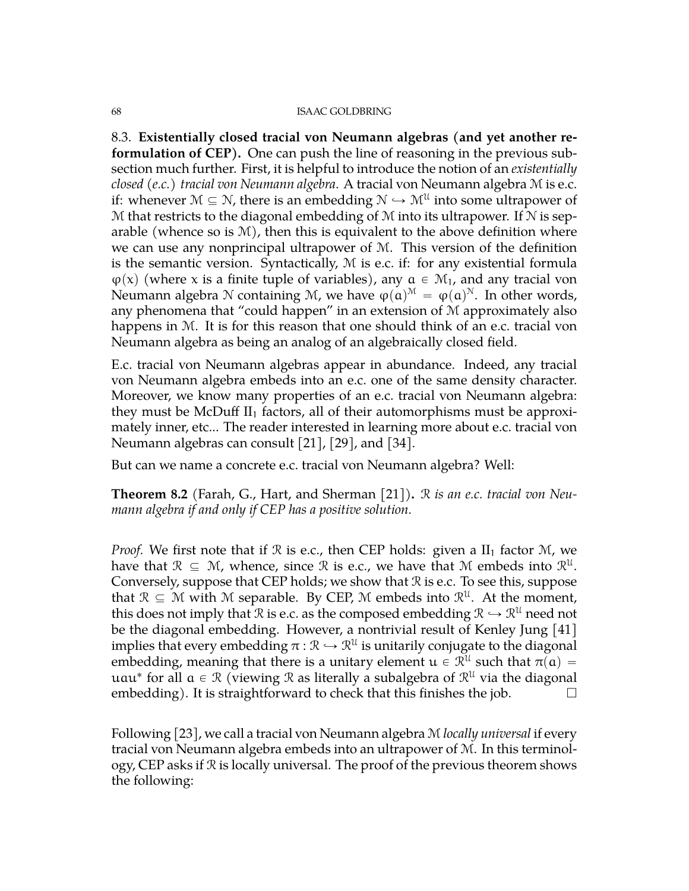### 8.3. Existentially closed tracial von Neumann algebras (and yet another reformulation of CEP).

One can push the line of reasoning in the previous subsection much further. First, it is helpful to introduce the notion of an *existentially closed (e.c.) tracial von Neumann algebra*. A tracial von Neumann algebra $\mathcal{M}$ is e.c. if: whenever $\mathcal{M} \subseteq \mathcal{N}$, there is an embedding $\mathcal{N} \hookrightarrow \mathcal{M}^{\mathcal{U}}$ into some ultrapower of $\mathcal{M}$ that restricts to the diagonal embedding of $\mathcal{M}$ into its ultrapower. If $\mathcal{N}$ is separable (whence so is $\mathcal{M}$), then this is equivalent to the above definition where we can use any nonprincipal ultrapower of $\mathcal{M}$. This version of the definition is the semantic version. Syntactically, $\mathcal{M}$ is e.c. if: for any existential formula $\varphi(x)$ (where $x$ is a finite tuple of variables), any $a \in \mathcal{M}_1$, and any tracial von Neumann algebra $\mathcal{N}$ containing $\mathcal{M}$, we have $\varphi(a)^{\mathcal{M}} = \varphi(a)^{\mathcal{N}}$. In other words, any phenomena that "could happen" in an extension of $\mathcal{M}$ approximately also happens in $\mathcal{M}$. It is for this reason that one should think of an e.c. tracial von Neumann algebra as being an analog of an algebraically closed field.

E.c. tracial von Neumann algebras appear in abundance. Indeed, any tracial von Neumann algebra embeds into an e.c. one of the same density character. Moreover, we know many properties of an e.c. tracial von Neumann algebra: they must be McDuff $\mathrm{II}_1$ factors, all of their automorphisms must be approximately inner, etc... The reader interested in learning more about e.c. tracial von Neumann algebras can consult [21], [29], and [34].

But can we name a concrete e.c. tracial von Neumann algebra? Well:

**Theorem 8.2** (Farah, G., Hart, and Sherman [21])**.** *$\mathcal{R}$ is an e.c. tracial von Neumann algebra if and only if CEP has a positive solution.*

*Proof.* We first note that if $\mathcal{R}$ is e.c., then CEP holds: given a $\mathrm{II}_1$ factor $\mathcal{M}$, we have that $\mathcal{R} \subseteq \mathcal{M}$, whence, since $\mathcal{R}$ is e.c., we have that $\mathcal{M}$ embeds into $\mathcal{R}^{\mathcal{U}}$. Conversely, suppose that CEP holds; we show that $\mathcal{R}$ is e.c. To see this, suppose that $\mathcal{R} \subseteq \mathcal{M}$ with $\mathcal{M}$ separable. By CEP, $\mathcal{M}$ embeds into $\mathcal{R}^{\mathcal{U}}$. At the moment, this does not imply that $\mathcal{R}$ is e.c. as the composed embedding $\mathcal{R} \hookrightarrow \mathcal{R}^{\mathcal{U}}$ need not be the diagonal embedding. However, a nontrivial result of Kenley Jung [41] implies that every embedding $\pi : \mathcal{R} \hookrightarrow \mathcal{R}^{\mathcal{U}}$ is unitarily conjugate to the diagonal embedding, meaning that there is a unitary element $u \in \mathcal{R}^{\mathcal{U}}$ such that $\pi(a) = uau^*$ for all $a \in \mathcal{R}$ (viewing $\mathcal{R}$ as literally a subalgebra of $\mathcal{R}^{\mathcal{U}}$ via the diagonal embedding). It is straightforward to check that this finishes the job. □

Following [23], we call a tracial von Neumann algebra $\mathcal{M}$ *locally universal* if every tracial von Neumann algebra embeds into an ultrapower of $\mathcal{M}$. In this terminology, CEP asks if $\mathcal{R}$ is locally universal. The proof of the previous theorem shows the following: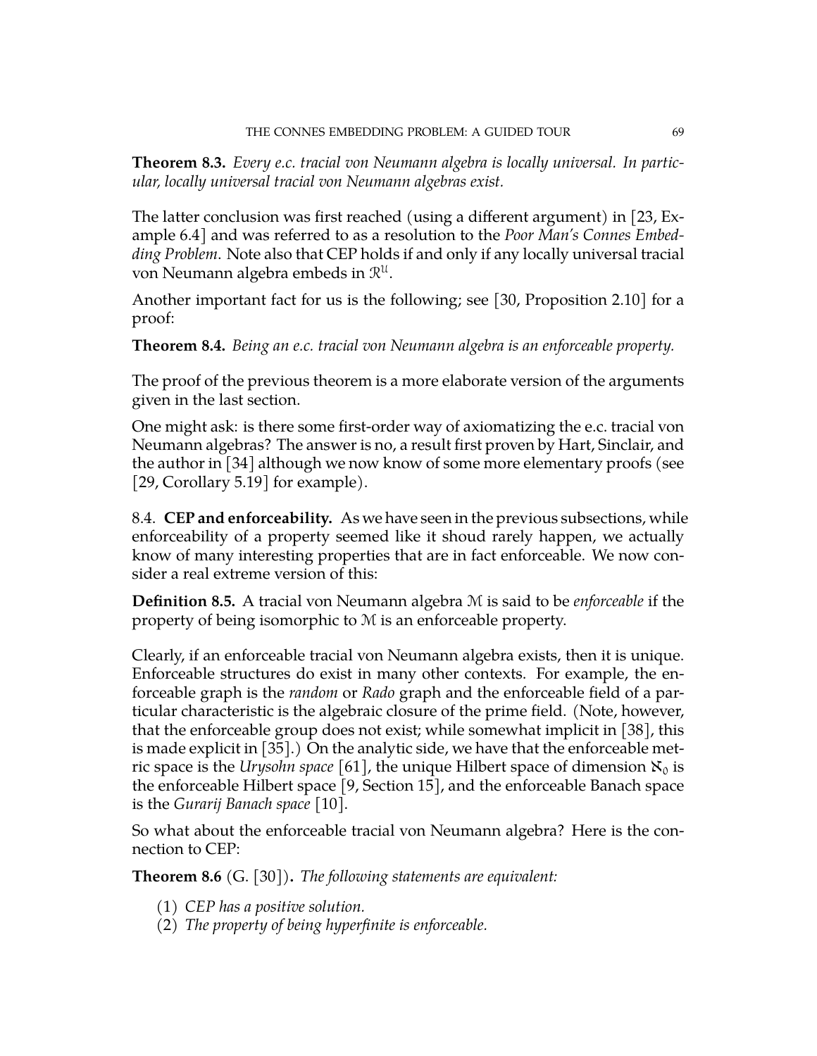**Theorem 8.3.** *Every e.c. tracial von Neumann algebra is locally universal. In particular, locally universal tracial von Neumann algebras exist.*

The latter conclusion was first reached (using a different argument) in [23, Example 6.4] and was referred to as a resolution to the *Poor Man's Connes Embedding Problem*. Note also that CEP holds if and only if any locally universal tracial von Neumann algebra embeds in $\mathcal{R}^{\mathcal{U}}$.

Another important fact for us is the following; see [30, Proposition 2.10] for a proof:

**Theorem 8.4.** *Being an e.c. tracial von Neumann algebra is an enforceable property.*

The proof of the previous theorem is a more elaborate version of the arguments given in the last section.

One might ask: is there some first-order way of axiomatizing the e.c. tracial von Neumann algebras? The answer is no, a result first proven by Hart, Sinclair, and the author in [34] although we now know of some more elementary proofs (see [29, Corollary 5.19] for example).

8.4. **CEP and enforceability.** As we have seen in the previous subsections, while enforceability of a property seemed like it shoud rarely happen, we actually know of many interesting properties that are in fact enforceable. We now consider a real extreme version of this:

**Definition 8.5.** A tracial von Neumann algebra $\mathcal{M}$ is said to be *enforceable* if the property of being isomorphic to $\mathcal{M}$ is an enforceable property.

Clearly, if an enforceable tracial von Neumann algebra exists, then it is unique. Enforceable structures do exist in many other contexts. For example, the enforceable graph is the *random* or *Rado* graph and the enforceable field of a particular characteristic is the algebraic closure of the prime field. (Note, however, that the enforceable group does not exist; while somewhat implicit in [38], this is made explicit in [35].) On the analytic side, we have that the enforceable metric space is the *Urysohn space* [61], the unique Hilbert space of dimension $\aleph_0$ is the enforceable Hilbert space [9, Section 15], and the enforceable Banach space is the *Gurarij Banach space* [10].

So what about the enforceable tracial von Neumann algebra? Here is the connection to CEP:

**Theorem 8.6** (G. [30])**.** *The following statements are equivalent:*

(1) *CEP has a positive solution.*
(2) *The property of being hyperfinite is enforceable.*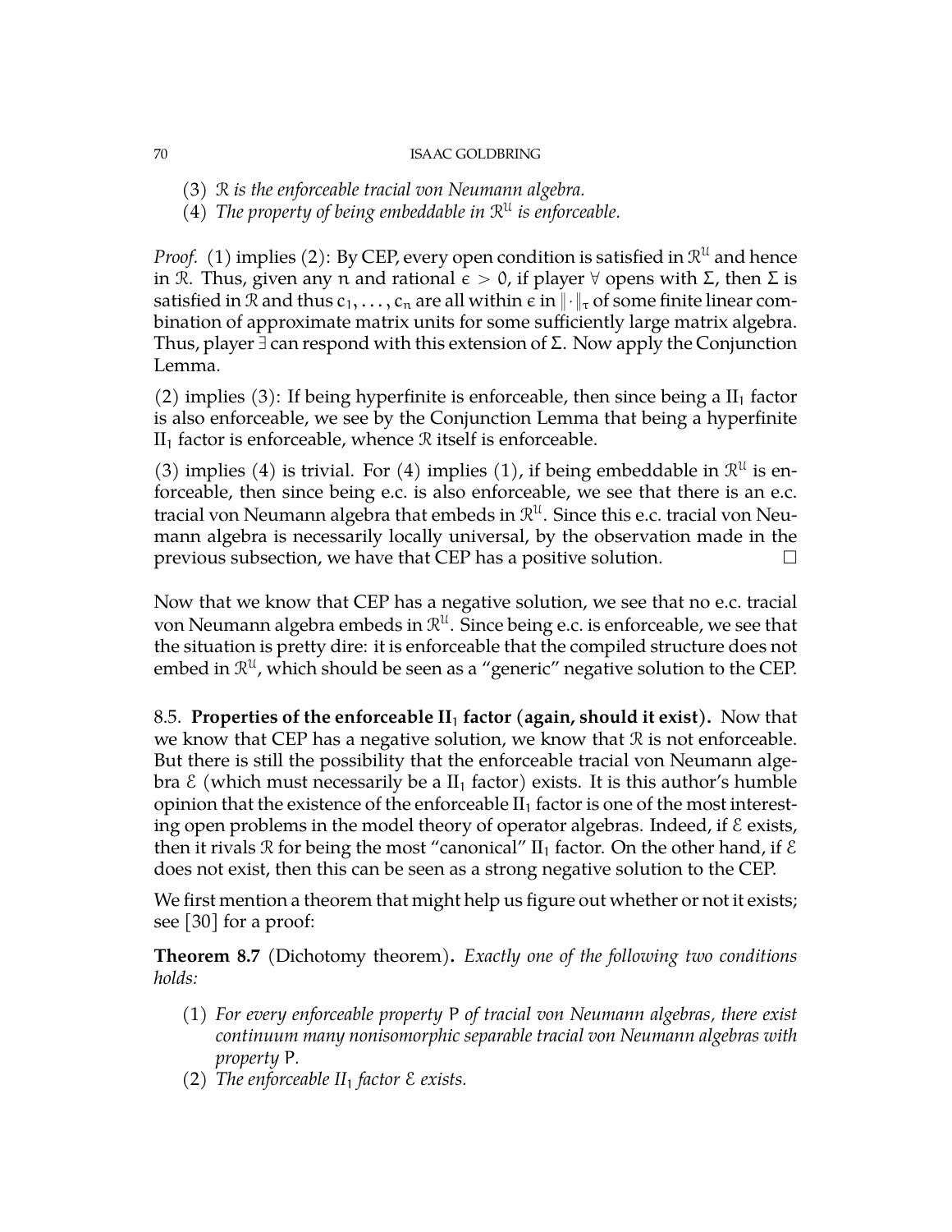(3) *$\mathcal{R}$ is the enforceable tracial von Neumann algebra.*
(4) *The property of being embeddable in $\mathcal{R}^{\mathcal{U}}$ is enforceable.*

*Proof.* (1) implies (2): By CEP, every open condition is satisfied in $\mathcal{R}^{\mathcal{U}}$ and hence in $\mathcal{R}$. Thus, given any $n$ and rational $\epsilon > 0$, if player $\forall$ opens with $\Sigma$, then $\Sigma$ is satisfied in $\mathcal{R}$ and thus $c_1, \ldots, c_n$ are all within $\epsilon$ in $\|\cdot\|_\tau$ of some finite linear combination of approximate matrix units for some sufficiently large matrix algebra. Thus, player $\exists$ can respond with this extension of $\Sigma$. Now apply the Conjunction Lemma.

(2) implies (3): If being hyperfinite is enforceable, then since being a $\mathrm{II}_1$ factor is also enforceable, we see by the Conjunction Lemma that being a hyperfinite $\mathrm{II}_1$ factor is enforceable, whence $\mathcal{R}$ itself is enforceable.

(3) implies (4) is trivial. For (4) implies (1), if being embeddable in $\mathcal{R}^{\mathcal{U}}$ is enforceable, then since being e.c. is also enforceable, we see that there is an e.c. tracial von Neumann algebra that embeds in $\mathcal{R}^{\mathcal{U}}$. Since this e.c. tracial von Neumann algebra is necessarily locally universal, by the observation made in the previous subsection, we have that CEP has a positive solution. □

Now that we know that CEP has a negative solution, we see that no e.c. tracial von Neumann algebra embeds in $\mathcal{R}^{\mathcal{U}}$. Since being e.c. is enforceable, we see that the situation is pretty dire: it is enforceable that the compiled structure does not embed in $\mathcal{R}^{\mathcal{U}}$, which should be seen as a "generic" negative solution to the CEP.

### 8.5. Properties of the enforceable $\mathrm{II}_1$ factor (again, should it exist).

Now that we know that CEP has a negative solution, we know that $\mathcal{R}$ is not enforceable. But there is still the possibility that the enforceable tracial von Neumann algebra $\mathcal{E}$ (which must necessarily be a $\mathrm{II}_1$ factor) exists. It is this author's humble opinion that the existence of the enforceable $\mathrm{II}_1$ factor is one of the most interesting open problems in the model theory of operator algebras. Indeed, if $\mathcal{E}$ exists, then it rivals $\mathcal{R}$ for being the most "canonical" $\mathrm{II}_1$ factor. On the other hand, if $\mathcal{E}$ does not exist, then this can be seen as a strong negative solution to the CEP.

We first mention a theorem that might help us figure out whether or not it exists; see [30] for a proof:

**Theorem 8.7** (Dichotomy theorem)**.** *Exactly one of the following two conditions holds:*

(1) *For every enforceable property $P$ of tracial von Neumann algebras, there exist continuum many nonisomorphic separable tracial von Neumann algebras with property $P$.*
(2) *The enforceable $\mathrm{II}_1$ factor $\mathcal{E}$ exists.*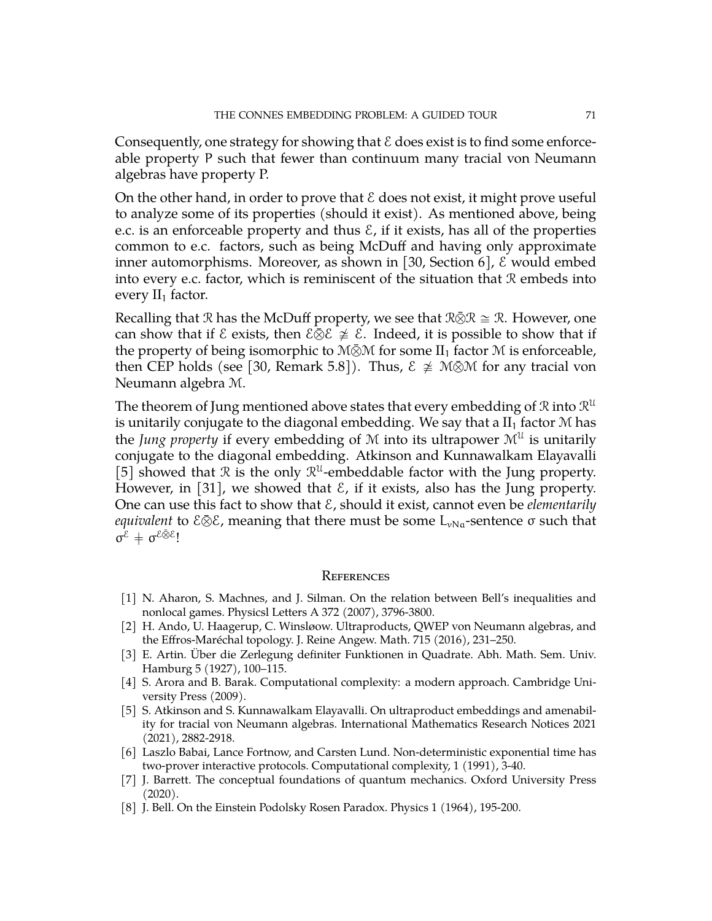Consequently, one strategy for showing that $\mathcal{E}$ does exist is to find some enforceable property P such that fewer than continuum many tracial von Neumann algebras have property P.

On the other hand, in order to prove that $\mathcal{E}$ does not exist, it might prove useful to analyze some of its properties (should it exist). As mentioned above, being e.c. is an enforceable property and thus $\mathcal{E}$, if it exists, has all of the properties common to e.c. factors, such as being McDuff and having only approximate inner automorphisms. Moreover, as shown in [30, Section 6], $\mathcal{E}$ would embed into every e.c. factor, which is reminiscent of the situation that $\mathcal{R}$ embeds into every $\mathrm{II}_1$ factor.

Recalling that $\mathcal{R}$ has the McDuff property, we see that $\mathcal{R}\bar{\otimes}\mathcal{R} \cong \mathcal{R}$. However, one can show that if $\mathcal{E}$ exists, then $\mathcal{E}\bar{\otimes}\mathcal{E} \not\cong \mathcal{E}$. Indeed, it is possible to show that if the property of being isomorphic to $\mathcal{M}\bar{\otimes}\mathcal{M}$ for some $\mathrm{II}_1$ factor $\mathcal{M}$ is enforceable, then CEP holds (see [30, Remark 5.8]). Thus, $\mathcal{E} \not\cong \mathcal{M}\bar{\otimes}\mathcal{M}$ for any tracial von Neumann algebra $\mathcal{M}$.

The theorem of Jung mentioned above states that every embedding of $\mathcal{R}$ into $\mathcal{R}^{\mathcal{U}}$ is unitarily conjugate to the diagonal embedding. We say that a $\mathrm{II}_1$ factor $\mathcal{M}$ has the *Jung property* if every embedding of $\mathcal{M}$ into its ultrapower $\mathcal{M}^{\mathcal{U}}$ is unitarily conjugate to the diagonal embedding. Atkinson and Kunnawalkam Elayavalli [5] showed that $\mathcal{R}$ is the only $\mathcal{R}^{\mathcal{U}}$-embeddable factor with the Jung property. However, in [31], we showed that $\mathcal{E}$, if it exists, also has the Jung property. One can use this fact to show that $\mathcal{E}$, should it exist, cannot even be *elementarily equivalent* to $\mathcal{E}\bar{\otimes}\mathcal{E}$, meaning that there must be some $L_{\mathrm{vNa}}$-sentence $\sigma$ such that $\sigma^{\mathcal{E}} \neq \sigma^{\mathcal{E}\bar{\otimes}\mathcal{E}}$!

## References

[1] N. Aharon, S. Machnes, and J. Silman. On the relation between Bell's inequalities and nonlocal games. Physicsl Letters A 372 (2007), 3796-3800.

[2] H. Ando, U. Haagerup, C. Winsløow. Ultraproducts, QWEP von Neumann algebras, and the Effros-Maréchal topology. J. Reine Angew. Math. 715 (2016), 231–250.

[3] E. Artin. Über die Zerlegung definiter Funktionen in Quadrate. Abh. Math. Sem. Univ. Hamburg 5 (1927), 100–115.

[4] S. Arora and B. Barak. Computational complexity: a modern approach. Cambridge University Press (2009).

[5] S. Atkinson and S. Kunnawalkam Elayavalli. On ultraproduct embeddings and amenability for tracial von Neumann algebras. International Mathematics Research Notices 2021 (2021), 2882-2918.

[6] Laszlo Babai, Lance Fortnow, and Carsten Lund. Non-deterministic exponential time has two-prover interactive protocols. Computational complexity, 1 (1991), 3-40.

[7] J. Barrett. The conceptual foundations of quantum mechanics. Oxford University Press (2020).

[8] J. Bell. On the Einstein Podolsky Rosen Paradox. Physics 1 (1964), 195-200.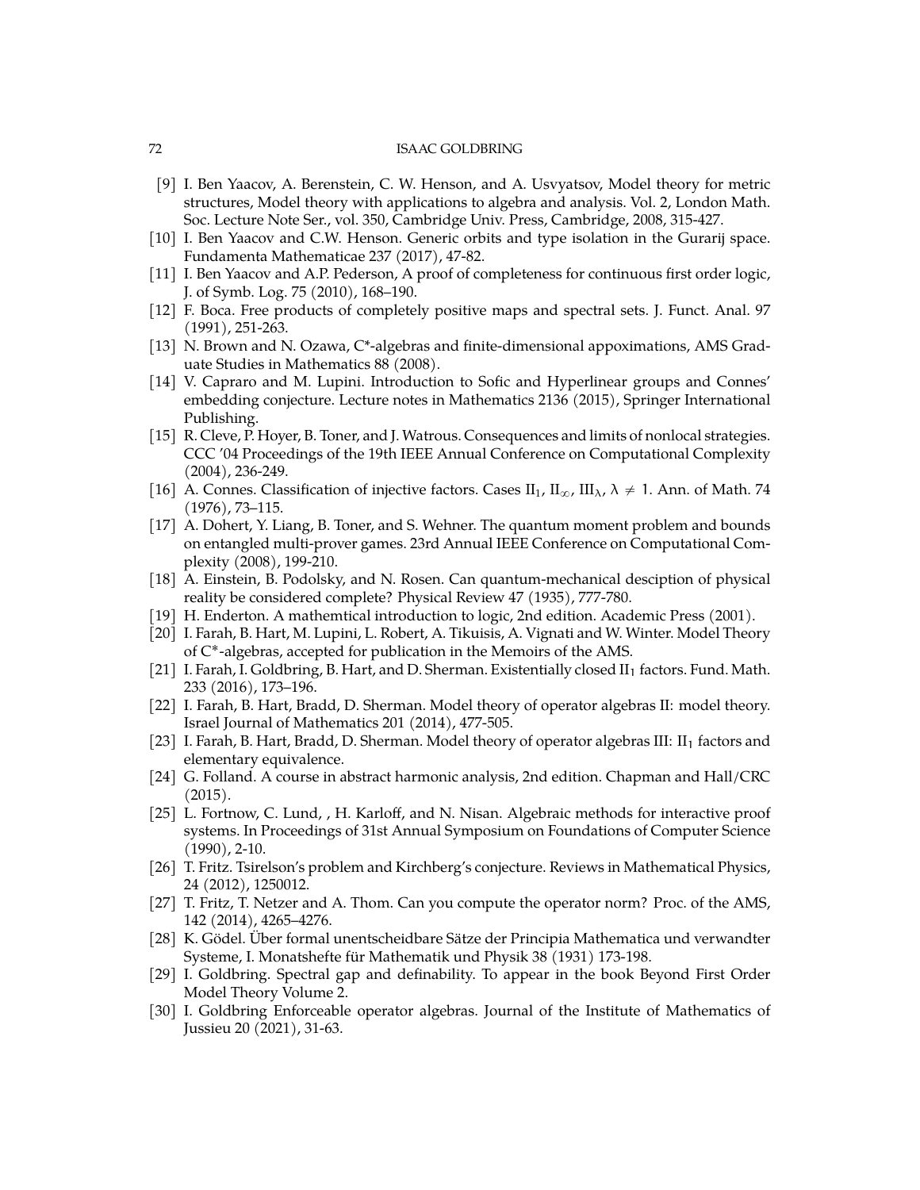[9] I. Ben Yaacov, A. Berenstein, C. W. Henson, and A. Usvyatsov, Model theory for metric structures, Model theory with applications to algebra and analysis. Vol. 2, London Math. Soc. Lecture Note Ser., vol. 350, Cambridge Univ. Press, Cambridge, 2008, 315-427.

[10] I. Ben Yaacov and C.W. Henson. Generic orbits and type isolation in the Gurarij space. Fundamenta Mathematicae 237 (2017), 47-82.

[11] I. Ben Yaacov and A.P. Pederson, A proof of completeness for continuous first order logic, J. of Symb. Log. 75 (2010), 168–190.

[12] F. Boca. Free products of completely positive maps and spectral sets. J. Funct. Anal. 97 (1991), 251-263.

[13] N. Brown and N. Ozawa, C*-algebras and finite-dimensional appoximations, AMS Graduate Studies in Mathematics 88 (2008).

[14] V. Capraro and M. Lupini. Introduction to Sofic and Hyperlinear groups and Connes' embedding conjecture. Lecture notes in Mathematics 2136 (2015), Springer International Publishing.

[15] R. Cleve, P. Hoyer, B. Toner, and J. Watrous. Consequences and limits of nonlocal strategies. CCC '04 Proceedings of the 19th IEEE Annual Conference on Computational Complexity (2004), 236-249.

[16] A. Connes. Classification of injective factors. Cases $\mathrm{II}_1$, $\mathrm{II}_\infty$, $\mathrm{III}_\lambda$, $\lambda \neq 1$. Ann. of Math. 74 (1976), 73–115.

[17] A. Dohert, Y. Liang, B. Toner, and S. Wehner. The quantum moment problem and bounds on entangled multi-prover games. 23rd Annual IEEE Conference on Computational Complexity (2008), 199-210.

[18] A. Einstein, B. Podolsky, and N. Rosen. Can quantum-mechanical desciption of physical reality be considered complete? Physical Review 47 (1935), 777-780.

[19] H. Enderton. A mathemtical introduction to logic, 2nd edition. Academic Press (2001).

[20] I. Farah, B. Hart, M. Lupini, L. Robert, A. Tikuisis, A. Vignati and W. Winter. Model Theory of C*-algebras, accepted for publication in the Memoirs of the AMS.

[21] I. Farah, I. Goldbring, B. Hart, and D. Sherman. Existentially closed $\mathrm{II}_1$ factors. Fund. Math. 233 (2016), 173–196.

[22] I. Farah, B. Hart, Bradd, D. Sherman. Model theory of operator algebras II: model theory. Israel Journal of Mathematics 201 (2014), 477-505.

[23] I. Farah, B. Hart, Bradd, D. Sherman. Model theory of operator algebras III: $\mathrm{II}_1$ factors and elementary equivalence.

[24] G. Folland. A course in abstract harmonic analysis, 2nd edition. Chapman and Hall/CRC (2015).

[25] L. Fortnow, C. Lund, , H. Karloff, and N. Nisan. Algebraic methods for interactive proof systems. In Proceedings of 31st Annual Symposium on Foundations of Computer Science (1990), 2-10.

[26] T. Fritz. Tsirelson's problem and Kirchberg's conjecture. Reviews in Mathematical Physics, 24 (2012), 1250012.

[27] T. Fritz, T. Netzer and A. Thom. Can you compute the operator norm? Proc. of the AMS, 142 (2014), 4265–4276.

[28] K. Gödel. Über formal unentscheidbare Sätze der Principia Mathematica und verwandter Systeme, I. Monatshefte für Mathematik und Physik 38 (1931) 173-198.

[29] I. Goldbring. Spectral gap and definability. To appear in the book Beyond First Order Model Theory Volume 2.

[30] I. Goldbring Enforceable operator algebras. Journal of the Institute of Mathematics of Jussieu 20 (2021), 31-63.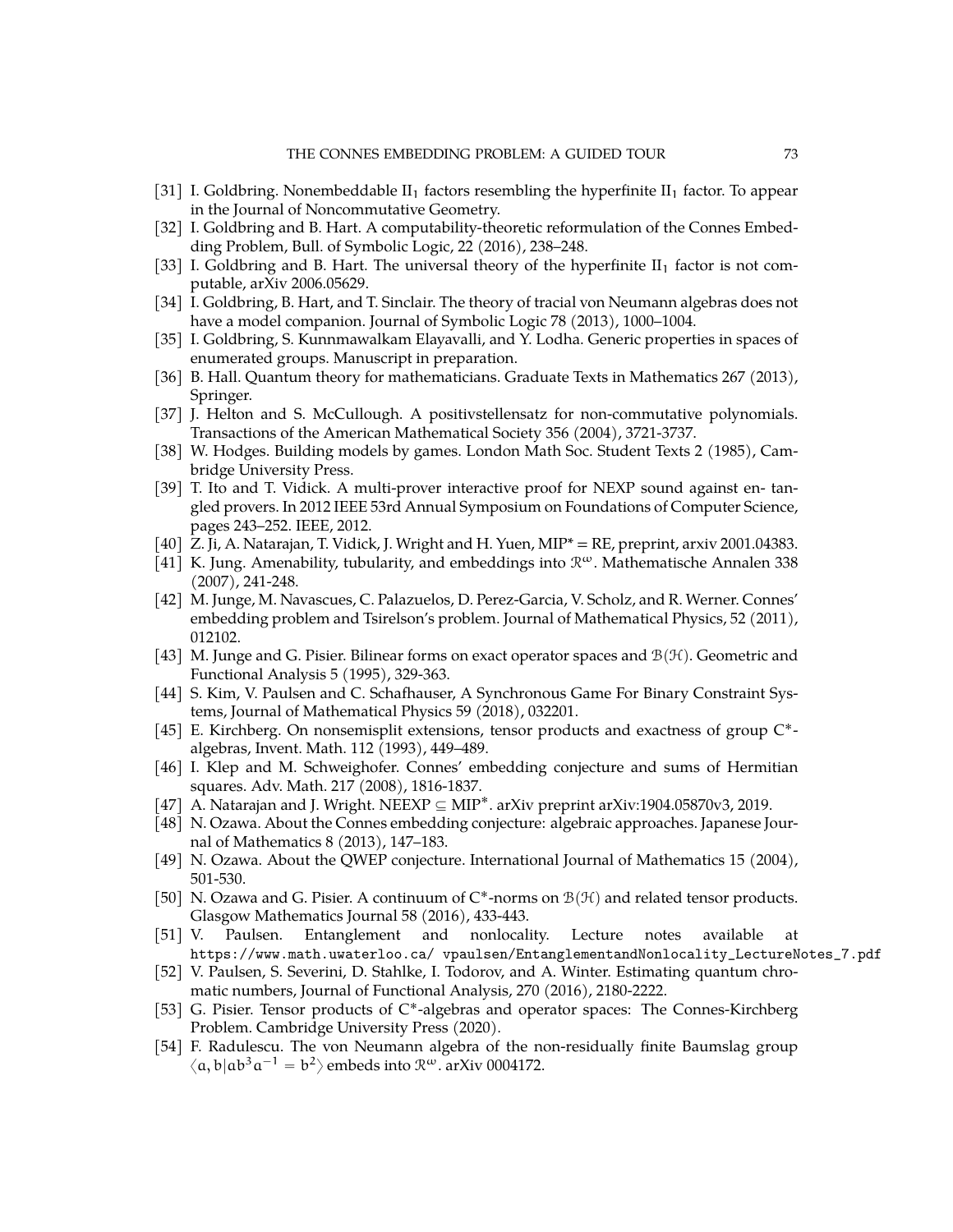[31] I. Goldbring. Nonembeddable $\mathrm{II}_1$ factors resembling the hyperfinite $\mathrm{II}_1$ factor. To appear in the Journal of Noncommutative Geometry.

[32] I. Goldbring and B. Hart. A computability-theoretic reformulation of the Connes Embedding Problem, Bull. of Symbolic Logic, 22 (2016), 238–248.

[33] I. Goldbring and B. Hart. The universal theory of the hyperfinite $\mathrm{II}_1$ factor is not computable, arXiv 2006.05629.

[34] I. Goldbring, B. Hart, and T. Sinclair. The theory of tracial von Neumann algebras does not have a model companion. Journal of Symbolic Logic 78 (2013), 1000–1004.

[35] I. Goldbring, S. Kunnmawalkam Elayavalli, and Y. Lodha. Generic properties in spaces of enumerated groups. Manuscript in preparation.

[36] B. Hall. Quantum theory for mathematicians. Graduate Texts in Mathematics 267 (2013), Springer.

[37] J. Helton and S. McCullough. A positivstellensatz for non-commutative polynomials. Transactions of the American Mathematical Society 356 (2004), 3721-3737.

[38] W. Hodges. Building models by games. London Math Soc. Student Texts 2 (1985), Cambridge University Press.

[39] T. Ito and T. Vidick. A multi-prover interactive proof for NEXP sound against en- tangled provers. In 2012 IEEE 53rd Annual Symposium on Foundations of Computer Science, pages 243–252. IEEE, 2012.

[40] Z. Ji, A. Natarajan, T. Vidick, J. Wright and H. Yuen, MIP* = RE, preprint, arxiv 2001.04383.

[41] K. Jung. Amenability, tubularity, and embeddings into $\mathcal{R}^\omega$. Mathematische Annalen 338 (2007), 241-248.

[42] M. Junge, M. Navascues, C. Palazuelos, D. Perez-Garcia, V. Scholz, and R. Werner. Connes' embedding problem and Tsirelson's problem. Journal of Mathematical Physics, 52 (2011), 012102.

[43] M. Junge and G. Pisier. Bilinear forms on exact operator spaces and $\mathcal{B}(\mathcal{H})$. Geometric and Functional Analysis 5 (1995), 329-363.

[44] S. Kim, V. Paulsen and C. Schafhauser, A Synchronous Game For Binary Constraint Systems, Journal of Mathematical Physics 59 (2018), 032201.

[45] E. Kirchberg. On nonsemisplit extensions, tensor products and exactness of group C*-algebras, Invent. Math. 112 (1993), 449–489.

[46] I. Klep and M. Schweighofer. Connes' embedding conjecture and sums of Hermitian squares. Adv. Math. 217 (2008), 1816-1837.

[47] A. Natarajan and J. Wright. NEEXP $\subseteq$ MIP$^*$. arXiv preprint arXiv:1904.05870v3, 2019.

[48] N. Ozawa. About the Connes embedding conjecture: algebraic approaches. Japanese Journal of Mathematics 8 (2013), 147–183.

[49] N. Ozawa. About the QWEP conjecture. International Journal of Mathematics 15 (2004), 501-530.

[50] N. Ozawa and G. Pisier. A continuum of C*-norms on $\mathcal{B}(\mathcal{H})$ and related tensor products. Glasgow Mathematics Journal 58 (2016), 433-443.

[51] V. Paulsen. Entanglement and nonlocality. Lecture notes available at https://www.math.uwaterloo.ca/ vpaulsen/EntanglementandNonlocality_LectureNotes_7.pdf

[52] V. Paulsen, S. Severini, D. Stahlke, I. Todorov, and A. Winter. Estimating quantum chromatic numbers, Journal of Functional Analysis, 270 (2016), 2180-2222.

[53] G. Pisier. Tensor products of C*-algebras and operator spaces: The Connes-Kirchberg Problem. Cambridge University Press (2020).

[54] F. Radulescu. The von Neumann algebra of the non-residually finite Baumslag group $\langle a, b | ab^3a^{-1} = b^2 \rangle$ embeds into $\mathcal{R}^\omega$. arXiv 0004172.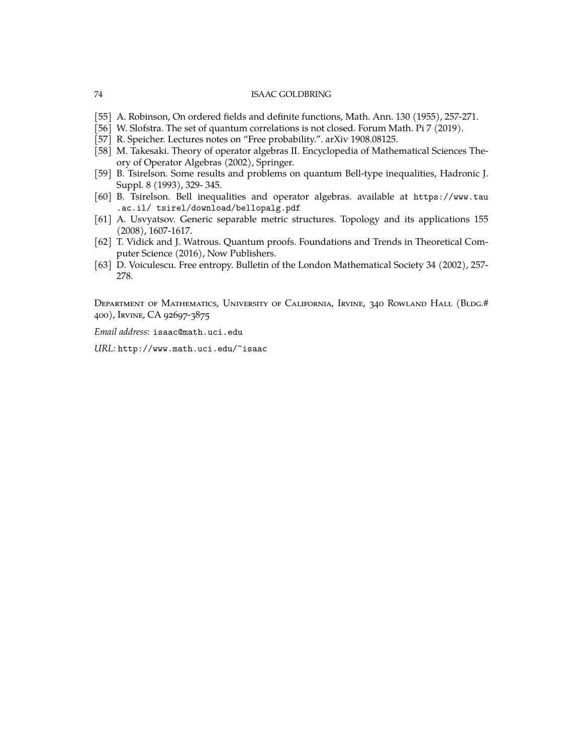[55] A. Robinson, On ordered fields and definite functions, Math. Ann. 130 (1955), 257-271.

[56] W. Slofstra. The set of quantum correlations is not closed. Forum Math. Pi 7 (2019).

[57] R. Speicher. Lectures notes on "Free probability.". arXiv 1908.08125.

[58] M. Takesaki. Theory of operator algebras II. Encyclopedia of Mathematical Sciences Theory of Operator Algebras (2002), Springer.

[59] B. Tsirelson. Some results and problems on quantum Bell-type inequalities, Hadronic J. Suppl. 8 (1993), 329- 345.

[60] B. Tsirelson. Bell inequalities and operator algebras. available at `https://www.tau.ac.il/ tsirel/download/bellopalg.pdf`

[61] A. Usvyatsov. Generic separable metric structures. Topology and its applications 155 (2008), 1607-1617.

[62] T. Vidick and J. Watrous. Quantum proofs. Foundations and Trends in Theoretical Computer Science (2016), Now Publishers.

[63] D. Voiculescu. Free entropy. Bulletin of the London Mathematical Society 34 (2002), 257-278.

Department of Mathematics, University of California, Irvine, 340 Rowland Hall (Bldg.# 400), Irvine, CA 92697-3875

*Email address*: `isaac@math.uci.edu`

*URL*: `http://www.math.uci.edu/~isaac`